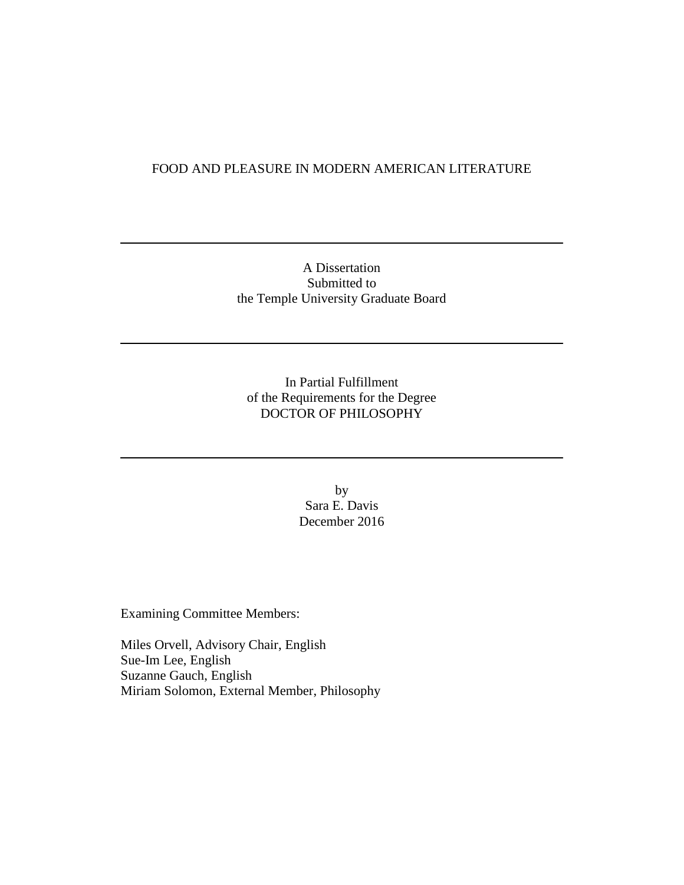# FOOD AND PLEASURE IN MODERN AMERICAN LITERATURE

---

A Dissertation
Submitted to
the Temple University Graduate Board

---

In Partial Fulfillment
of the Requirements for the Degree
DOCTOR OF PHILOSOPHY

---

by
Sara E. Davis
December 2016

Examining Committee Members:

Miles Orvell, Advisory Chair, English
Sue-Im Lee, English
Suzanne Gauch, English
Miriam Solomon, External Member, Philosophy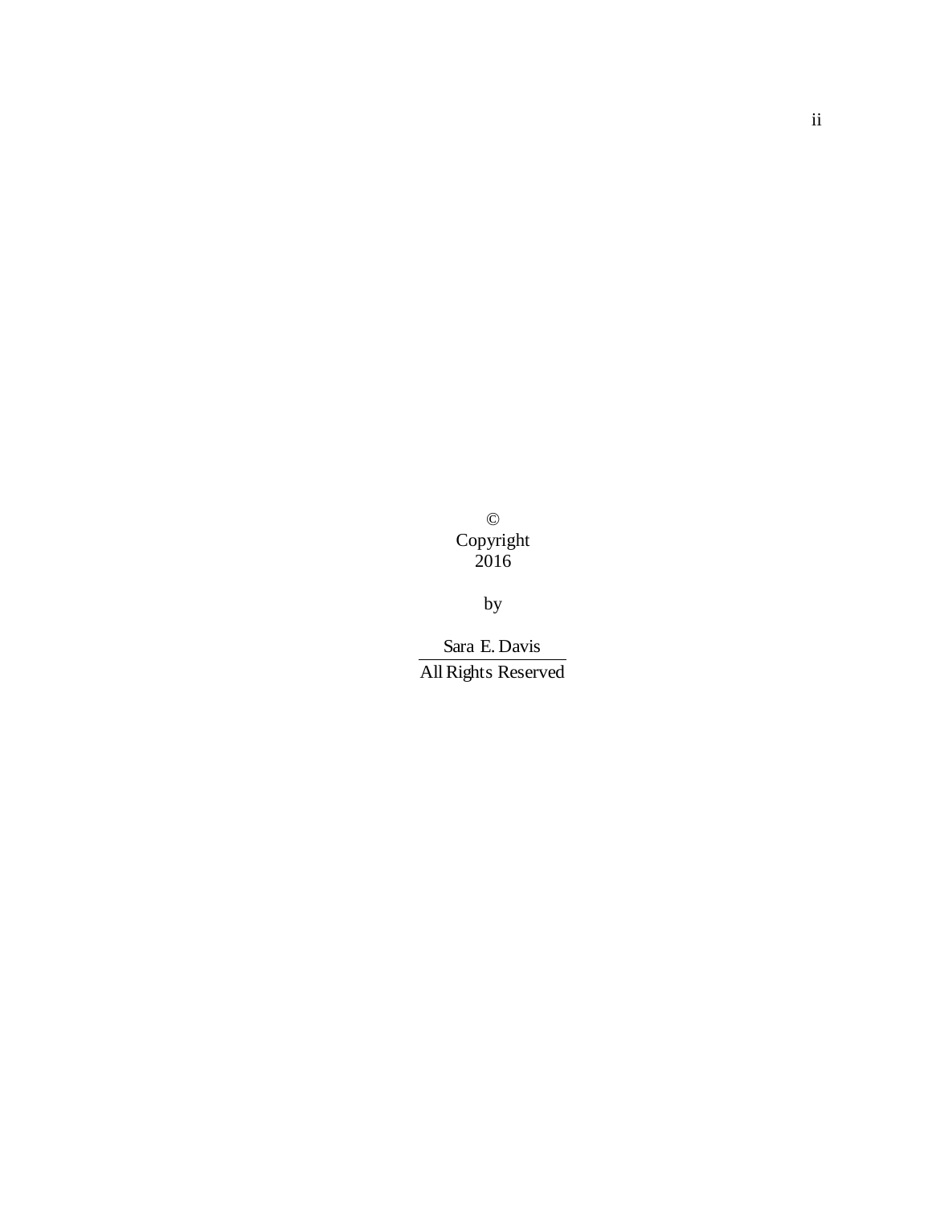©
Copyright
2016

by

Sara E. Davis

All Rights Reserved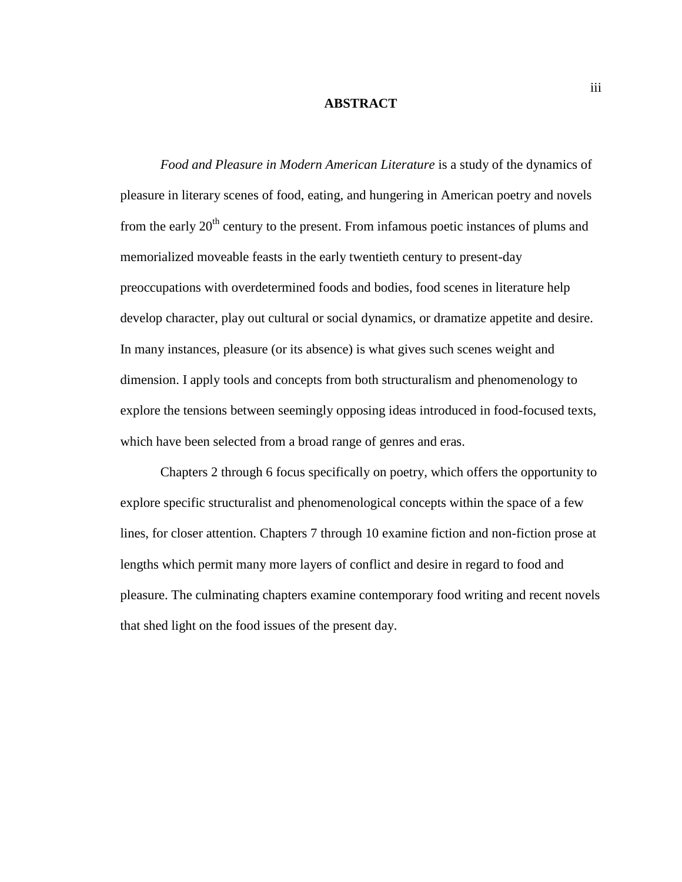# ABSTRACT

*Food and Pleasure in Modern American Literature* is a study of the dynamics of pleasure in literary scenes of food, eating, and hungering in American poetry and novels from the early 20th century to the present. From infamous poetic instances of plums and memorialized moveable feasts in the early twentieth century to present-day preoccupations with overdetermined foods and bodies, food scenes in literature help develop character, play out cultural or social dynamics, or dramatize appetite and desire. In many instances, pleasure (or its absence) is what gives such scenes weight and dimension. I apply tools and concepts from both structuralism and phenomenology to explore the tensions between seemingly opposing ideas introduced in food-focused texts, which have been selected from a broad range of genres and eras.

Chapters 2 through 6 focus specifically on poetry, which offers the opportunity to explore specific structuralist and phenomenological concepts within the space of a few lines, for closer attention. Chapters 7 through 10 examine fiction and non-fiction prose at lengths which permit many more layers of conflict and desire in regard to food and pleasure. The culminating chapters examine contemporary food writing and recent novels that shed light on the food issues of the present day.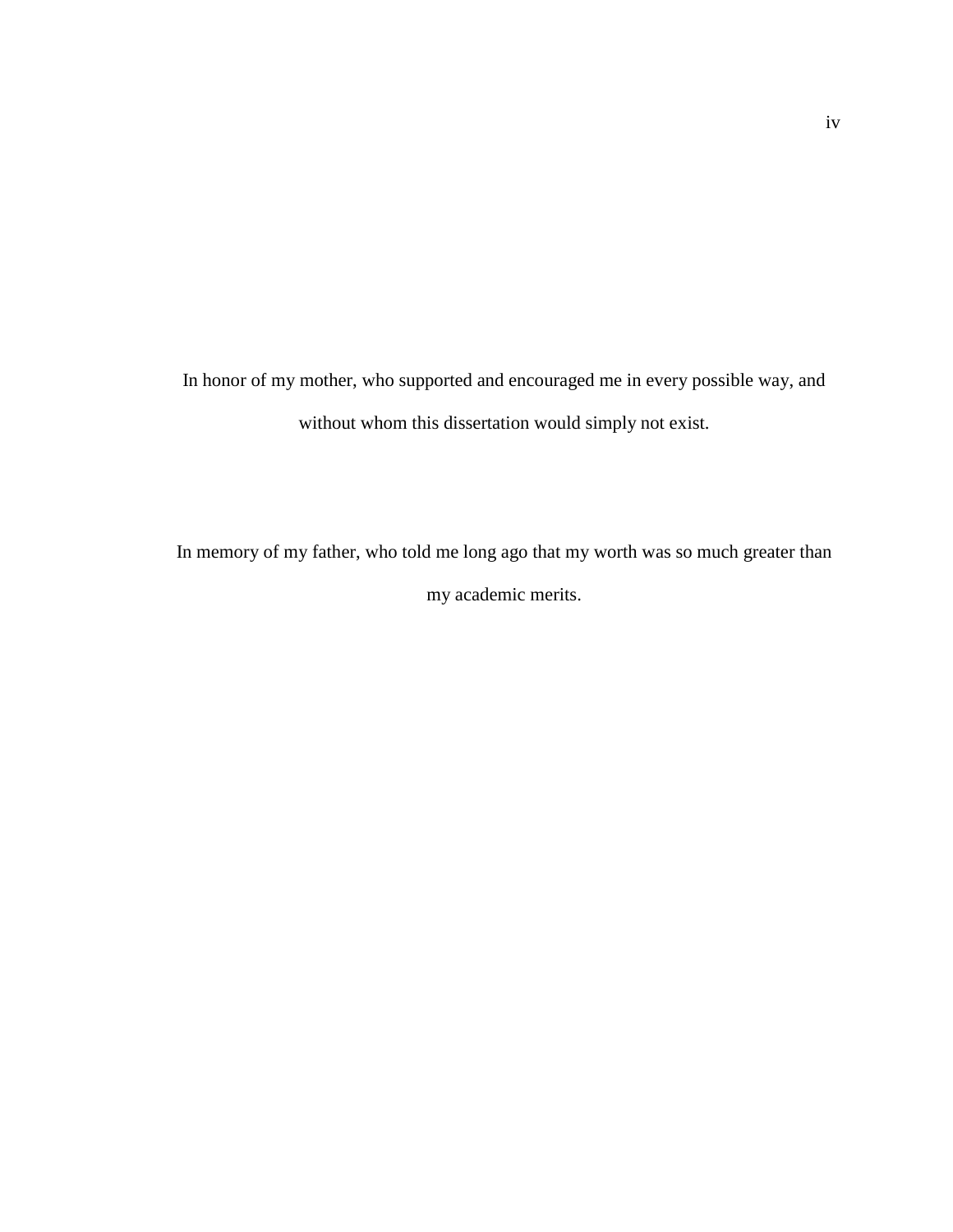In honor of my mother, who supported and encouraged me in every possible way, and without whom this dissertation would simply not exist.

In memory of my father, who told me long ago that my worth was so much greater than my academic merits.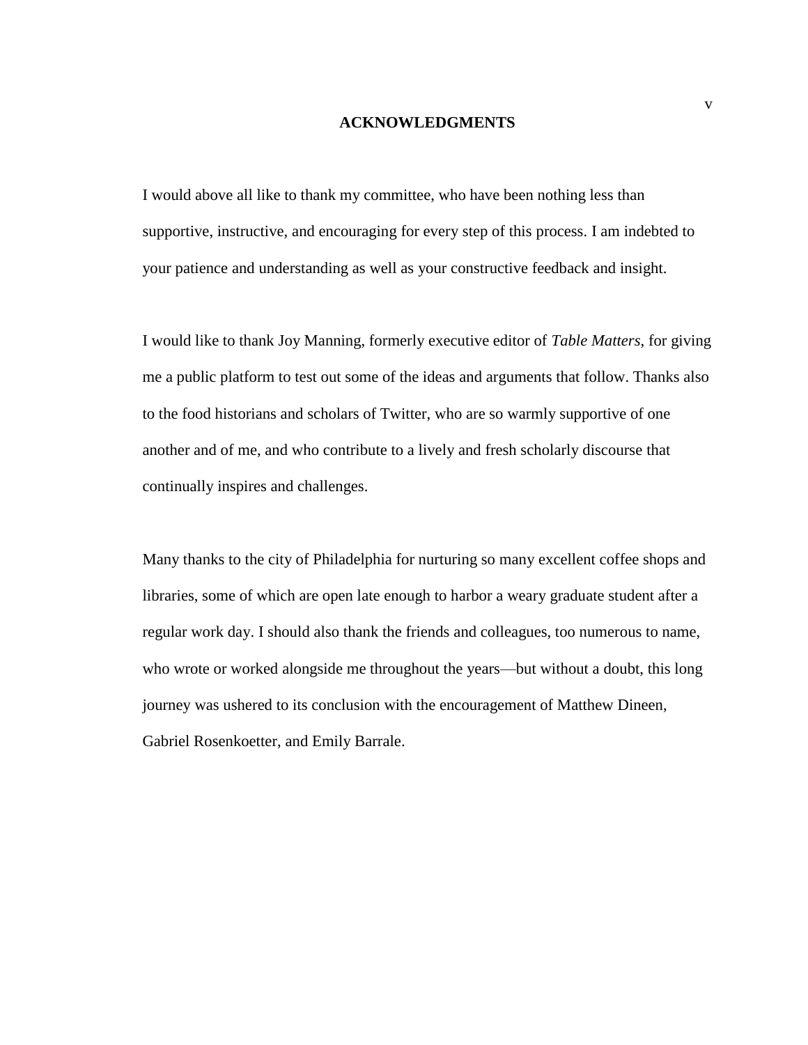# ACKNOWLEDGMENTS

I would above all like to thank my committee, who have been nothing less than supportive, instructive, and encouraging for every step of this process. I am indebted to your patience and understanding as well as your constructive feedback and insight.

I would like to thank Joy Manning, formerly executive editor of *Table Matters*, for giving me a public platform to test out some of the ideas and arguments that follow. Thanks also to the food historians and scholars of Twitter, who are so warmly supportive of one another and of me, and who contribute to a lively and fresh scholarly discourse that continually inspires and challenges.

Many thanks to the city of Philadelphia for nurturing so many excellent coffee shops and libraries, some of which are open late enough to harbor a weary graduate student after a regular work day. I should also thank the friends and colleagues, too numerous to name, who wrote or worked alongside me throughout the years—but without a doubt, this long journey was ushered to its conclusion with the encouragement of Matthew Dineen, Gabriel Rosenkoetter, and Emily Barrale.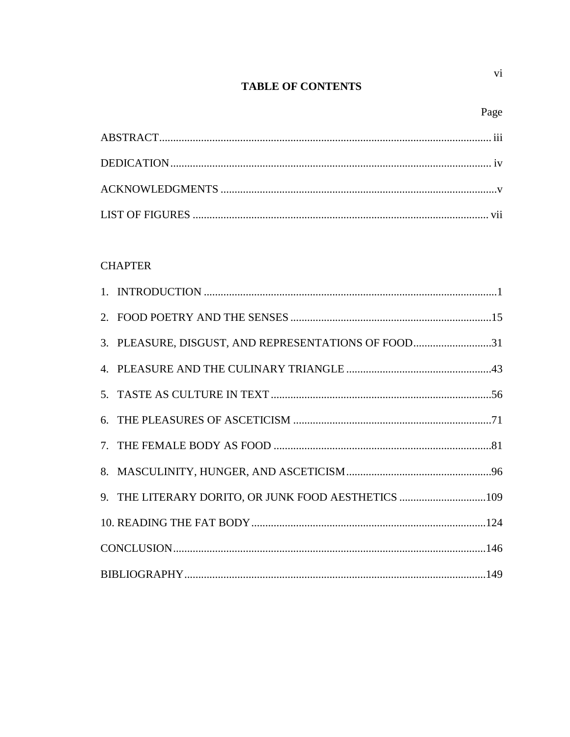# TABLE OF CONTENTS

| | Page |
|---|---|
| ABSTRACT | iii |
| DEDICATION | iv |
| ACKNOWLEDGMENTS | v |
| LIST OF FIGURES | vii |

CHAPTER

| | |
|---|---|
| 1. INTRODUCTION | 1 |
| 2. FOOD POETRY AND THE SENSES | 15 |
| 3. PLEASURE, DISGUST, AND REPRESENTATIONS OF FOOD | 31 |
| 4. PLEASURE AND THE CULINARY TRIANGLE | 43 |
| 5. TASTE AS CULTURE IN TEXT | 56 |
| 6. THE PLEASURES OF ASCETICISM | 71 |
| 7. THE FEMALE BODY AS FOOD | 81 |
| 8. MASCULINITY, HUNGER, AND ASCETICISM | 96 |
| 9. THE LITERARY DORITO, OR JUNK FOOD AESTHETICS | 109 |
| 10. READING THE FAT BODY | 124 |
| CONCLUSION | 146 |
| BIBLIOGRAPHY | 149 |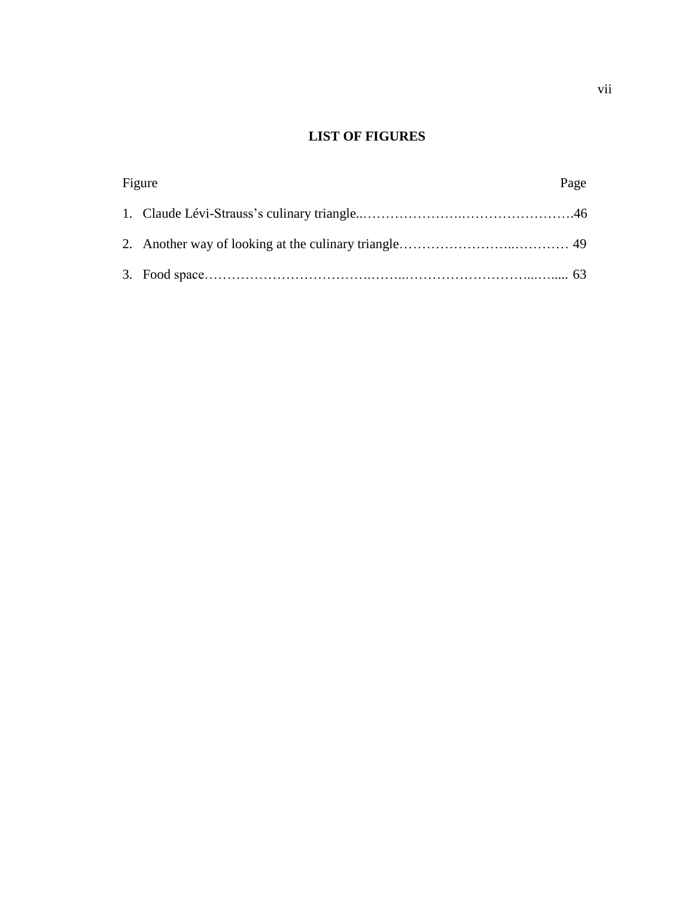# LIST OF FIGURES

| Figure | Page |
|---|---|
| 1. Claude Lévi-Strauss's culinary triangle | 46 |
| 2. Another way of looking at the culinary triangle | 49 |
| 3. Food space | 63 |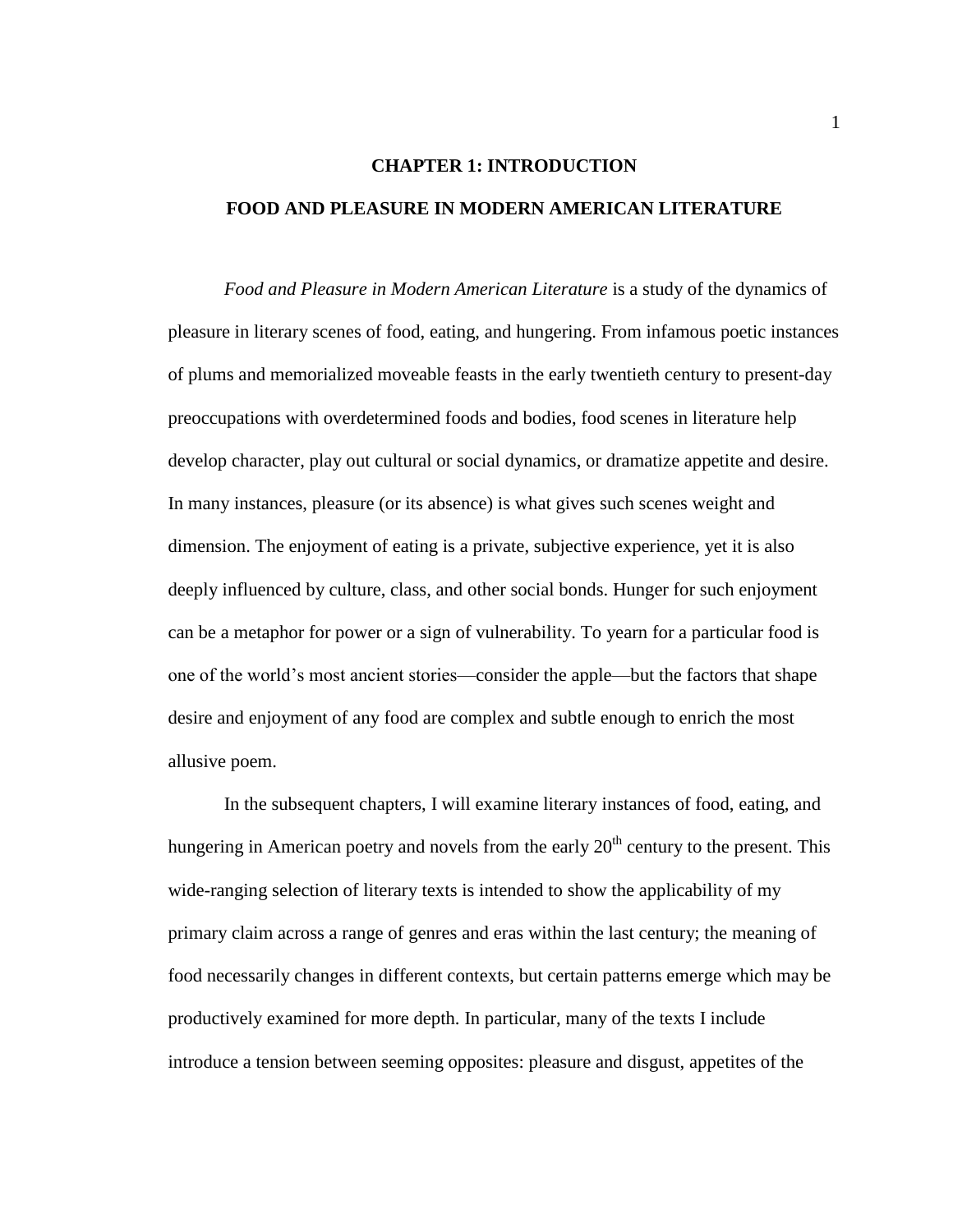# CHAPTER 1: INTRODUCTION

## FOOD AND PLEASURE IN MODERN AMERICAN LITERATURE

*Food and Pleasure in Modern American Literature* is a study of the dynamics of pleasure in literary scenes of food, eating, and hungering. From infamous poetic instances of plums and memorialized moveable feasts in the early twentieth century to present-day preoccupations with overdetermined foods and bodies, food scenes in literature help develop character, play out cultural or social dynamics, or dramatize appetite and desire. In many instances, pleasure (or its absence) is what gives such scenes weight and dimension. The enjoyment of eating is a private, subjective experience, yet it is also deeply influenced by culture, class, and other social bonds. Hunger for such enjoyment can be a metaphor for power or a sign of vulnerability. To yearn for a particular food is one of the world's most ancient stories—consider the apple—but the factors that shape desire and enjoyment of any food are complex and subtle enough to enrich the most allusive poem.

In the subsequent chapters, I will examine literary instances of food, eating, and hungering in American poetry and novels from the early 20th century to the present. This wide-ranging selection of literary texts is intended to show the applicability of my primary claim across a range of genres and eras within the last century; the meaning of food necessarily changes in different contexts, but certain patterns emerge which may be productively examined for more depth. In particular, many of the texts I include introduce a tension between seeming opposites: pleasure and disgust, appetites of the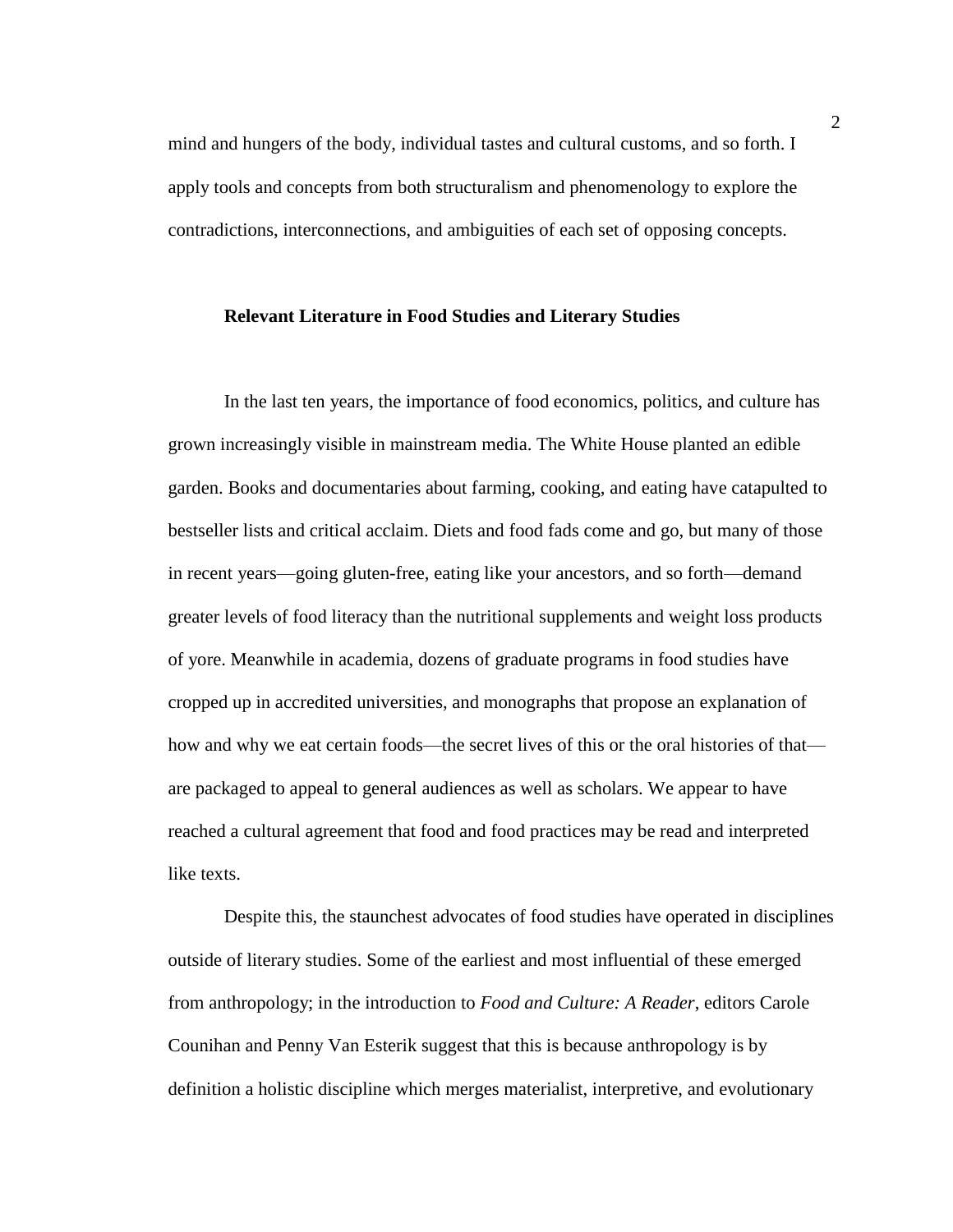mind and hungers of the body, individual tastes and cultural customs, and so forth. I apply tools and concepts from both structuralism and phenomenology to explore the contradictions, interconnections, and ambiguities of each set of opposing concepts.

## Relevant Literature in Food Studies and Literary Studies

In the last ten years, the importance of food economics, politics, and culture has grown increasingly visible in mainstream media. The White House planted an edible garden. Books and documentaries about farming, cooking, and eating have catapulted to bestseller lists and critical acclaim. Diets and food fads come and go, but many of those in recent years—going gluten-free, eating like your ancestors, and so forth—demand greater levels of food literacy than the nutritional supplements and weight loss products of yore. Meanwhile in academia, dozens of graduate programs in food studies have cropped up in accredited universities, and monographs that propose an explanation of how and why we eat certain foods—the secret lives of this or the oral histories of that—are packaged to appeal to general audiences as well as scholars. We appear to have reached a cultural agreement that food and food practices may be read and interpreted like texts.

Despite this, the staunchest advocates of food studies have operated in disciplines outside of literary studies. Some of the earliest and most influential of these emerged from anthropology; in the introduction to *Food and Culture: A Reader*, editors Carole Counihan and Penny Van Esterik suggest that this is because anthropology is by definition a holistic discipline which merges materialist, interpretive, and evolutionary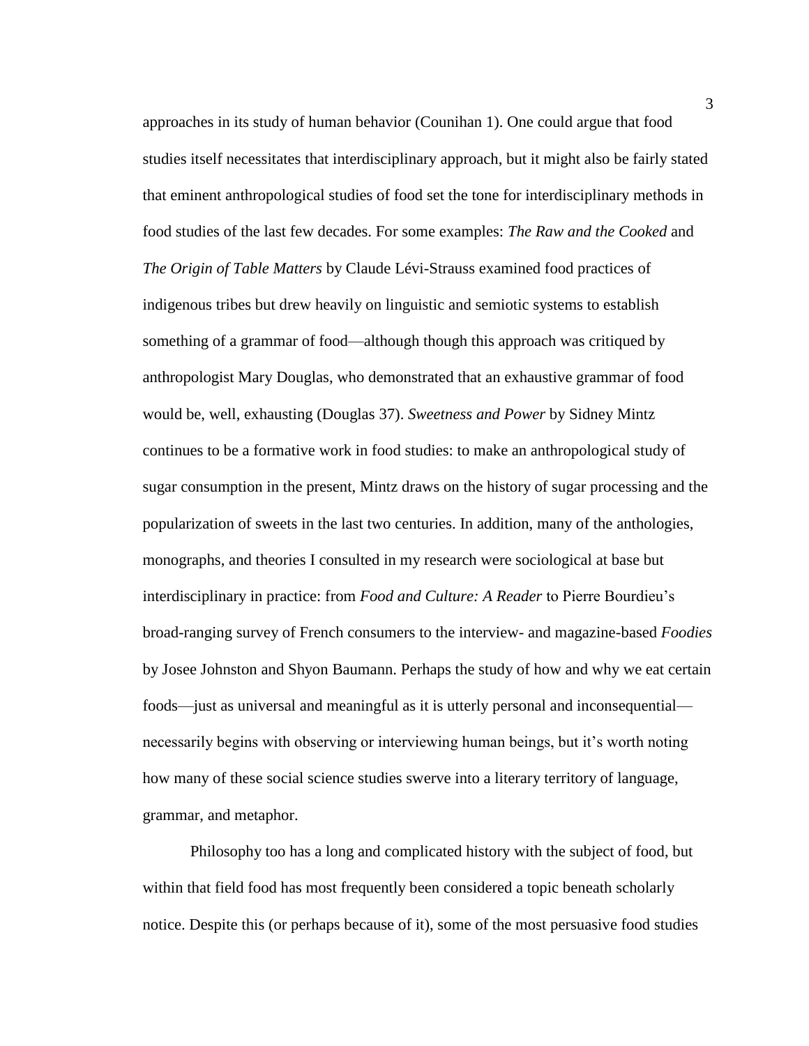approaches in its study of human behavior (Counihan 1). One could argue that food studies itself necessitates that interdisciplinary approach, but it might also be fairly stated that eminent anthropological studies of food set the tone for interdisciplinary methods in food studies of the last few decades. For some examples: *The Raw and the Cooked* and *The Origin of Table Matters* by Claude Lévi-Strauss examined food practices of indigenous tribes but drew heavily on linguistic and semiotic systems to establish something of a grammar of food—although though this approach was critiqued by anthropologist Mary Douglas, who demonstrated that an exhaustive grammar of food would be, well, exhausting (Douglas 37). *Sweetness and Power* by Sidney Mintz continues to be a formative work in food studies: to make an anthropological study of sugar consumption in the present, Mintz draws on the history of sugar processing and the popularization of sweets in the last two centuries. In addition, many of the anthologies, monographs, and theories I consulted in my research were sociological at base but interdisciplinary in practice: from *Food and Culture: A Reader* to Pierre Bourdieu's broad-ranging survey of French consumers to the interview- and magazine-based *Foodies* by Josee Johnston and Shyon Baumann. Perhaps the study of how and why we eat certain foods—just as universal and meaningful as it is utterly personal and inconsequential—necessarily begins with observing or interviewing human beings, but it's worth noting how many of these social science studies swerve into a literary territory of language, grammar, and metaphor.

Philosophy too has a long and complicated history with the subject of food, but within that field food has most frequently been considered a topic beneath scholarly notice. Despite this (or perhaps because of it), some of the most persuasive food studies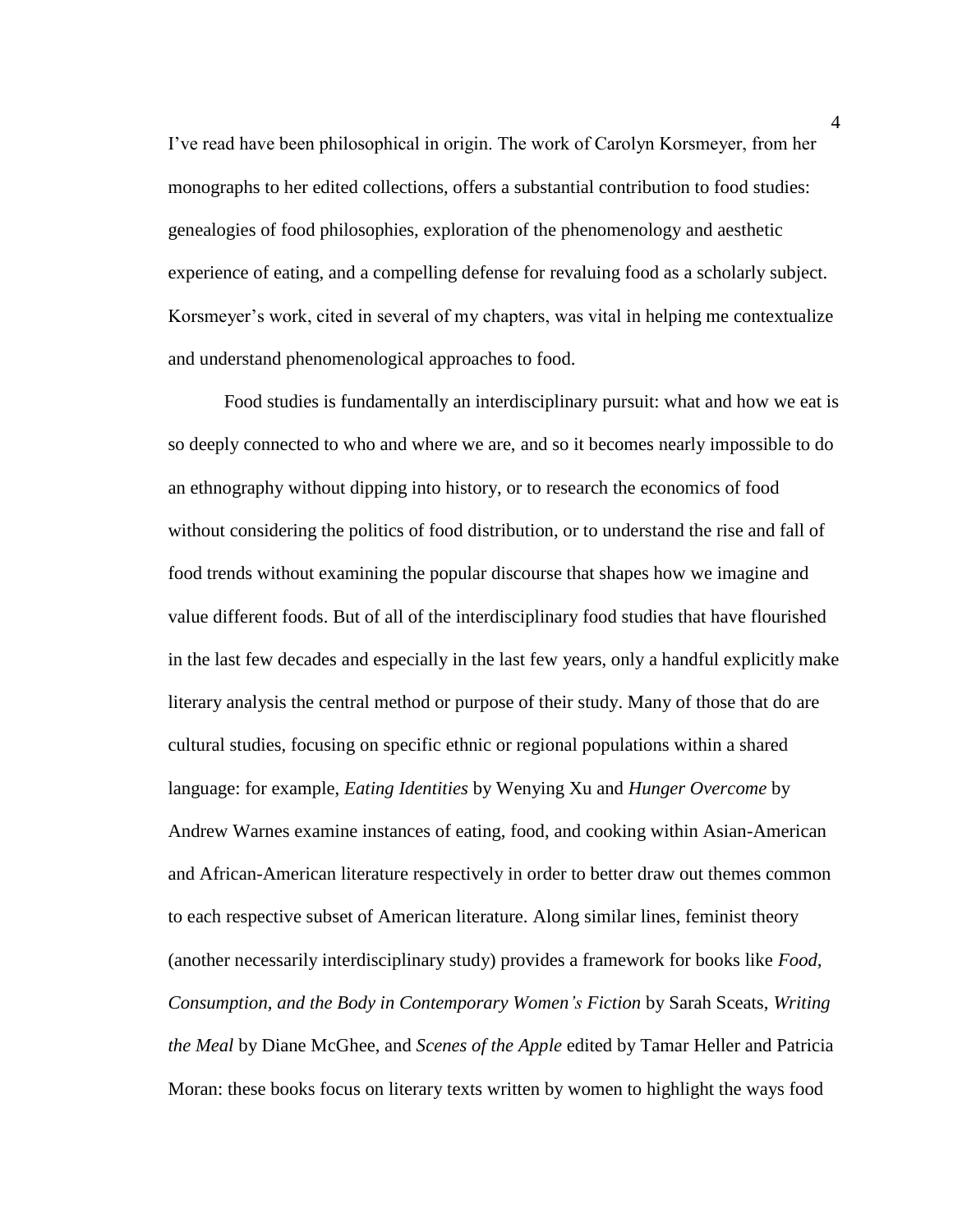I've read have been philosophical in origin. The work of Carolyn Korsmeyer, from her monographs to her edited collections, offers a substantial contribution to food studies: genealogies of food philosophies, exploration of the phenomenology and aesthetic experience of eating, and a compelling defense for revaluing food as a scholarly subject. Korsmeyer's work, cited in several of my chapters, was vital in helping me contextualize and understand phenomenological approaches to food.

Food studies is fundamentally an interdisciplinary pursuit: what and how we eat is so deeply connected to who and where we are, and so it becomes nearly impossible to do an ethnography without dipping into history, or to research the economics of food without considering the politics of food distribution, or to understand the rise and fall of food trends without examining the popular discourse that shapes how we imagine and value different foods. But of all of the interdisciplinary food studies that have flourished in the last few decades and especially in the last few years, only a handful explicitly make literary analysis the central method or purpose of their study. Many of those that do are cultural studies, focusing on specific ethnic or regional populations within a shared language: for example, *Eating Identities* by Wenying Xu and *Hunger Overcome* by Andrew Warnes examine instances of eating, food, and cooking within Asian-American and African-American literature respectively in order to better draw out themes common to each respective subset of American literature. Along similar lines, feminist theory (another necessarily interdisciplinary study) provides a framework for books like *Food, Consumption, and the Body in Contemporary Women's Fiction* by Sarah Sceats, *Writing the Meal* by Diane McGhee, and *Scenes of the Apple* edited by Tamar Heller and Patricia Moran: these books focus on literary texts written by women to highlight the ways food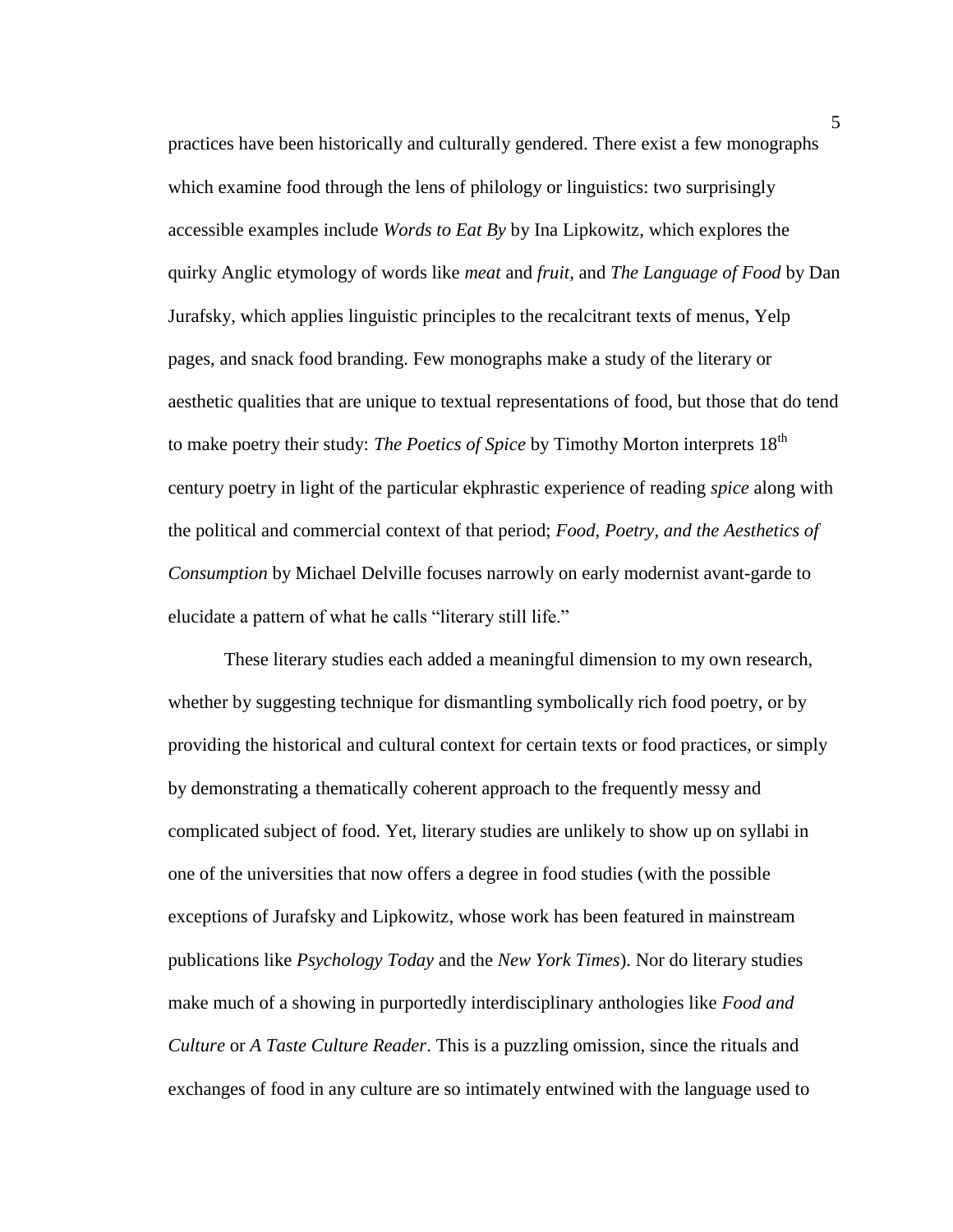practices have been historically and culturally gendered. There exist a few monographs which examine food through the lens of philology or linguistics: two surprisingly accessible examples include *Words to Eat By* by Ina Lipkowitz, which explores the quirky Anglic etymology of words like *meat* and *fruit*, and *The Language of Food* by Dan Jurafsky, which applies linguistic principles to the recalcitrant texts of menus, Yelp pages, and snack food branding. Few monographs make a study of the literary or aesthetic qualities that are unique to textual representations of food, but those that do tend to make poetry their study: *The Poetics of Spice* by Timothy Morton interprets 18th century poetry in light of the particular ekphrastic experience of reading *spice* along with the political and commercial context of that period; *Food, Poetry, and the Aesthetics of Consumption* by Michael Delville focuses narrowly on early modernist avant-garde to elucidate a pattern of what he calls "literary still life."

These literary studies each added a meaningful dimension to my own research, whether by suggesting technique for dismantling symbolically rich food poetry, or by providing the historical and cultural context for certain texts or food practices, or simply by demonstrating a thematically coherent approach to the frequently messy and complicated subject of food. Yet, literary studies are unlikely to show up on syllabi in one of the universities that now offers a degree in food studies (with the possible exceptions of Jurafsky and Lipkowitz, whose work has been featured in mainstream publications like *Psychology Today* and the *New York Times*). Nor do literary studies make much of a showing in purportedly interdisciplinary anthologies like *Food and Culture* or *A Taste Culture Reader*. This is a puzzling omission, since the rituals and exchanges of food in any culture are so intimately entwined with the language used to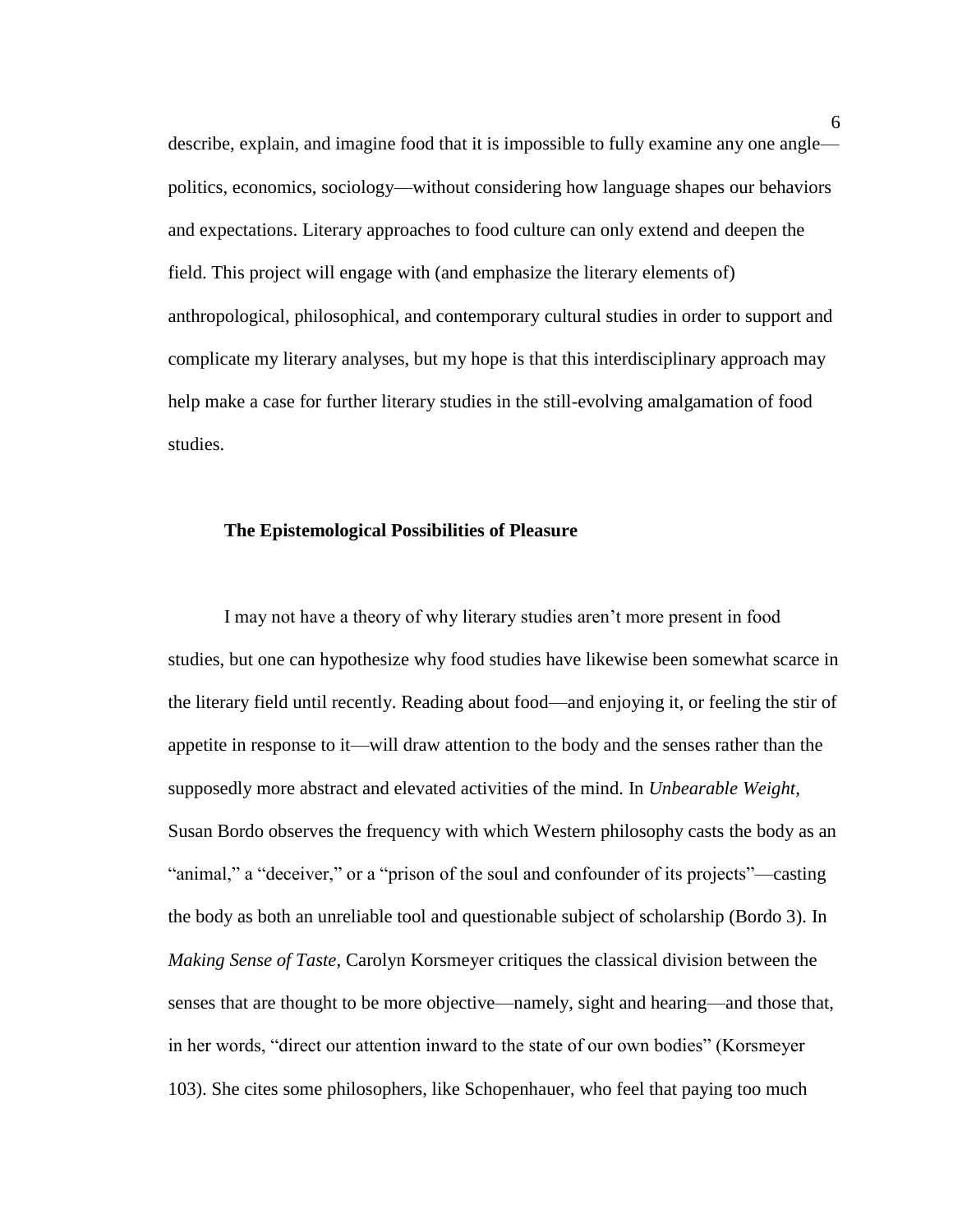describe, explain, and imagine food that it is impossible to fully examine any one angle—politics, economics, sociology—without considering how language shapes our behaviors and expectations. Literary approaches to food culture can only extend and deepen the field. This project will engage with (and emphasize the literary elements of) anthropological, philosophical, and contemporary cultural studies in order to support and complicate my literary analyses, but my hope is that this interdisciplinary approach may help make a case for further literary studies in the still-evolving amalgamation of food studies.

**The Epistemological Possibilities of Pleasure**

I may not have a theory of why literary studies aren't more present in food studies, but one can hypothesize why food studies have likewise been somewhat scarce in the literary field until recently. Reading about food—and enjoying it, or feeling the stir of appetite in response to it—will draw attention to the body and the senses rather than the supposedly more abstract and elevated activities of the mind. In *Unbearable Weight*, Susan Bordo observes the frequency with which Western philosophy casts the body as an "animal," a "deceiver," or a "prison of the soul and confounder of its projects"—casting the body as both an unreliable tool and questionable subject of scholarship (Bordo 3). In *Making Sense of Taste*, Carolyn Korsmeyer critiques the classical division between the senses that are thought to be more objective—namely, sight and hearing—and those that, in her words, "direct our attention inward to the state of our own bodies" (Korsmeyer 103). She cites some philosophers, like Schopenhauer, who feel that paying too much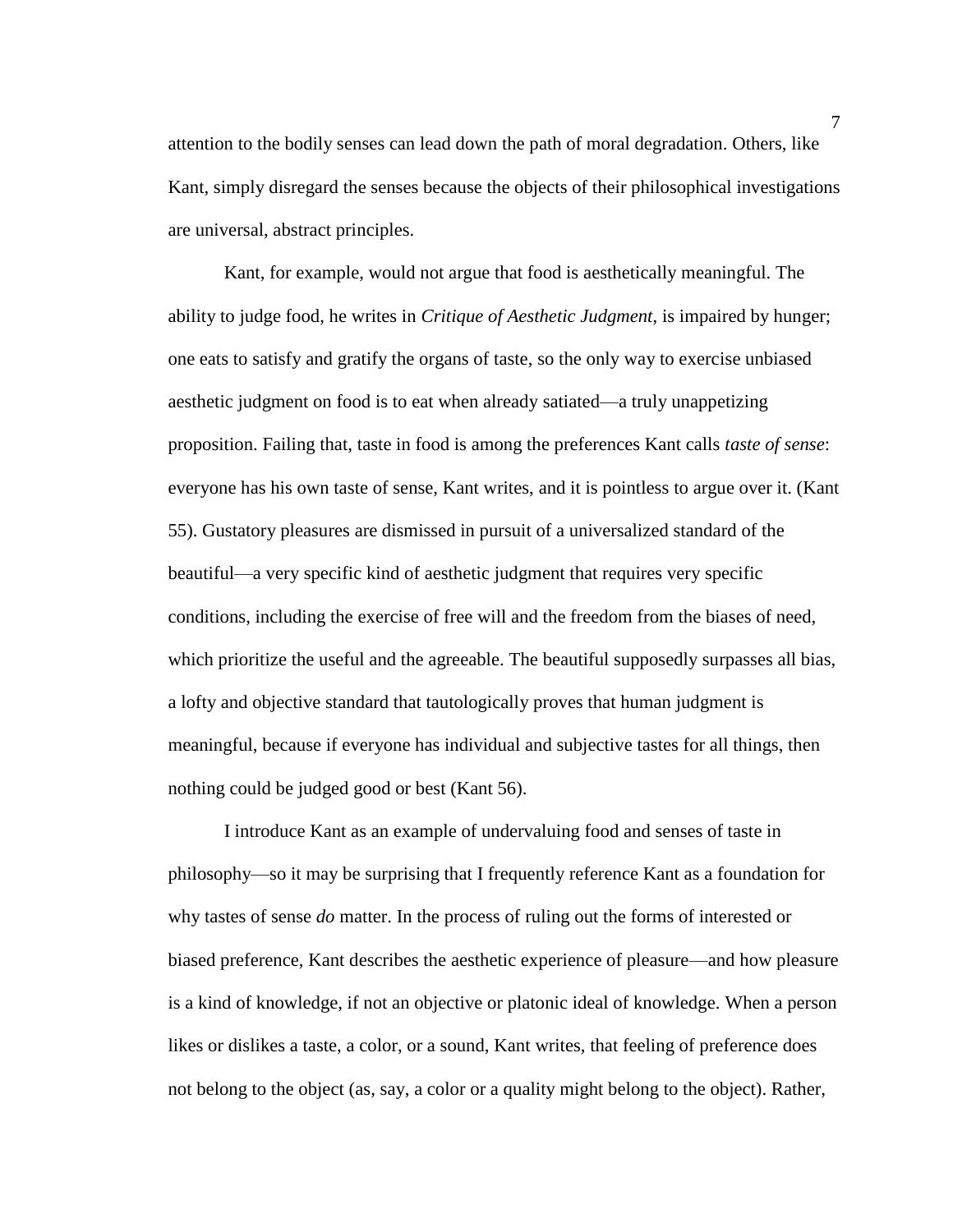attention to the bodily senses can lead down the path of moral degradation. Others, like Kant, simply disregard the senses because the objects of their philosophical investigations are universal, abstract principles.

Kant, for example, would not argue that food is aesthetically meaningful. The ability to judge food, he writes in *Critique of Aesthetic Judgment*, is impaired by hunger; one eats to satisfy and gratify the organs of taste, so the only way to exercise unbiased aesthetic judgment on food is to eat when already satiated—a truly unappetizing proposition. Failing that, taste in food is among the preferences Kant calls *taste of sense*: everyone has his own taste of sense, Kant writes, and it is pointless to argue over it. (Kant 55). Gustatory pleasures are dismissed in pursuit of a universalized standard of the beautiful—a very specific kind of aesthetic judgment that requires very specific conditions, including the exercise of free will and the freedom from the biases of need, which prioritize the useful and the agreeable. The beautiful supposedly surpasses all bias, a lofty and objective standard that tautologically proves that human judgment is meaningful, because if everyone has individual and subjective tastes for all things, then nothing could be judged good or best (Kant 56).

I introduce Kant as an example of undervaluing food and senses of taste in philosophy—so it may be surprising that I frequently reference Kant as a foundation for why tastes of sense *do* matter. In the process of ruling out the forms of interested or biased preference, Kant describes the aesthetic experience of pleasure—and how pleasure is a kind of knowledge, if not an objective or platonic ideal of knowledge. When a person likes or dislikes a taste, a color, or a sound, Kant writes, that feeling of preference does not belong to the object (as, say, a color or a quality might belong to the object). Rather,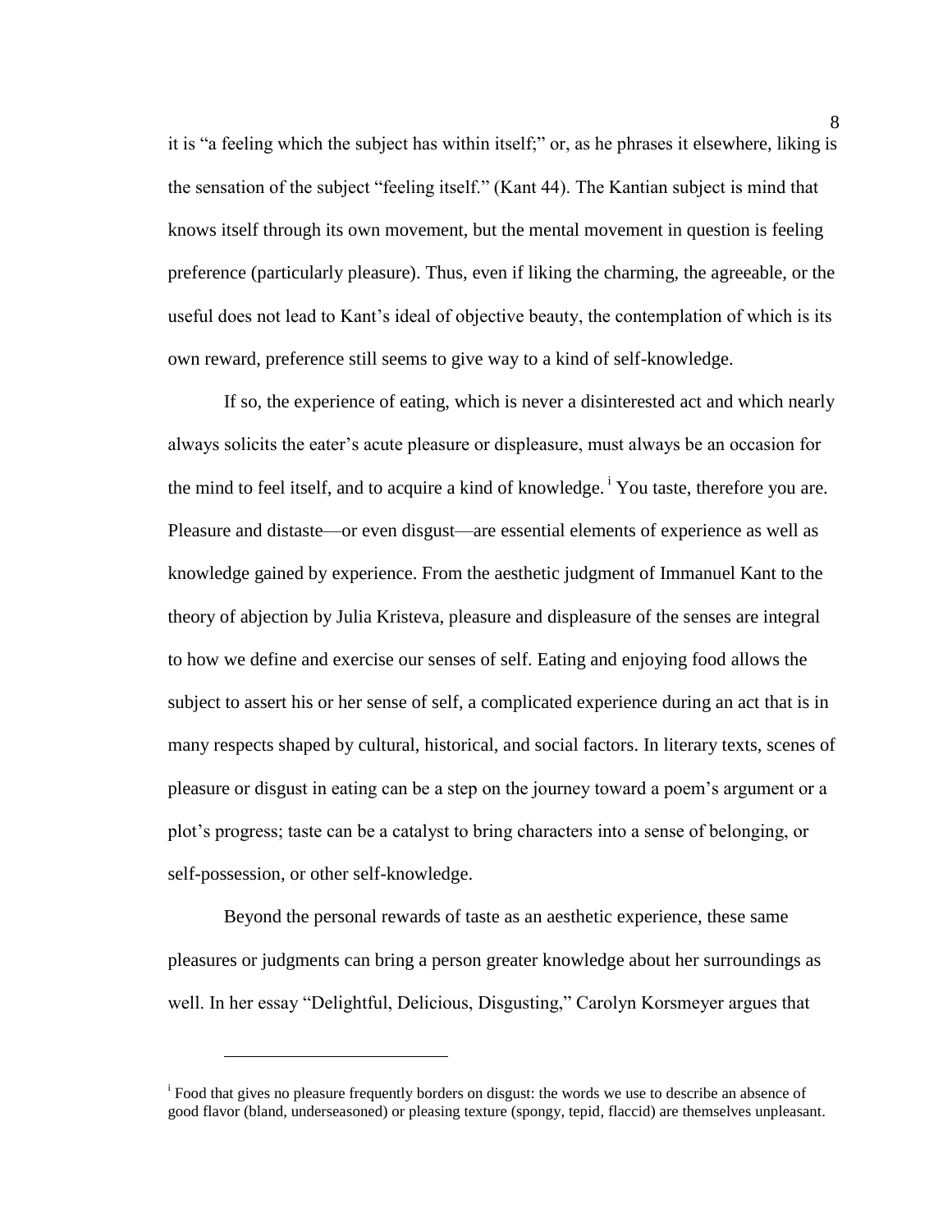it is "a feeling which the subject has within itself;" or, as he phrases it elsewhere, liking is the sensation of the subject "feeling itself." (Kant 44). The Kantian subject is mind that knows itself through its own movement, but the mental movement in question is feeling preference (particularly pleasure). Thus, even if liking the charming, the agreeable, or the useful does not lead to Kant's ideal of objective beauty, the contemplation of which is its own reward, preference still seems to give way to a kind of self-knowledge.

If so, the experience of eating, which is never a disinterested act and which nearly always solicits the eater's acute pleasure or displeasure, must always be an occasion for the mind to feel itself, and to acquire a kind of knowledge.[i] You taste, therefore you are. Pleasure and distaste—or even disgust—are essential elements of experience as well as knowledge gained by experience. From the aesthetic judgment of Immanuel Kant to the theory of abjection by Julia Kristeva, pleasure and displeasure of the senses are integral to how we define and exercise our senses of self. Eating and enjoying food allows the subject to assert his or her sense of self, a complicated experience during an act that is in many respects shaped by cultural, historical, and social factors. In literary texts, scenes of pleasure or disgust in eating can be a step on the journey toward a poem's argument or a plot's progress; taste can be a catalyst to bring characters into a sense of belonging, or self-possession, or other self-knowledge.

Beyond the personal rewards of taste as an aesthetic experience, these same pleasures or judgments can bring a person greater knowledge about her surroundings as well. In her essay "Delightful, Delicious, Disgusting," Carolyn Korsmeyer argues that

---

[i] Food that gives no pleasure frequently borders on disgust: the words we use to describe an absence of good flavor (bland, underseasoned) or pleasing texture (spongy, tepid, flaccid) are themselves unpleasant.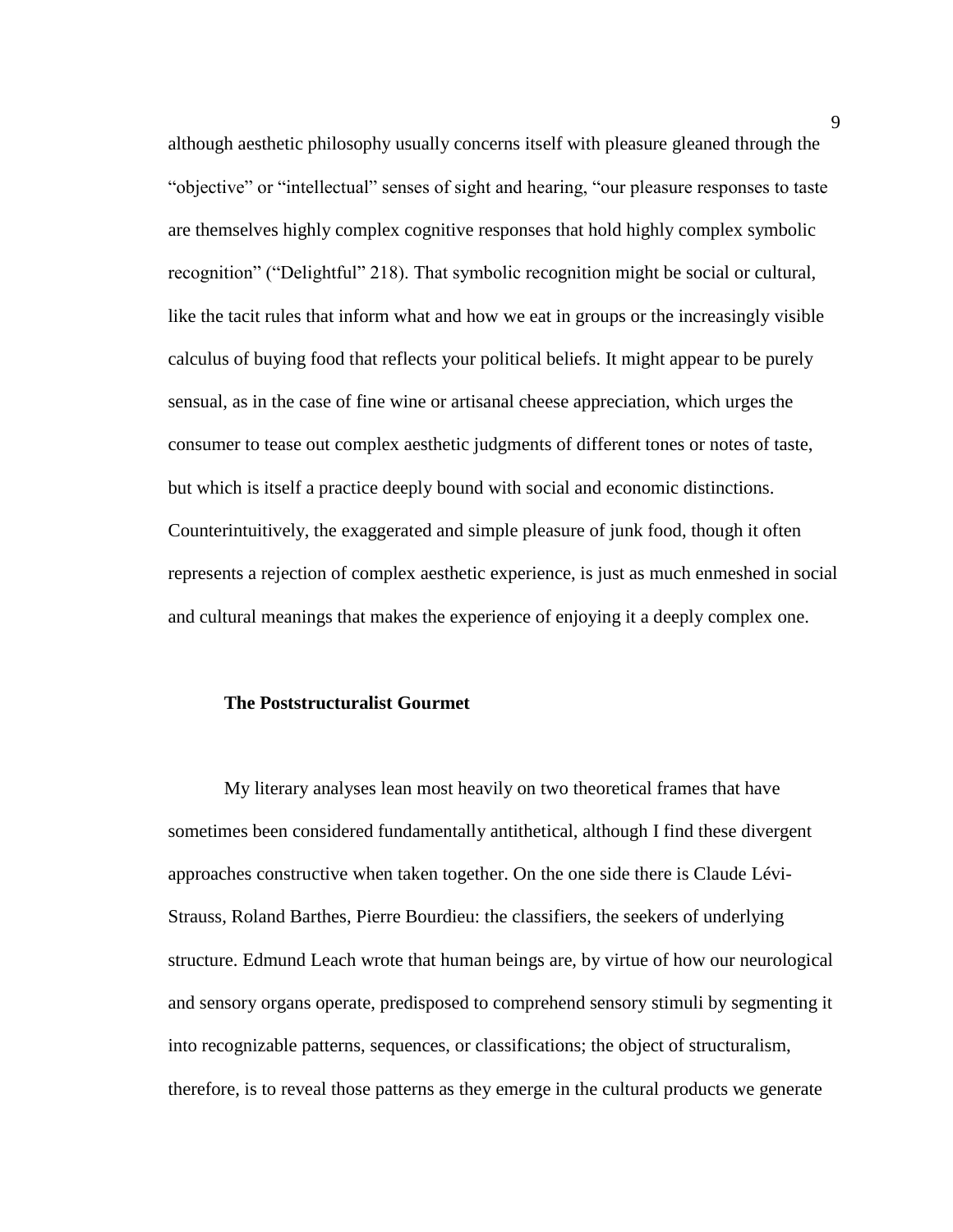although aesthetic philosophy usually concerns itself with pleasure gleaned through the "objective" or "intellectual" senses of sight and hearing, "our pleasure responses to taste are themselves highly complex cognitive responses that hold highly complex symbolic recognition" ("Delightful" 218). That symbolic recognition might be social or cultural, like the tacit rules that inform what and how we eat in groups or the increasingly visible calculus of buying food that reflects your political beliefs. It might appear to be purely sensual, as in the case of fine wine or artisanal cheese appreciation, which urges the consumer to tease out complex aesthetic judgments of different tones or notes of taste, but which is itself a practice deeply bound with social and economic distinctions. Counterintuitively, the exaggerated and simple pleasure of junk food, though it often represents a rejection of complex aesthetic experience, is just as much enmeshed in social and cultural meanings that makes the experience of enjoying it a deeply complex one.

### The Poststructuralist Gourmet

My literary analyses lean most heavily on two theoretical frames that have sometimes been considered fundamentally antithetical, although I find these divergent approaches constructive when taken together. On the one side there is Claude Lévi-Strauss, Roland Barthes, Pierre Bourdieu: the classifiers, the seekers of underlying structure. Edmund Leach wrote that human beings are, by virtue of how our neurological and sensory organs operate, predisposed to comprehend sensory stimuli by segmenting it into recognizable patterns, sequences, or classifications; the object of structuralism, therefore, is to reveal those patterns as they emerge in the cultural products we generate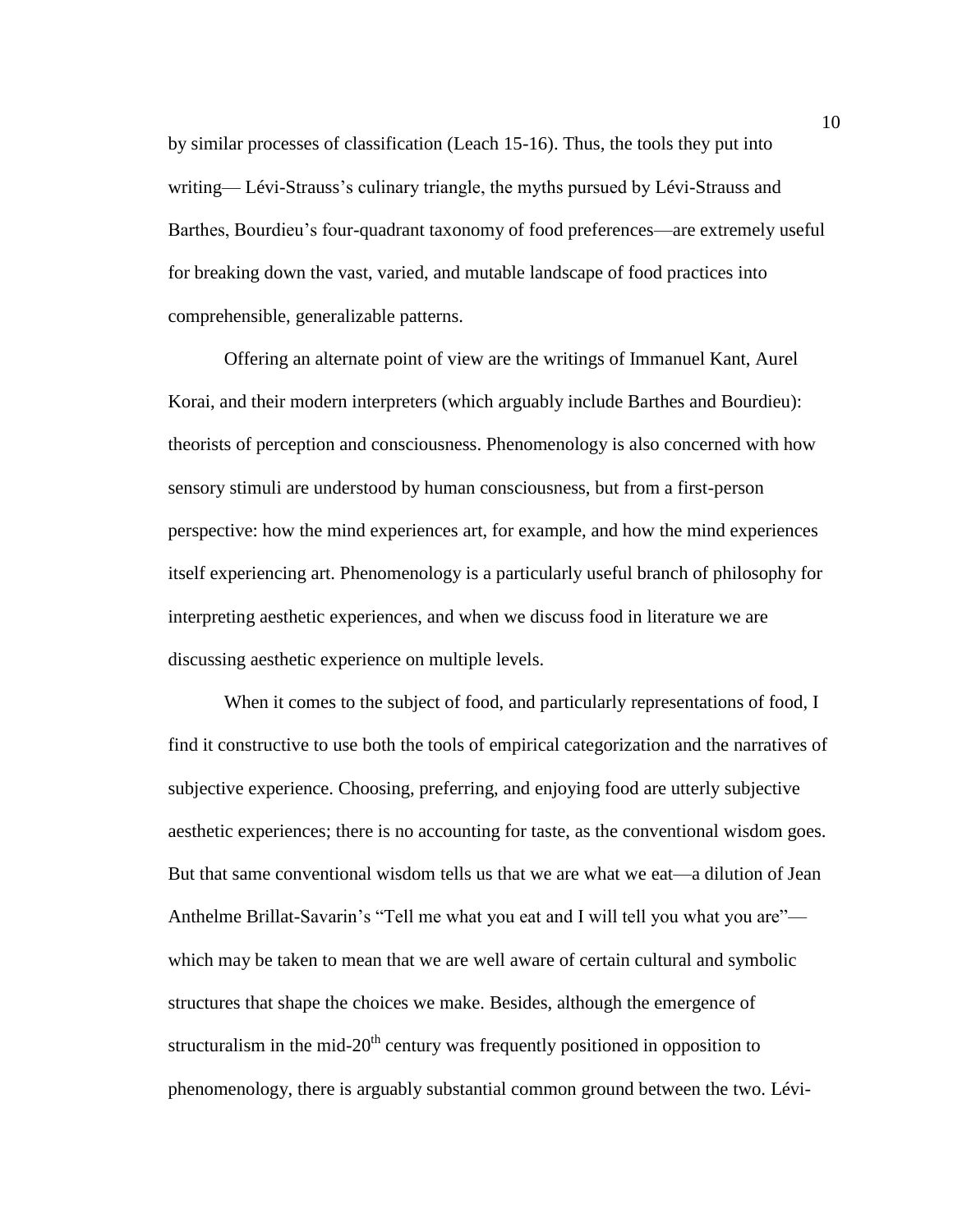by similar processes of classification (Leach 15-16). Thus, the tools they put into writing— Lévi-Strauss's culinary triangle, the myths pursued by Lévi-Strauss and Barthes, Bourdieu's four-quadrant taxonomy of food preferences—are extremely useful for breaking down the vast, varied, and mutable landscape of food practices into comprehensible, generalizable patterns.

Offering an alternate point of view are the writings of Immanuel Kant, Aurel Korai, and their modern interpreters (which arguably include Barthes and Bourdieu): theorists of perception and consciousness. Phenomenology is also concerned with how sensory stimuli are understood by human consciousness, but from a first-person perspective: how the mind experiences art, for example, and how the mind experiences itself experiencing art. Phenomenology is a particularly useful branch of philosophy for interpreting aesthetic experiences, and when we discuss food in literature we are discussing aesthetic experience on multiple levels.

When it comes to the subject of food, and particularly representations of food, I find it constructive to use both the tools of empirical categorization and the narratives of subjective experience. Choosing, preferring, and enjoying food are utterly subjective aesthetic experiences; there is no accounting for taste, as the conventional wisdom goes. But that same conventional wisdom tells us that we are what we eat—a dilution of Jean Anthelme Brillat-Savarin's "Tell me what you eat and I will tell you what you are"—which may be taken to mean that we are well aware of certain cultural and symbolic structures that shape the choices we make. Besides, although the emergence of structuralism in the mid-20th century was frequently positioned in opposition to phenomenology, there is arguably substantial common ground between the two. Lévi-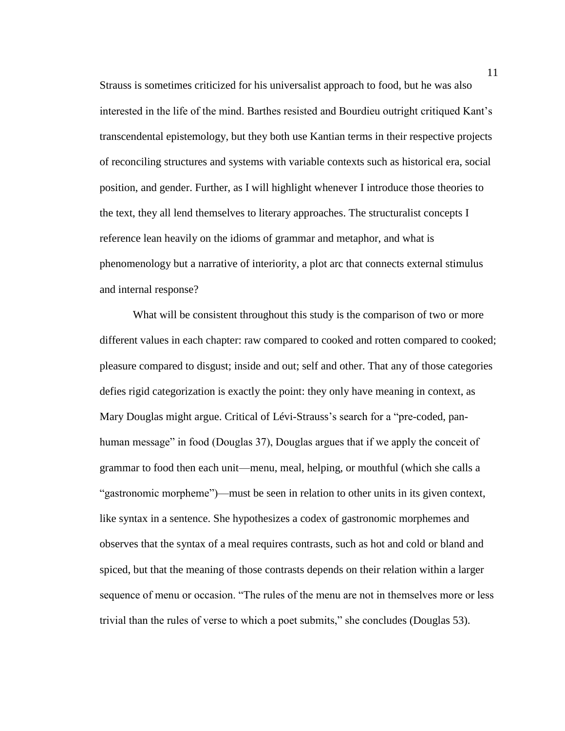Strauss is sometimes criticized for his universalist approach to food, but he was also interested in the life of the mind. Barthes resisted and Bourdieu outright critiqued Kant's transcendental epistemology, but they both use Kantian terms in their respective projects of reconciling structures and systems with variable contexts such as historical era, social position, and gender. Further, as I will highlight whenever I introduce those theories to the text, they all lend themselves to literary approaches. The structuralist concepts I reference lean heavily on the idioms of grammar and metaphor, and what is phenomenology but a narrative of interiority, a plot arc that connects external stimulus and internal response?

What will be consistent throughout this study is the comparison of two or more different values in each chapter: raw compared to cooked and rotten compared to cooked; pleasure compared to disgust; inside and out; self and other. That any of those categories defies rigid categorization is exactly the point: they only have meaning in context, as Mary Douglas might argue. Critical of Lévi-Strauss's search for a "pre-coded, pan-human message" in food (Douglas 37), Douglas argues that if we apply the conceit of grammar to food then each unit—menu, meal, helping, or mouthful (which she calls a "gastronomic morpheme")—must be seen in relation to other units in its given context, like syntax in a sentence. She hypothesizes a codex of gastronomic morphemes and observes that the syntax of a meal requires contrasts, such as hot and cold or bland and spiced, but that the meaning of those contrasts depends on their relation within a larger sequence of menu or occasion. "The rules of the menu are not in themselves more or less trivial than the rules of verse to which a poet submits," she concludes (Douglas 53).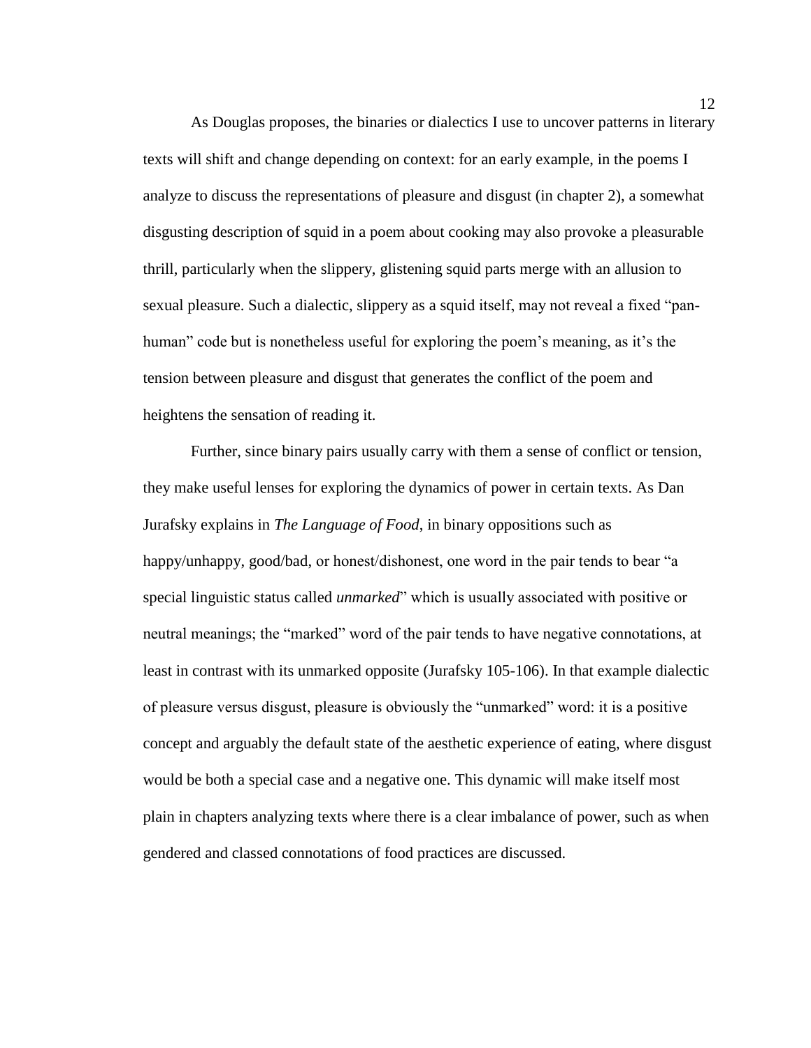As Douglas proposes, the binaries or dialectics I use to uncover patterns in literary texts will shift and change depending on context: for an early example, in the poems I analyze to discuss the representations of pleasure and disgust (in chapter 2), a somewhat disgusting description of squid in a poem about cooking may also provoke a pleasurable thrill, particularly when the slippery, glistening squid parts merge with an allusion to sexual pleasure. Such a dialectic, slippery as a squid itself, may not reveal a fixed "pan-human" code but is nonetheless useful for exploring the poem's meaning, as it's the tension between pleasure and disgust that generates the conflict of the poem and heightens the sensation of reading it.

Further, since binary pairs usually carry with them a sense of conflict or tension, they make useful lenses for exploring the dynamics of power in certain texts. As Dan Jurafsky explains in *The Language of Food*, in binary oppositions such as happy/unhappy, good/bad, or honest/dishonest, one word in the pair tends to bear "a special linguistic status called *unmarked*" which is usually associated with positive or neutral meanings; the "marked" word of the pair tends to have negative connotations, at least in contrast with its unmarked opposite (Jurafsky 105-106). In that example dialectic of pleasure versus disgust, pleasure is obviously the "unmarked" word: it is a positive concept and arguably the default state of the aesthetic experience of eating, where disgust would be both a special case and a negative one. This dynamic will make itself most plain in chapters analyzing texts where there is a clear imbalance of power, such as when gendered and classed connotations of food practices are discussed.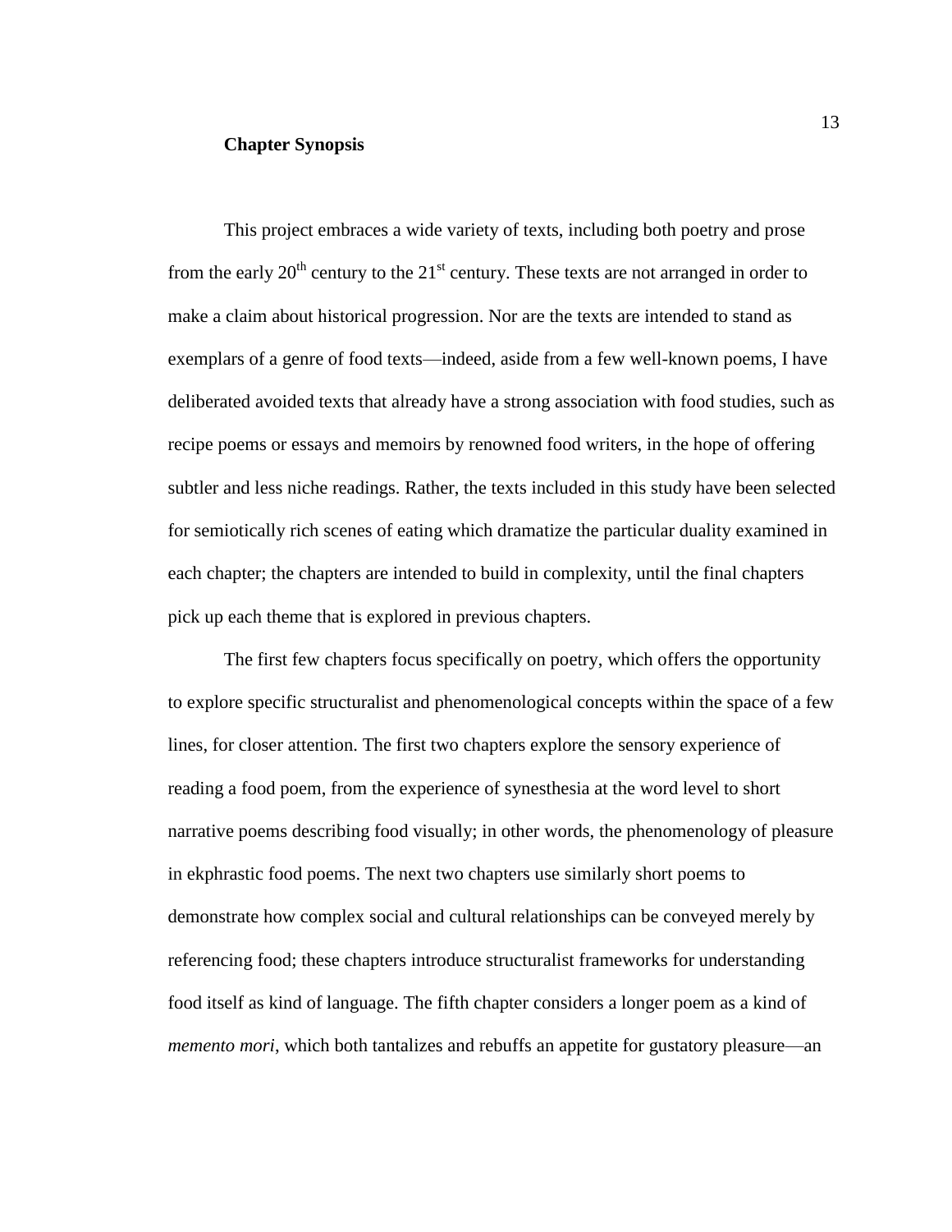**Chapter Synopsis**

This project embraces a wide variety of texts, including both poetry and prose from the early 20th century to the 21st century. These texts are not arranged in order to make a claim about historical progression. Nor are the texts are intended to stand as exemplars of a genre of food texts—indeed, aside from a few well-known poems, I have deliberated avoided texts that already have a strong association with food studies, such as recipe poems or essays and memoirs by renowned food writers, in the hope of offering subtler and less niche readings. Rather, the texts included in this study have been selected for semiotically rich scenes of eating which dramatize the particular duality examined in each chapter; the chapters are intended to build in complexity, until the final chapters pick up each theme that is explored in previous chapters.

The first few chapters focus specifically on poetry, which offers the opportunity to explore specific structuralist and phenomenological concepts within the space of a few lines, for closer attention. The first two chapters explore the sensory experience of reading a food poem, from the experience of synesthesia at the word level to short narrative poems describing food visually; in other words, the phenomenology of pleasure in ekphrastic food poems. The next two chapters use similarly short poems to demonstrate how complex social and cultural relationships can be conveyed merely by referencing food; these chapters introduce structuralist frameworks for understanding food itself as kind of language. The fifth chapter considers a longer poem as a kind of *memento mori*, which both tantalizes and rebuffs an appetite for gustatory pleasure—an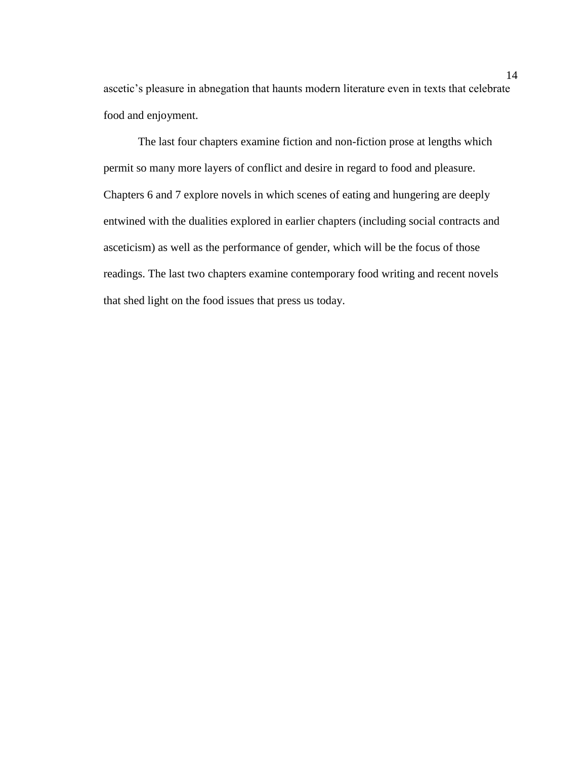ascetic's pleasure in abnegation that haunts modern literature even in texts that celebrate food and enjoyment.

The last four chapters examine fiction and non-fiction prose at lengths which permit so many more layers of conflict and desire in regard to food and pleasure. Chapters 6 and 7 explore novels in which scenes of eating and hungering are deeply entwined with the dualities explored in earlier chapters (including social contracts and asceticism) as well as the performance of gender, which will be the focus of those readings. The last two chapters examine contemporary food writing and recent novels that shed light on the food issues that press us today.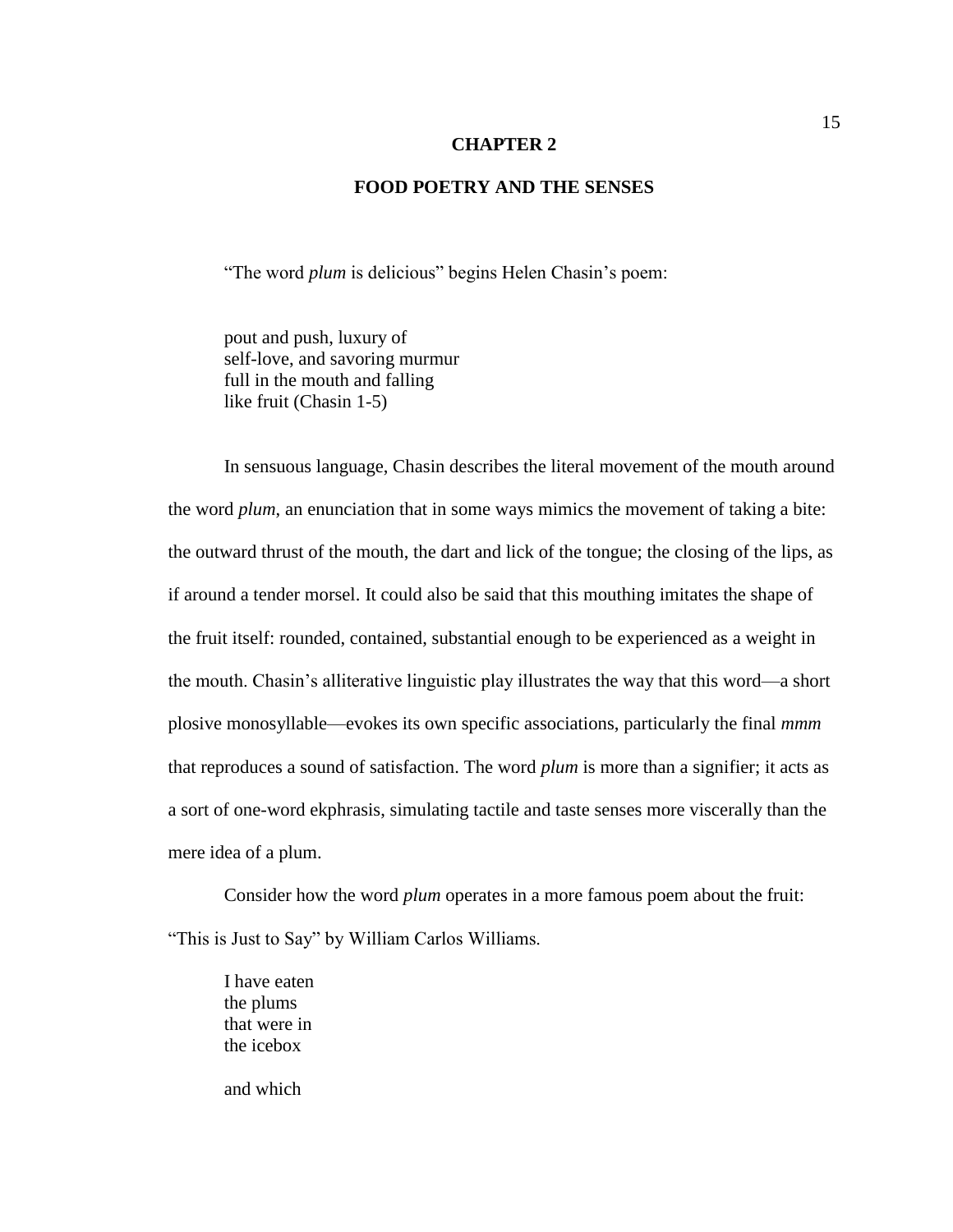# CHAPTER 2

## FOOD POETRY AND THE SENSES

"The word *plum* is delicious" begins Helen Chasin's poem:

> pout and push, luxury of
> self-love, and savoring murmur
> full in the mouth and falling
> like fruit (Chasin 1-5)

In sensuous language, Chasin describes the literal movement of the mouth around the word *plum*, an enunciation that in some ways mimics the movement of taking a bite: the outward thrust of the mouth, the dart and lick of the tongue; the closing of the lips, as if around a tender morsel. It could also be said that this mouthing imitates the shape of the fruit itself: rounded, contained, substantial enough to be experienced as a weight in the mouth. Chasin's alliterative linguistic play illustrates the way that this word—a short plosive monosyllable—evokes its own specific associations, particularly the final *mmm* that reproduces a sound of satisfaction. The word *plum* is more than a signifier; it acts as a sort of one-word ekphrasis, simulating tactile and taste senses more viscerally than the mere idea of a plum.

Consider how the word *plum* operates in a more famous poem about the fruit: "This is Just to Say" by William Carlos Williams.

> I have eaten
> the plums
> that were in
> the icebox
>
> and which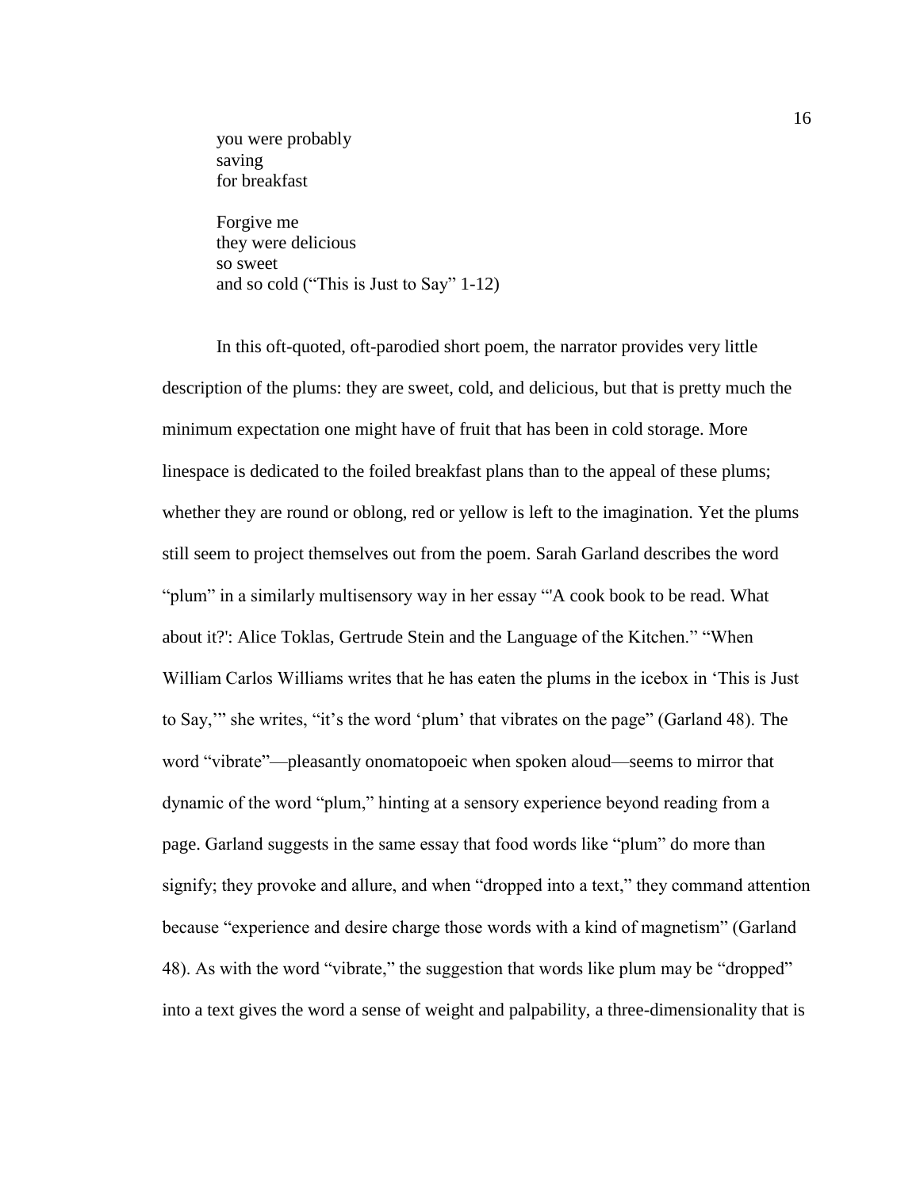you were probably  
saving  
for breakfast

Forgive me  
they were delicious  
so sweet  
and so cold ("This is Just to Say" 1-12)

In this oft-quoted, oft-parodied short poem, the narrator provides very little description of the plums: they are sweet, cold, and delicious, but that is pretty much the minimum expectation one might have of fruit that has been in cold storage. More linespace is dedicated to the foiled breakfast plans than to the appeal of these plums; whether they are round or oblong, red or yellow is left to the imagination. Yet the plums still seem to project themselves out from the poem. Sarah Garland describes the word "plum" in a similarly multisensory way in her essay "'A cook book to be read. What about it?': Alice Toklas, Gertrude Stein and the Language of the Kitchen." "When William Carlos Williams writes that he has eaten the plums in the icebox in 'This is Just to Say,'" she writes, "it's the word 'plum' that vibrates on the page" (Garland 48). The word "vibrate"—pleasantly onomatopoeic when spoken aloud—seems to mirror that dynamic of the word "plum," hinting at a sensory experience beyond reading from a page. Garland suggests in the same essay that food words like "plum" do more than signify; they provoke and allure, and when "dropped into a text," they command attention because "experience and desire charge those words with a kind of magnetism" (Garland 48). As with the word "vibrate," the suggestion that words like plum may be "dropped" into a text gives the word a sense of weight and palpability, a three-dimensionality that is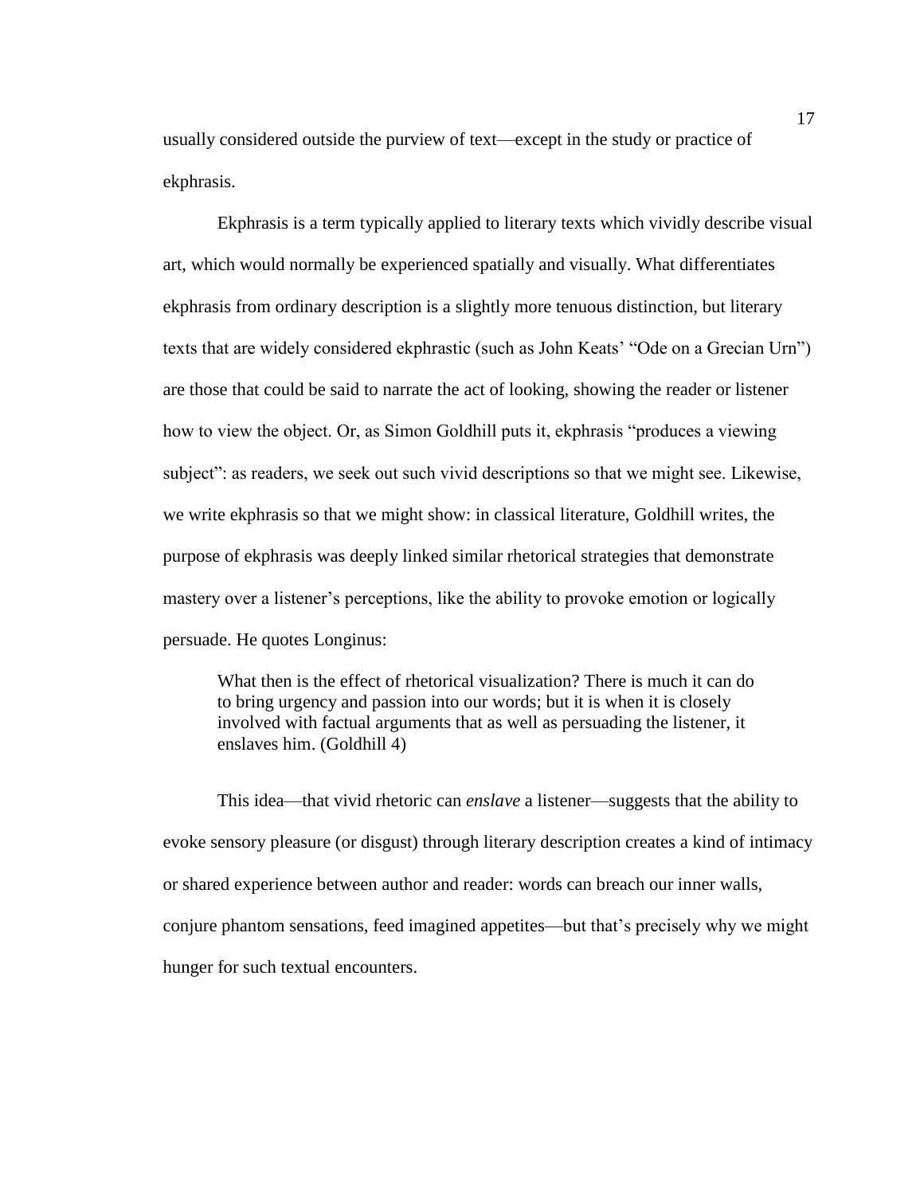usually considered outside the purview of text—except in the study or practice of ekphrasis.

Ekphrasis is a term typically applied to literary texts which vividly describe visual art, which would normally be experienced spatially and visually. What differentiates ekphrasis from ordinary description is a slightly more tenuous distinction, but literary texts that are widely considered ekphrastic (such as John Keats' "Ode on a Grecian Urn") are those that could be said to narrate the act of looking, showing the reader or listener how to view the object. Or, as Simon Goldhill puts it, ekphrasis "produces a viewing subject": as readers, we seek out such vivid descriptions so that we might see. Likewise, we write ekphrasis so that we might show: in classical literature, Goldhill writes, the purpose of ekphrasis was deeply linked similar rhetorical strategies that demonstrate mastery over a listener's perceptions, like the ability to provoke emotion or logically persuade. He quotes Longinus:

> What then is the effect of rhetorical visualization? There is much it can do to bring urgency and passion into our words; but it is when it is closely involved with factual arguments that as well as persuading the listener, it enslaves him. (Goldhill 4)

This idea—that vivid rhetoric can *enslave* a listener—suggests that the ability to evoke sensory pleasure (or disgust) through literary description creates a kind of intimacy or shared experience between author and reader: words can breach our inner walls, conjure phantom sensations, feed imagined appetites—but that's precisely why we might hunger for such textual encounters.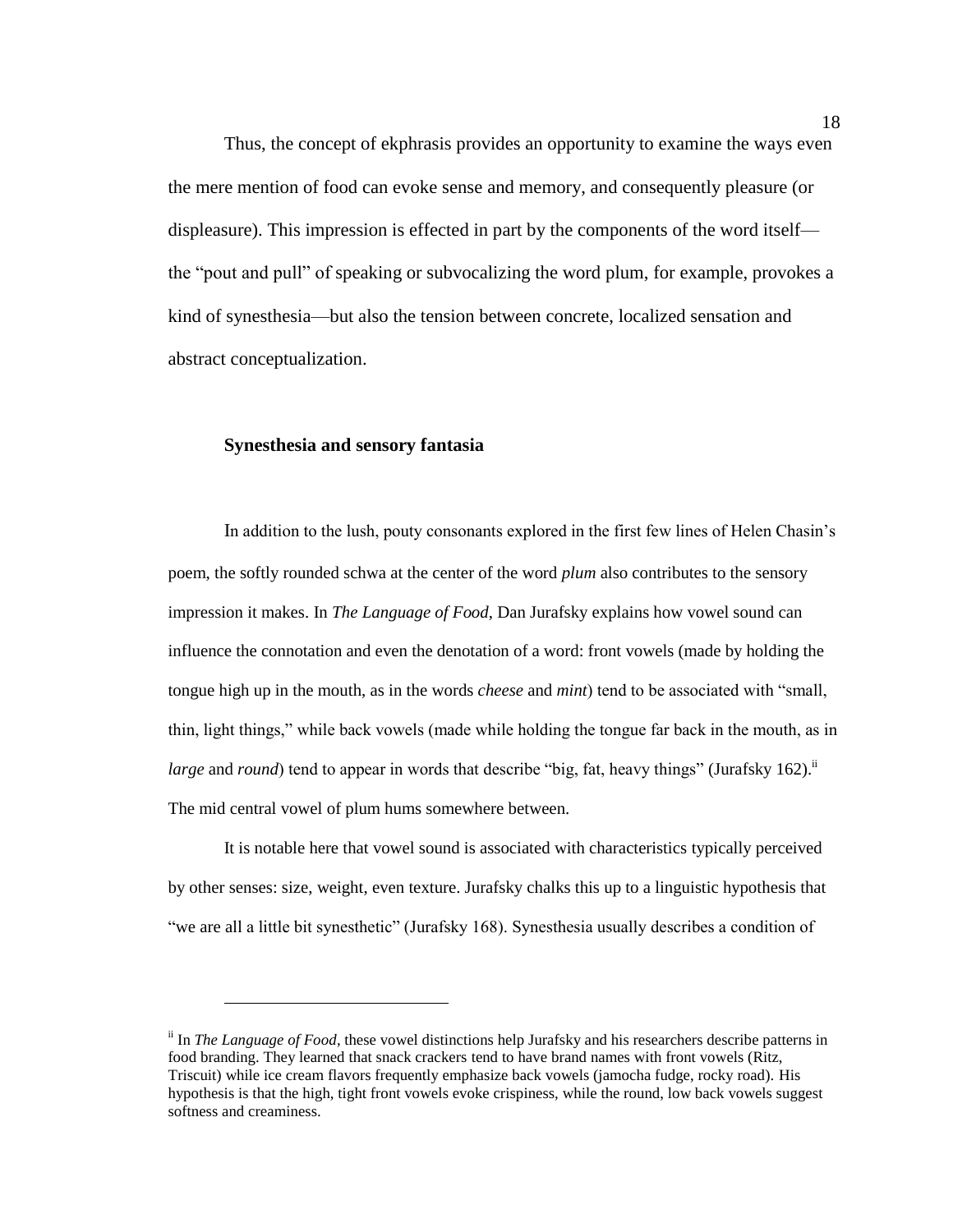Thus, the concept of ekphrasis provides an opportunity to examine the ways even the mere mention of food can evoke sense and memory, and consequently pleasure (or displeasure). This impression is effected in part by the components of the word itself—the "pout and pull" of speaking or subvocalizing the word plum, for example, provokes a kind of synesthesia—but also the tension between concrete, localized sensation and abstract conceptualization.

### Synesthesia and sensory fantasia

In addition to the lush, pouty consonants explored in the first few lines of Helen Chasin's poem, the softly rounded schwa at the center of the word *plum* also contributes to the sensory impression it makes. In *The Language of Food*, Dan Jurafsky explains how vowel sound can influence the connotation and even the denotation of a word: front vowels (made by holding the tongue high up in the mouth, as in the words *cheese* and *mint*) tend to be associated with "small, thin, light things," while back vowels (made while holding the tongue far back in the mouth, as in *large* and *round*) tend to appear in words that describe "big, fat, heavy things" (Jurafsky 162).[ii] The mid central vowel of plum hums somewhere between.

It is notable here that vowel sound is associated with characteristics typically perceived by other senses: size, weight, even texture. Jurafsky chalks this up to a linguistic hypothesis that "we are all a little bit synesthetic" (Jurafsky 168). Synesthesia usually describes a condition of

---

[ii] In *The Language of Food*, these vowel distinctions help Jurafsky and his researchers describe patterns in food branding. They learned that snack crackers tend to have brand names with front vowels (Ritz, Triscuit) while ice cream flavors frequently emphasize back vowels (jamocha fudge, rocky road). His hypothesis is that the high, tight front vowels evoke crispiness, while the round, low back vowels suggest softness and creaminess.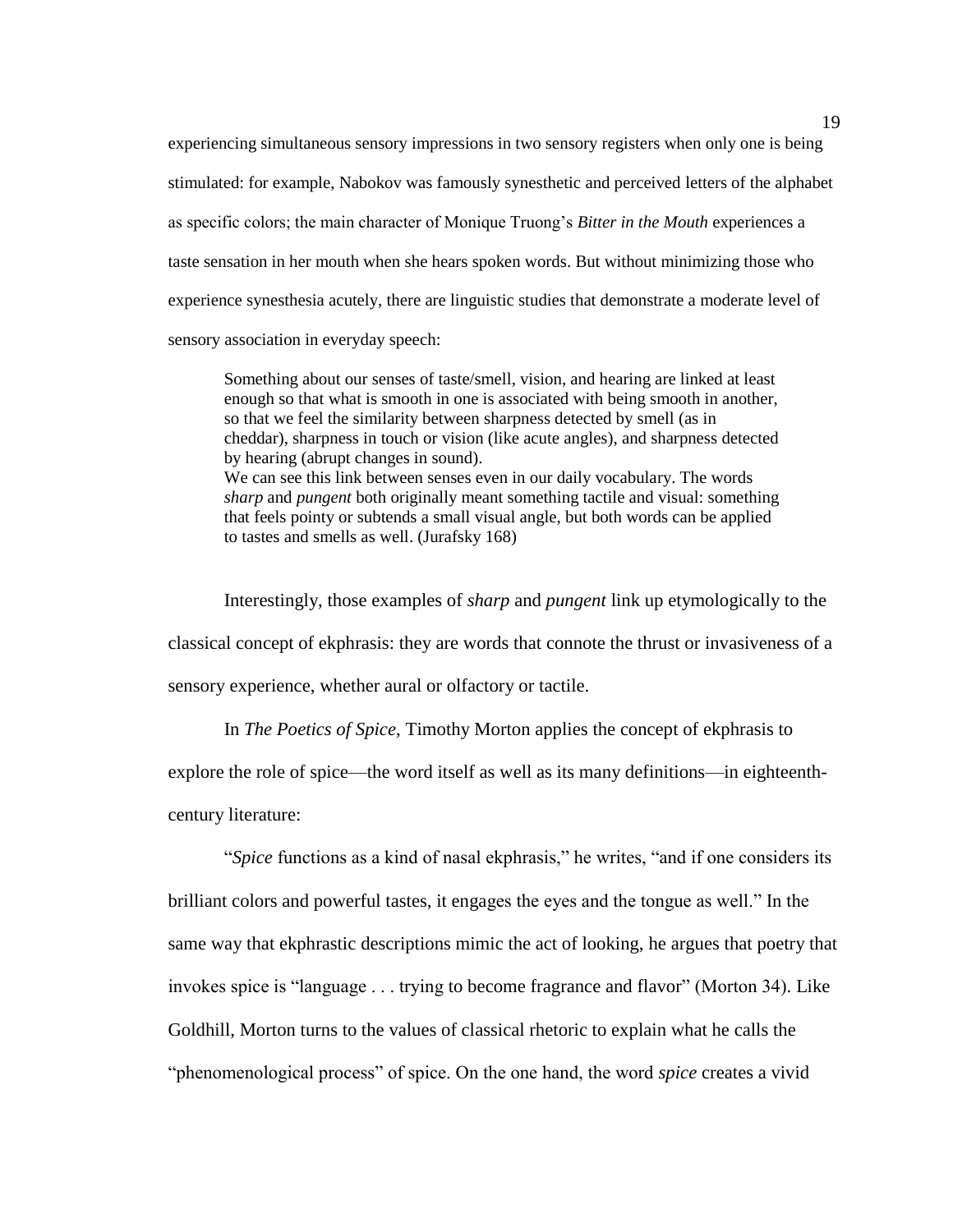experiencing simultaneous sensory impressions in two sensory registers when only one is being stimulated: for example, Nabokov was famously synesthetic and perceived letters of the alphabet as specific colors; the main character of Monique Truong's *Bitter in the Mouth* experiences a taste sensation in her mouth when she hears spoken words. But without minimizing those who experience synesthesia acutely, there are linguistic studies that demonstrate a moderate level of sensory association in everyday speech:

> Something about our senses of taste/smell, vision, and hearing are linked at least enough so that what is smooth in one is associated with being smooth in another, so that we feel the similarity between sharpness detected by smell (as in cheddar), sharpness in touch or vision (like acute angles), and sharpness detected by hearing (abrupt changes in sound).
> We can see this link between senses even in our daily vocabulary. The words *sharp* and *pungent* both originally meant something tactile and visual: something that feels pointy or subtends a small visual angle, but both words can be applied to tastes and smells as well. (Jurafsky 168)

Interestingly, those examples of *sharp* and *pungent* link up etymologically to the classical concept of ekphrasis: they are words that connote the thrust or invasiveness of a sensory experience, whether aural or olfactory or tactile.

In *The Poetics of Spice*, Timothy Morton applies the concept of ekphrasis to explore the role of spice—the word itself as well as its many definitions—in eighteenth-century literature:

"*Spice* functions as a kind of nasal ekphrasis," he writes, "and if one considers its brilliant colors and powerful tastes, it engages the eyes and the tongue as well." In the same way that ekphrastic descriptions mimic the act of looking, he argues that poetry that invokes spice is "language . . . trying to become fragrance and flavor" (Morton 34). Like Goldhill, Morton turns to the values of classical rhetoric to explain what he calls the "phenomenological process" of spice. On the one hand, the word *spice* creates a vivid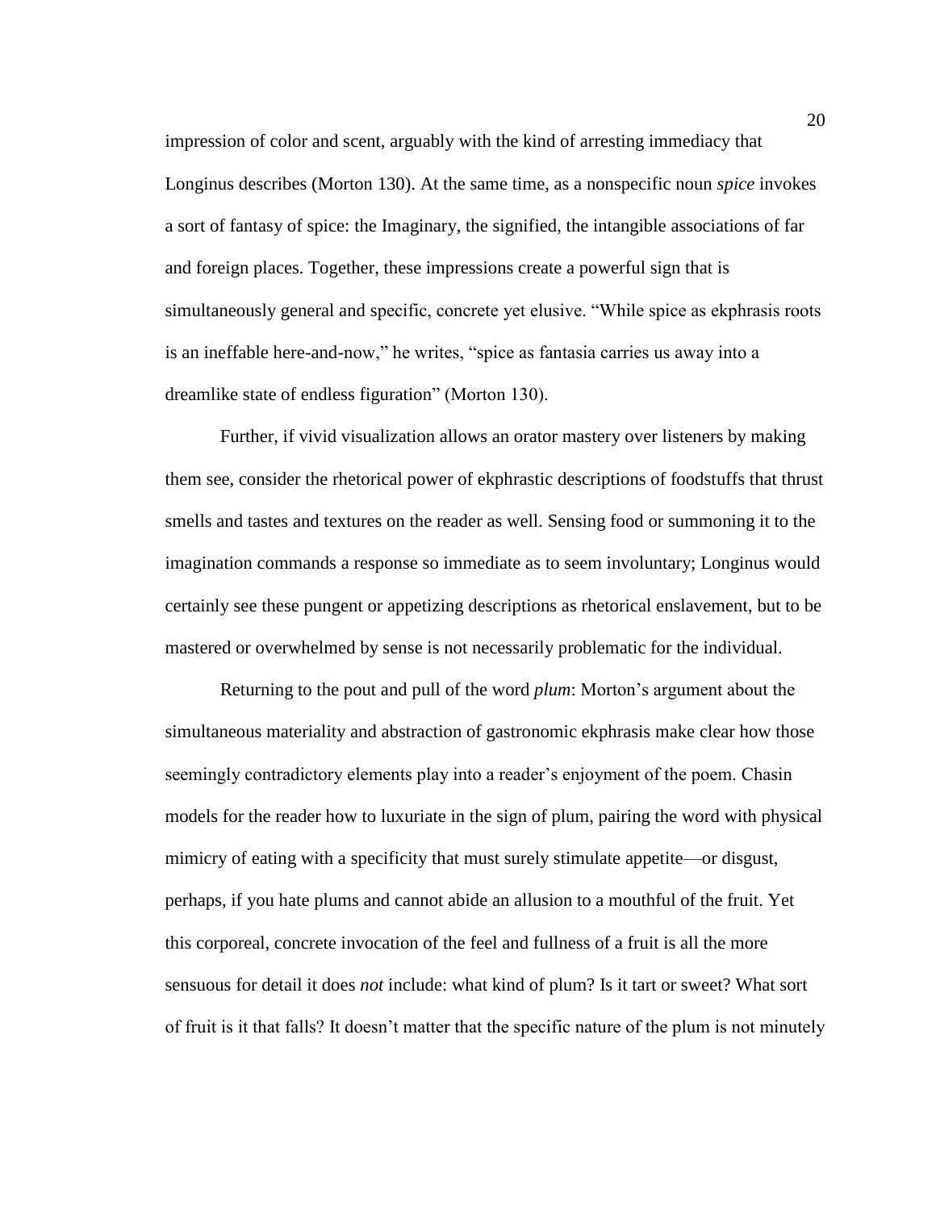impression of color and scent, arguably with the kind of arresting immediacy that Longinus describes (Morton 130). At the same time, as a nonspecific noun *spice* invokes a sort of fantasy of spice: the Imaginary, the signified, the intangible associations of far and foreign places. Together, these impressions create a powerful sign that is simultaneously general and specific, concrete yet elusive. "While spice as ekphrasis roots is an ineffable here-and-now," he writes, "spice as fantasia carries us away into a dreamlike state of endless figuration" (Morton 130).

Further, if vivid visualization allows an orator mastery over listeners by making them see, consider the rhetorical power of ekphrastic descriptions of foodstuffs that thrust smells and tastes and textures on the reader as well. Sensing food or summoning it to the imagination commands a response so immediate as to seem involuntary; Longinus would certainly see these pungent or appetizing descriptions as rhetorical enslavement, but to be mastered or overwhelmed by sense is not necessarily problematic for the individual.

Returning to the pout and pull of the word *plum*: Morton's argument about the simultaneous materiality and abstraction of gastronomic ekphrasis make clear how those seemingly contradictory elements play into a reader's enjoyment of the poem. Chasin models for the reader how to luxuriate in the sign of plum, pairing the word with physical mimicry of eating with a specificity that must surely stimulate appetite—or disgust, perhaps, if you hate plums and cannot abide an allusion to a mouthful of the fruit. Yet this corporeal, concrete invocation of the feel and fullness of a fruit is all the more sensuous for detail it does *not* include: what kind of plum? Is it tart or sweet? What sort of fruit is it that falls? It doesn't matter that the specific nature of the plum is not minutely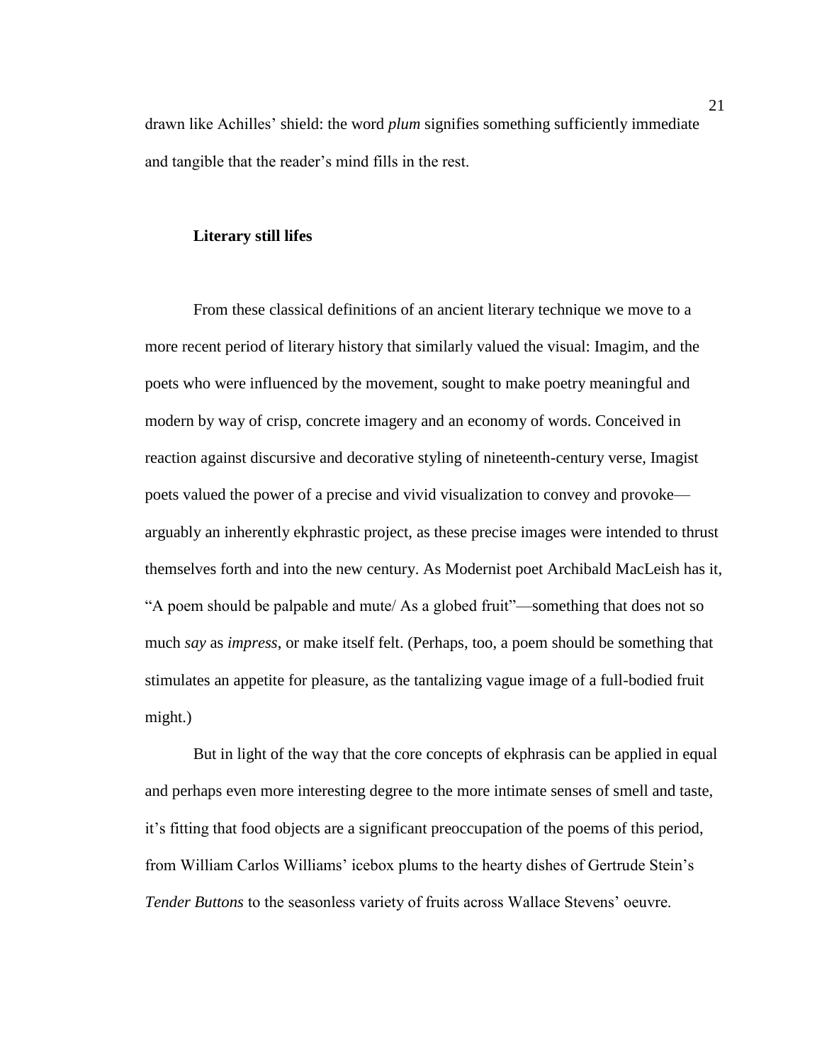drawn like Achilles' shield: the word *plum* signifies something sufficiently immediate and tangible that the reader's mind fills in the rest.

### Literary still lifes

From these classical definitions of an ancient literary technique we move to a more recent period of literary history that similarly valued the visual: Imagim, and the poets who were influenced by the movement, sought to make poetry meaningful and modern by way of crisp, concrete imagery and an economy of words. Conceived in reaction against discursive and decorative styling of nineteenth-century verse, Imagist poets valued the power of a precise and vivid visualization to convey and provoke—arguably an inherently ekphrastic project, as these precise images were intended to thrust themselves forth and into the new century. As Modernist poet Archibald MacLeish has it, "A poem should be palpable and mute/ As a globed fruit"—something that does not so much *say* as *impress*, or make itself felt. (Perhaps, too, a poem should be something that stimulates an appetite for pleasure, as the tantalizing vague image of a full-bodied fruit might.)

But in light of the way that the core concepts of ekphrasis can be applied in equal and perhaps even more interesting degree to the more intimate senses of smell and taste, it's fitting that food objects are a significant preoccupation of the poems of this period, from William Carlos Williams' icebox plums to the hearty dishes of Gertrude Stein's *Tender Buttons* to the seasonless variety of fruits across Wallace Stevens' oeuvre.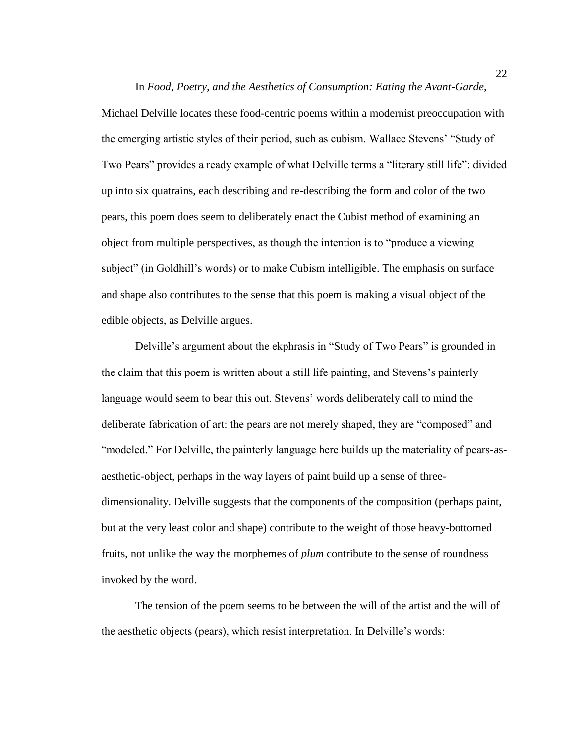In *Food, Poetry, and the Aesthetics of Consumption: Eating the Avant-Garde*, Michael Delville locates these food-centric poems within a modernist preoccupation with the emerging artistic styles of their period, such as cubism. Wallace Stevens' "Study of Two Pears" provides a ready example of what Delville terms a "literary still life": divided up into six quatrains, each describing and re-describing the form and color of the two pears, this poem does seem to deliberately enact the Cubist method of examining an object from multiple perspectives, as though the intention is to "produce a viewing subject" (in Goldhill's words) or to make Cubism intelligible. The emphasis on surface and shape also contributes to the sense that this poem is making a visual object of the edible objects, as Delville argues.

Delville's argument about the ekphrasis in "Study of Two Pears" is grounded in the claim that this poem is written about a still life painting, and Stevens's painterly language would seem to bear this out. Stevens' words deliberately call to mind the deliberate fabrication of art: the pears are not merely shaped, they are "composed" and "modeled." For Delville, the painterly language here builds up the materiality of pears-as-aesthetic-object, perhaps in the way layers of paint build up a sense of three-dimensionality. Delville suggests that the components of the composition (perhaps paint, but at the very least color and shape) contribute to the weight of those heavy-bottomed fruits, not unlike the way the morphemes of *plum* contribute to the sense of roundness invoked by the word.

The tension of the poem seems to be between the will of the artist and the will of the aesthetic objects (pears), which resist interpretation. In Delville's words: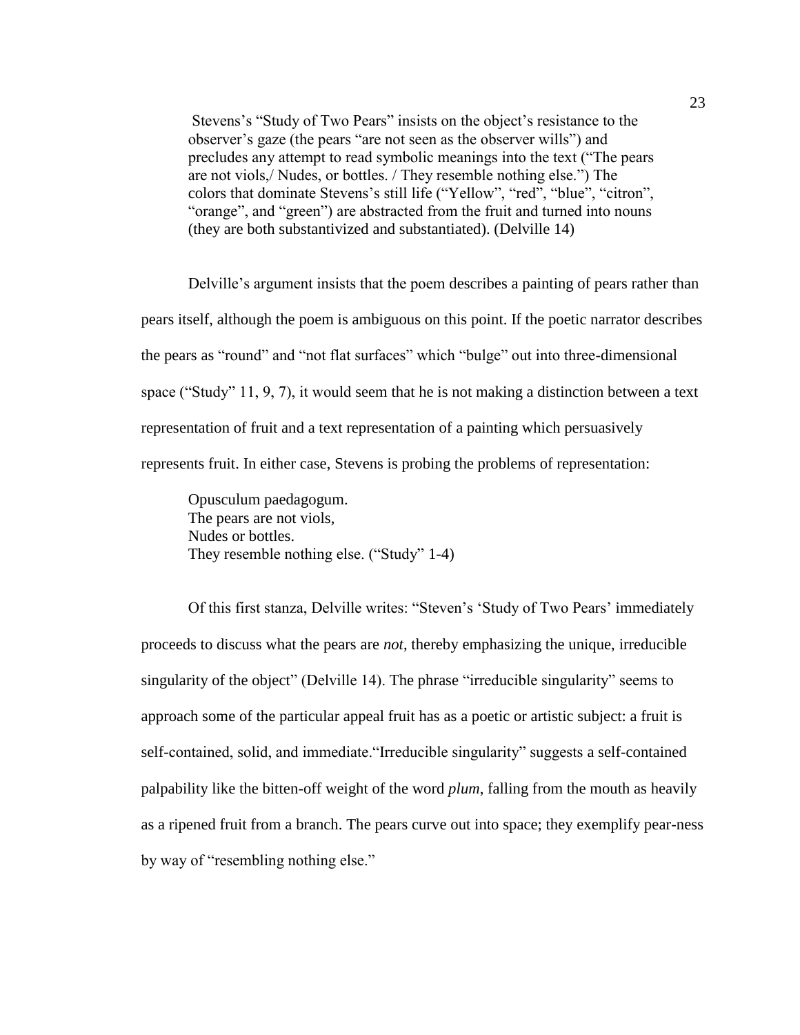> Stevens's "Study of Two Pears" insists on the object's resistance to the observer's gaze (the pears "are not seen as the observer wills") and precludes any attempt to read symbolic meanings into the text ("The pears are not viols,/ Nudes, or bottles. / They resemble nothing else.") The colors that dominate Stevens's still life ("Yellow", "red", "blue", "citron", "orange", and "green") are abstracted from the fruit and turned into nouns (they are both substantivized and substantiated). (Delville 14)

Delville's argument insists that the poem describes a painting of pears rather than pears itself, although the poem is ambiguous on this point. If the poetic narrator describes the pears as "round" and "not flat surfaces" which "bulge" out into three-dimensional space ("Study" 11, 9, 7), it would seem that he is not making a distinction between a text representation of fruit and a text representation of a painting which persuasively represents fruit. In either case, Stevens is probing the problems of representation:

> Opusculum paedagogum.
> The pears are not viols,
> Nudes or bottles.
> They resemble nothing else. ("Study" 1-4)

Of this first stanza, Delville writes: "Steven's 'Study of Two Pears' immediately proceeds to discuss what the pears are *not*, thereby emphasizing the unique, irreducible singularity of the object" (Delville 14). The phrase "irreducible singularity" seems to approach some of the particular appeal fruit has as a poetic or artistic subject: a fruit is self-contained, solid, and immediate."Irreducible singularity" suggests a self-contained palpability like the bitten-off weight of the word *plum*, falling from the mouth as heavily as a ripened fruit from a branch. The pears curve out into space; they exemplify pear-ness by way of "resembling nothing else."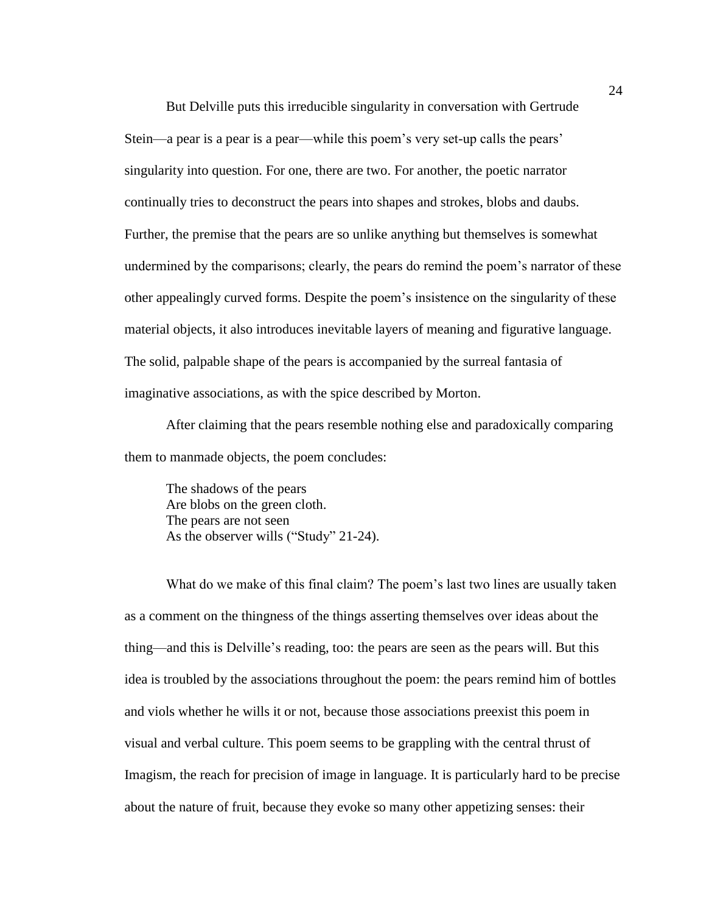But Delville puts this irreducible singularity in conversation with Gertrude Stein—a pear is a pear is a pear—while this poem's very set-up calls the pears' singularity into question. For one, there are two. For another, the poetic narrator continually tries to deconstruct the pears into shapes and strokes, blobs and daubs. Further, the premise that the pears are so unlike anything but themselves is somewhat undermined by the comparisons; clearly, the pears do remind the poem's narrator of these other appealingly curved forms. Despite the poem's insistence on the singularity of these material objects, it also introduces inevitable layers of meaning and figurative language. The solid, palpable shape of the pears is accompanied by the surreal fantasia of imaginative associations, as with the spice described by Morton.

After claiming that the pears resemble nothing else and paradoxically comparing them to manmade objects, the poem concludes:

> The shadows of the pears  
> Are blobs on the green cloth.  
> The pears are not seen  
> As the observer wills ("Study" 21-24).

What do we make of this final claim? The poem's last two lines are usually taken as a comment on the thingness of the things asserting themselves over ideas about the thing—and this is Delville's reading, too: the pears are seen as the pears will. But this idea is troubled by the associations throughout the poem: the pears remind him of bottles and viols whether he wills it or not, because those associations preexist this poem in visual and verbal culture. This poem seems to be grappling with the central thrust of Imagism, the reach for precision of image in language. It is particularly hard to be precise about the nature of fruit, because they evoke so many other appetizing senses: their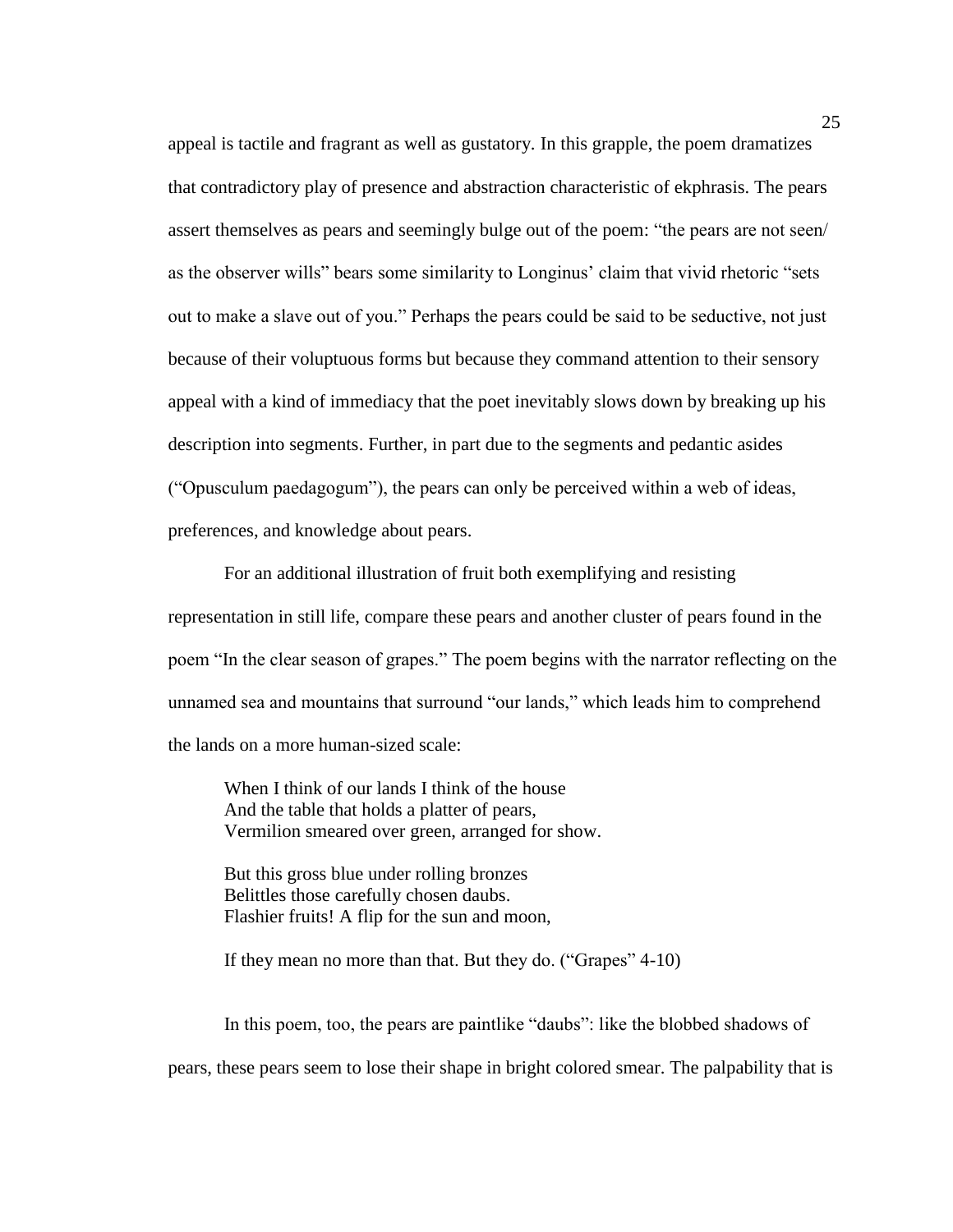appeal is tactile and fragrant as well as gustatory. In this grapple, the poem dramatizes that contradictory play of presence and abstraction characteristic of ekphrasis. The pears assert themselves as pears and seemingly bulge out of the poem: "the pears are not seen/ as the observer wills" bears some similarity to Longinus' claim that vivid rhetoric "sets out to make a slave out of you." Perhaps the pears could be said to be seductive, not just because of their voluptuous forms but because they command attention to their sensory appeal with a kind of immediacy that the poet inevitably slows down by breaking up his description into segments. Further, in part due to the segments and pedantic asides ("Opusculum paedagogum"), the pears can only be perceived within a web of ideas, preferences, and knowledge about pears.

For an additional illustration of fruit both exemplifying and resisting representation in still life, compare these pears and another cluster of pears found in the poem "In the clear season of grapes." The poem begins with the narrator reflecting on the unnamed sea and mountains that surround "our lands," which leads him to comprehend the lands on a more human-sized scale:

> When I think of our lands I think of the house
> And the table that holds a platter of pears,
> Vermilion smeared over green, arranged for show.
>
> But this gross blue under rolling bronzes
> Belittles those carefully chosen daubs.
> Flashier fruits! A flip for the sun and moon,
>
> If they mean no more than that. But they do. ("Grapes" 4-10)

In this poem, too, the pears are paintlike "daubs": like the blobbed shadows of pears, these pears seem to lose their shape in bright colored smear. The palpability that is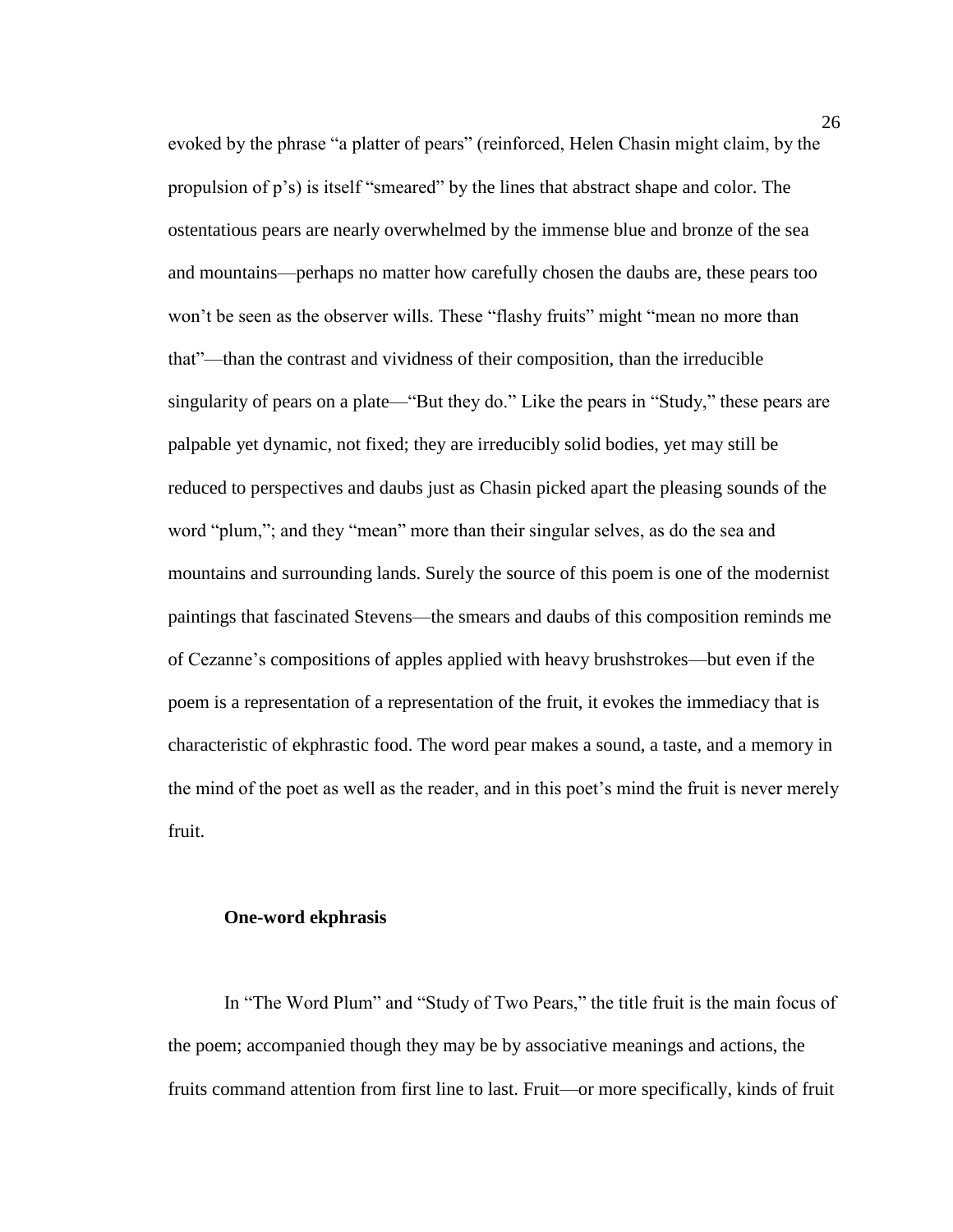evoked by the phrase "a platter of pears" (reinforced, Helen Chasin might claim, by the propulsion of p's) is itself "smeared" by the lines that abstract shape and color. The ostentatious pears are nearly overwhelmed by the immense blue and bronze of the sea and mountains—perhaps no matter how carefully chosen the daubs are, these pears too won't be seen as the observer wills. These "flashy fruits" might "mean no more than that"—than the contrast and vividness of their composition, than the irreducible singularity of pears on a plate—"But they do." Like the pears in "Study," these pears are palpable yet dynamic, not fixed; they are irreducibly solid bodies, yet may still be reduced to perspectives and daubs just as Chasin picked apart the pleasing sounds of the word "plum,"; and they "mean" more than their singular selves, as do the sea and mountains and surrounding lands. Surely the source of this poem is one of the modernist paintings that fascinated Stevens—the smears and daubs of this composition reminds me of Cezanne's compositions of apples applied with heavy brushstrokes—but even if the poem is a representation of a representation of the fruit, it evokes the immediacy that is characteristic of ekphrastic food. The word pear makes a sound, a taste, and a memory in the mind of the poet as well as the reader, and in this poet's mind the fruit is never merely fruit.

### One-word ekphrasis

In "The Word Plum" and "Study of Two Pears," the title fruit is the main focus of the poem; accompanied though they may be by associative meanings and actions, the fruits command attention from first line to last. Fruit—or more specifically, kinds of fruit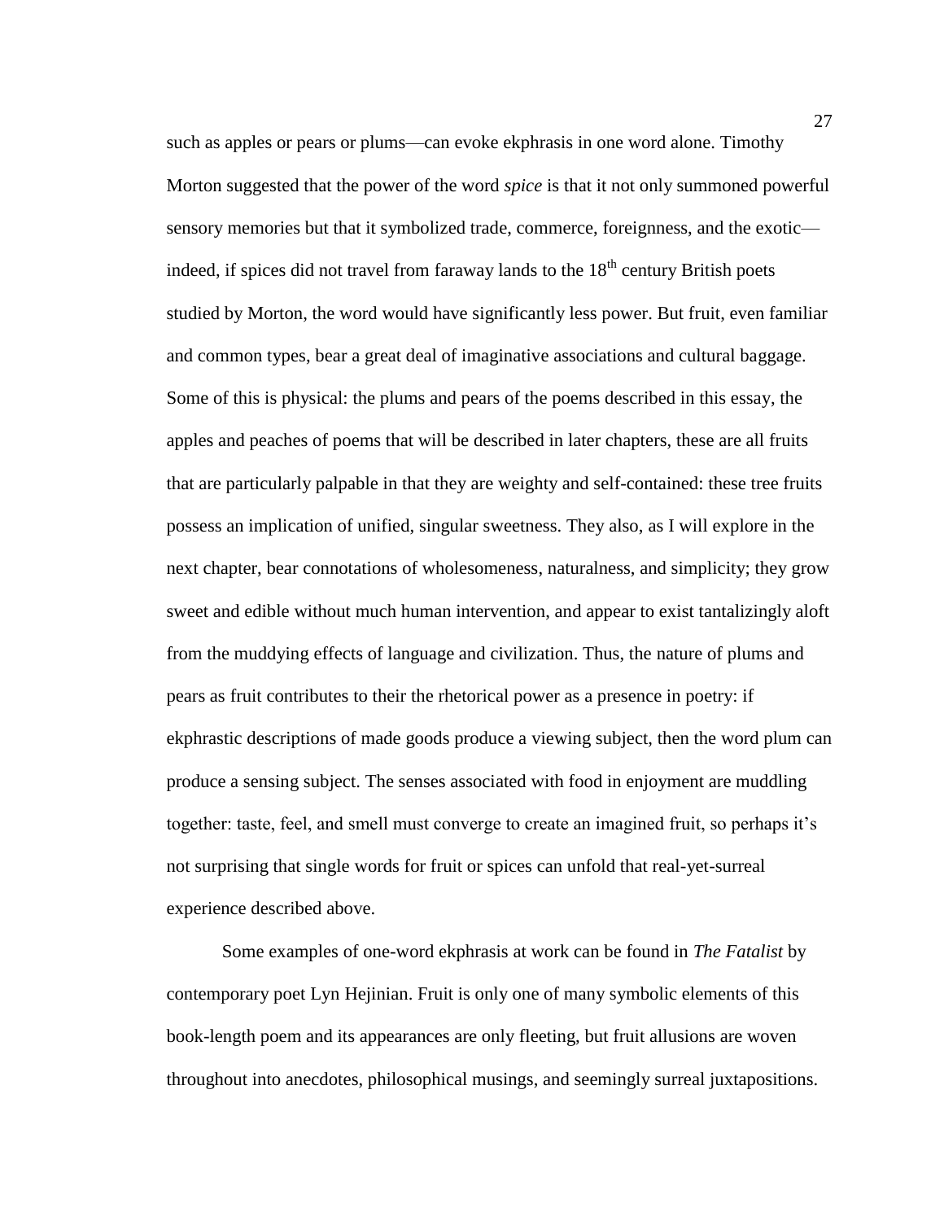such as apples or pears or plums—can evoke ekphrasis in one word alone. Timothy Morton suggested that the power of the word *spice* is that it not only summoned powerful sensory memories but that it symbolized trade, commerce, foreignness, and the exotic—indeed, if spices did not travel from faraway lands to the 18th century British poets studied by Morton, the word would have significantly less power. But fruit, even familiar and common types, bear a great deal of imaginative associations and cultural baggage. Some of this is physical: the plums and pears of the poems described in this essay, the apples and peaches of poems that will be described in later chapters, these are all fruits that are particularly palpable in that they are weighty and self-contained: these tree fruits possess an implication of unified, singular sweetness. They also, as I will explore in the next chapter, bear connotations of wholesomeness, naturalness, and simplicity; they grow sweet and edible without much human intervention, and appear to exist tantalizingly aloft from the muddying effects of language and civilization. Thus, the nature of plums and pears as fruit contributes to their the rhetorical power as a presence in poetry: if ekphrastic descriptions of made goods produce a viewing subject, then the word plum can produce a sensing subject. The senses associated with food in enjoyment are muddling together: taste, feel, and smell must converge to create an imagined fruit, so perhaps it's not surprising that single words for fruit or spices can unfold that real-yet-surreal experience described above.

Some examples of one-word ekphrasis at work can be found in *The Fatalist* by contemporary poet Lyn Hejinian. Fruit is only one of many symbolic elements of this book-length poem and its appearances are only fleeting, but fruit allusions are woven throughout into anecdotes, philosophical musings, and seemingly surreal juxtapositions.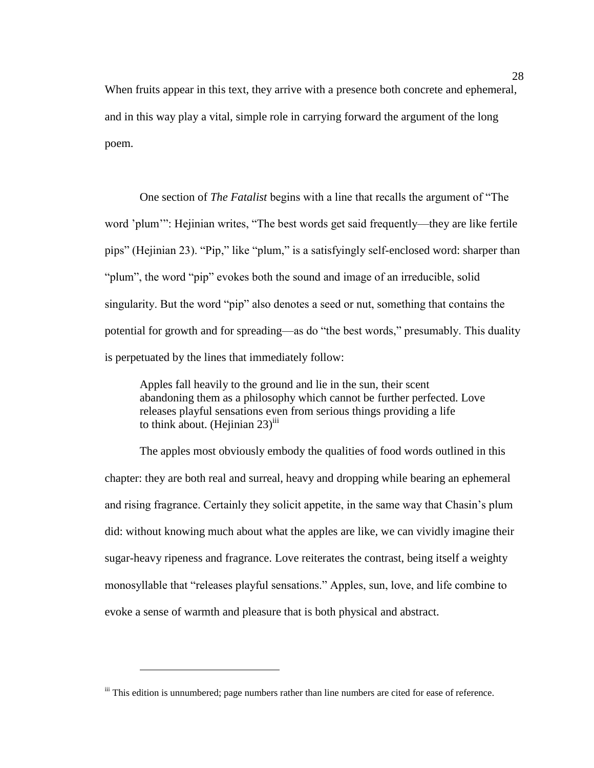When fruits appear in this text, they arrive with a presence both concrete and ephemeral, and in this way play a vital, simple role in carrying forward the argument of the long poem.

One section of *The Fatalist* begins with a line that recalls the argument of "The word 'plum'": Hejinian writes, "The best words get said frequently—they are like fertile pips" (Hejinian 23). "Pip," like "plum," is a satisfyingly self-enclosed word: sharper than "plum", the word "pip" evokes both the sound and image of an irreducible, solid singularity. But the word "pip" also denotes a seed or nut, something that contains the potential for growth and for spreading—as do "the best words," presumably. This duality is perpetuated by the lines that immediately follow:

> Apples fall heavily to the ground and lie in the sun, their scent abandoning them as a philosophy which cannot be further perfected. Love releases playful sensations even from serious things providing a life to think about. (Hejinian 23)[iii]

The apples most obviously embody the qualities of food words outlined in this chapter: they are both real and surreal, heavy and dropping while bearing an ephemeral and rising fragrance. Certainly they solicit appetite, in the same way that Chasin's plum did: without knowing much about what the apples are like, we can vividly imagine their sugar-heavy ripeness and fragrance. Love reiterates the contrast, being itself a weighty monosyllable that "releases playful sensations." Apples, sun, love, and life combine to evoke a sense of warmth and pleasure that is both physical and abstract.

---

[iii] This edition is unnumbered; page numbers rather than line numbers are cited for ease of reference.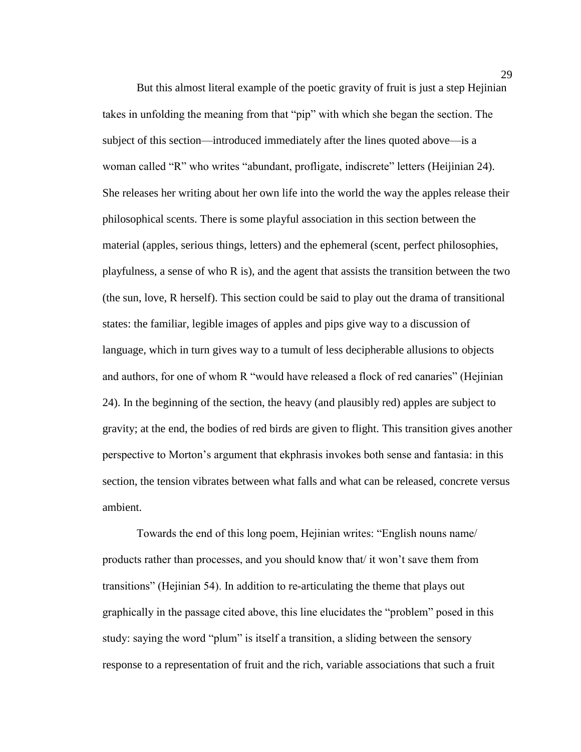But this almost literal example of the poetic gravity of fruit is just a step Hejinian takes in unfolding the meaning from that "pip" with which she began the section. The subject of this section—introduced immediately after the lines quoted above—is a woman called "R" who writes "abundant, profligate, indiscrete" letters (Heijinian 24). She releases her writing about her own life into the world the way the apples release their philosophical scents. There is some playful association in this section between the material (apples, serious things, letters) and the ephemeral (scent, perfect philosophies, playfulness, a sense of who R is), and the agent that assists the transition between the two (the sun, love, R herself). This section could be said to play out the drama of transitional states: the familiar, legible images of apples and pips give way to a discussion of language, which in turn gives way to a tumult of less decipherable allusions to objects and authors, for one of whom R "would have released a flock of red canaries" (Hejinian 24). In the beginning of the section, the heavy (and plausibly red) apples are subject to gravity; at the end, the bodies of red birds are given to flight. This transition gives another perspective to Morton's argument that ekphrasis invokes both sense and fantasia: in this section, the tension vibrates between what falls and what can be released, concrete versus ambient.

Towards the end of this long poem, Hejinian writes: "English nouns name/ products rather than processes, and you should know that/ it won't save them from transitions" (Hejinian 54). In addition to re-articulating the theme that plays out graphically in the passage cited above, this line elucidates the "problem" posed in this study: saying the word "plum" is itself a transition, a sliding between the sensory response to a representation of fruit and the rich, variable associations that such a fruit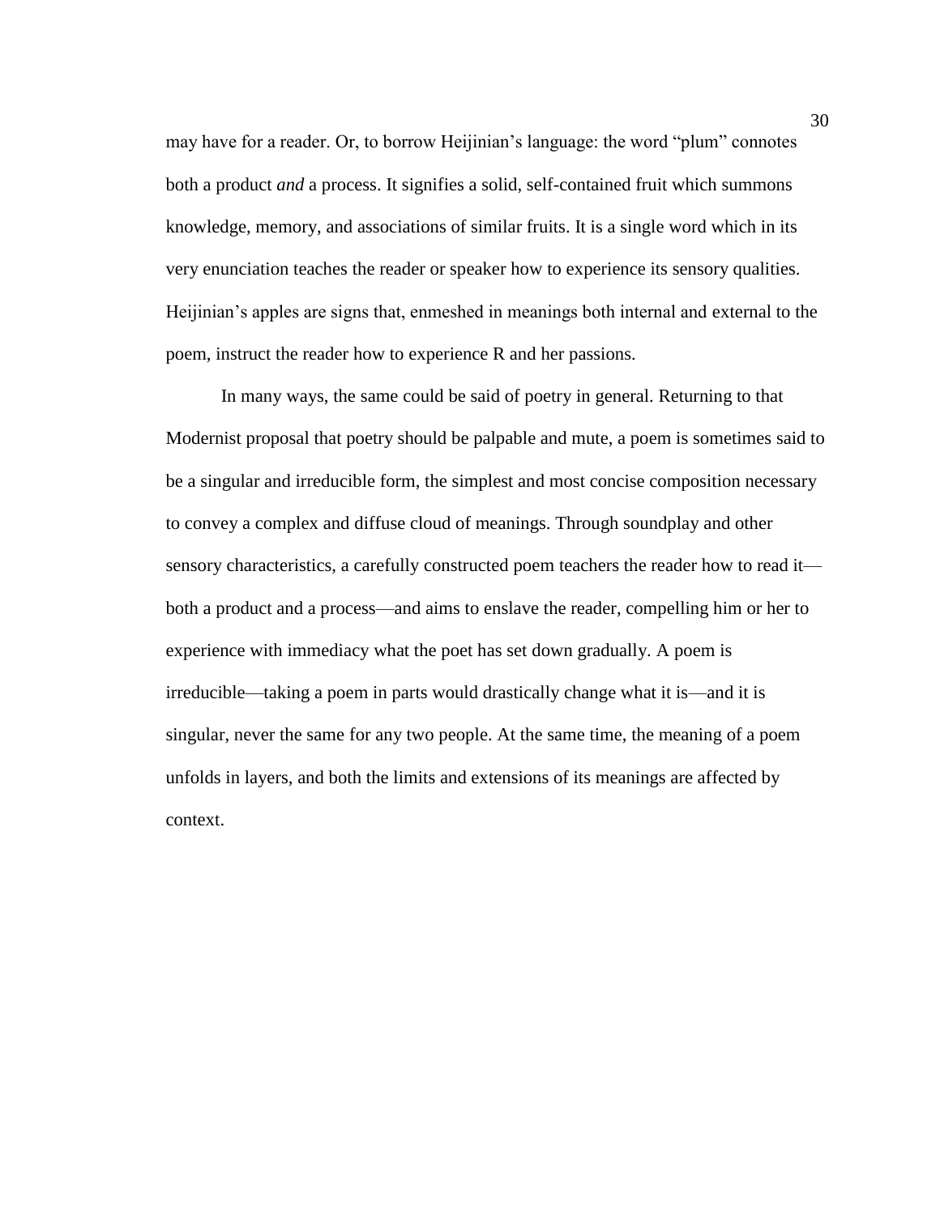may have for a reader. Or, to borrow Heijinian's language: the word "plum" connotes both a product *and* a process. It signifies a solid, self-contained fruit which summons knowledge, memory, and associations of similar fruits. It is a single word which in its very enunciation teaches the reader or speaker how to experience its sensory qualities. Heijinian's apples are signs that, enmeshed in meanings both internal and external to the poem, instruct the reader how to experience R and her passions.

In many ways, the same could be said of poetry in general. Returning to that Modernist proposal that poetry should be palpable and mute, a poem is sometimes said to be a singular and irreducible form, the simplest and most concise composition necessary to convey a complex and diffuse cloud of meanings. Through soundplay and other sensory characteristics, a carefully constructed poem teachers the reader how to read it—both a product and a process—and aims to enslave the reader, compelling him or her to experience with immediacy what the poet has set down gradually. A poem is irreducible—taking a poem in parts would drastically change what it is—and it is singular, never the same for any two people. At the same time, the meaning of a poem unfolds in layers, and both the limits and extensions of its meanings are affected by context.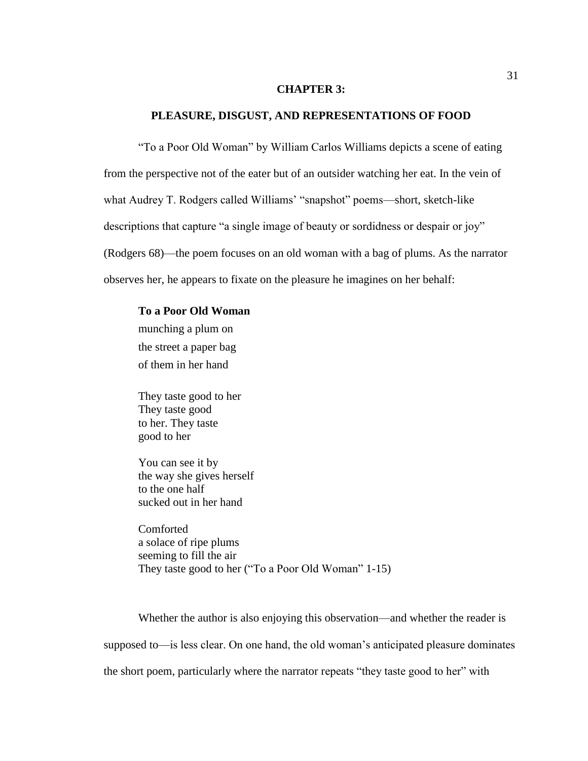# CHAPTER 3:

## PLEASURE, DISGUST, AND REPRESENTATIONS OF FOOD

"To a Poor Old Woman" by William Carlos Williams depicts a scene of eating from the perspective not of the eater but of an outsider watching her eat. In the vein of what Audrey T. Rodgers called Williams' "snapshot" poems—short, sketch-like descriptions that capture "a single image of beauty or sordidness or despair or joy" (Rodgers 68)—the poem focuses on an old woman with a bag of plums. As the narrator observes her, he appears to fixate on the pleasure he imagines on her behalf:

> **To a Poor Old Woman**
> munching a plum on
> the street a paper bag
> of them in her hand
>
> They taste good to her
> They taste good
> to her. They taste
> good to her
>
> You can see it by
> the way she gives herself
> to the one half
> sucked out in her hand
>
> Comforted
> a solace of ripe plums
> seeming to fill the air
> They taste good to her ("To a Poor Old Woman" 1-15)

Whether the author is also enjoying this observation—and whether the reader is supposed to—is less clear. On one hand, the old woman's anticipated pleasure dominates the short poem, particularly where the narrator repeats "they taste good to her" with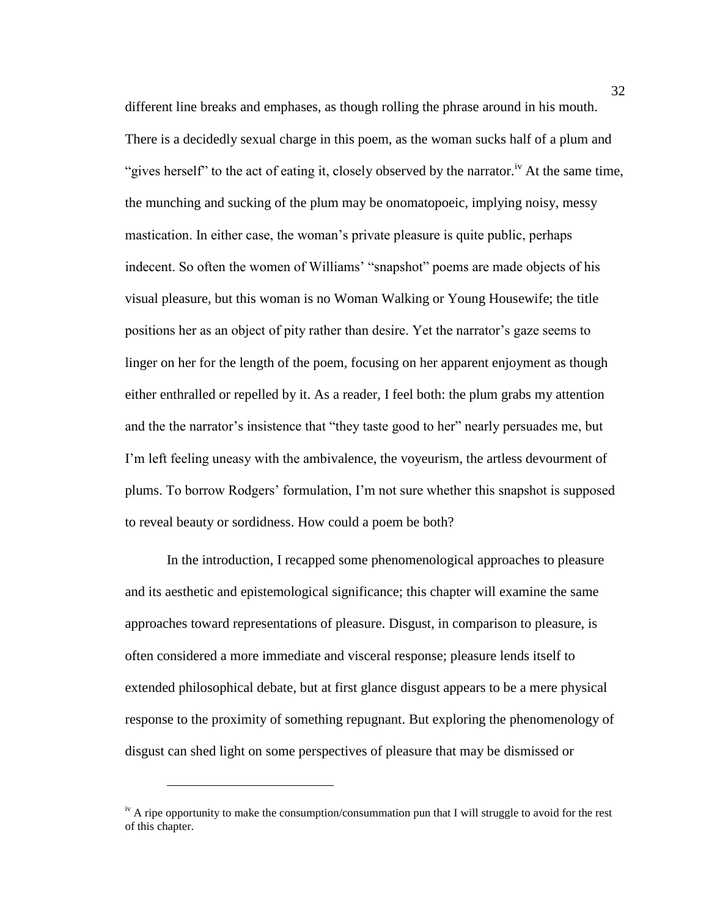different line breaks and emphases, as though rolling the phrase around in his mouth. There is a decidedly sexual charge in this poem, as the woman sucks half of a plum and "gives herself" to the act of eating it, closely observed by the narrator.[iv] At the same time, the munching and sucking of the plum may be onomatopoeic, implying noisy, messy mastication. In either case, the woman's private pleasure is quite public, perhaps indecent. So often the women of Williams' "snapshot" poems are made objects of his visual pleasure, but this woman is no Woman Walking or Young Housewife; the title positions her as an object of pity rather than desire. Yet the narrator's gaze seems to linger on her for the length of the poem, focusing on her apparent enjoyment as though either enthralled or repelled by it. As a reader, I feel both: the plum grabs my attention and the the narrator's insistence that "they taste good to her" nearly persuades me, but I'm left feeling uneasy with the ambivalence, the voyeurism, the artless devourment of plums. To borrow Rodgers' formulation, I'm not sure whether this snapshot is supposed to reveal beauty or sordidness. How could a poem be both?

In the introduction, I recapped some phenomenological approaches to pleasure and its aesthetic and epistemological significance; this chapter will examine the same approaches toward representations of pleasure. Disgust, in comparison to pleasure, is often considered a more immediate and visceral response; pleasure lends itself to extended philosophical debate, but at first glance disgust appears to be a mere physical response to the proximity of something repugnant. But exploring the phenomenology of disgust can shed light on some perspectives of pleasure that may be dismissed or

---

[iv] A ripe opportunity to make the consumption/consummation pun that I will struggle to avoid for the rest of this chapter.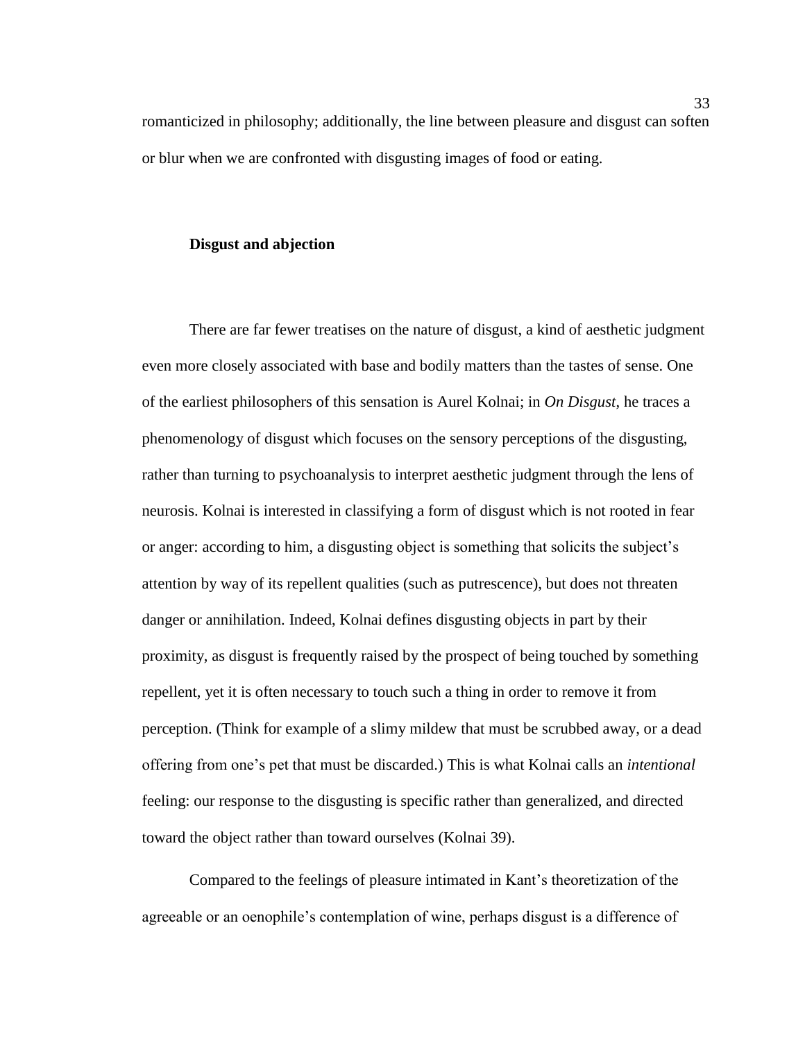romanticized in philosophy; additionally, the line between pleasure and disgust can soften or blur when we are confronted with disgusting images of food or eating.

### Disgust and abjection

There are far fewer treatises on the nature of disgust, a kind of aesthetic judgment even more closely associated with base and bodily matters than the tastes of sense. One of the earliest philosophers of this sensation is Aurel Kolnai; in *On Disgust*, he traces a phenomenology of disgust which focuses on the sensory perceptions of the disgusting, rather than turning to psychoanalysis to interpret aesthetic judgment through the lens of neurosis. Kolnai is interested in classifying a form of disgust which is not rooted in fear or anger: according to him, a disgusting object is something that solicits the subject's attention by way of its repellent qualities (such as putrescence), but does not threaten danger or annihilation. Indeed, Kolnai defines disgusting objects in part by their proximity, as disgust is frequently raised by the prospect of being touched by something repellent, yet it is often necessary to touch such a thing in order to remove it from perception. (Think for example of a slimy mildew that must be scrubbed away, or a dead offering from one's pet that must be discarded.) This is what Kolnai calls an *intentional* feeling: our response to the disgusting is specific rather than generalized, and directed toward the object rather than toward ourselves (Kolnai 39).

Compared to the feelings of pleasure intimated in Kant's theoretization of the agreeable or an oenophile's contemplation of wine, perhaps disgust is a difference of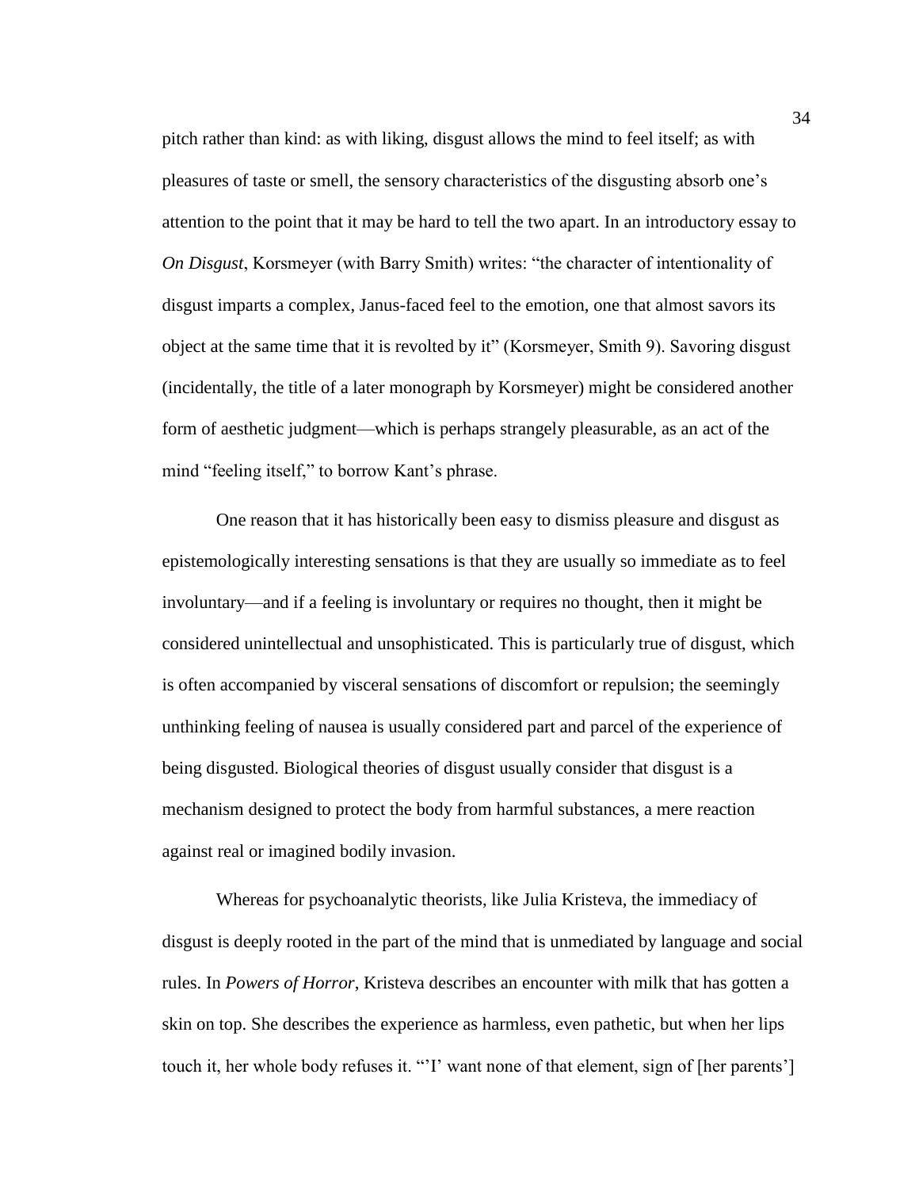pitch rather than kind: as with liking, disgust allows the mind to feel itself; as with pleasures of taste or smell, the sensory characteristics of the disgusting absorb one's attention to the point that it may be hard to tell the two apart. In an introductory essay to *On Disgust*, Korsmeyer (with Barry Smith) writes: "the character of intentionality of disgust imparts a complex, Janus-faced feel to the emotion, one that almost savors its object at the same time that it is revolted by it" (Korsmeyer, Smith 9). Savoring disgust (incidentally, the title of a later monograph by Korsmeyer) might be considered another form of aesthetic judgment—which is perhaps strangely pleasurable, as an act of the mind "feeling itself," to borrow Kant's phrase.

One reason that it has historically been easy to dismiss pleasure and disgust as epistemologically interesting sensations is that they are usually so immediate as to feel involuntary—and if a feeling is involuntary or requires no thought, then it might be considered unintellectual and unsophisticated. This is particularly true of disgust, which is often accompanied by visceral sensations of discomfort or repulsion; the seemingly unthinking feeling of nausea is usually considered part and parcel of the experience of being disgusted. Biological theories of disgust usually consider that disgust is a mechanism designed to protect the body from harmful substances, a mere reaction against real or imagined bodily invasion.

Whereas for psychoanalytic theorists, like Julia Kristeva, the immediacy of disgust is deeply rooted in the part of the mind that is unmediated by language and social rules. In *Powers of Horror*, Kristeva describes an encounter with milk that has gotten a skin on top. She describes the experience as harmless, even pathetic, but when her lips touch it, her whole body refuses it. "'I' want none of that element, sign of [her parents']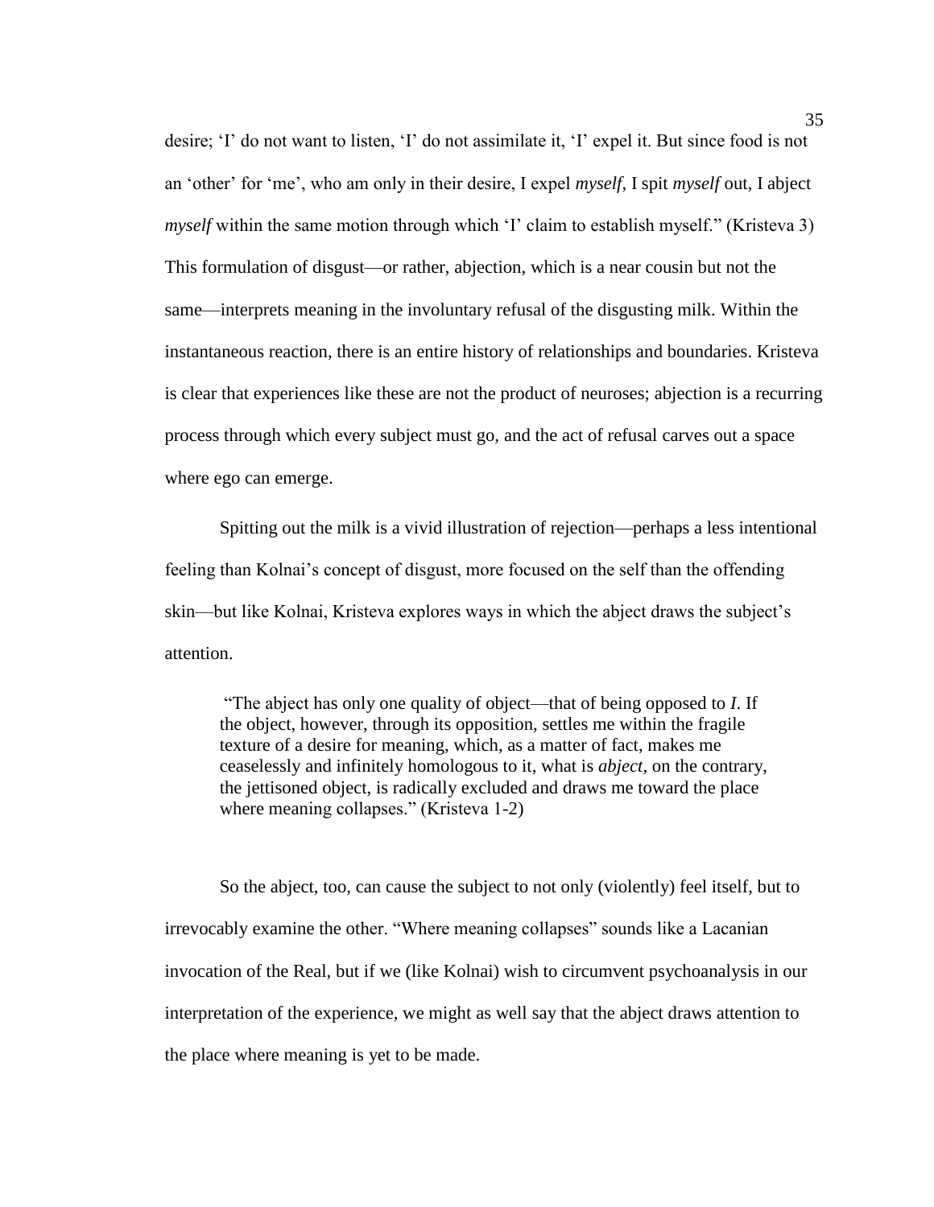desire; 'I' do not want to listen, 'I' do not assimilate it, 'I' expel it. But since food is not an 'other' for 'me', who am only in their desire, I expel *myself*, I spit *myself* out, I abject *myself* within the same motion through which 'I' claim to establish myself." (Kristeva 3) This formulation of disgust—or rather, abjection, which is a near cousin but not the same—interprets meaning in the involuntary refusal of the disgusting milk. Within the instantaneous reaction, there is an entire history of relationships and boundaries. Kristeva is clear that experiences like these are not the product of neuroses; abjection is a recurring process through which every subject must go, and the act of refusal carves out a space where ego can emerge.

Spitting out the milk is a vivid illustration of rejection—perhaps a less intentional feeling than Kolnai's concept of disgust, more focused on the self than the offending skin—but like Kolnai, Kristeva explores ways in which the abject draws the subject's attention.

> "The abject has only one quality of object—that of being opposed to *I*. If the object, however, through its opposition, settles me within the fragile texture of a desire for meaning, which, as a matter of fact, makes me ceaselessly and infinitely homologous to it, what is *abject*, on the contrary, the jettisoned object, is radically excluded and draws me toward the place where meaning collapses." (Kristeva 1-2)

So the abject, too, can cause the subject to not only (violently) feel itself, but to irrevocably examine the other. "Where meaning collapses" sounds like a Lacanian invocation of the Real, but if we (like Kolnai) wish to circumvent psychoanalysis in our interpretation of the experience, we might as well say that the abject draws attention to the place where meaning is yet to be made.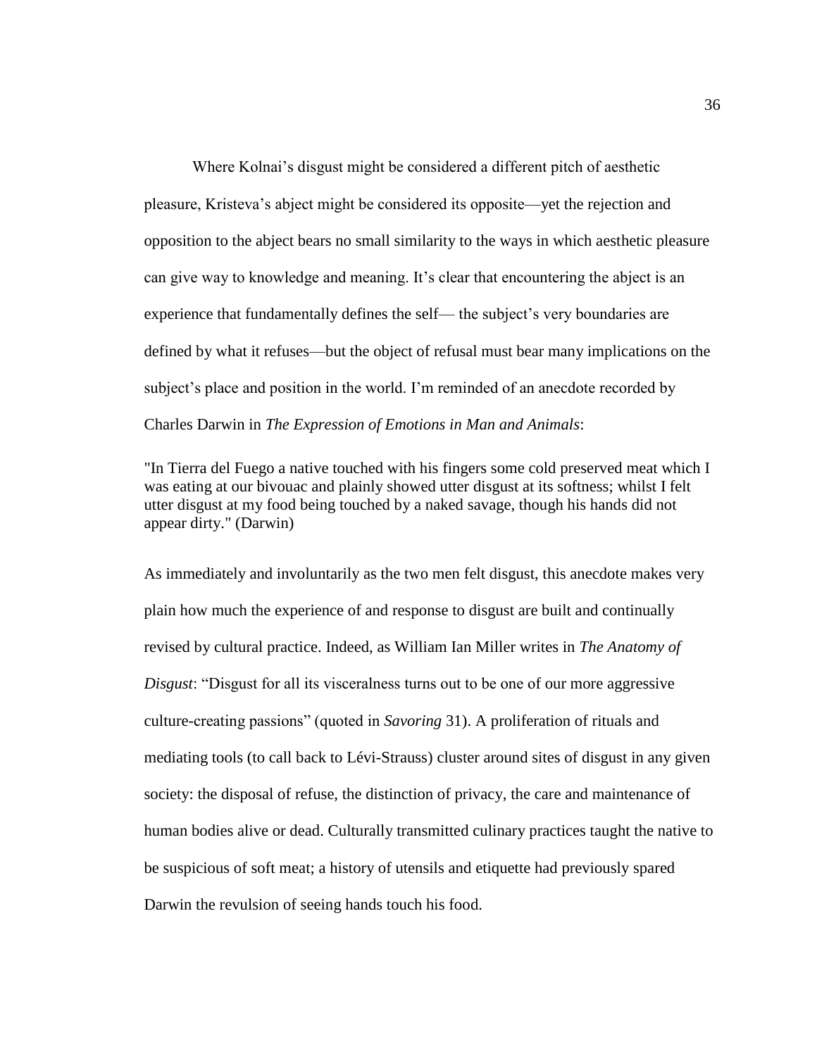Where Kolnai's disgust might be considered a different pitch of aesthetic pleasure, Kristeva's abject might be considered its opposite—yet the rejection and opposition to the abject bears no small similarity to the ways in which aesthetic pleasure can give way to knowledge and meaning. It's clear that encountering the abject is an experience that fundamentally defines the self— the subject's very boundaries are defined by what it refuses—but the object of refusal must bear many implications on the subject's place and position in the world. I'm reminded of an anecdote recorded by Charles Darwin in *The Expression of Emotions in Man and Animals*:

> "In Tierra del Fuego a native touched with his fingers some cold preserved meat which I was eating at our bivouac and plainly showed utter disgust at its softness; whilst I felt utter disgust at my food being touched by a naked savage, though his hands did not appear dirty." (Darwin)

As immediately and involuntarily as the two men felt disgust, this anecdote makes very plain how much the experience of and response to disgust are built and continually revised by cultural practice. Indeed, as William Ian Miller writes in *The Anatomy of Disgust*: "Disgust for all its visceralness turns out to be one of our more aggressive culture-creating passions" (quoted in *Savoring* 31). A proliferation of rituals and mediating tools (to call back to Lévi-Strauss) cluster around sites of disgust in any given society: the disposal of refuse, the distinction of privacy, the care and maintenance of human bodies alive or dead. Culturally transmitted culinary practices taught the native to be suspicious of soft meat; a history of utensils and etiquette had previously spared Darwin the revulsion of seeing hands touch his food.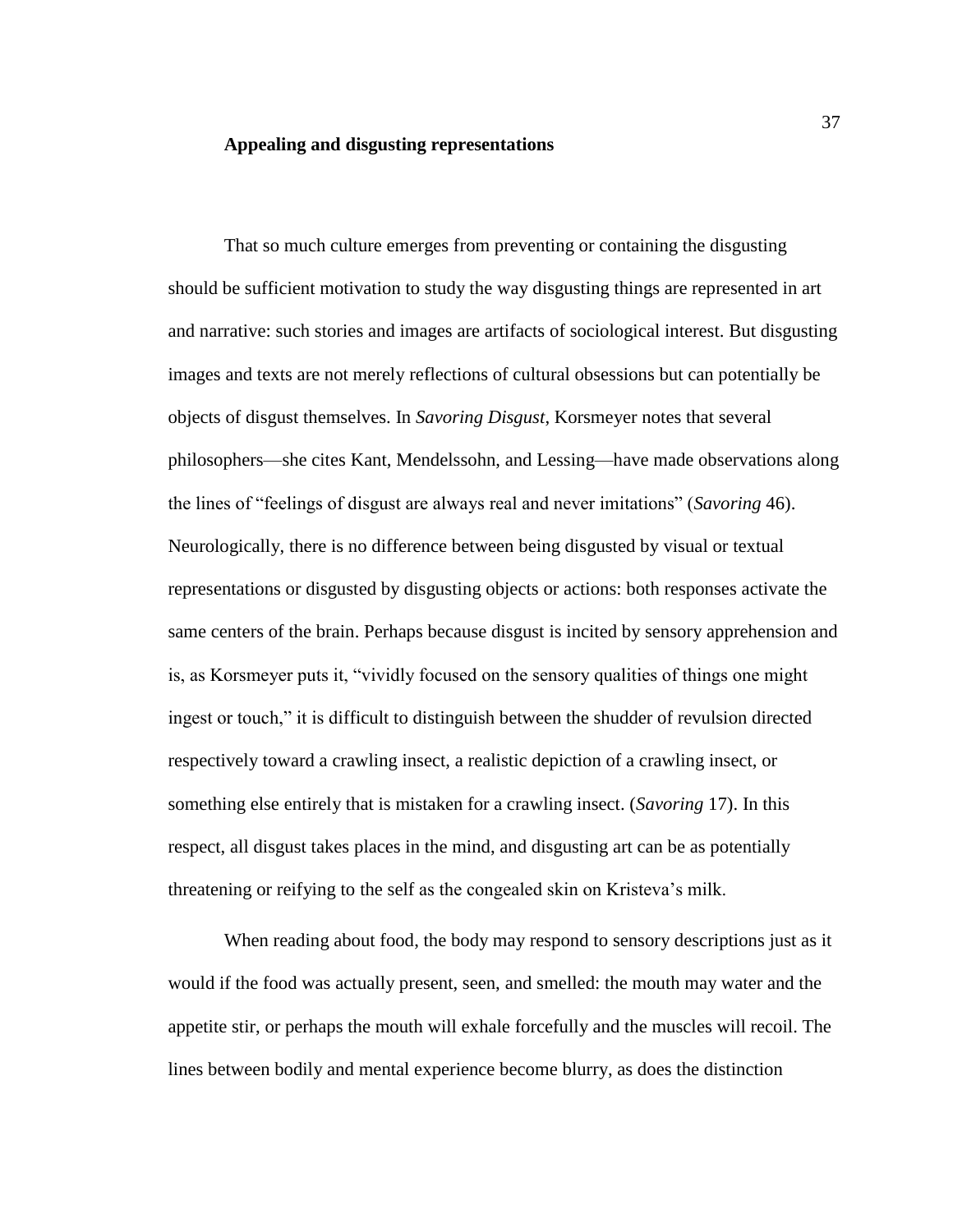### Appealing and disgusting representations

That so much culture emerges from preventing or containing the disgusting should be sufficient motivation to study the way disgusting things are represented in art and narrative: such stories and images are artifacts of sociological interest. But disgusting images and texts are not merely reflections of cultural obsessions but can potentially be objects of disgust themselves. In *Savoring Disgust*, Korsmeyer notes that several philosophers—she cites Kant, Mendelssohn, and Lessing—have made observations along the lines of "feelings of disgust are always real and never imitations" (*Savoring* 46). Neurologically, there is no difference between being disgusted by visual or textual representations or disgusted by disgusting objects or actions: both responses activate the same centers of the brain. Perhaps because disgust is incited by sensory apprehension and is, as Korsmeyer puts it, "vividly focused on the sensory qualities of things one might ingest or touch," it is difficult to distinguish between the shudder of revulsion directed respectively toward a crawling insect, a realistic depiction of a crawling insect, or something else entirely that is mistaken for a crawling insect. (*Savoring* 17). In this respect, all disgust takes places in the mind, and disgusting art can be as potentially threatening or reifying to the self as the congealed skin on Kristeva's milk.

When reading about food, the body may respond to sensory descriptions just as it would if the food was actually present, seen, and smelled: the mouth may water and the appetite stir, or perhaps the mouth will exhale forcefully and the muscles will recoil. The lines between bodily and mental experience become blurry, as does the distinction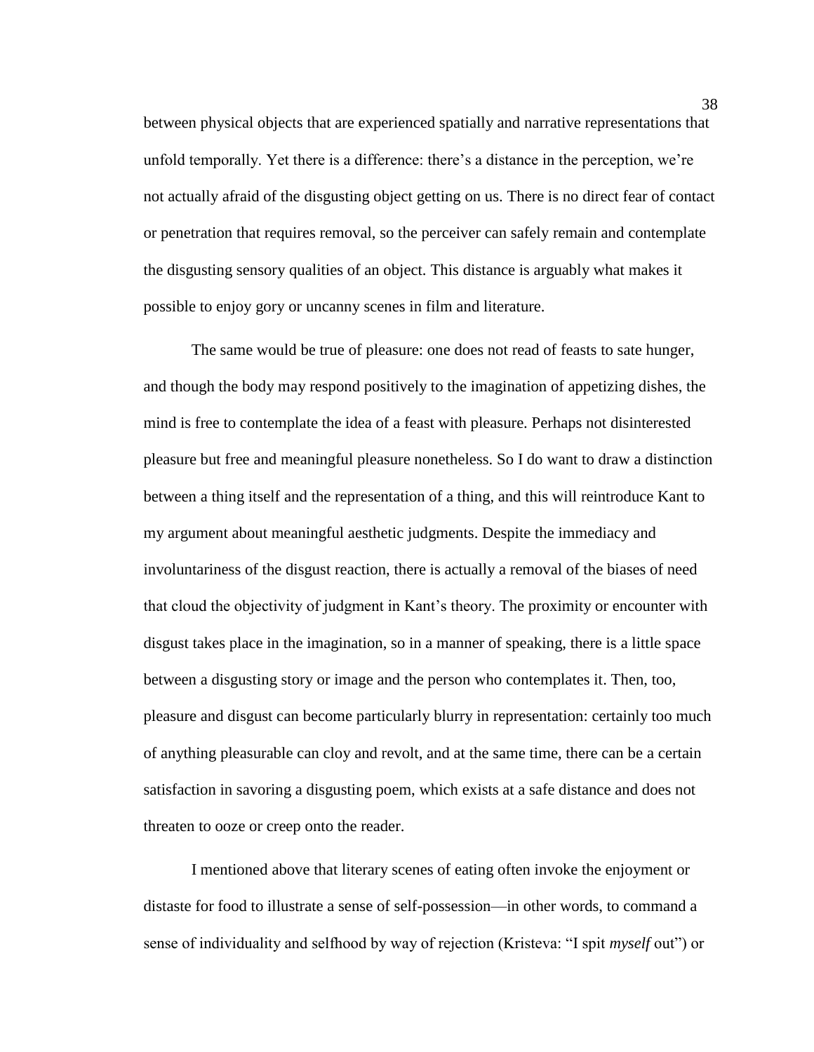between physical objects that are experienced spatially and narrative representations that unfold temporally. Yet there is a difference: there's a distance in the perception, we're not actually afraid of the disgusting object getting on us. There is no direct fear of contact or penetration that requires removal, so the perceiver can safely remain and contemplate the disgusting sensory qualities of an object. This distance is arguably what makes it possible to enjoy gory or uncanny scenes in film and literature.

The same would be true of pleasure: one does not read of feasts to sate hunger, and though the body may respond positively to the imagination of appetizing dishes, the mind is free to contemplate the idea of a feast with pleasure. Perhaps not disinterested pleasure but free and meaningful pleasure nonetheless. So I do want to draw a distinction between a thing itself and the representation of a thing, and this will reintroduce Kant to my argument about meaningful aesthetic judgments. Despite the immediacy and involuntariness of the disgust reaction, there is actually a removal of the biases of need that cloud the objectivity of judgment in Kant's theory. The proximity or encounter with disgust takes place in the imagination, so in a manner of speaking, there is a little space between a disgusting story or image and the person who contemplates it. Then, too, pleasure and disgust can become particularly blurry in representation: certainly too much of anything pleasurable can cloy and revolt, and at the same time, there can be a certain satisfaction in savoring a disgusting poem, which exists at a safe distance and does not threaten to ooze or creep onto the reader.

I mentioned above that literary scenes of eating often invoke the enjoyment or distaste for food to illustrate a sense of self-possession—in other words, to command a sense of individuality and selfhood by way of rejection (Kristeva: "I spit *myself* out") or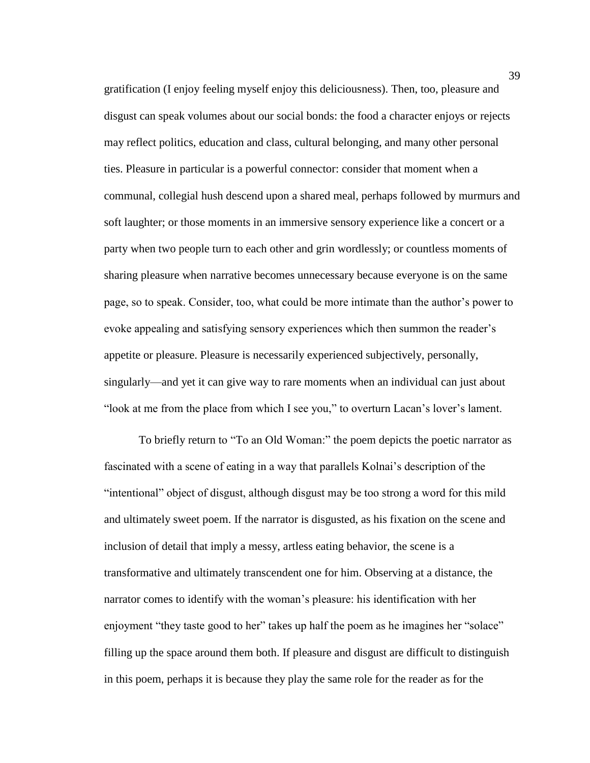gratification (I enjoy feeling myself enjoy this deliciousness). Then, too, pleasure and disgust can speak volumes about our social bonds: the food a character enjoys or rejects may reflect politics, education and class, cultural belonging, and many other personal ties. Pleasure in particular is a powerful connector: consider that moment when a communal, collegial hush descend upon a shared meal, perhaps followed by murmurs and soft laughter; or those moments in an immersive sensory experience like a concert or a party when two people turn to each other and grin wordlessly; or countless moments of sharing pleasure when narrative becomes unnecessary because everyone is on the same page, so to speak. Consider, too, what could be more intimate than the author's power to evoke appealing and satisfying sensory experiences which then summon the reader's appetite or pleasure. Pleasure is necessarily experienced subjectively, personally, singularly—and yet it can give way to rare moments when an individual can just about "look at me from the place from which I see you," to overturn Lacan's lover's lament.

To briefly return to "To an Old Woman:" the poem depicts the poetic narrator as fascinated with a scene of eating in a way that parallels Kolnai's description of the "intentional" object of disgust, although disgust may be too strong a word for this mild and ultimately sweet poem. If the narrator is disgusted, as his fixation on the scene and inclusion of detail that imply a messy, artless eating behavior, the scene is a transformative and ultimately transcendent one for him. Observing at a distance, the narrator comes to identify with the woman's pleasure: his identification with her enjoyment "they taste good to her" takes up half the poem as he imagines her "solace" filling up the space around them both. If pleasure and disgust are difficult to distinguish in this poem, perhaps it is because they play the same role for the reader as for the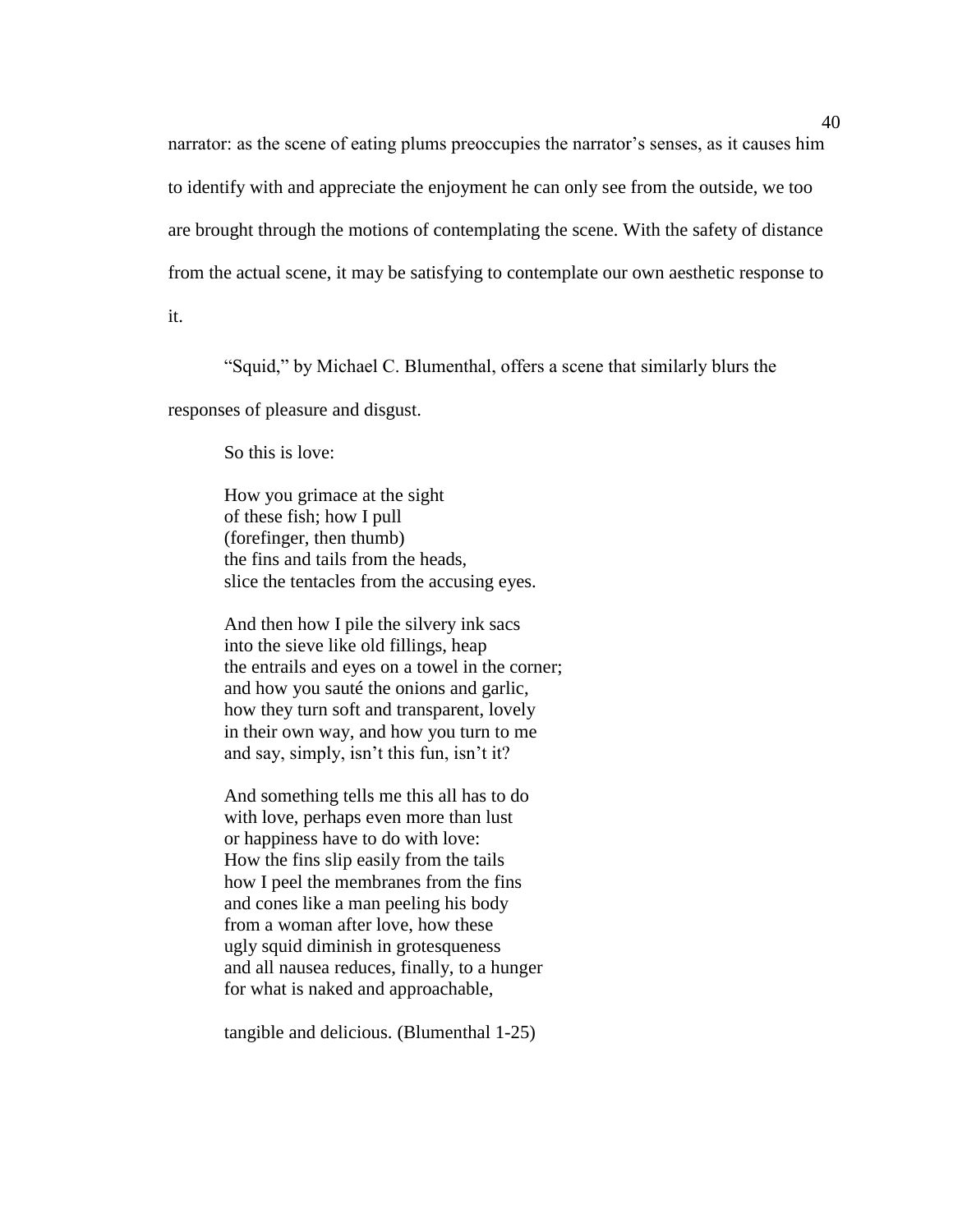narrator: as the scene of eating plums preoccupies the narrator's senses, as it causes him to identify with and appreciate the enjoyment he can only see from the outside, we too are brought through the motions of contemplating the scene. With the safety of distance from the actual scene, it may be satisfying to contemplate our own aesthetic response to it.

"Squid," by Michael C. Blumenthal, offers a scene that similarly blurs the responses of pleasure and disgust.

> So this is love:
>
> How you grimace at the sight
> of these fish; how I pull
> (forefinger, then thumb)
> the fins and tails from the heads,
> slice the tentacles from the accusing eyes.
>
> And then how I pile the silvery ink sacs
> into the sieve like old fillings, heap
> the entrails and eyes on a towel in the corner;
> and how you sauté the onions and garlic,
> how they turn soft and transparent, lovely
> in their own way, and how you turn to me
> and say, simply, isn't this fun, isn't it?
>
> And something tells me this all has to do
> with love, perhaps even more than lust
> or happiness have to do with love:
> How the fins slip easily from the tails
> how I peel the membranes from the fins
> and cones like a man peeling his body
> from a woman after love, how these
> ugly squid diminish in grotesqueness
> and all nausea reduces, finally, to a hunger
> for what is naked and approachable,
>
> tangible and delicious. (Blumenthal 1-25)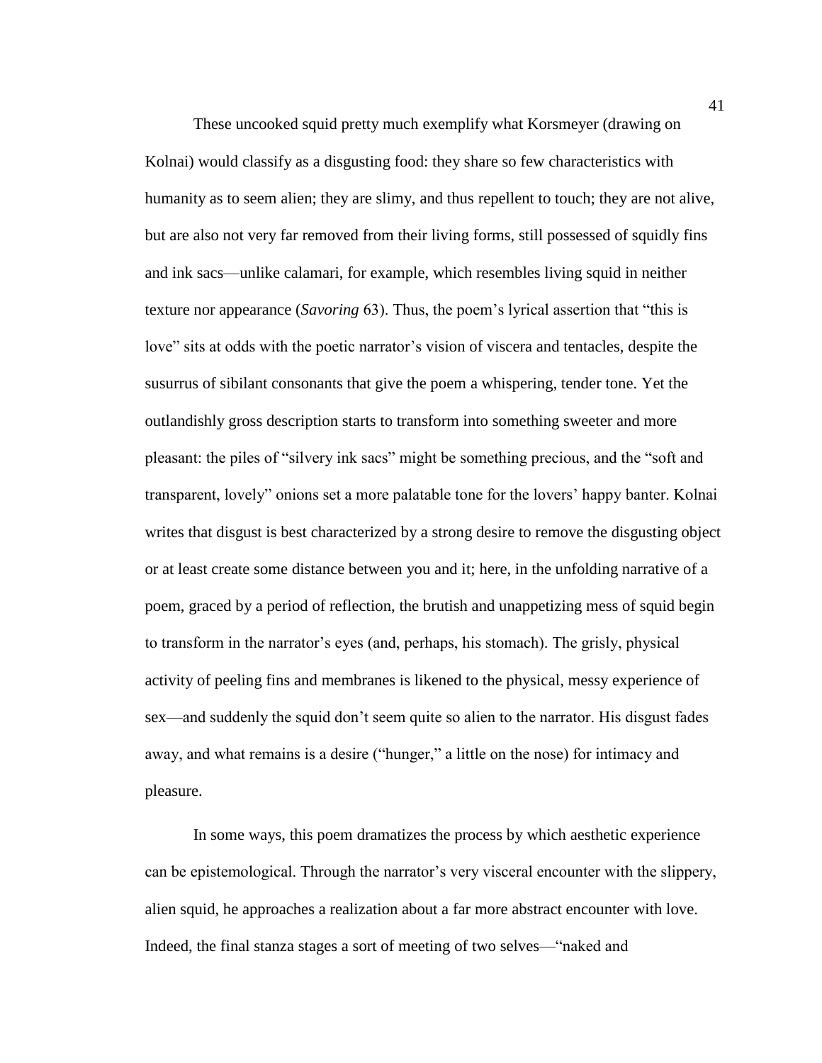These uncooked squid pretty much exemplify what Korsmeyer (drawing on Kolnai) would classify as a disgusting food: they share so few characteristics with humanity as to seem alien; they are slimy, and thus repellent to touch; they are not alive, but are also not very far removed from their living forms, still possessed of squidly fins and ink sacs—unlike calamari, for example, which resembles living squid in neither texture nor appearance (*Savoring* 63). Thus, the poem's lyrical assertion that "this is love" sits at odds with the poetic narrator's vision of viscera and tentacles, despite the susurrus of sibilant consonants that give the poem a whispering, tender tone. Yet the outlandishly gross description starts to transform into something sweeter and more pleasant: the piles of "silvery ink sacs" might be something precious, and the "soft and transparent, lovely" onions set a more palatable tone for the lovers' happy banter. Kolnai writes that disgust is best characterized by a strong desire to remove the disgusting object or at least create some distance between you and it; here, in the unfolding narrative of a poem, graced by a period of reflection, the brutish and unappetizing mess of squid begin to transform in the narrator's eyes (and, perhaps, his stomach). The grisly, physical activity of peeling fins and membranes is likened to the physical, messy experience of sex—and suddenly the squid don't seem quite so alien to the narrator. His disgust fades away, and what remains is a desire ("hunger," a little on the nose) for intimacy and pleasure.

In some ways, this poem dramatizes the process by which aesthetic experience can be epistemological. Through the narrator's very visceral encounter with the slippery, alien squid, he approaches a realization about a far more abstract encounter with love. Indeed, the final stanza stages a sort of meeting of two selves—"naked and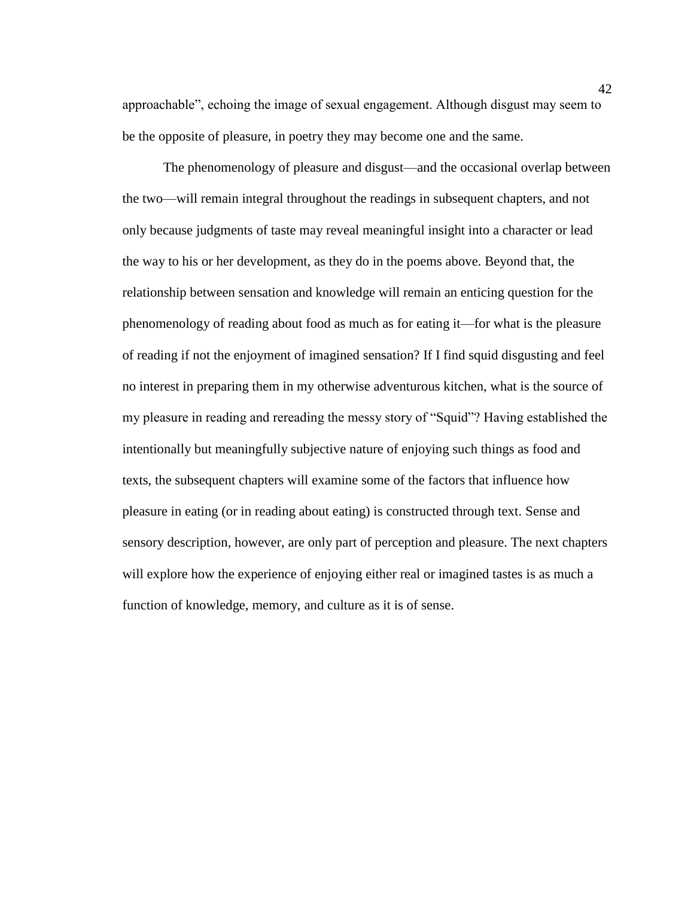approachable", echoing the image of sexual engagement. Although disgust may seem to be the opposite of pleasure, in poetry they may become one and the same.

The phenomenology of pleasure and disgust—and the occasional overlap between the two—will remain integral throughout the readings in subsequent chapters, and not only because judgments of taste may reveal meaningful insight into a character or lead the way to his or her development, as they do in the poems above. Beyond that, the relationship between sensation and knowledge will remain an enticing question for the phenomenology of reading about food as much as for eating it—for what is the pleasure of reading if not the enjoyment of imagined sensation? If I find squid disgusting and feel no interest in preparing them in my otherwise adventurous kitchen, what is the source of my pleasure in reading and rereading the messy story of "Squid"? Having established the intentionally but meaningfully subjective nature of enjoying such things as food and texts, the subsequent chapters will examine some of the factors that influence how pleasure in eating (or in reading about eating) is constructed through text. Sense and sensory description, however, are only part of perception and pleasure. The next chapters will explore how the experience of enjoying either real or imagined tastes is as much a function of knowledge, memory, and culture as it is of sense.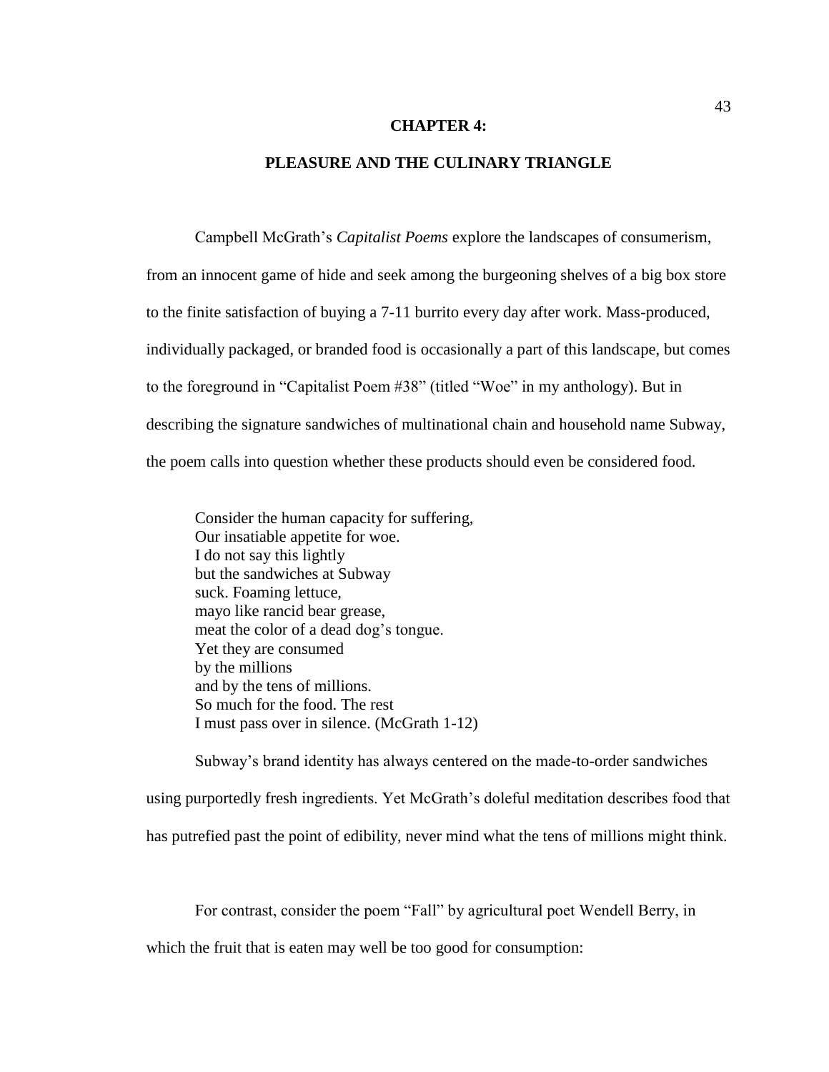# CHAPTER 4:

## PLEASURE AND THE CULINARY TRIANGLE

Campbell McGrath's *Capitalist Poems* explore the landscapes of consumerism, from an innocent game of hide and seek among the burgeoning shelves of a big box store to the finite satisfaction of buying a 7-11 burrito every day after work. Mass-produced, individually packaged, or branded food is occasionally a part of this landscape, but comes to the foreground in "Capitalist Poem #38" (titled "Woe" in my anthology). But in describing the signature sandwiches of multinational chain and household name Subway, the poem calls into question whether these products should even be considered food.

> Consider the human capacity for suffering,
> Our insatiable appetite for woe.
> I do not say this lightly
> but the sandwiches at Subway
> suck. Foaming lettuce,
> mayo like rancid bear grease,
> meat the color of a dead dog's tongue.
> Yet they are consumed
> by the millions
> and by the tens of millions.
> So much for the food. The rest
> I must pass over in silence. (McGrath 1-12)

Subway's brand identity has always centered on the made-to-order sandwiches using purportedly fresh ingredients. Yet McGrath's doleful meditation describes food that has putrefied past the point of edibility, never mind what the tens of millions might think.

For contrast, consider the poem "Fall" by agricultural poet Wendell Berry, in which the fruit that is eaten may well be too good for consumption: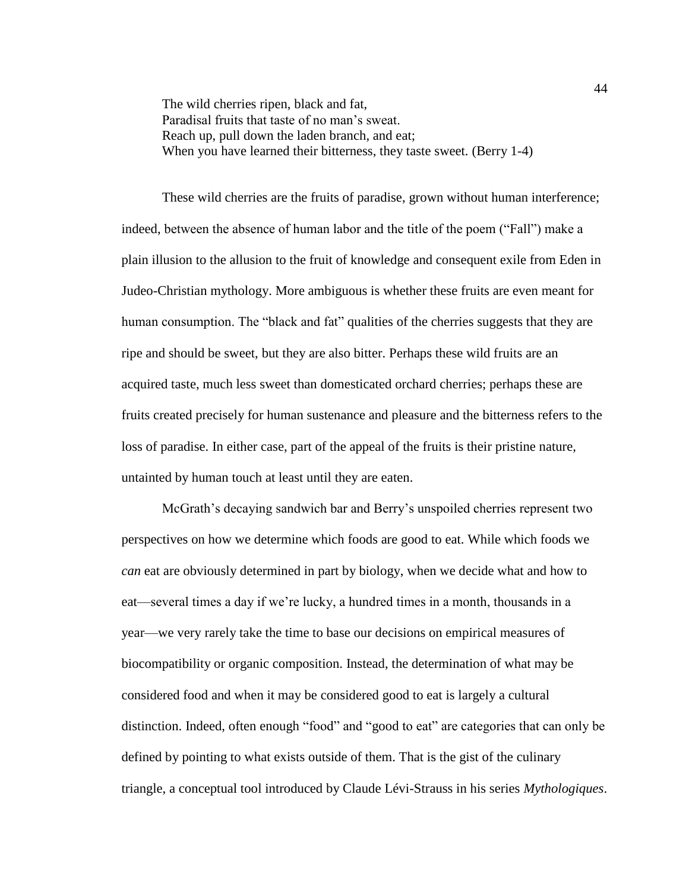> The wild cherries ripen, black and fat,
> Paradisal fruits that taste of no man's sweat.
> Reach up, pull down the laden branch, and eat;
> When you have learned their bitterness, they taste sweet. (Berry 1-4)

These wild cherries are the fruits of paradise, grown without human interference; indeed, between the absence of human labor and the title of the poem ("Fall") make a plain illusion to the allusion to the fruit of knowledge and consequent exile from Eden in Judeo-Christian mythology. More ambiguous is whether these fruits are even meant for human consumption. The "black and fat" qualities of the cherries suggests that they are ripe and should be sweet, but they are also bitter. Perhaps these wild fruits are an acquired taste, much less sweet than domesticated orchard cherries; perhaps these are fruits created precisely for human sustenance and pleasure and the bitterness refers to the loss of paradise. In either case, part of the appeal of the fruits is their pristine nature, untainted by human touch at least until they are eaten.

McGrath's decaying sandwich bar and Berry's unspoiled cherries represent two perspectives on how we determine which foods are good to eat. While which foods we *can* eat are obviously determined in part by biology, when we decide what and how to eat—several times a day if we're lucky, a hundred times in a month, thousands in a year—we very rarely take the time to base our decisions on empirical measures of biocompatibility or organic composition. Instead, the determination of what may be considered food and when it may be considered good to eat is largely a cultural distinction. Indeed, often enough "food" and "good to eat" are categories that can only be defined by pointing to what exists outside of them. That is the gist of the culinary triangle, a conceptual tool introduced by Claude Lévi-Strauss in his series *Mythologiques*.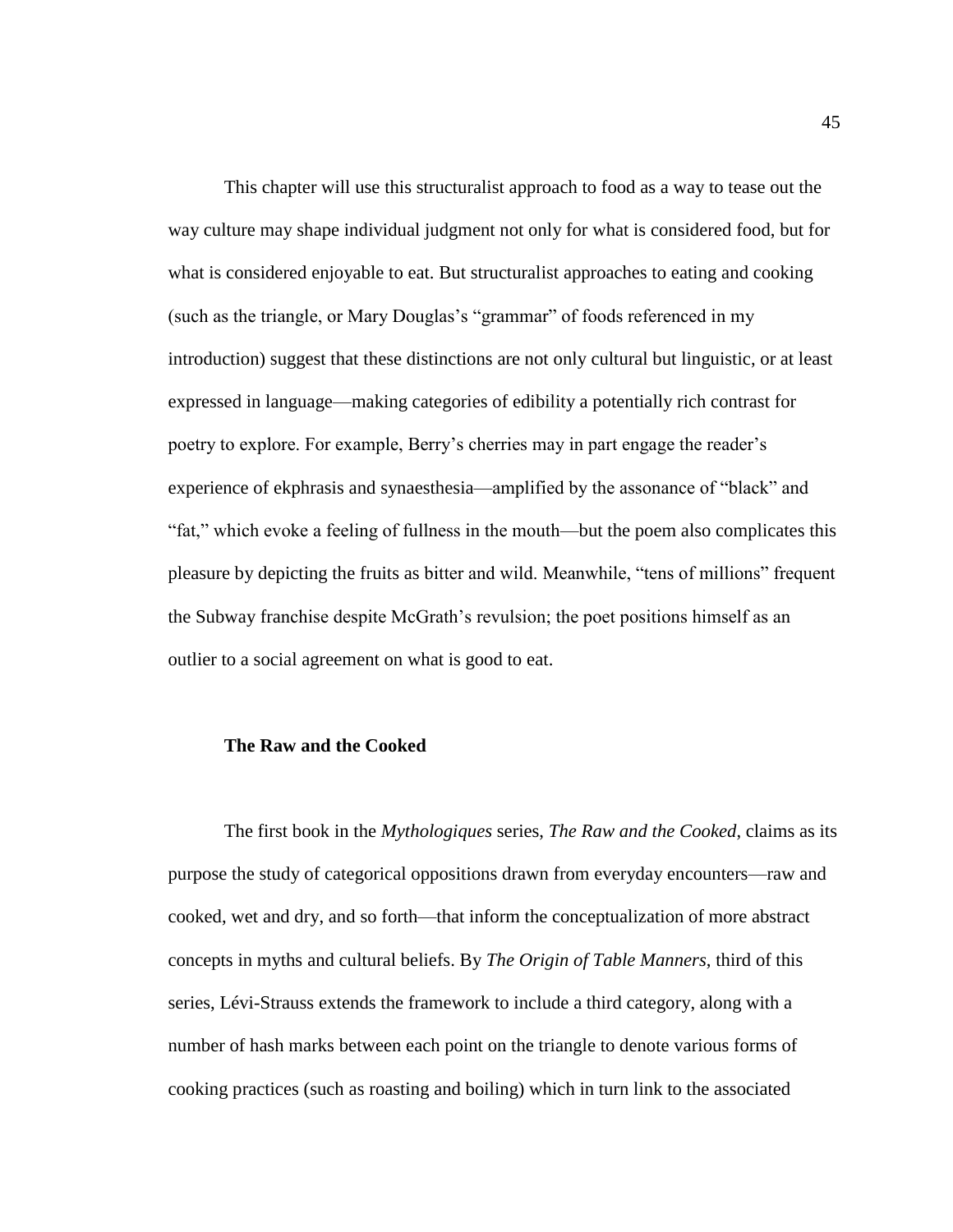This chapter will use this structuralist approach to food as a way to tease out the way culture may shape individual judgment not only for what is considered food, but for what is considered enjoyable to eat. But structuralist approaches to eating and cooking (such as the triangle, or Mary Douglas's "grammar" of foods referenced in my introduction) suggest that these distinctions are not only cultural but linguistic, or at least expressed in language—making categories of edibility a potentially rich contrast for poetry to explore. For example, Berry's cherries may in part engage the reader's experience of ekphrasis and synaesthesia—amplified by the assonance of "black" and "fat," which evoke a feeling of fullness in the mouth—but the poem also complicates this pleasure by depicting the fruits as bitter and wild. Meanwhile, "tens of millions" frequent the Subway franchise despite McGrath's revulsion; the poet positions himself as an outlier to a social agreement on what is good to eat.

## The Raw and the Cooked

The first book in the *Mythologiques* series, *The Raw and the Cooked*, claims as its purpose the study of categorical oppositions drawn from everyday encounters—raw and cooked, wet and dry, and so forth—that inform the conceptualization of more abstract concepts in myths and cultural beliefs. By *The Origin of Table Manners*, third of this series, Lévi-Strauss extends the framework to include a third category, along with a number of hash marks between each point on the triangle to denote various forms of cooking practices (such as roasting and boiling) which in turn link to the associated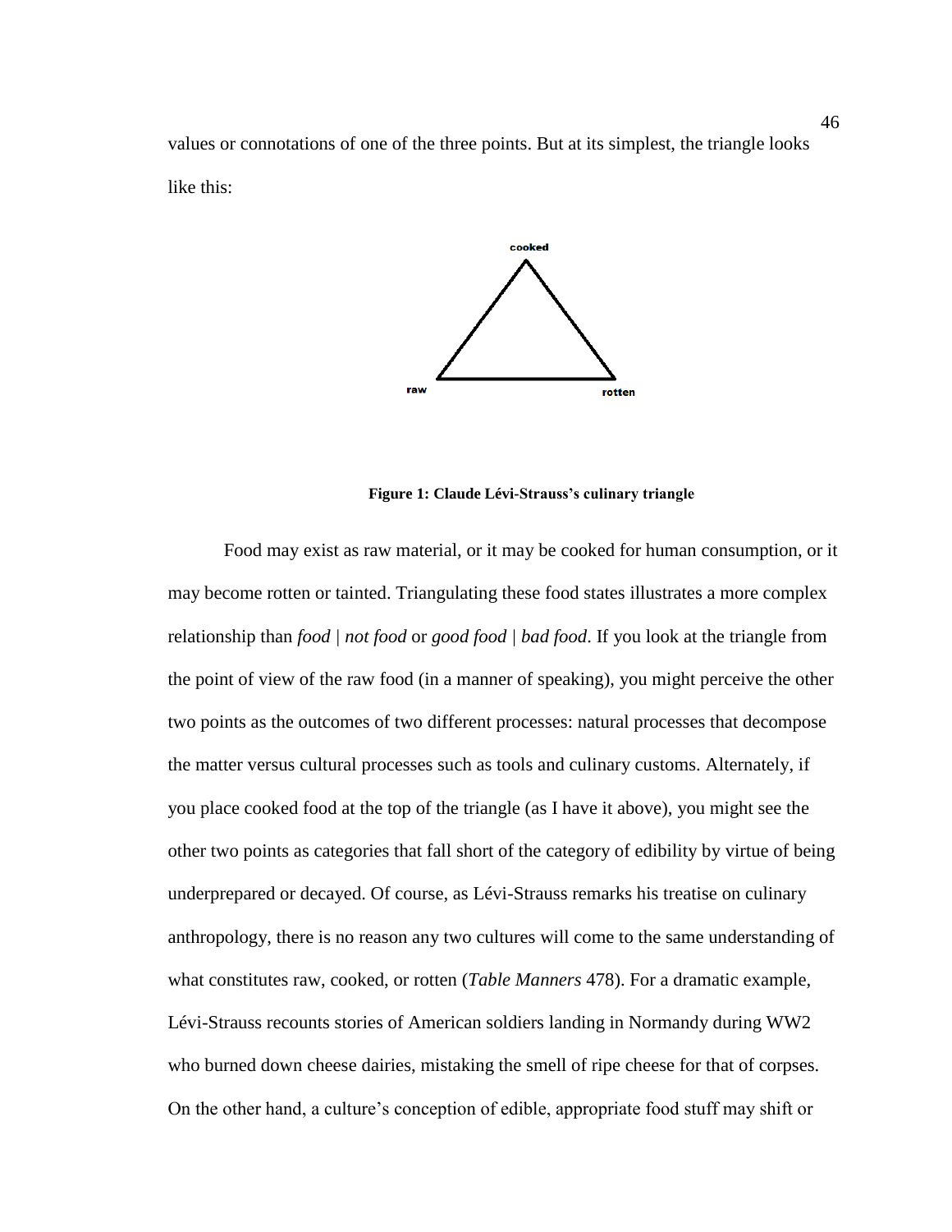values or connotations of one of the three points. But at its simplest, the triangle looks like this:

**Figure 1: Claude Lévi-Strauss's culinary triangle**

Food may exist as raw material, or it may be cooked for human consumption, or it may become rotten or tainted. Triangulating these food states illustrates a more complex relationship than *food | not food* or *good food | bad food*. If you look at the triangle from the point of view of the raw food (in a manner of speaking), you might perceive the other two points as the outcomes of two different processes: natural processes that decompose the matter versus cultural processes such as tools and culinary customs. Alternately, if you place cooked food at the top of the triangle (as I have it above), you might see the other two points as categories that fall short of the category of edibility by virtue of being underprepared or decayed. Of course, as Lévi-Strauss remarks his treatise on culinary anthropology, there is no reason any two cultures will come to the same understanding of what constitutes raw, cooked, or rotten (*Table Manners* 478). For a dramatic example, Lévi-Strauss recounts stories of American soldiers landing in Normandy during WW2 who burned down cheese dairies, mistaking the smell of ripe cheese for that of corpses. On the other hand, a culture's conception of edible, appropriate food stuff may shift or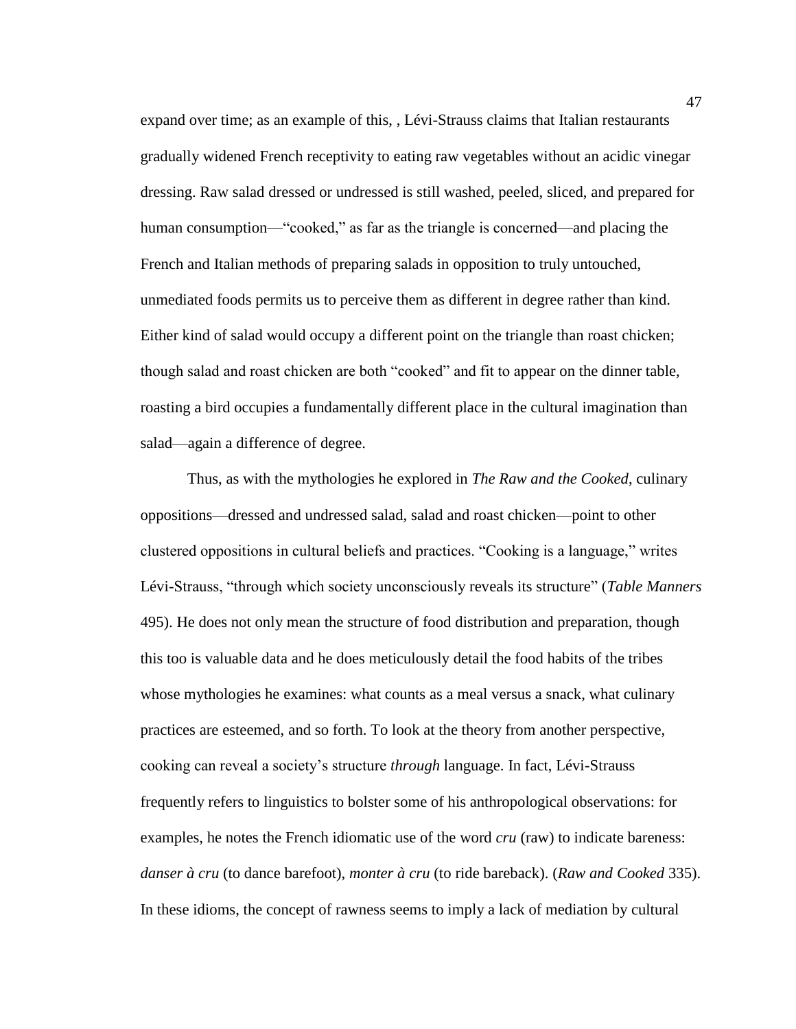expand over time; as an example of this, , Lévi-Strauss claims that Italian restaurants gradually widened French receptivity to eating raw vegetables without an acidic vinegar dressing. Raw salad dressed or undressed is still washed, peeled, sliced, and prepared for human consumption—"cooked," as far as the triangle is concerned—and placing the French and Italian methods of preparing salads in opposition to truly untouched, unmediated foods permits us to perceive them as different in degree rather than kind. Either kind of salad would occupy a different point on the triangle than roast chicken; though salad and roast chicken are both "cooked" and fit to appear on the dinner table, roasting a bird occupies a fundamentally different place in the cultural imagination than salad—again a difference of degree.

Thus, as with the mythologies he explored in *The Raw and the Cooked*, culinary oppositions—dressed and undressed salad, salad and roast chicken—point to other clustered oppositions in cultural beliefs and practices. "Cooking is a language," writes Lévi-Strauss, "through which society unconsciously reveals its structure" (*Table Manners* 495). He does not only mean the structure of food distribution and preparation, though this too is valuable data and he does meticulously detail the food habits of the tribes whose mythologies he examines: what counts as a meal versus a snack, what culinary practices are esteemed, and so forth. To look at the theory from another perspective, cooking can reveal a society's structure *through* language. In fact, Lévi-Strauss frequently refers to linguistics to bolster some of his anthropological observations: for examples, he notes the French idiomatic use of the word *cru* (raw) to indicate bareness: *danser à cru* (to dance barefoot), *monter à cru* (to ride bareback). (*Raw and Cooked* 335). In these idioms, the concept of rawness seems to imply a lack of mediation by cultural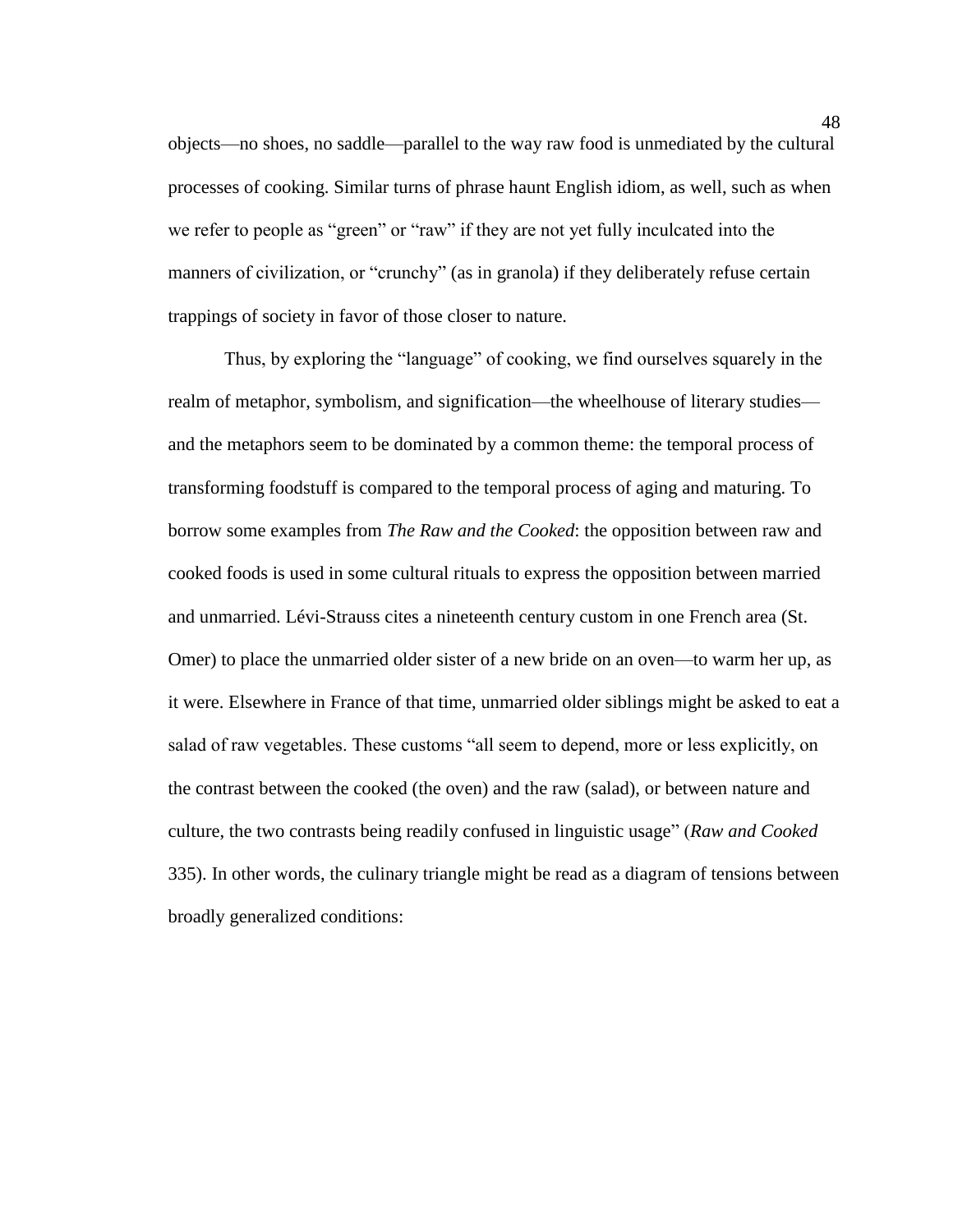objects—no shoes, no saddle—parallel to the way raw food is unmediated by the cultural processes of cooking. Similar turns of phrase haunt English idiom, as well, such as when we refer to people as "green" or "raw" if they are not yet fully inculcated into the manners of civilization, or "crunchy" (as in granola) if they deliberately refuse certain trappings of society in favor of those closer to nature.

Thus, by exploring the "language" of cooking, we find ourselves squarely in the realm of metaphor, symbolism, and signification—the wheelhouse of literary studies—and the metaphors seem to be dominated by a common theme: the temporal process of transforming foodstuff is compared to the temporal process of aging and maturing. To borrow some examples from *The Raw and the Cooked*: the opposition between raw and cooked foods is used in some cultural rituals to express the opposition between married and unmarried. Lévi-Strauss cites a nineteenth century custom in one French area (St. Omer) to place the unmarried older sister of a new bride on an oven—to warm her up, as it were. Elsewhere in France of that time, unmarried older siblings might be asked to eat a salad of raw vegetables. These customs "all seem to depend, more or less explicitly, on the contrast between the cooked (the oven) and the raw (salad), or between nature and culture, the two contrasts being readily confused in linguistic usage" (*Raw and Cooked* 335). In other words, the culinary triangle might be read as a diagram of tensions between broadly generalized conditions: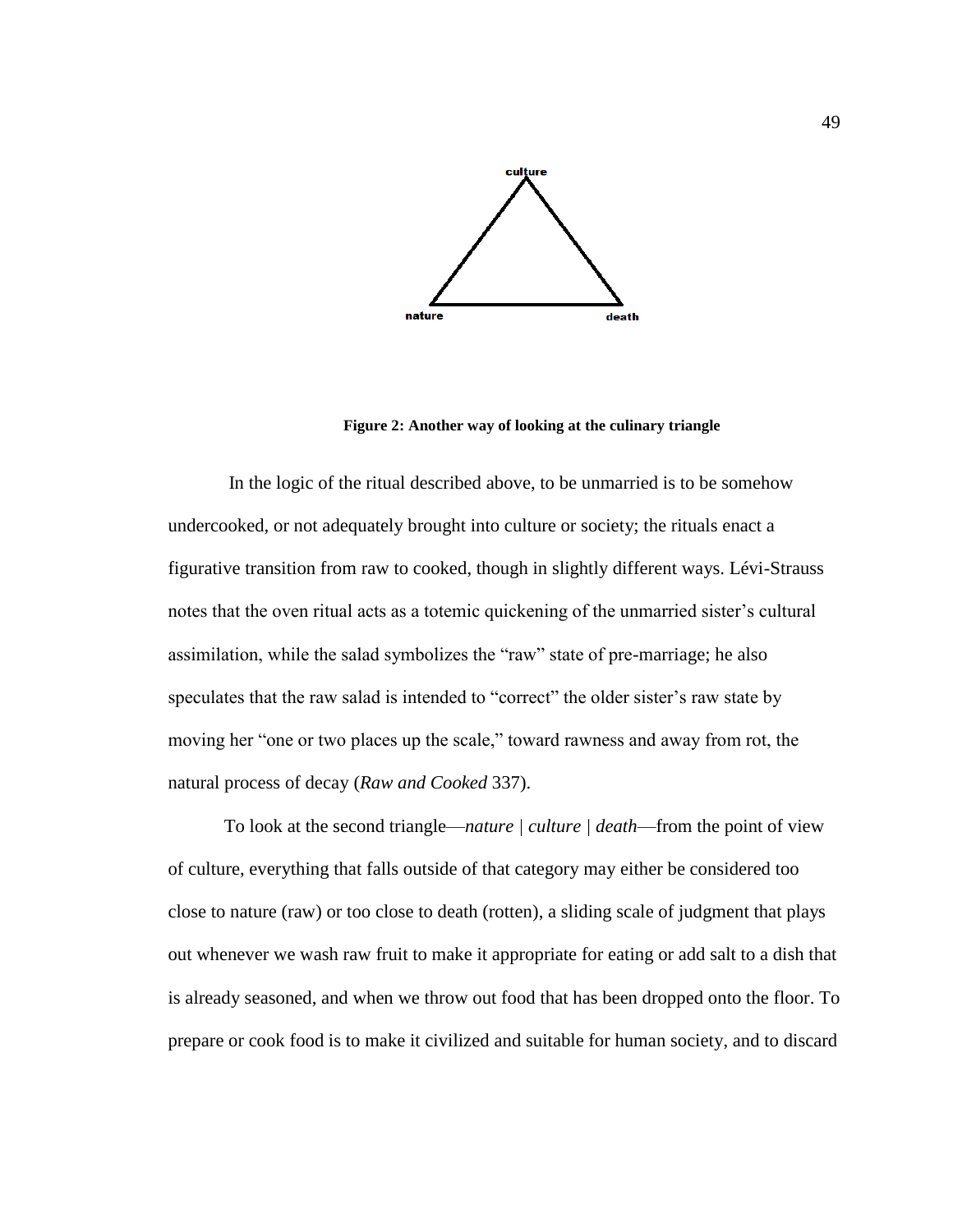culture

nature death

**Figure 2: Another way of looking at the culinary triangle**

In the logic of the ritual described above, to be unmarried is to be somehow undercooked, or not adequately brought into culture or society; the rituals enact a figurative transition from raw to cooked, though in slightly different ways. Lévi-Strauss notes that the oven ritual acts as a totemic quickening of the unmarried sister's cultural assimilation, while the salad symbolizes the "raw" state of pre-marriage; he also speculates that the raw salad is intended to "correct" the older sister's raw state by moving her "one or two places up the scale," toward rawness and away from rot, the natural process of decay (*Raw and Cooked* 337).

To look at the second triangle—*nature* | *culture* | *death*—from the point of view of culture, everything that falls outside of that category may either be considered too close to nature (raw) or too close to death (rotten), a sliding scale of judgment that plays out whenever we wash raw fruit to make it appropriate for eating or add salt to a dish that is already seasoned, and when we throw out food that has been dropped onto the floor. To prepare or cook food is to make it civilized and suitable for human society, and to discard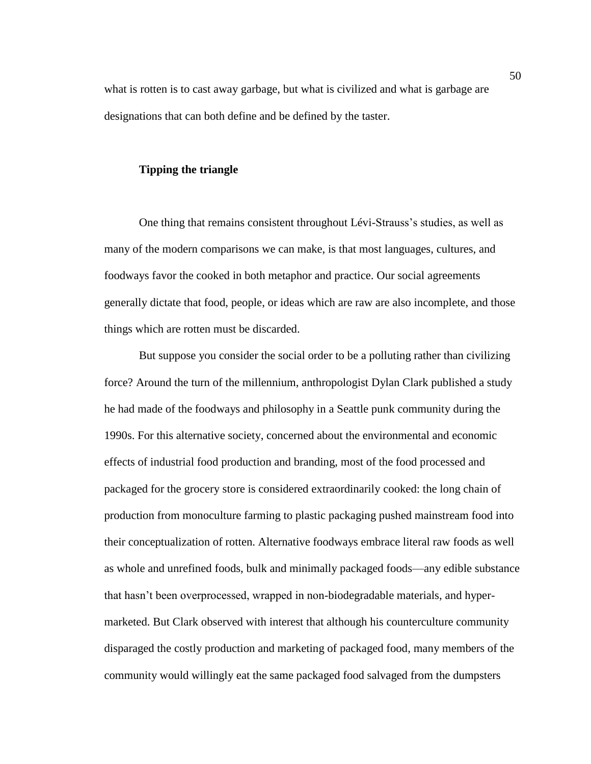what is rotten is to cast away garbage, but what is civilized and what is garbage are designations that can both define and be defined by the taster.

**Tipping the triangle**

One thing that remains consistent throughout Lévi-Strauss's studies, as well as many of the modern comparisons we can make, is that most languages, cultures, and foodways favor the cooked in both metaphor and practice. Our social agreements generally dictate that food, people, or ideas which are raw are also incomplete, and those things which are rotten must be discarded.

But suppose you consider the social order to be a polluting rather than civilizing force? Around the turn of the millennium, anthropologist Dylan Clark published a study he had made of the foodways and philosophy in a Seattle punk community during the 1990s. For this alternative society, concerned about the environmental and economic effects of industrial food production and branding, most of the food processed and packaged for the grocery store is considered extraordinarily cooked: the long chain of production from monoculture farming to plastic packaging pushed mainstream food into their conceptualization of rotten. Alternative foodways embrace literal raw foods as well as whole and unrefined foods, bulk and minimally packaged foods—any edible substance that hasn't been overprocessed, wrapped in non-biodegradable materials, and hyper-marketed. But Clark observed with interest that although his counterculture community disparaged the costly production and marketing of packaged food, many members of the community would willingly eat the same packaged food salvaged from the dumpsters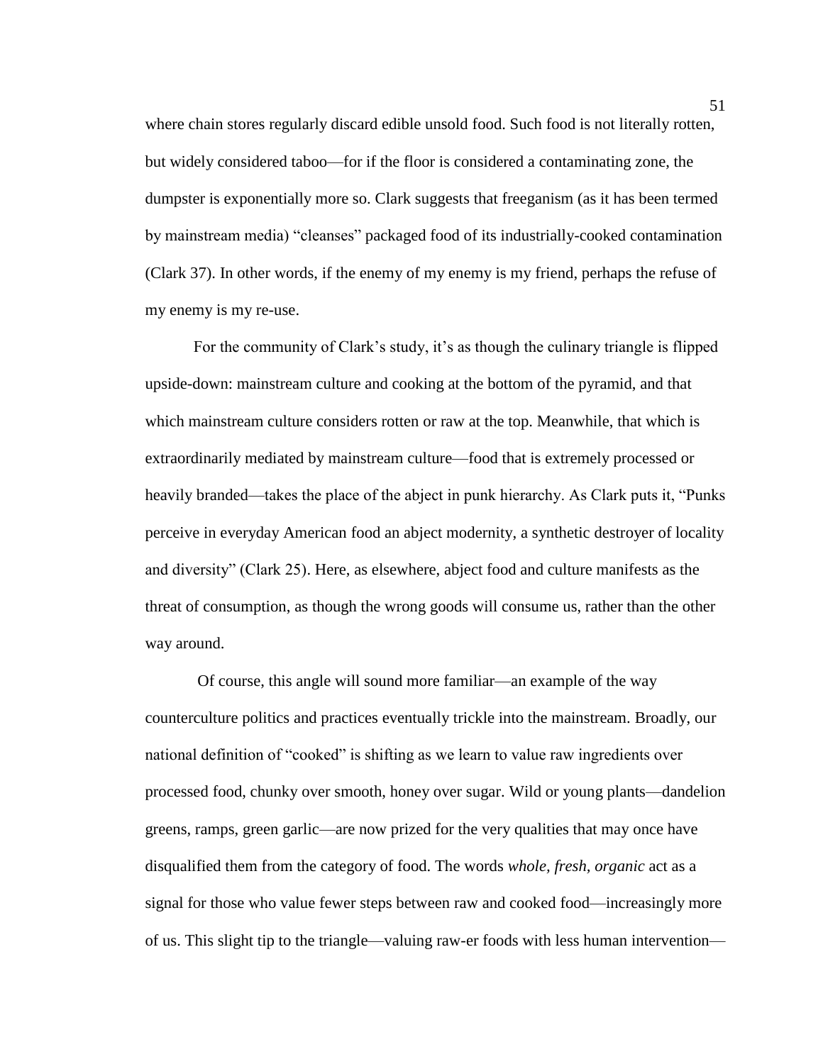where chain stores regularly discard edible unsold food. Such food is not literally rotten, but widely considered taboo—for if the floor is considered a contaminating zone, the dumpster is exponentially more so. Clark suggests that freeganism (as it has been termed by mainstream media) "cleanses" packaged food of its industrially-cooked contamination (Clark 37). In other words, if the enemy of my enemy is my friend, perhaps the refuse of my enemy is my re-use.

For the community of Clark's study, it's as though the culinary triangle is flipped upside-down: mainstream culture and cooking at the bottom of the pyramid, and that which mainstream culture considers rotten or raw at the top. Meanwhile, that which is extraordinarily mediated by mainstream culture—food that is extremely processed or heavily branded—takes the place of the abject in punk hierarchy. As Clark puts it, "Punks perceive in everyday American food an abject modernity, a synthetic destroyer of locality and diversity" (Clark 25). Here, as elsewhere, abject food and culture manifests as the threat of consumption, as though the wrong goods will consume us, rather than the other way around.

Of course, this angle will sound more familiar—an example of the way counterculture politics and practices eventually trickle into the mainstream. Broadly, our national definition of "cooked" is shifting as we learn to value raw ingredients over processed food, chunky over smooth, honey over sugar. Wild or young plants—dandelion greens, ramps, green garlic—are now prized for the very qualities that may once have disqualified them from the category of food. The words *whole, fresh, organic* act as a signal for those who value fewer steps between raw and cooked food—increasingly more of us. This slight tip to the triangle—valuing raw-er foods with less human intervention—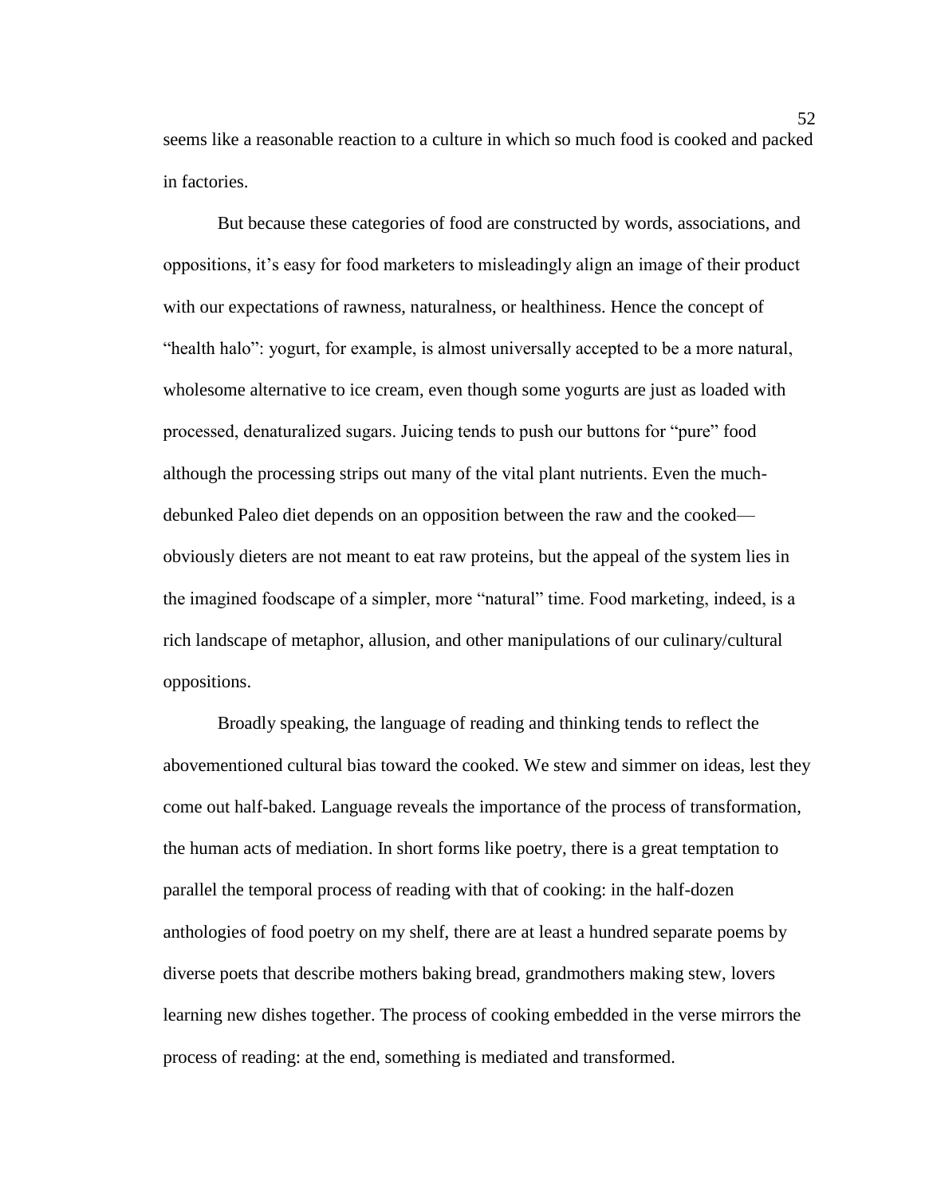seems like a reasonable reaction to a culture in which so much food is cooked and packed in factories.

But because these categories of food are constructed by words, associations, and oppositions, it's easy for food marketers to misleadingly align an image of their product with our expectations of rawness, naturalness, or healthiness. Hence the concept of "health halo": yogurt, for example, is almost universally accepted to be a more natural, wholesome alternative to ice cream, even though some yogurts are just as loaded with processed, denaturalized sugars. Juicing tends to push our buttons for "pure" food although the processing strips out many of the vital plant nutrients. Even the much-debunked Paleo diet depends on an opposition between the raw and the cooked—obviously dieters are not meant to eat raw proteins, but the appeal of the system lies in the imagined foodscape of a simpler, more "natural" time. Food marketing, indeed, is a rich landscape of metaphor, allusion, and other manipulations of our culinary/cultural oppositions.

Broadly speaking, the language of reading and thinking tends to reflect the abovementioned cultural bias toward the cooked. We stew and simmer on ideas, lest they come out half-baked. Language reveals the importance of the process of transformation, the human acts of mediation. In short forms like poetry, there is a great temptation to parallel the temporal process of reading with that of cooking: in the half-dozen anthologies of food poetry on my shelf, there are at least a hundred separate poems by diverse poets that describe mothers baking bread, grandmothers making stew, lovers learning new dishes together. The process of cooking embedded in the verse mirrors the process of reading: at the end, something is mediated and transformed.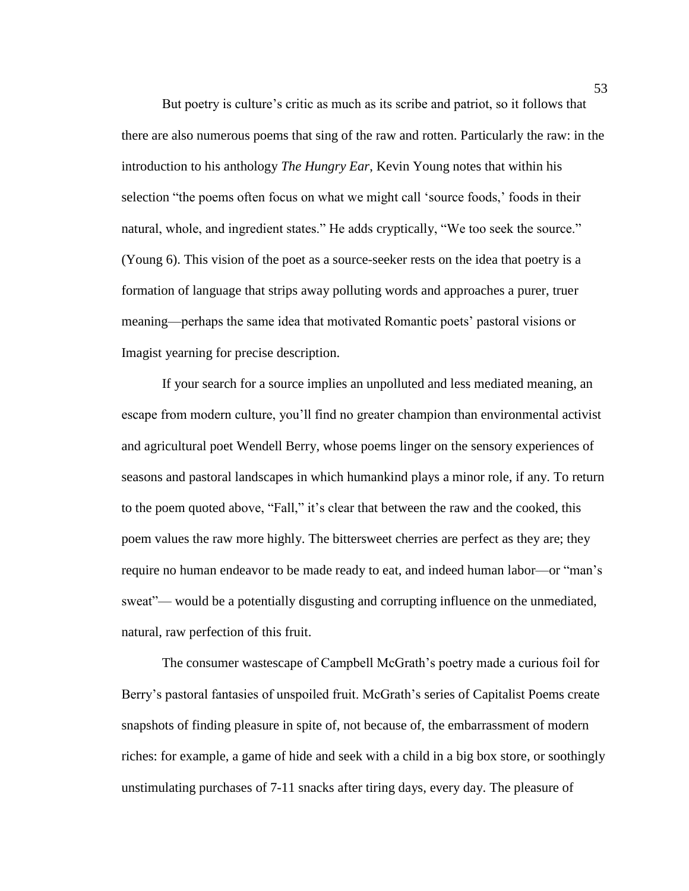But poetry is culture's critic as much as its scribe and patriot, so it follows that there are also numerous poems that sing of the raw and rotten. Particularly the raw: in the introduction to his anthology *The Hungry Ear*, Kevin Young notes that within his selection "the poems often focus on what we might call 'source foods,' foods in their natural, whole, and ingredient states." He adds cryptically, "We too seek the source." (Young 6). This vision of the poet as a source-seeker rests on the idea that poetry is a formation of language that strips away polluting words and approaches a purer, truer meaning—perhaps the same idea that motivated Romantic poets' pastoral visions or Imagist yearning for precise description.

If your search for a source implies an unpolluted and less mediated meaning, an escape from modern culture, you'll find no greater champion than environmental activist and agricultural poet Wendell Berry, whose poems linger on the sensory experiences of seasons and pastoral landscapes in which humankind plays a minor role, if any. To return to the poem quoted above, "Fall," it's clear that between the raw and the cooked, this poem values the raw more highly. The bittersweet cherries are perfect as they are; they require no human endeavor to be made ready to eat, and indeed human labor—or "man's sweat"— would be a potentially disgusting and corrupting influence on the unmediated, natural, raw perfection of this fruit.

The consumer wastescape of Campbell McGrath's poetry made a curious foil for Berry's pastoral fantasies of unspoiled fruit. McGrath's series of Capitalist Poems create snapshots of finding pleasure in spite of, not because of, the embarrassment of modern riches: for example, a game of hide and seek with a child in a big box store, or soothingly unstimulating purchases of 7-11 snacks after tiring days, every day. The pleasure of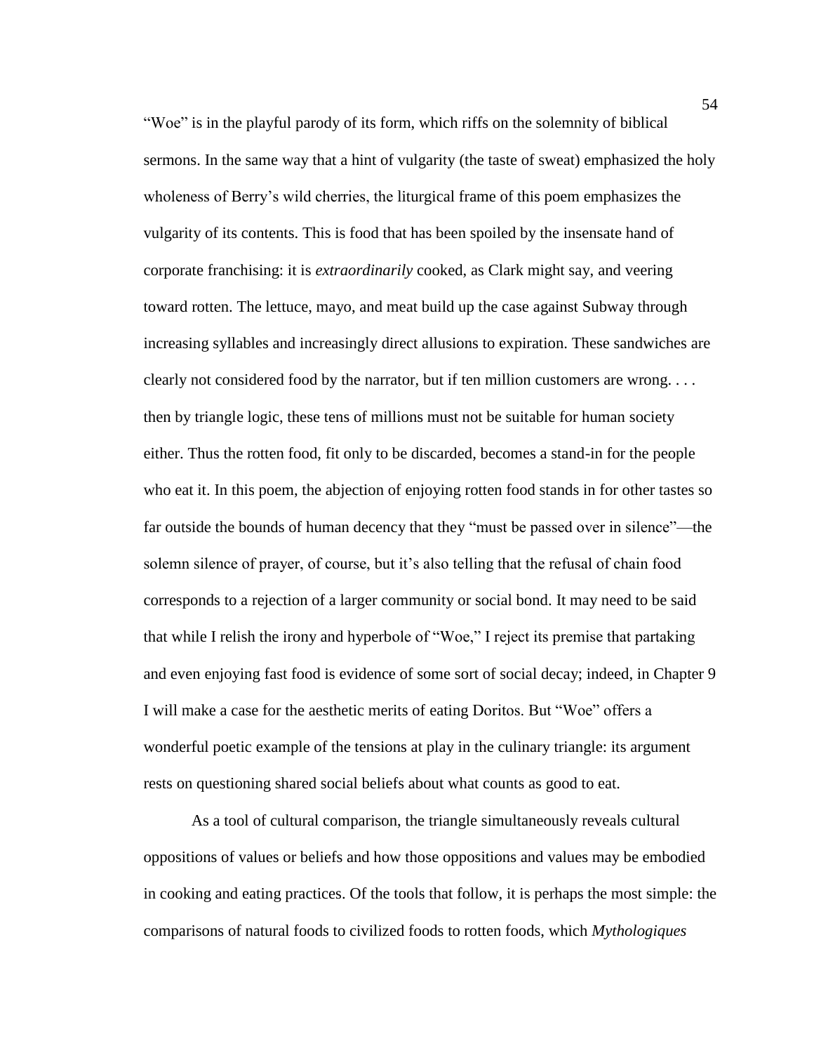"Woe" is in the playful parody of its form, which riffs on the solemnity of biblical sermons. In the same way that a hint of vulgarity (the taste of sweat) emphasized the holy wholeness of Berry's wild cherries, the liturgical frame of this poem emphasizes the vulgarity of its contents. This is food that has been spoiled by the insensate hand of corporate franchising: it is *extraordinarily* cooked, as Clark might say, and veering toward rotten. The lettuce, mayo, and meat build up the case against Subway through increasing syllables and increasingly direct allusions to expiration. These sandwiches are clearly not considered food by the narrator, but if ten million customers are wrong. . . . then by triangle logic, these tens of millions must not be suitable for human society either. Thus the rotten food, fit only to be discarded, becomes a stand-in for the people who eat it. In this poem, the abjection of enjoying rotten food stands in for other tastes so far outside the bounds of human decency that they "must be passed over in silence"—the solemn silence of prayer, of course, but it's also telling that the refusal of chain food corresponds to a rejection of a larger community or social bond. It may need to be said that while I relish the irony and hyperbole of "Woe," I reject its premise that partaking and even enjoying fast food is evidence of some sort of social decay; indeed, in Chapter 9 I will make a case for the aesthetic merits of eating Doritos. But "Woe" offers a wonderful poetic example of the tensions at play in the culinary triangle: its argument rests on questioning shared social beliefs about what counts as good to eat.

As a tool of cultural comparison, the triangle simultaneously reveals cultural oppositions of values or beliefs and how those oppositions and values may be embodied in cooking and eating practices. Of the tools that follow, it is perhaps the most simple: the comparisons of natural foods to civilized foods to rotten foods, which *Mythologiques*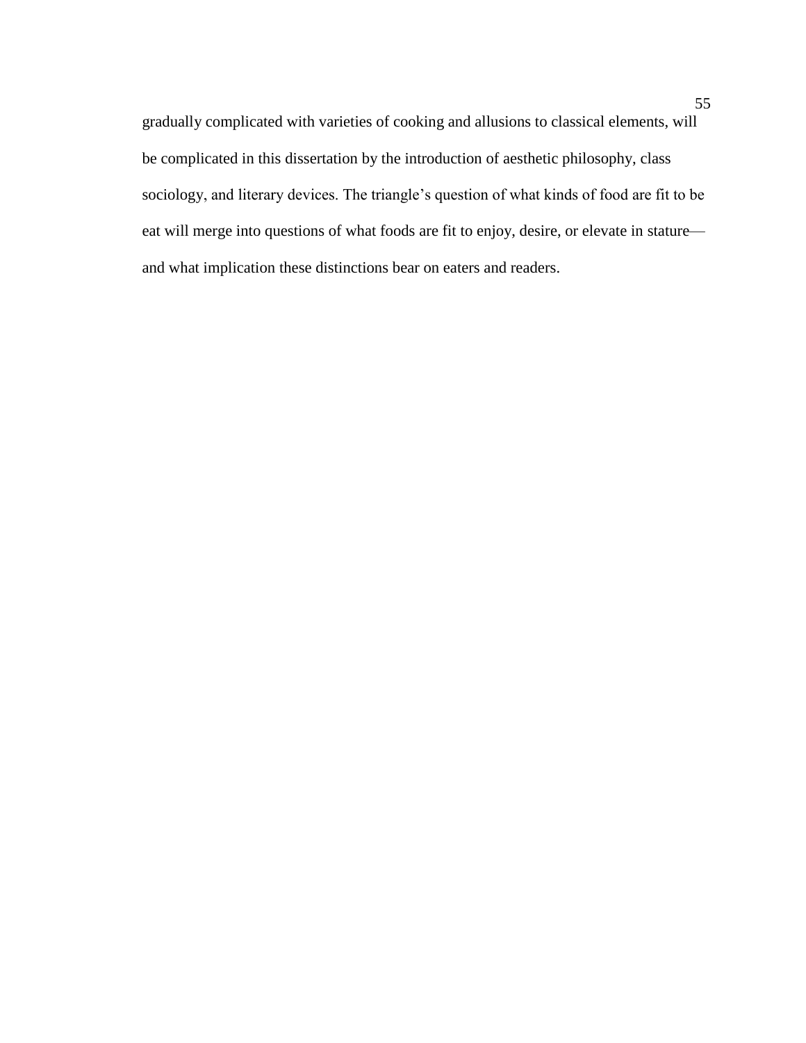gradually complicated with varieties of cooking and allusions to classical elements, will be complicated in this dissertation by the introduction of aesthetic philosophy, class sociology, and literary devices. The triangle's question of what kinds of food are fit to be eat will merge into questions of what foods are fit to enjoy, desire, or elevate in stature—and what implication these distinctions bear on eaters and readers.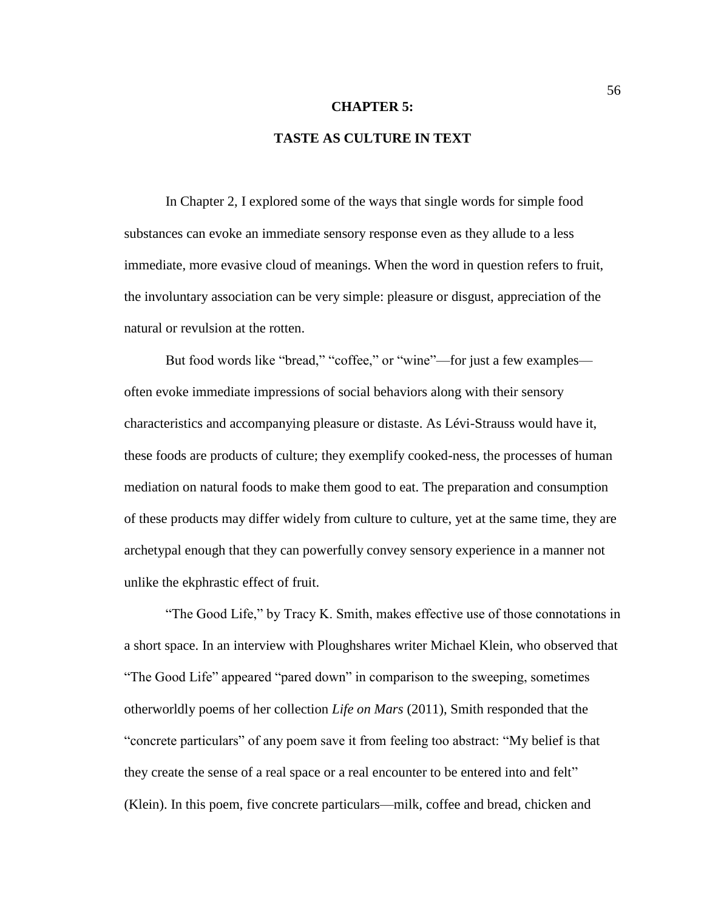# CHAPTER 5:

# TASTE AS CULTURE IN TEXT

In Chapter 2, I explored some of the ways that single words for simple food substances can evoke an immediate sensory response even as they allude to a less immediate, more evasive cloud of meanings. When the word in question refers to fruit, the involuntary association can be very simple: pleasure or disgust, appreciation of the natural or revulsion at the rotten.

But food words like "bread," "coffee," or "wine"—for just a few examples—often evoke immediate impressions of social behaviors along with their sensory characteristics and accompanying pleasure or distaste. As Lévi-Strauss would have it, these foods are products of culture; they exemplify cooked-ness, the processes of human mediation on natural foods to make them good to eat. The preparation and consumption of these products may differ widely from culture to culture, yet at the same time, they are archetypal enough that they can powerfully convey sensory experience in a manner not unlike the ekphrastic effect of fruit.

"The Good Life," by Tracy K. Smith, makes effective use of those connotations in a short space. In an interview with Ploughshares writer Michael Klein, who observed that "The Good Life" appeared "pared down" in comparison to the sweeping, sometimes otherworldly poems of her collection *Life on Mars* (2011), Smith responded that the "concrete particulars" of any poem save it from feeling too abstract: "My belief is that they create the sense of a real space or a real encounter to be entered into and felt" (Klein). In this poem, five concrete particulars—milk, coffee and bread, chicken and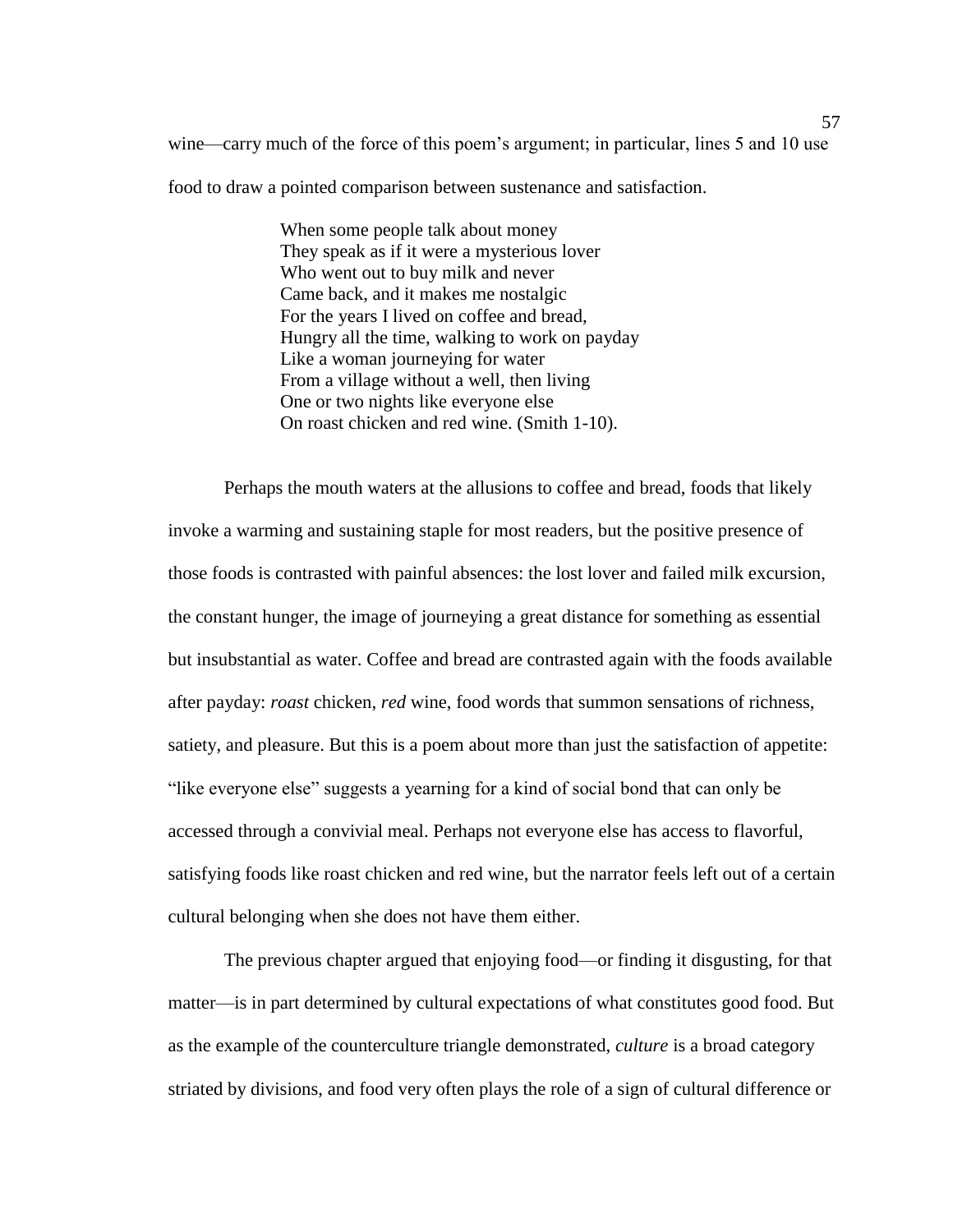wine—carry much of the force of this poem's argument; in particular, lines 5 and 10 use food to draw a pointed comparison between sustenance and satisfaction.

> When some people talk about money  
> They speak as if it were a mysterious lover  
> Who went out to buy milk and never  
> Came back, and it makes me nostalgic  
> For the years I lived on coffee and bread,  
> Hungry all the time, walking to work on payday  
> Like a woman journeying for water  
> From a village without a well, then living  
> One or two nights like everyone else  
> On roast chicken and red wine. (Smith 1-10).

Perhaps the mouth waters at the allusions to coffee and bread, foods that likely invoke a warming and sustaining staple for most readers, but the positive presence of those foods is contrasted with painful absences: the lost lover and failed milk excursion, the constant hunger, the image of journeying a great distance for something as essential but insubstantial as water. Coffee and bread are contrasted again with the foods available after payday: *roast* chicken, *red* wine, food words that summon sensations of richness, satiety, and pleasure. But this is a poem about more than just the satisfaction of appetite: "like everyone else" suggests a yearning for a kind of social bond that can only be accessed through a convivial meal. Perhaps not everyone else has access to flavorful, satisfying foods like roast chicken and red wine, but the narrator feels left out of a certain cultural belonging when she does not have them either.

The previous chapter argued that enjoying food—or finding it disgusting, for that matter—is in part determined by cultural expectations of what constitutes good food. But as the example of the counterculture triangle demonstrated, *culture* is a broad category striated by divisions, and food very often plays the role of a sign of cultural difference or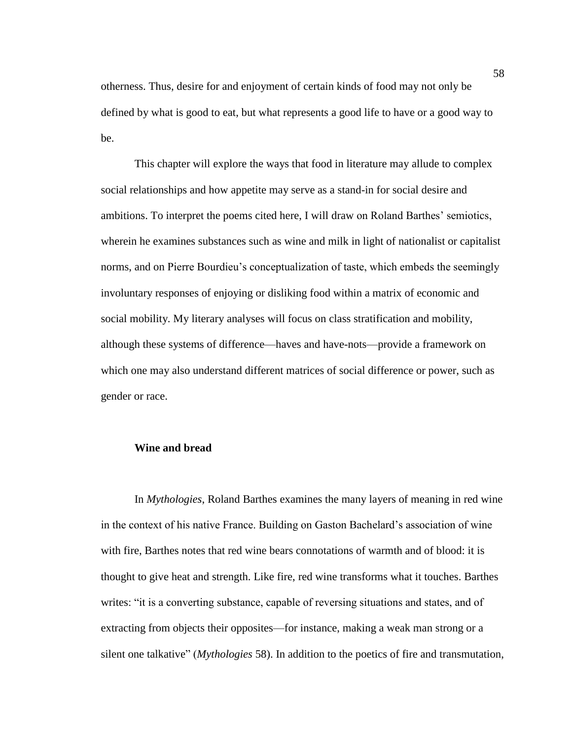otherness. Thus, desire for and enjoyment of certain kinds of food may not only be defined by what is good to eat, but what represents a good life to have or a good way to be.

This chapter will explore the ways that food in literature may allude to complex social relationships and how appetite may serve as a stand-in for social desire and ambitions. To interpret the poems cited here, I will draw on Roland Barthes' semiotics, wherein he examines substances such as wine and milk in light of nationalist or capitalist norms, and on Pierre Bourdieu's conceptualization of taste, which embeds the seemingly involuntary responses of enjoying or disliking food within a matrix of economic and social mobility. My literary analyses will focus on class stratification and mobility, although these systems of difference—haves and have-nots—provide a framework on which one may also understand different matrices of social difference or power, such as gender or race.

### Wine and bread

In *Mythologies*, Roland Barthes examines the many layers of meaning in red wine in the context of his native France. Building on Gaston Bachelard's association of wine with fire, Barthes notes that red wine bears connotations of warmth and of blood: it is thought to give heat and strength. Like fire, red wine transforms what it touches. Barthes writes: "it is a converting substance, capable of reversing situations and states, and of extracting from objects their opposites—for instance, making a weak man strong or a silent one talkative" (*Mythologies* 58). In addition to the poetics of fire and transmutation,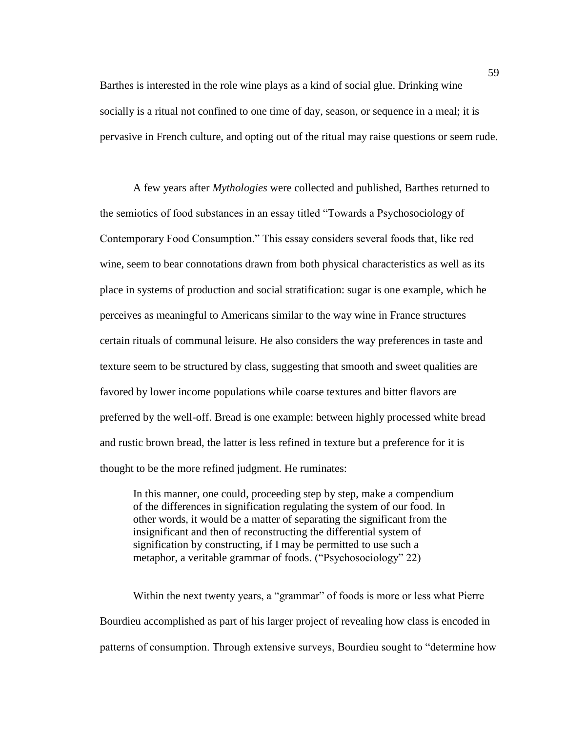Barthes is interested in the role wine plays as a kind of social glue. Drinking wine socially is a ritual not confined to one time of day, season, or sequence in a meal; it is pervasive in French culture, and opting out of the ritual may raise questions or seem rude.

A few years after *Mythologies* were collected and published, Barthes returned to the semiotics of food substances in an essay titled "Towards a Psychosociology of Contemporary Food Consumption." This essay considers several foods that, like red wine, seem to bear connotations drawn from both physical characteristics as well as its place in systems of production and social stratification: sugar is one example, which he perceives as meaningful to Americans similar to the way wine in France structures certain rituals of communal leisure. He also considers the way preferences in taste and texture seem to be structured by class, suggesting that smooth and sweet qualities are favored by lower income populations while coarse textures and bitter flavors are preferred by the well-off. Bread is one example: between highly processed white bread and rustic brown bread, the latter is less refined in texture but a preference for it is thought to be the more refined judgment. He ruminates:

> In this manner, one could, proceeding step by step, make a compendium of the differences in signification regulating the system of our food. In other words, it would be a matter of separating the significant from the insignificant and then of reconstructing the differential system of signification by constructing, if I may be permitted to use such a metaphor, a veritable grammar of foods. ("Psychosociology" 22)

Within the next twenty years, a "grammar" of foods is more or less what Pierre Bourdieu accomplished as part of his larger project of revealing how class is encoded in patterns of consumption. Through extensive surveys, Bourdieu sought to "determine how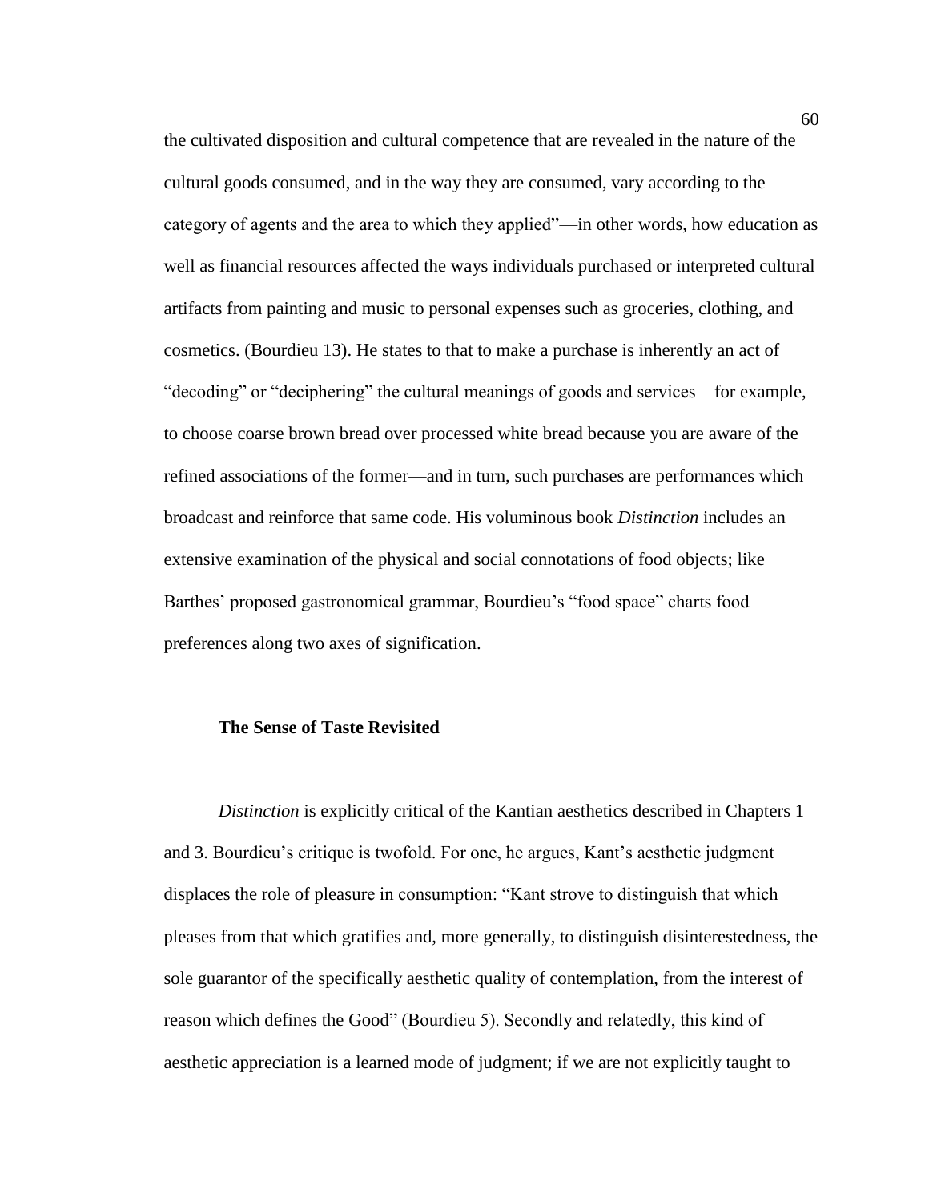the cultivated disposition and cultural competence that are revealed in the nature of the cultural goods consumed, and in the way they are consumed, vary according to the category of agents and the area to which they applied"—in other words, how education as well as financial resources affected the ways individuals purchased or interpreted cultural artifacts from painting and music to personal expenses such as groceries, clothing, and cosmetics. (Bourdieu 13). He states to that to make a purchase is inherently an act of "decoding" or "deciphering" the cultural meanings of goods and services—for example, to choose coarse brown bread over processed white bread because you are aware of the refined associations of the former—and in turn, such purchases are performances which broadcast and reinforce that same code. His voluminous book *Distinction* includes an extensive examination of the physical and social connotations of food objects; like Barthes' proposed gastronomical grammar, Bourdieu's "food space" charts food preferences along two axes of signification.

### The Sense of Taste Revisited

*Distinction* is explicitly critical of the Kantian aesthetics described in Chapters 1 and 3. Bourdieu's critique is twofold. For one, he argues, Kant's aesthetic judgment displaces the role of pleasure in consumption: "Kant strove to distinguish that which pleases from that which gratifies and, more generally, to distinguish disinterestedness, the sole guarantor of the specifically aesthetic quality of contemplation, from the interest of reason which defines the Good" (Bourdieu 5). Secondly and relatedly, this kind of aesthetic appreciation is a learned mode of judgment; if we are not explicitly taught to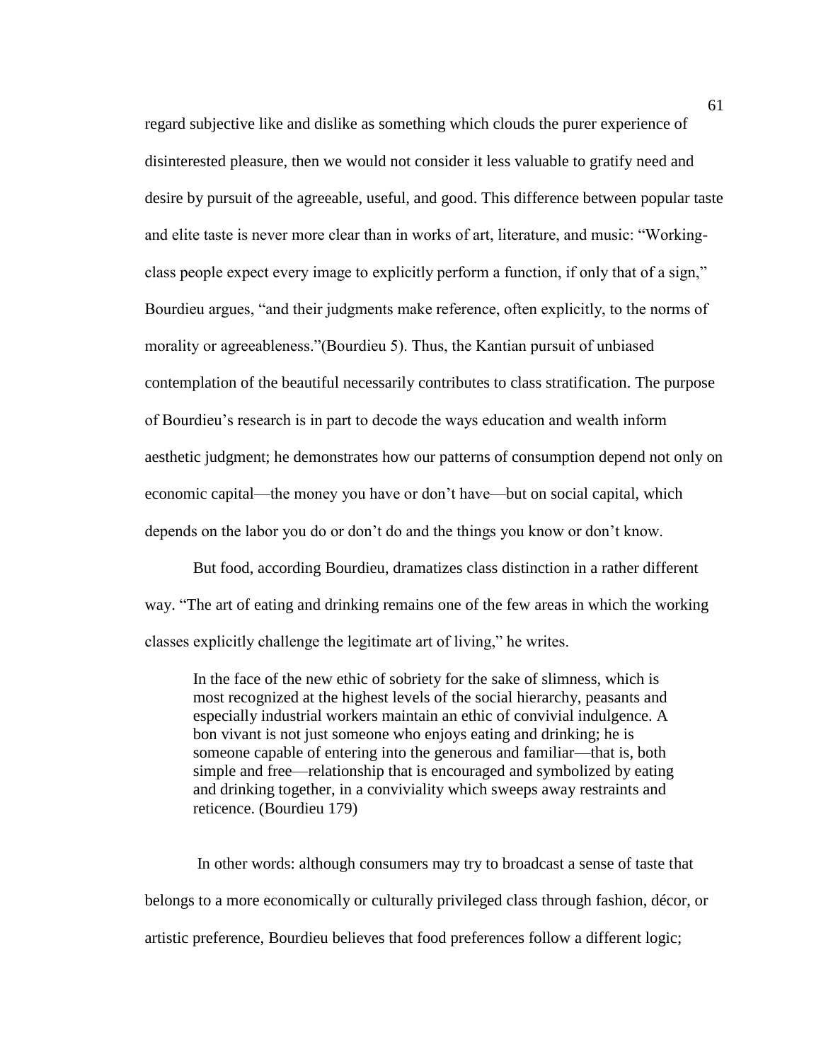regard subjective like and dislike as something which clouds the purer experience of disinterested pleasure, then we would not consider it less valuable to gratify need and desire by pursuit of the agreeable, useful, and good. This difference between popular taste and elite taste is never more clear than in works of art, literature, and music: "Working-class people expect every image to explicitly perform a function, if only that of a sign," Bourdieu argues, "and their judgments make reference, often explicitly, to the norms of morality or agreeableness."(Bourdieu 5). Thus, the Kantian pursuit of unbiased contemplation of the beautiful necessarily contributes to class stratification. The purpose of Bourdieu's research is in part to decode the ways education and wealth inform aesthetic judgment; he demonstrates how our patterns of consumption depend not only on economic capital—the money you have or don't have—but on social capital, which depends on the labor you do or don't do and the things you know or don't know.

But food, according Bourdieu, dramatizes class distinction in a rather different way. "The art of eating and drinking remains one of the few areas in which the working classes explicitly challenge the legitimate art of living," he writes.

> In the face of the new ethic of sobriety for the sake of slimness, which is most recognized at the highest levels of the social hierarchy, peasants and especially industrial workers maintain an ethic of convivial indulgence. A bon vivant is not just someone who enjoys eating and drinking; he is someone capable of entering into the generous and familiar—that is, both simple and free—relationship that is encouraged and symbolized by eating and drinking together, in a conviviality which sweeps away restraints and reticence. (Bourdieu 179)

In other words: although consumers may try to broadcast a sense of taste that belongs to a more economically or culturally privileged class through fashion, décor, or artistic preference, Bourdieu believes that food preferences follow a different logic;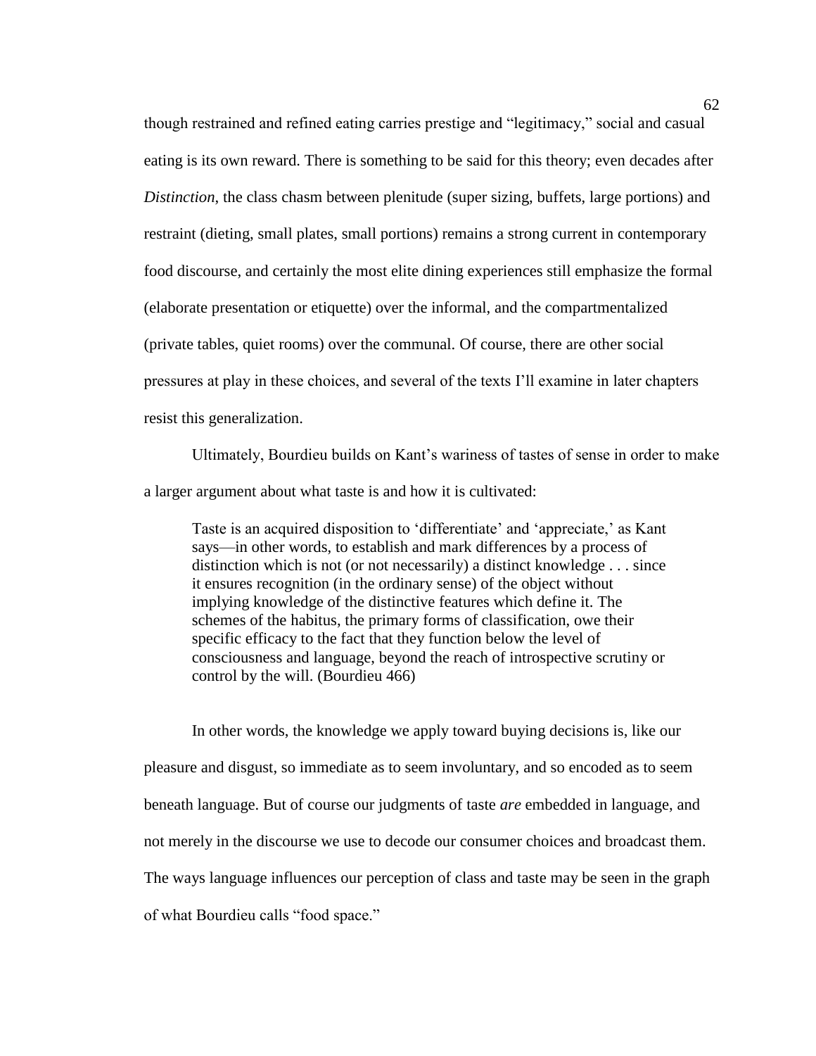though restrained and refined eating carries prestige and "legitimacy," social and casual eating is its own reward. There is something to be said for this theory; even decades after *Distinction*, the class chasm between plenitude (super sizing, buffets, large portions) and restraint (dieting, small plates, small portions) remains a strong current in contemporary food discourse, and certainly the most elite dining experiences still emphasize the formal (elaborate presentation or etiquette) over the informal, and the compartmentalized (private tables, quiet rooms) over the communal. Of course, there are other social pressures at play in these choices, and several of the texts I'll examine in later chapters resist this generalization.

Ultimately, Bourdieu builds on Kant's wariness of tastes of sense in order to make a larger argument about what taste is and how it is cultivated:

> Taste is an acquired disposition to 'differentiate' and 'appreciate,' as Kant says—in other words, to establish and mark differences by a process of distinction which is not (or not necessarily) a distinct knowledge . . . since it ensures recognition (in the ordinary sense) of the object without implying knowledge of the distinctive features which define it. The schemes of the habitus, the primary forms of classification, owe their specific efficacy to the fact that they function below the level of consciousness and language, beyond the reach of introspective scrutiny or control by the will. (Bourdieu 466)

In other words, the knowledge we apply toward buying decisions is, like our pleasure and disgust, so immediate as to seem involuntary, and so encoded as to seem beneath language. But of course our judgments of taste *are* embedded in language, and not merely in the discourse we use to decode our consumer choices and broadcast them. The ways language influences our perception of class and taste may be seen in the graph of what Bourdieu calls "food space."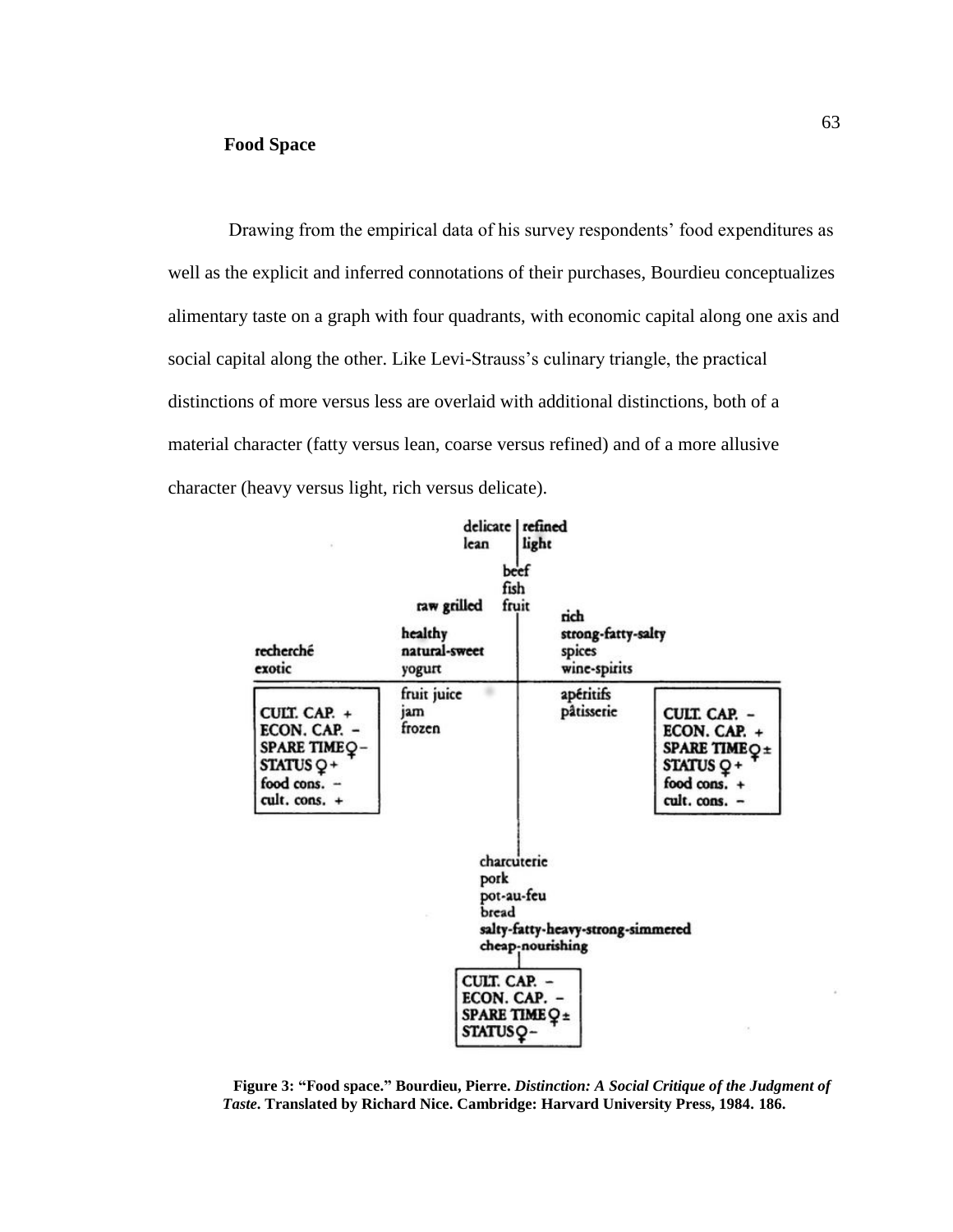**Food Space**

Drawing from the empirical data of his survey respondents' food expenditures as well as the explicit and inferred connotations of their purchases, Bourdieu conceptualizes alimentary taste on a graph with four quadrants, with economic capital along one axis and social capital along the other. Like Levi-Strauss's culinary triangle, the practical distinctions of more versus less are overlaid with additional distinctions, both of a material character (fatty versus lean, coarse versus refined) and of a more allusive character (heavy versus light, rich versus delicate).

**Figure 3: "Food space." Bourdieu, Pierre. *Distinction: A Social Critique of the Judgment of Taste*. Translated by Richard Nice. Cambridge: Harvard University Press, 1984. 186.**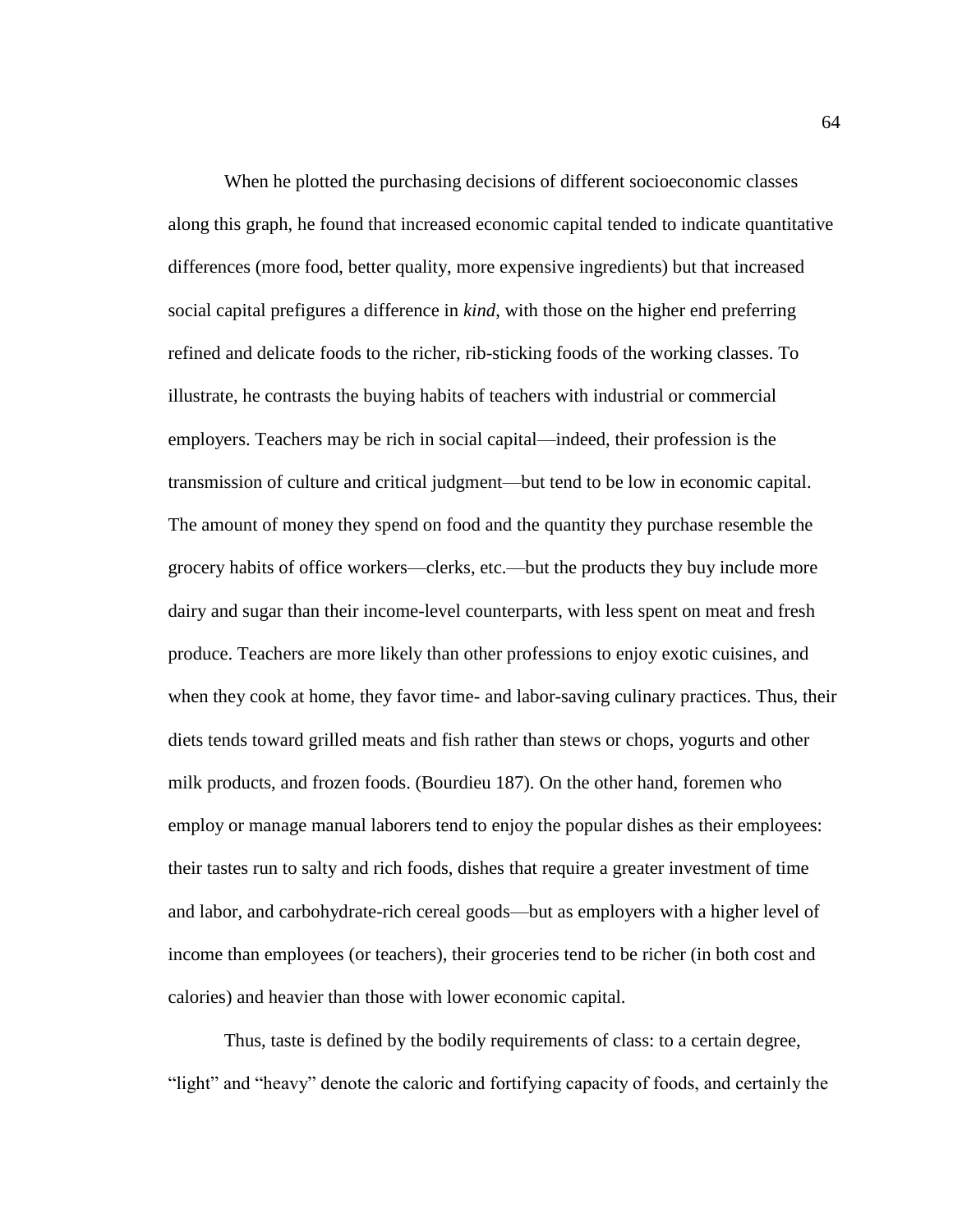When he plotted the purchasing decisions of different socioeconomic classes along this graph, he found that increased economic capital tended to indicate quantitative differences (more food, better quality, more expensive ingredients) but that increased social capital prefigures a difference in *kind*, with those on the higher end preferring refined and delicate foods to the richer, rib-sticking foods of the working classes. To illustrate, he contrasts the buying habits of teachers with industrial or commercial employers. Teachers may be rich in social capital—indeed, their profession is the transmission of culture and critical judgment—but tend to be low in economic capital. The amount of money they spend on food and the quantity they purchase resemble the grocery habits of office workers—clerks, etc.—but the products they buy include more dairy and sugar than their income-level counterparts, with less spent on meat and fresh produce. Teachers are more likely than other professions to enjoy exotic cuisines, and when they cook at home, they favor time- and labor-saving culinary practices. Thus, their diets tends toward grilled meats and fish rather than stews or chops, yogurts and other milk products, and frozen foods. (Bourdieu 187). On the other hand, foremen who employ or manage manual laborers tend to enjoy the popular dishes as their employees: their tastes run to salty and rich foods, dishes that require a greater investment of time and labor, and carbohydrate-rich cereal goods—but as employers with a higher level of income than employees (or teachers), their groceries tend to be richer (in both cost and calories) and heavier than those with lower economic capital.

Thus, taste is defined by the bodily requirements of class: to a certain degree, "light" and "heavy" denote the caloric and fortifying capacity of foods, and certainly the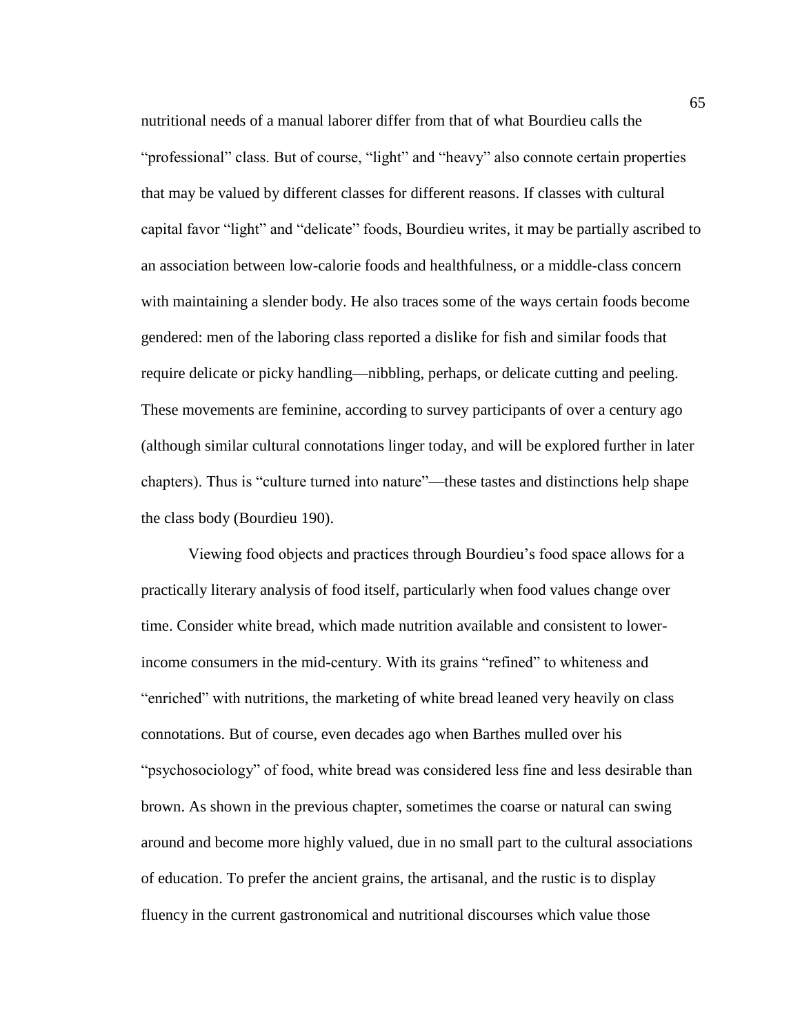nutritional needs of a manual laborer differ from that of what Bourdieu calls the "professional" class. But of course, "light" and "heavy" also connote certain properties that may be valued by different classes for different reasons. If classes with cultural capital favor "light" and "delicate" foods, Bourdieu writes, it may be partially ascribed to an association between low-calorie foods and healthfulness, or a middle-class concern with maintaining a slender body. He also traces some of the ways certain foods become gendered: men of the laboring class reported a dislike for fish and similar foods that require delicate or picky handling—nibbling, perhaps, or delicate cutting and peeling. These movements are feminine, according to survey participants of over a century ago (although similar cultural connotations linger today, and will be explored further in later chapters). Thus is "culture turned into nature"—these tastes and distinctions help shape the class body (Bourdieu 190).

Viewing food objects and practices through Bourdieu's food space allows for a practically literary analysis of food itself, particularly when food values change over time. Consider white bread, which made nutrition available and consistent to lower-income consumers in the mid-century. With its grains "refined" to whiteness and "enriched" with nutritions, the marketing of white bread leaned very heavily on class connotations. But of course, even decades ago when Barthes mulled over his "psychosociology" of food, white bread was considered less fine and less desirable than brown. As shown in the previous chapter, sometimes the coarse or natural can swing around and become more highly valued, due in no small part to the cultural associations of education. To prefer the ancient grains, the artisanal, and the rustic is to display fluency in the current gastronomical and nutritional discourses which value those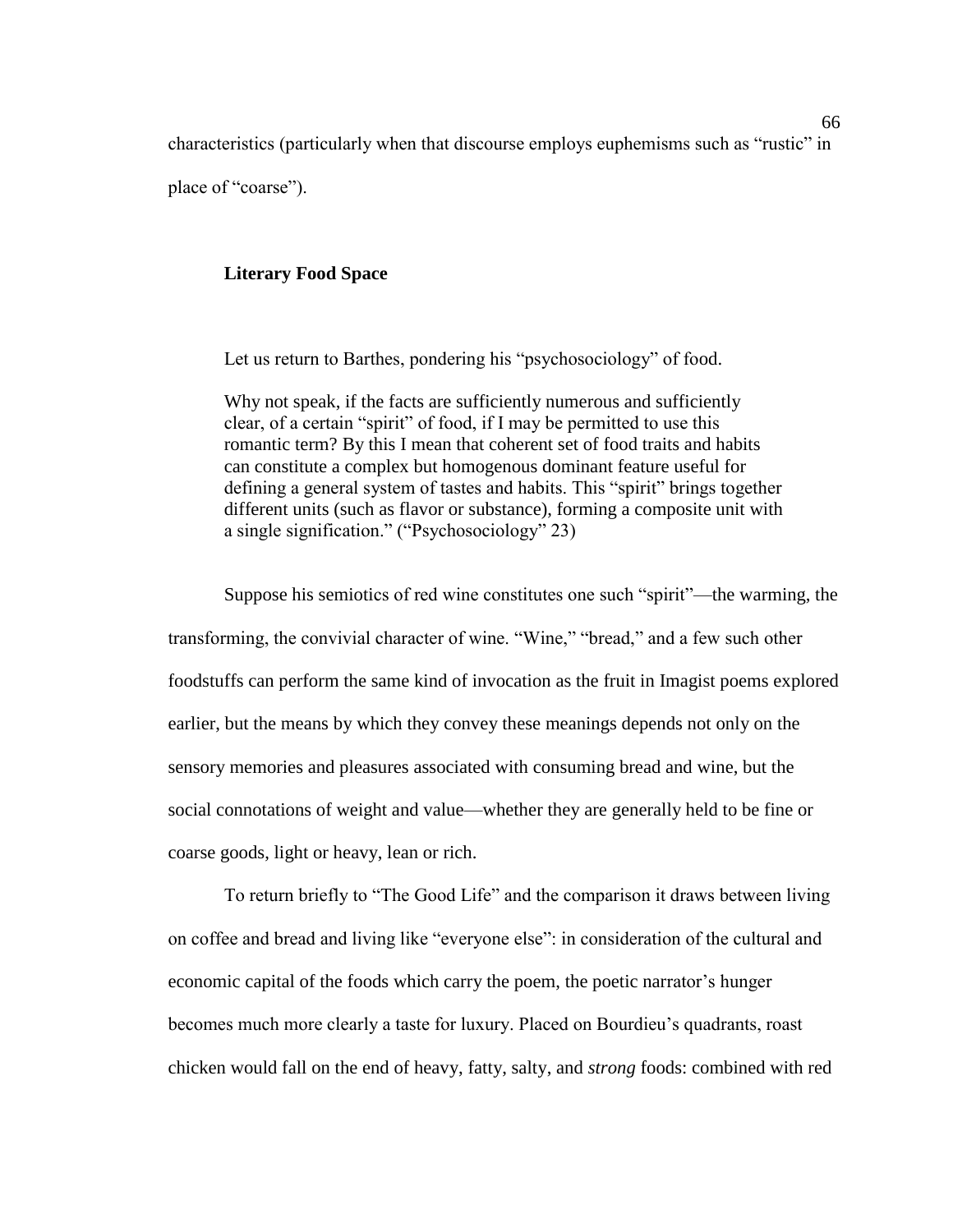characteristics (particularly when that discourse employs euphemisms such as “rustic” in place of “coarse”).

### Literary Food Space

Let us return to Barthes, pondering his “psychosociology” of food.

> Why not speak, if the facts are sufficiently numerous and sufficiently clear, of a certain “spirit” of food, if I may be permitted to use this romantic term? By this I mean that coherent set of food traits and habits can constitute a complex but homogenous dominant feature useful for defining a general system of tastes and habits. This “spirit” brings together different units (such as flavor or substance), forming a composite unit with a single signification.” (“Psychosociology” 23)

Suppose his semiotics of red wine constitutes one such “spirit”—the warming, the transforming, the convivial character of wine. “Wine,” “bread,” and a few such other foodstuffs can perform the same kind of invocation as the fruit in Imagist poems explored earlier, but the means by which they convey these meanings depends not only on the sensory memories and pleasures associated with consuming bread and wine, but the social connotations of weight and value—whether they are generally held to be fine or coarse goods, light or heavy, lean or rich.

To return briefly to “The Good Life” and the comparison it draws between living on coffee and bread and living like “everyone else”: in consideration of the cultural and economic capital of the foods which carry the poem, the poetic narrator’s hunger becomes much more clearly a taste for luxury. Placed on Bourdieu’s quadrants, roast chicken would fall on the end of heavy, fatty, salty, and *strong* foods: combined with red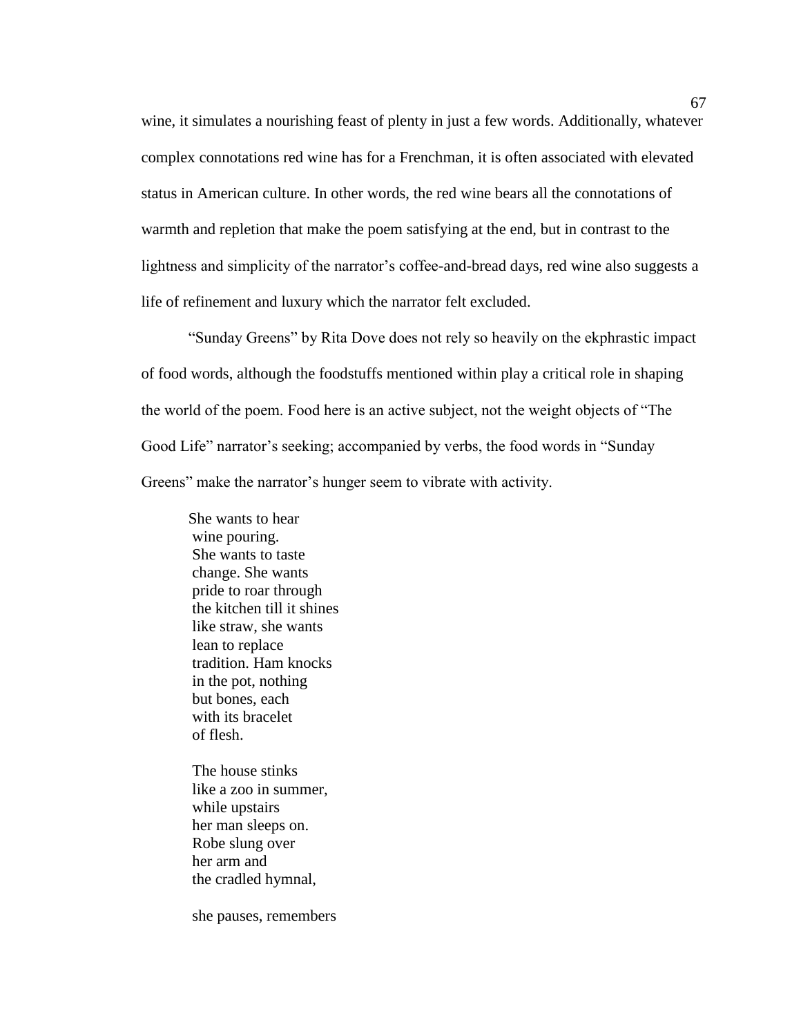wine, it simulates a nourishing feast of plenty in just a few words. Additionally, whatever complex connotations red wine has for a Frenchman, it is often associated with elevated status in American culture. In other words, the red wine bears all the connotations of warmth and repletion that make the poem satisfying at the end, but in contrast to the lightness and simplicity of the narrator's coffee-and-bread days, red wine also suggests a life of refinement and luxury which the narrator felt excluded.

"Sunday Greens" by Rita Dove does not rely so heavily on the ekphrastic impact of food words, although the foodstuffs mentioned within play a critical role in shaping the world of the poem. Food here is an active subject, not the weight objects of "The Good Life" narrator's seeking; accompanied by verbs, the food words in "Sunday Greens" make the narrator's hunger seem to vibrate with activity.

> She wants to hear  
> wine pouring.  
> She wants to taste  
> change. She wants  
> pride to roar through  
> the kitchen till it shines  
> like straw, she wants  
> lean to replace  
> tradition. Ham knocks  
> in the pot, nothing  
> but bones, each  
> with its bracelet  
> of flesh.
>
> The house stinks  
> like a zoo in summer,  
> while upstairs  
> her man sleeps on.  
> Robe slung over  
> her arm and  
> the cradled hymnal,
>
> she pauses, remembers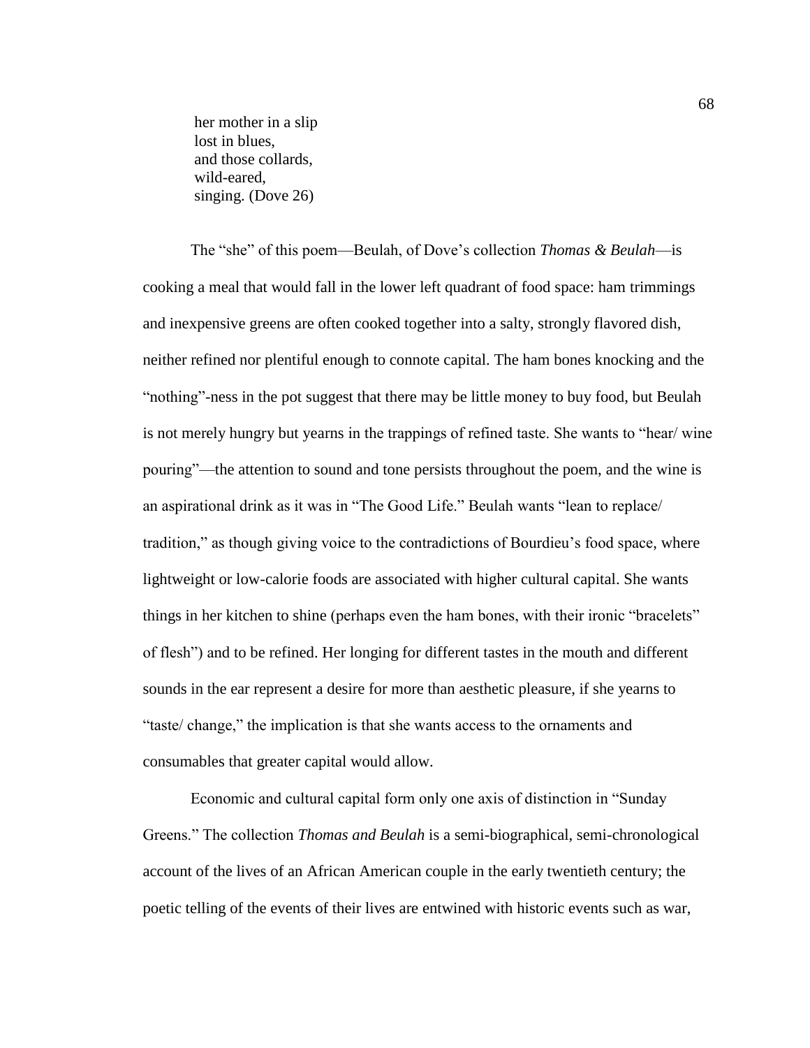her mother in a slip
lost in blues,
and those collards,
wild-eared,
singing. (Dove 26)

The "she" of this poem—Beulah, of Dove's collection *Thomas & Beulah*—is cooking a meal that would fall in the lower left quadrant of food space: ham trimmings and inexpensive greens are often cooked together into a salty, strongly flavored dish, neither refined nor plentiful enough to connote capital. The ham bones knocking and the "nothing"-ness in the pot suggest that there may be little money to buy food, but Beulah is not merely hungry but yearns in the trappings of refined taste. She wants to "hear/ wine pouring"—the attention to sound and tone persists throughout the poem, and the wine is an aspirational drink as it was in "The Good Life." Beulah wants "lean to replace/ tradition," as though giving voice to the contradictions of Bourdieu's food space, where lightweight or low-calorie foods are associated with higher cultural capital. She wants things in her kitchen to shine (perhaps even the ham bones, with their ironic "bracelets" of flesh") and to be refined. Her longing for different tastes in the mouth and different sounds in the ear represent a desire for more than aesthetic pleasure, if she yearns to "taste/ change," the implication is that she wants access to the ornaments and consumables that greater capital would allow.

Economic and cultural capital form only one axis of distinction in "Sunday Greens." The collection *Thomas and Beulah* is a semi-biographical, semi-chronological account of the lives of an African American couple in the early twentieth century; the poetic telling of the events of their lives are entwined with historic events such as war,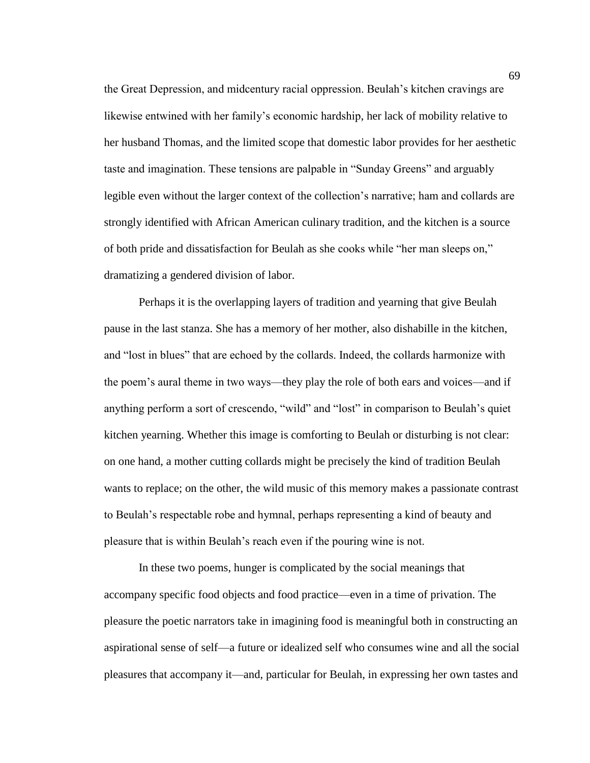the Great Depression, and midcentury racial oppression. Beulah's kitchen cravings are likewise entwined with her family's economic hardship, her lack of mobility relative to her husband Thomas, and the limited scope that domestic labor provides for her aesthetic taste and imagination. These tensions are palpable in "Sunday Greens" and arguably legible even without the larger context of the collection's narrative; ham and collards are strongly identified with African American culinary tradition, and the kitchen is a source of both pride and dissatisfaction for Beulah as she cooks while "her man sleeps on," dramatizing a gendered division of labor.

Perhaps it is the overlapping layers of tradition and yearning that give Beulah pause in the last stanza. She has a memory of her mother, also dishabille in the kitchen, and "lost in blues" that are echoed by the collards. Indeed, the collards harmonize with the poem's aural theme in two ways—they play the role of both ears and voices—and if anything perform a sort of crescendo, "wild" and "lost" in comparison to Beulah's quiet kitchen yearning. Whether this image is comforting to Beulah or disturbing is not clear: on one hand, a mother cutting collards might be precisely the kind of tradition Beulah wants to replace; on the other, the wild music of this memory makes a passionate contrast to Beulah's respectable robe and hymnal, perhaps representing a kind of beauty and pleasure that is within Beulah's reach even if the pouring wine is not.

In these two poems, hunger is complicated by the social meanings that accompany specific food objects and food practice—even in a time of privation. The pleasure the poetic narrators take in imagining food is meaningful both in constructing an aspirational sense of self—a future or idealized self who consumes wine and all the social pleasures that accompany it—and, particular for Beulah, in expressing her own tastes and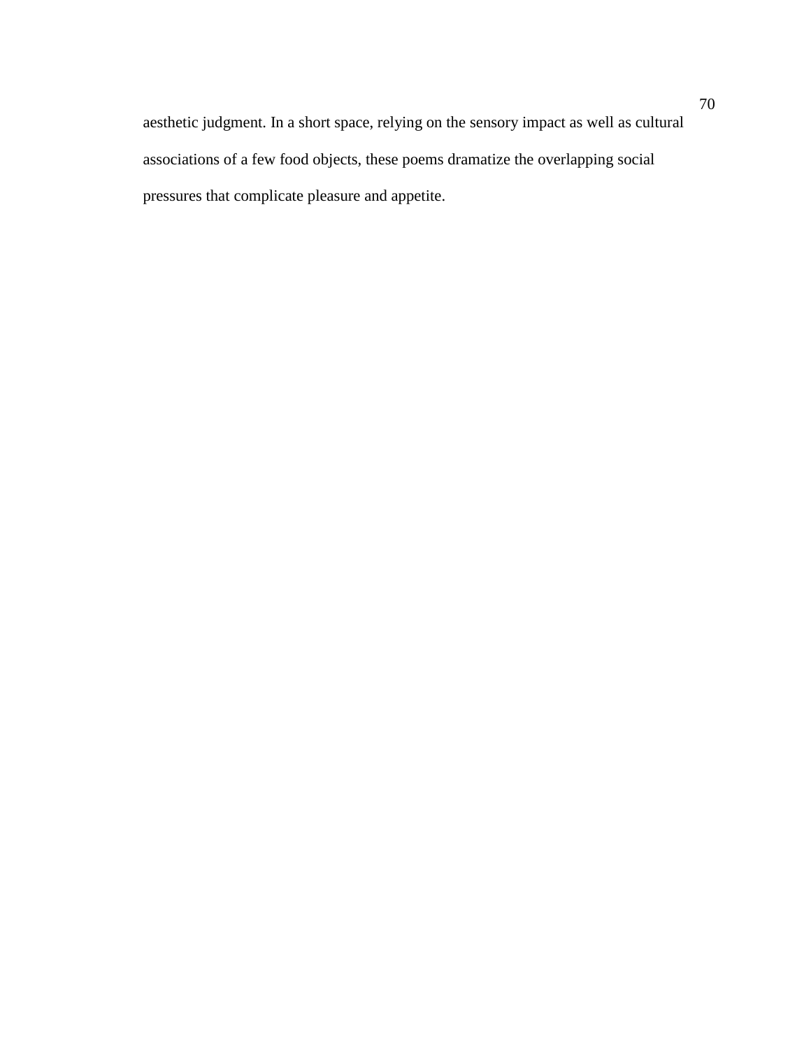aesthetic judgment. In a short space, relying on the sensory impact as well as cultural associations of a few food objects, these poems dramatize the overlapping social pressures that complicate pleasure and appetite.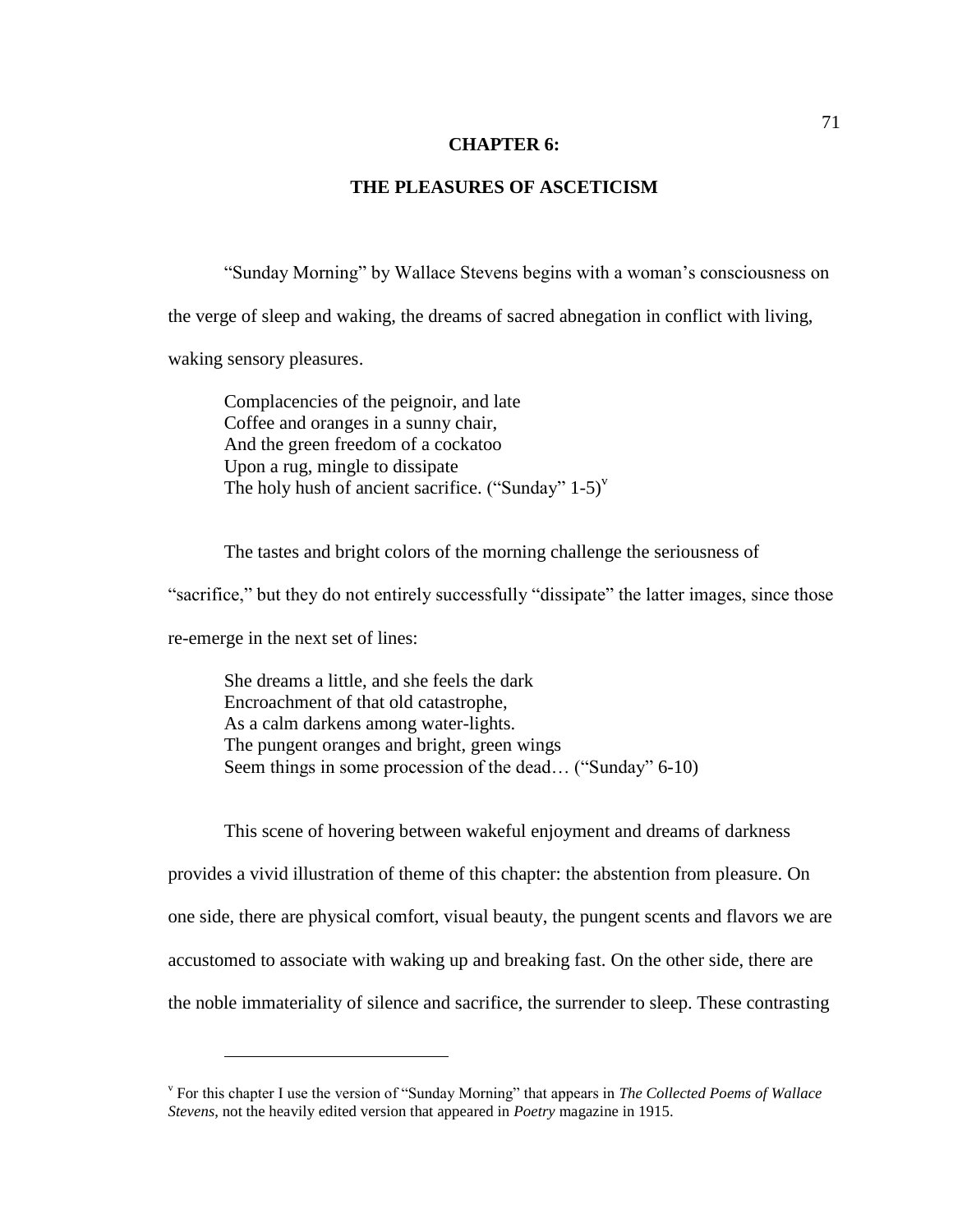# CHAPTER 6:

# THE PLEASURES OF ASCETICISM

"Sunday Morning" by Wallace Stevens begins with a woman's consciousness on the verge of sleep and waking, the dreams of sacred abnegation in conflict with living, waking sensory pleasures.

> Complacencies of the peignoir, and late
> Coffee and oranges in a sunny chair,
> And the green freedom of a cockatoo
> Upon a rug, mingle to dissipate
> The holy hush of ancient sacrifice. ("Sunday" 1-5)[v]

The tastes and bright colors of the morning challenge the seriousness of "sacrifice," but they do not entirely successfully "dissipate" the latter images, since those re-emerge in the next set of lines:

> She dreams a little, and she feels the dark
> Encroachment of that old catastrophe,
> As a calm darkens among water-lights.
> The pungent oranges and bright, green wings
> Seem things in some procession of the dead… ("Sunday" 6-10)

This scene of hovering between wakeful enjoyment and dreams of darkness provides a vivid illustration of theme of this chapter: the abstention from pleasure. On one side, there are physical comfort, visual beauty, the pungent scents and flavors we are accustomed to associate with waking up and breaking fast. On the other side, there are the noble immateriality of silence and sacrifice, the surrender to sleep. These contrasting

---

[v] For this chapter I use the version of "Sunday Morning" that appears in *The Collected Poems of Wallace Stevens*, not the heavily edited version that appeared in *Poetry* magazine in 1915.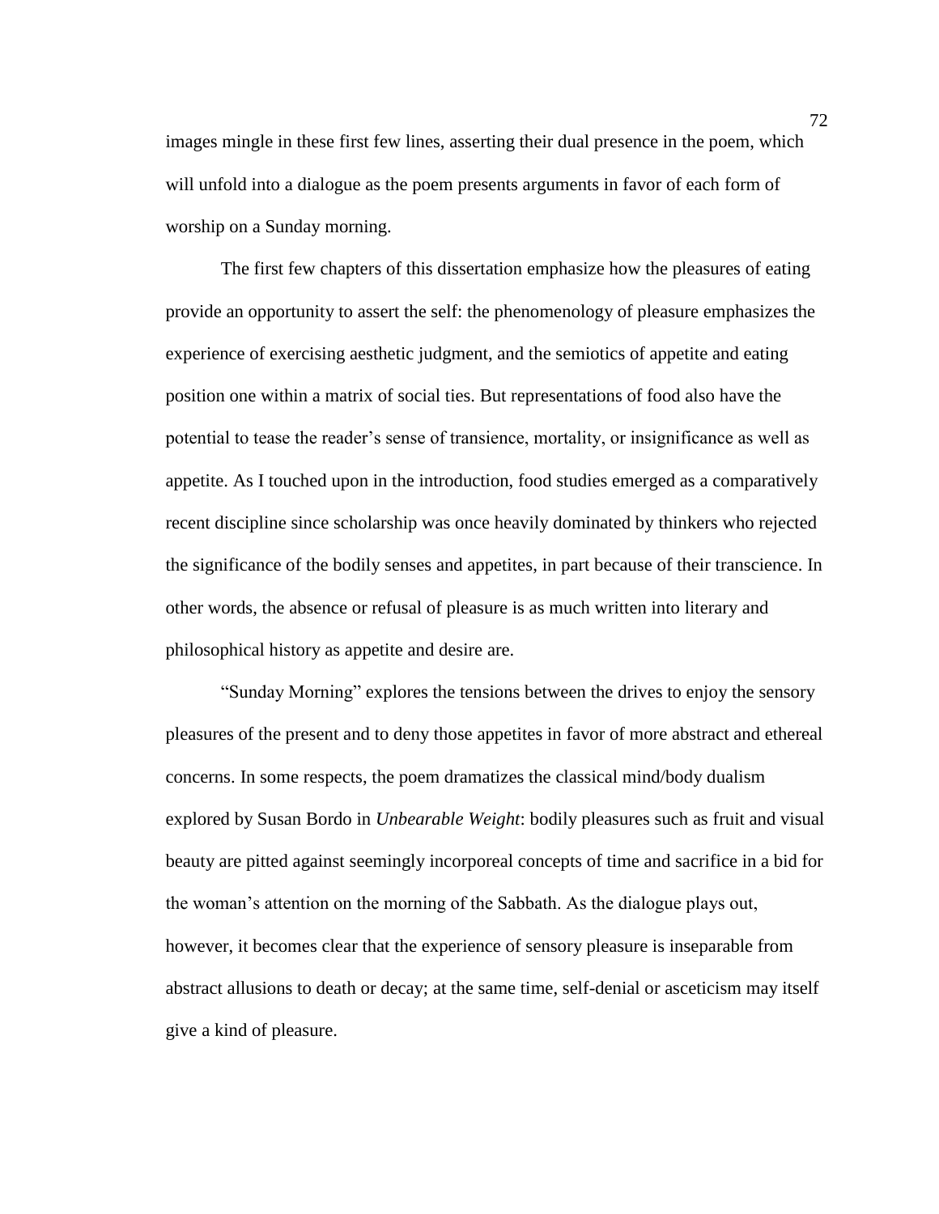images mingle in these first few lines, asserting their dual presence in the poem, which will unfold into a dialogue as the poem presents arguments in favor of each form of worship on a Sunday morning.

The first few chapters of this dissertation emphasize how the pleasures of eating provide an opportunity to assert the self: the phenomenology of pleasure emphasizes the experience of exercising aesthetic judgment, and the semiotics of appetite and eating position one within a matrix of social ties. But representations of food also have the potential to tease the reader's sense of transience, mortality, or insignificance as well as appetite. As I touched upon in the introduction, food studies emerged as a comparatively recent discipline since scholarship was once heavily dominated by thinkers who rejected the significance of the bodily senses and appetites, in part because of their transcience. In other words, the absence or refusal of pleasure is as much written into literary and philosophical history as appetite and desire are.

"Sunday Morning" explores the tensions between the drives to enjoy the sensory pleasures of the present and to deny those appetites in favor of more abstract and ethereal concerns. In some respects, the poem dramatizes the classical mind/body dualism explored by Susan Bordo in *Unbearable Weight*: bodily pleasures such as fruit and visual beauty are pitted against seemingly incorporeal concepts of time and sacrifice in a bid for the woman's attention on the morning of the Sabbath. As the dialogue plays out, however, it becomes clear that the experience of sensory pleasure is inseparable from abstract allusions to death or decay; at the same time, self-denial or asceticism may itself give a kind of pleasure.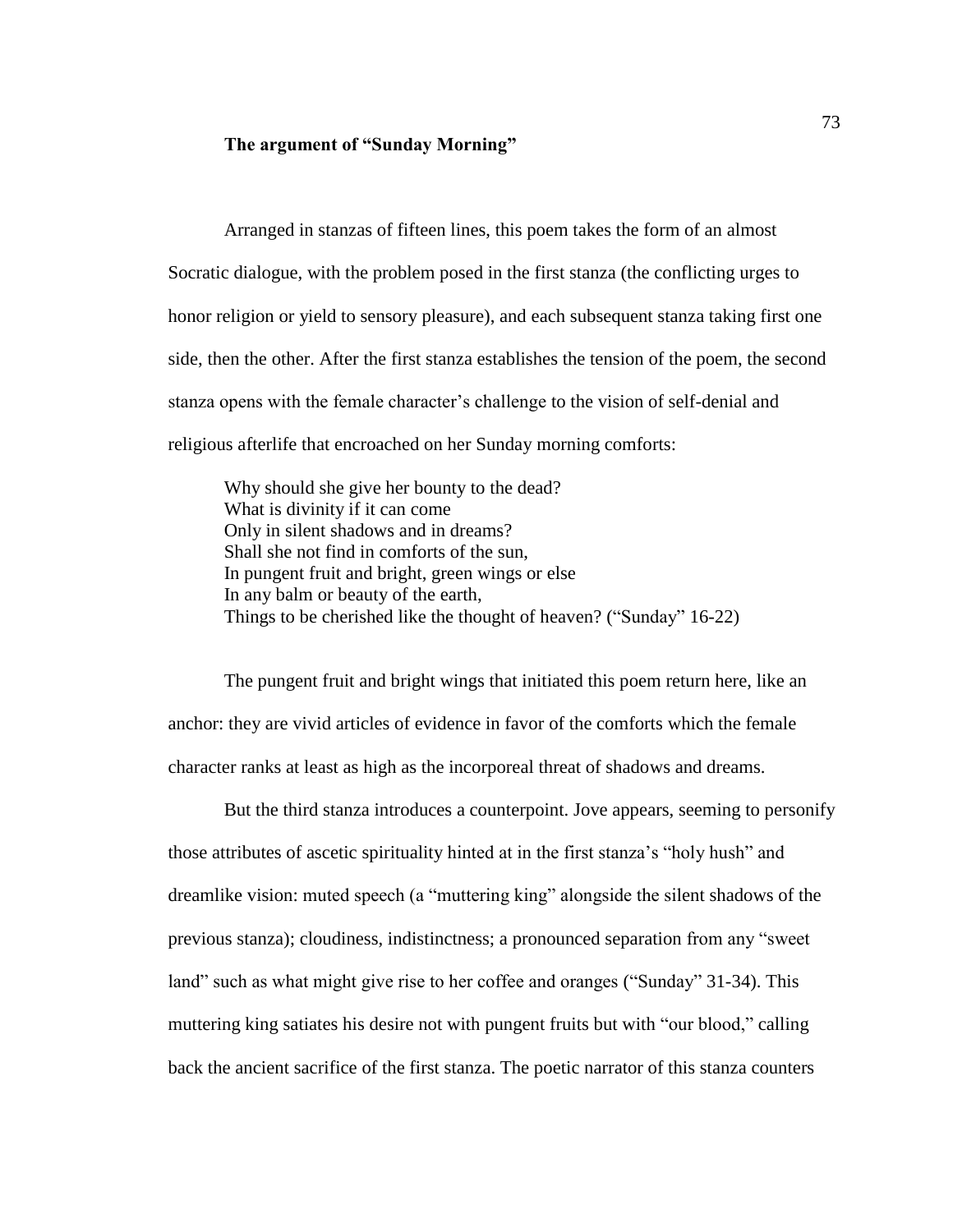**The argument of "Sunday Morning"**

Arranged in stanzas of fifteen lines, this poem takes the form of an almost Socratic dialogue, with the problem posed in the first stanza (the conflicting urges to honor religion or yield to sensory pleasure), and each subsequent stanza taking first one side, then the other. After the first stanza establishes the tension of the poem, the second stanza opens with the female character's challenge to the vision of self-denial and religious afterlife that encroached on her Sunday morning comforts:

> Why should she give her bounty to the dead?
> What is divinity if it can come
> Only in silent shadows and in dreams?
> Shall she not find in comforts of the sun,
> In pungent fruit and bright, green wings or else
> In any balm or beauty of the earth,
> Things to be cherished like the thought of heaven? ("Sunday" 16-22)

The pungent fruit and bright wings that initiated this poem return here, like an anchor: they are vivid articles of evidence in favor of the comforts which the female character ranks at least as high as the incorporeal threat of shadows and dreams.

But the third stanza introduces a counterpoint. Jove appears, seeming to personify those attributes of ascetic spirituality hinted at in the first stanza's "holy hush" and dreamlike vision: muted speech (a "muttering king" alongside the silent shadows of the previous stanza); cloudiness, indistinctness; a pronounced separation from any "sweet land" such as what might give rise to her coffee and oranges ("Sunday" 31-34). This muttering king satiates his desire not with pungent fruits but with "our blood," calling back the ancient sacrifice of the first stanza. The poetic narrator of this stanza counters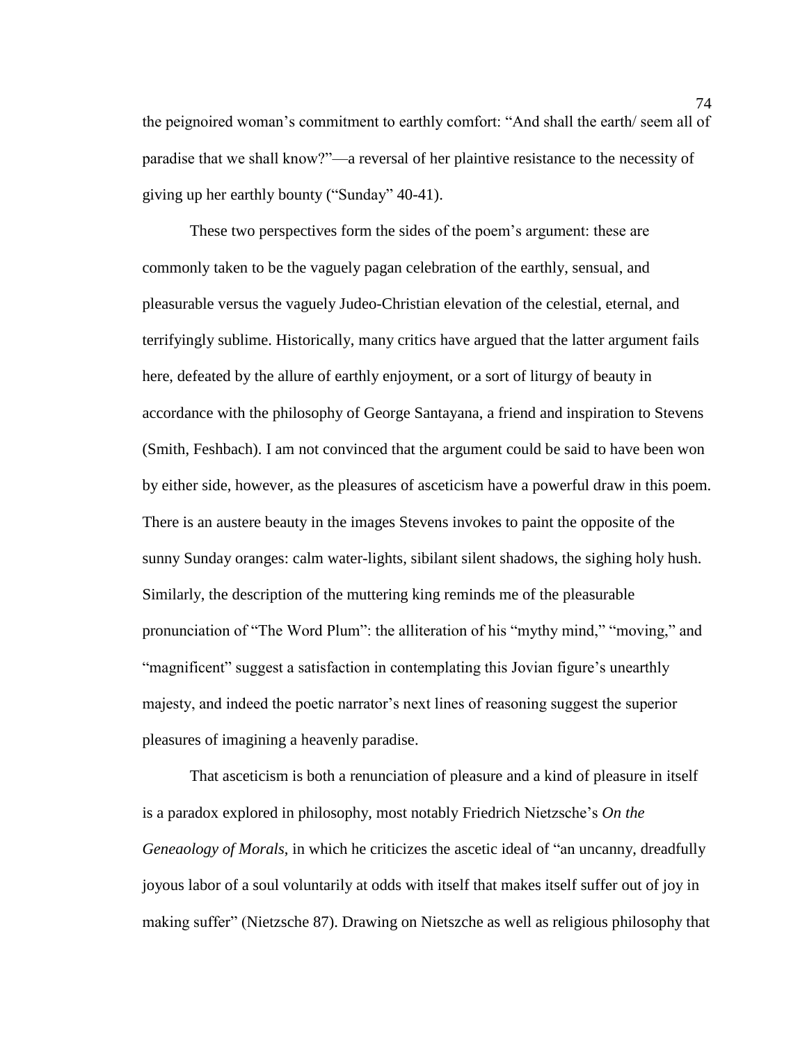the peignoired woman's commitment to earthly comfort: "And shall the earth/ seem all of paradise that we shall know?"—a reversal of her plaintive resistance to the necessity of giving up her earthly bounty ("Sunday" 40-41).

These two perspectives form the sides of the poem's argument: these are commonly taken to be the vaguely pagan celebration of the earthly, sensual, and pleasurable versus the vaguely Judeo-Christian elevation of the celestial, eternal, and terrifyingly sublime. Historically, many critics have argued that the latter argument fails here, defeated by the allure of earthly enjoyment, or a sort of liturgy of beauty in accordance with the philosophy of George Santayana, a friend and inspiration to Stevens (Smith, Feshbach). I am not convinced that the argument could be said to have been won by either side, however, as the pleasures of asceticism have a powerful draw in this poem. There is an austere beauty in the images Stevens invokes to paint the opposite of the sunny Sunday oranges: calm water-lights, sibilant silent shadows, the sighing holy hush. Similarly, the description of the muttering king reminds me of the pleasurable pronunciation of "The Word Plum": the alliteration of his "mythy mind," "moving," and "magnificent" suggest a satisfaction in contemplating this Jovian figure's unearthly majesty, and indeed the poetic narrator's next lines of reasoning suggest the superior pleasures of imagining a heavenly paradise.

That asceticism is both a renunciation of pleasure and a kind of pleasure in itself is a paradox explored in philosophy, most notably Friedrich Nietzsche's *On the Geneaology of Morals*, in which he criticizes the ascetic ideal of "an uncanny, dreadfully joyous labor of a soul voluntarily at odds with itself that makes itself suffer out of joy in making suffer" (Nietzsche 87). Drawing on Nietszche as well as religious philosophy that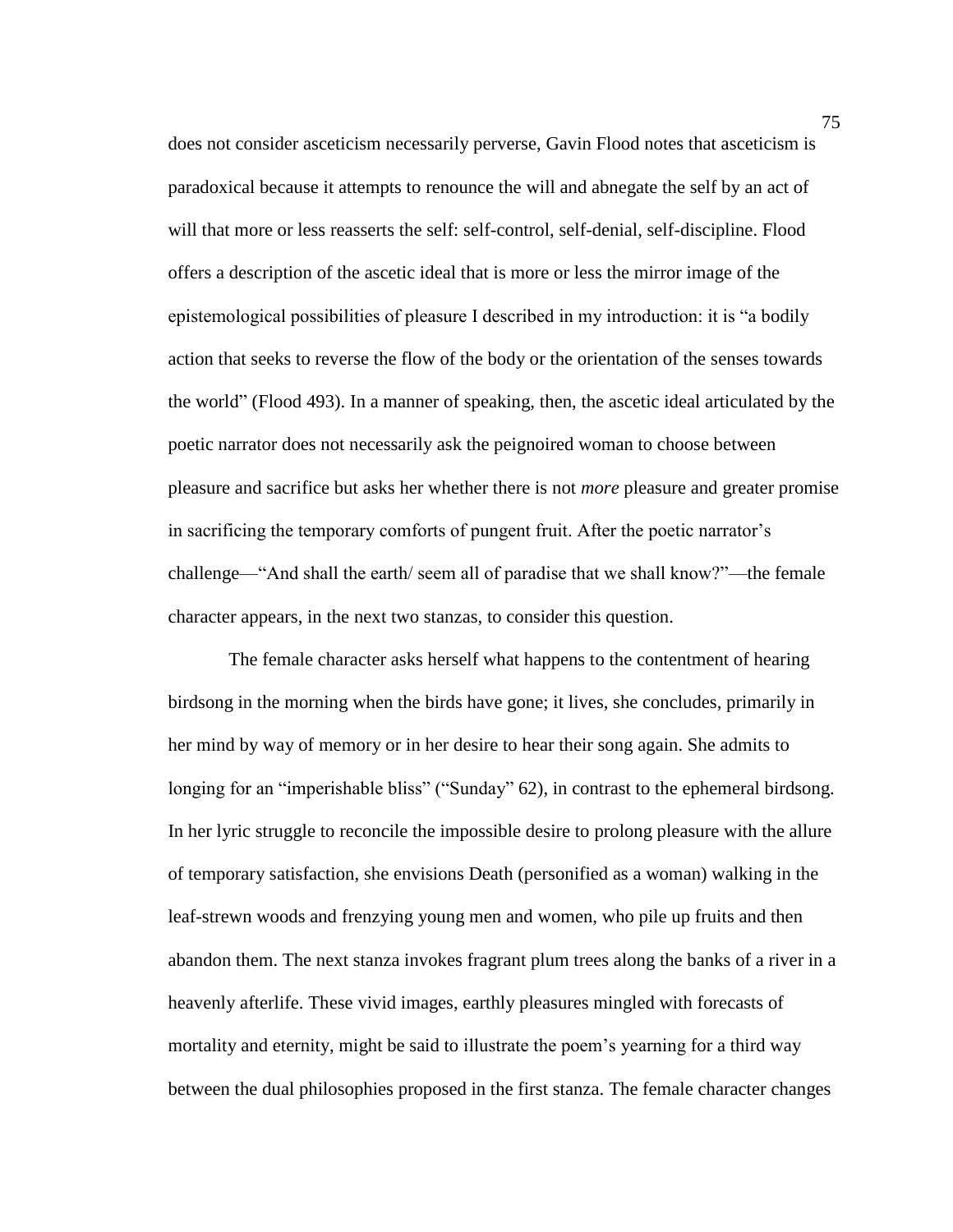does not consider asceticism necessarily perverse, Gavin Flood notes that asceticism is paradoxical because it attempts to renounce the will and abnegate the self by an act of will that more or less reasserts the self: self-control, self-denial, self-discipline. Flood offers a description of the ascetic ideal that is more or less the mirror image of the epistemological possibilities of pleasure I described in my introduction: it is "a bodily action that seeks to reverse the flow of the body or the orientation of the senses towards the world" (Flood 493). In a manner of speaking, then, the ascetic ideal articulated by the poetic narrator does not necessarily ask the peignoired woman to choose between pleasure and sacrifice but asks her whether there is not *more* pleasure and greater promise in sacrificing the temporary comforts of pungent fruit. After the poetic narrator's challenge—"And shall the earth/ seem all of paradise that we shall know?"—the female character appears, in the next two stanzas, to consider this question.

The female character asks herself what happens to the contentment of hearing birdsong in the morning when the birds have gone; it lives, she concludes, primarily in her mind by way of memory or in her desire to hear their song again. She admits to longing for an "imperishable bliss" ("Sunday" 62), in contrast to the ephemeral birdsong. In her lyric struggle to reconcile the impossible desire to prolong pleasure with the allure of temporary satisfaction, she envisions Death (personified as a woman) walking in the leaf-strewn woods and frenzying young men and women, who pile up fruits and then abandon them. The next stanza invokes fragrant plum trees along the banks of a river in a heavenly afterlife. These vivid images, earthly pleasures mingled with forecasts of mortality and eternity, might be said to illustrate the poem's yearning for a third way between the dual philosophies proposed in the first stanza. The female character changes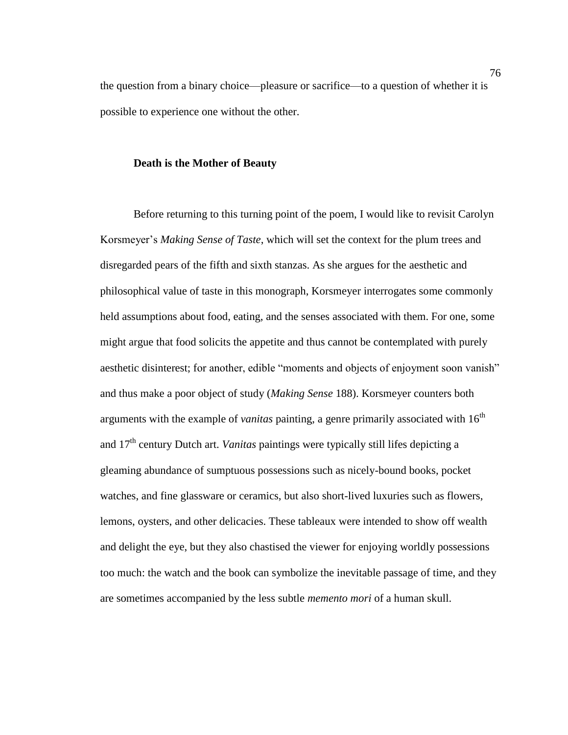the question from a binary choice—pleasure or sacrifice—to a question of whether it is possible to experience one without the other.

### Death is the Mother of Beauty

Before returning to this turning point of the poem, I would like to revisit Carolyn Korsmeyer's *Making Sense of Taste*, which will set the context for the plum trees and disregarded pears of the fifth and sixth stanzas. As she argues for the aesthetic and philosophical value of taste in this monograph, Korsmeyer interrogates some commonly held assumptions about food, eating, and the senses associated with them. For one, some might argue that food solicits the appetite and thus cannot be contemplated with purely aesthetic disinterest; for another, edible "moments and objects of enjoyment soon vanish" and thus make a poor object of study (*Making Sense* 188). Korsmeyer counters both arguments with the example of *vanitas* painting, a genre primarily associated with 16th and 17th century Dutch art. *Vanitas* paintings were typically still lifes depicting a gleaming abundance of sumptuous possessions such as nicely-bound books, pocket watches, and fine glassware or ceramics, but also short-lived luxuries such as flowers, lemons, oysters, and other delicacies. These tableaux were intended to show off wealth and delight the eye, but they also chastised the viewer for enjoying worldly possessions too much: the watch and the book can symbolize the inevitable passage of time, and they are sometimes accompanied by the less subtle *memento mori* of a human skull.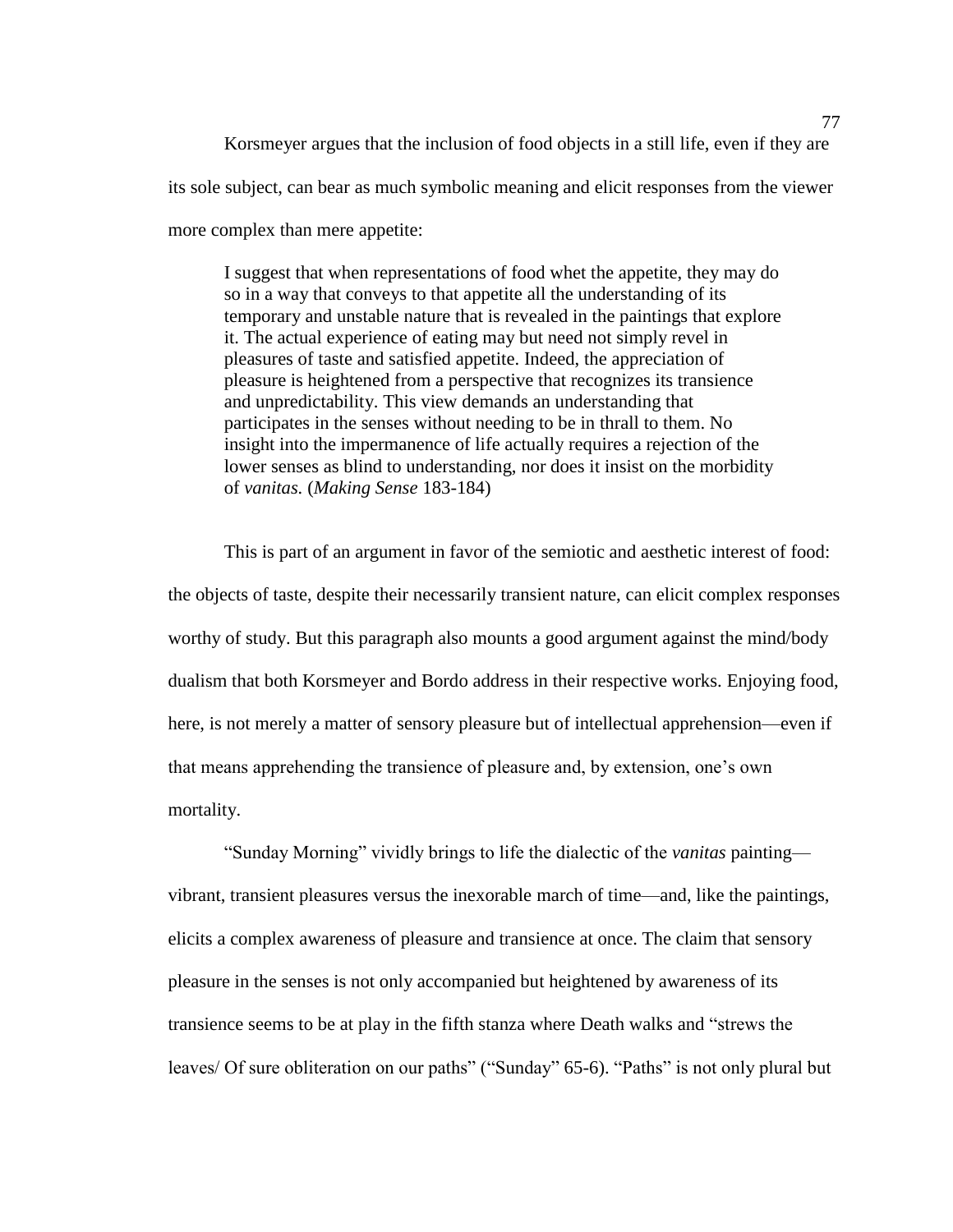Korsmeyer argues that the inclusion of food objects in a still life, even if they are its sole subject, can bear as much symbolic meaning and elicit responses from the viewer more complex than mere appetite:

> I suggest that when representations of food whet the appetite, they may do so in a way that conveys to that appetite all the understanding of its temporary and unstable nature that is revealed in the paintings that explore it. The actual experience of eating may but need not simply revel in pleasures of taste and satisfied appetite. Indeed, the appreciation of pleasure is heightened from a perspective that recognizes its transience and unpredictability. This view demands an understanding that participates in the senses without needing to be in thrall to them. No insight into the impermanence of life actually requires a rejection of the lower senses as blind to understanding, nor does it insist on the morbidity of *vanitas*. (*Making Sense* 183-184)

This is part of an argument in favor of the semiotic and aesthetic interest of food: the objects of taste, despite their necessarily transient nature, can elicit complex responses worthy of study. But this paragraph also mounts a good argument against the mind/body dualism that both Korsmeyer and Bordo address in their respective works. Enjoying food, here, is not merely a matter of sensory pleasure but of intellectual apprehension—even if that means apprehending the transience of pleasure and, by extension, one's own mortality.

"Sunday Morning" vividly brings to life the dialectic of the *vanitas* painting—vibrant, transient pleasures versus the inexorable march of time—and, like the paintings, elicits a complex awareness of pleasure and transience at once. The claim that sensory pleasure in the senses is not only accompanied but heightened by awareness of its transience seems to be at play in the fifth stanza where Death walks and "strews the leaves/ Of sure obliteration on our paths" ("Sunday" 65-6). "Paths" is not only plural but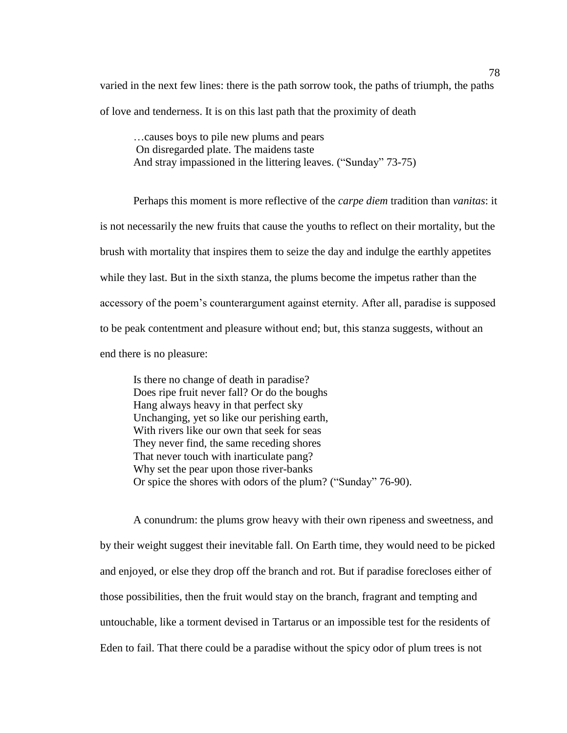varied in the next few lines: there is the path sorrow took, the paths of triumph, the paths of love and tenderness. It is on this last path that the proximity of death

> …causes boys to pile new plums and pears
> On disregarded plate. The maidens taste
> And stray impassioned in the littering leaves. ("Sunday" 73-75)

Perhaps this moment is more reflective of the *carpe diem* tradition than *vanitas*: it is not necessarily the new fruits that cause the youths to reflect on their mortality, but the brush with mortality that inspires them to seize the day and indulge the earthly appetites while they last. But in the sixth stanza, the plums become the impetus rather than the accessory of the poem's counterargument against eternity. After all, paradise is supposed to be peak contentment and pleasure without end; but, this stanza suggests, without an end there is no pleasure:

> Is there no change of death in paradise?
> Does ripe fruit never fall? Or do the boughs
> Hang always heavy in that perfect sky
> Unchanging, yet so like our perishing earth,
> With rivers like our own that seek for seas
> They never find, the same receding shores
> That never touch with inarticulate pang?
> Why set the pear upon those river-banks
> Or spice the shores with odors of the plum? ("Sunday" 76-90).

A conundrum: the plums grow heavy with their own ripeness and sweetness, and by their weight suggest their inevitable fall. On Earth time, they would need to be picked and enjoyed, or else they drop off the branch and rot. But if paradise forecloses either of those possibilities, then the fruit would stay on the branch, fragrant and tempting and untouchable, like a torment devised in Tartarus or an impossible test for the residents of Eden to fail. That there could be a paradise without the spicy odor of plum trees is not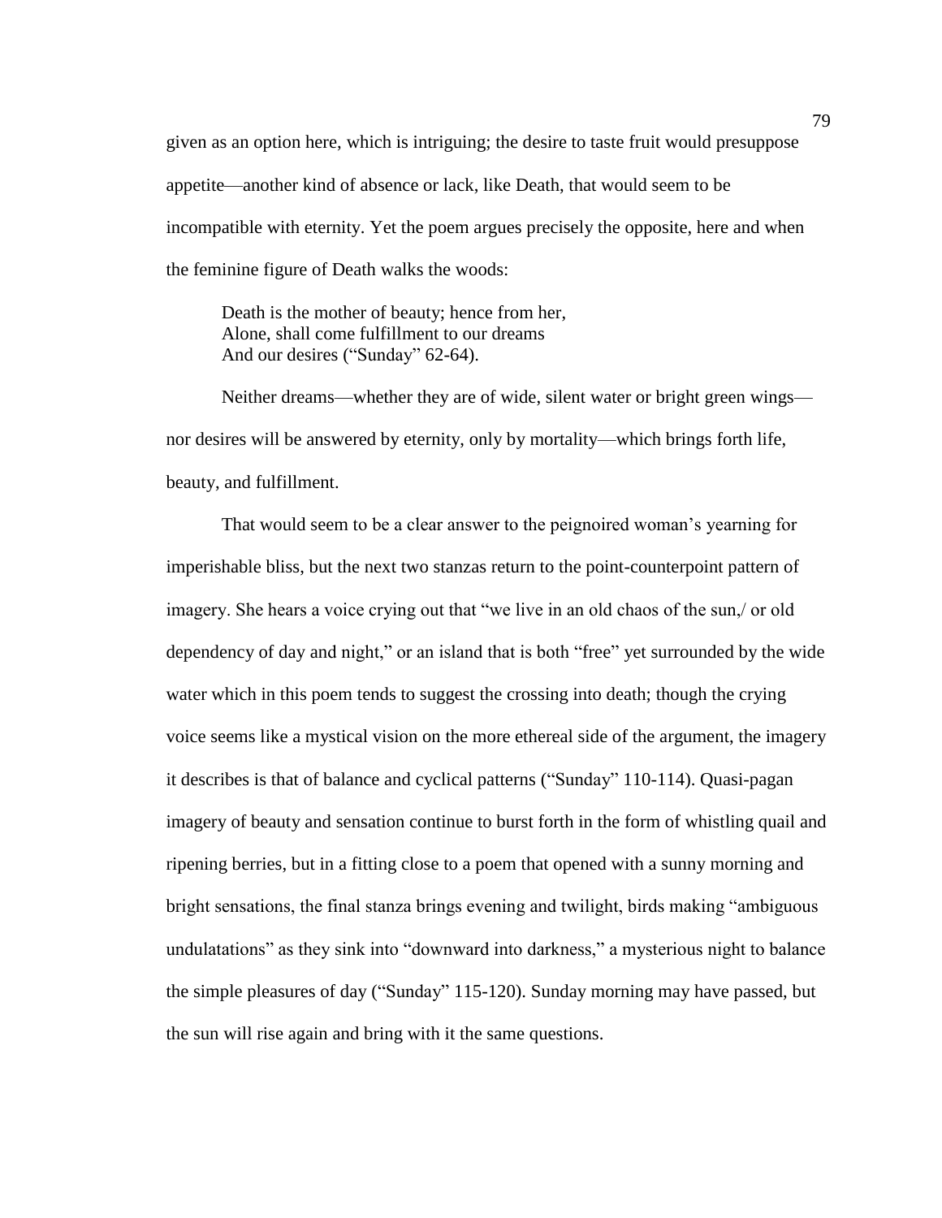given as an option here, which is intriguing; the desire to taste fruit would presuppose appetite—another kind of absence or lack, like Death, that would seem to be incompatible with eternity. Yet the poem argues precisely the opposite, here and when the feminine figure of Death walks the woods:

> Death is the mother of beauty; hence from her,
> Alone, shall come fulfillment to our dreams
> And our desires ("Sunday" 62-64).

Neither dreams—whether they are of wide, silent water or bright green wings—nor desires will be answered by eternity, only by mortality—which brings forth life, beauty, and fulfillment.

That would seem to be a clear answer to the peignoired woman's yearning for imperishable bliss, but the next two stanzas return to the point-counterpoint pattern of imagery. She hears a voice crying out that "we live in an old chaos of the sun,/ or old dependency of day and night," or an island that is both "free" yet surrounded by the wide water which in this poem tends to suggest the crossing into death; though the crying voice seems like a mystical vision on the more ethereal side of the argument, the imagery it describes is that of balance and cyclical patterns ("Sunday" 110-114). Quasi-pagan imagery of beauty and sensation continue to burst forth in the form of whistling quail and ripening berries, but in a fitting close to a poem that opened with a sunny morning and bright sensations, the final stanza brings evening and twilight, birds making "ambiguous undulatations" as they sink into "downward into darkness," a mysterious night to balance the simple pleasures of day ("Sunday" 115-120). Sunday morning may have passed, but the sun will rise again and bring with it the same questions.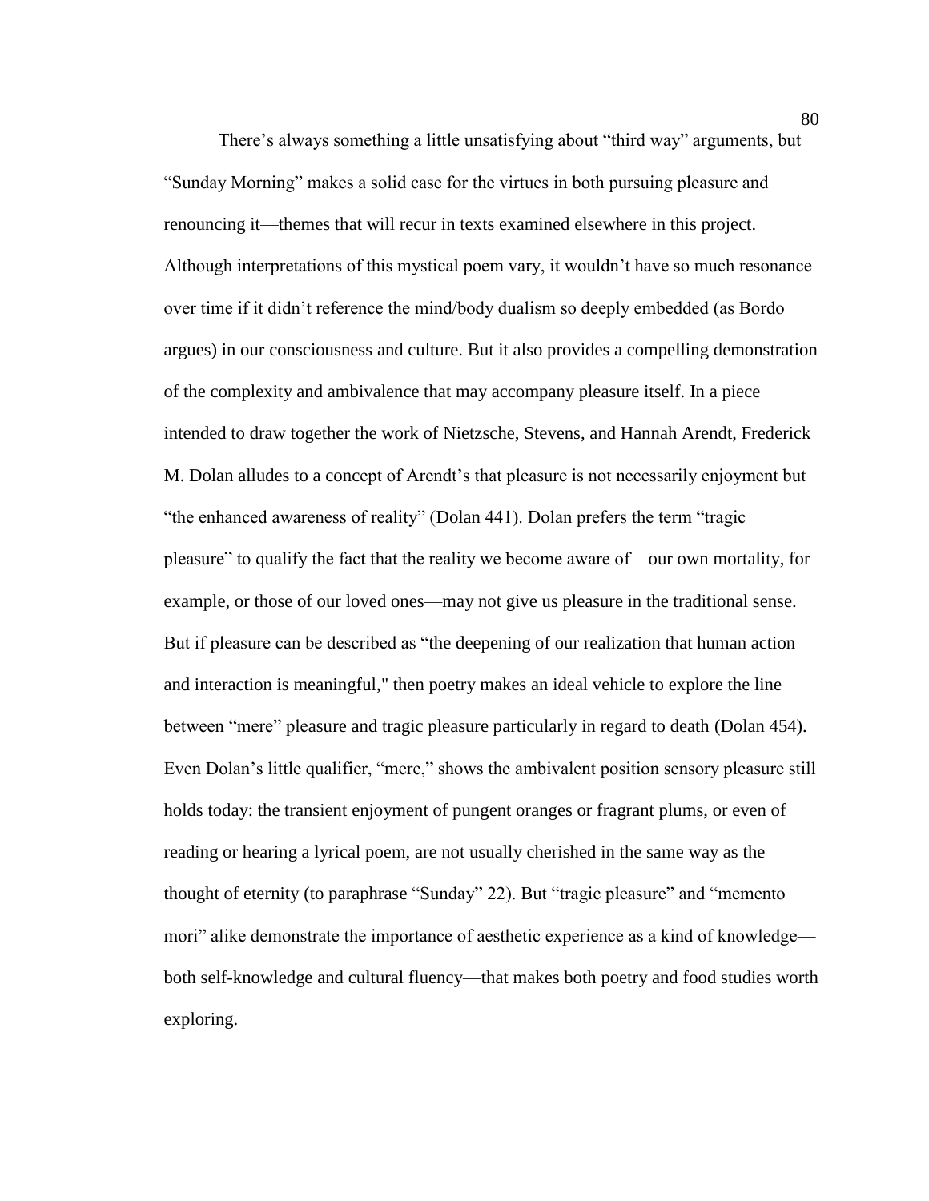There's always something a little unsatisfying about "third way" arguments, but "Sunday Morning" makes a solid case for the virtues in both pursuing pleasure and renouncing it—themes that will recur in texts examined elsewhere in this project. Although interpretations of this mystical poem vary, it wouldn't have so much resonance over time if it didn't reference the mind/body dualism so deeply embedded (as Bordo argues) in our consciousness and culture. But it also provides a compelling demonstration of the complexity and ambivalence that may accompany pleasure itself. In a piece intended to draw together the work of Nietzsche, Stevens, and Hannah Arendt, Frederick M. Dolan alludes to a concept of Arendt's that pleasure is not necessarily enjoyment but "the enhanced awareness of reality" (Dolan 441). Dolan prefers the term "tragic pleasure" to qualify the fact that the reality we become aware of—our own mortality, for example, or those of our loved ones—may not give us pleasure in the traditional sense. But if pleasure can be described as "the deepening of our realization that human action and interaction is meaningful," then poetry makes an ideal vehicle to explore the line between "mere" pleasure and tragic pleasure particularly in regard to death (Dolan 454). Even Dolan's little qualifier, "mere," shows the ambivalent position sensory pleasure still holds today: the transient enjoyment of pungent oranges or fragrant plums, or even of reading or hearing a lyrical poem, are not usually cherished in the same way as the thought of eternity (to paraphrase "Sunday" 22). But "tragic pleasure" and "memento mori" alike demonstrate the importance of aesthetic experience as a kind of knowledge—both self-knowledge and cultural fluency—that makes both poetry and food studies worth exploring.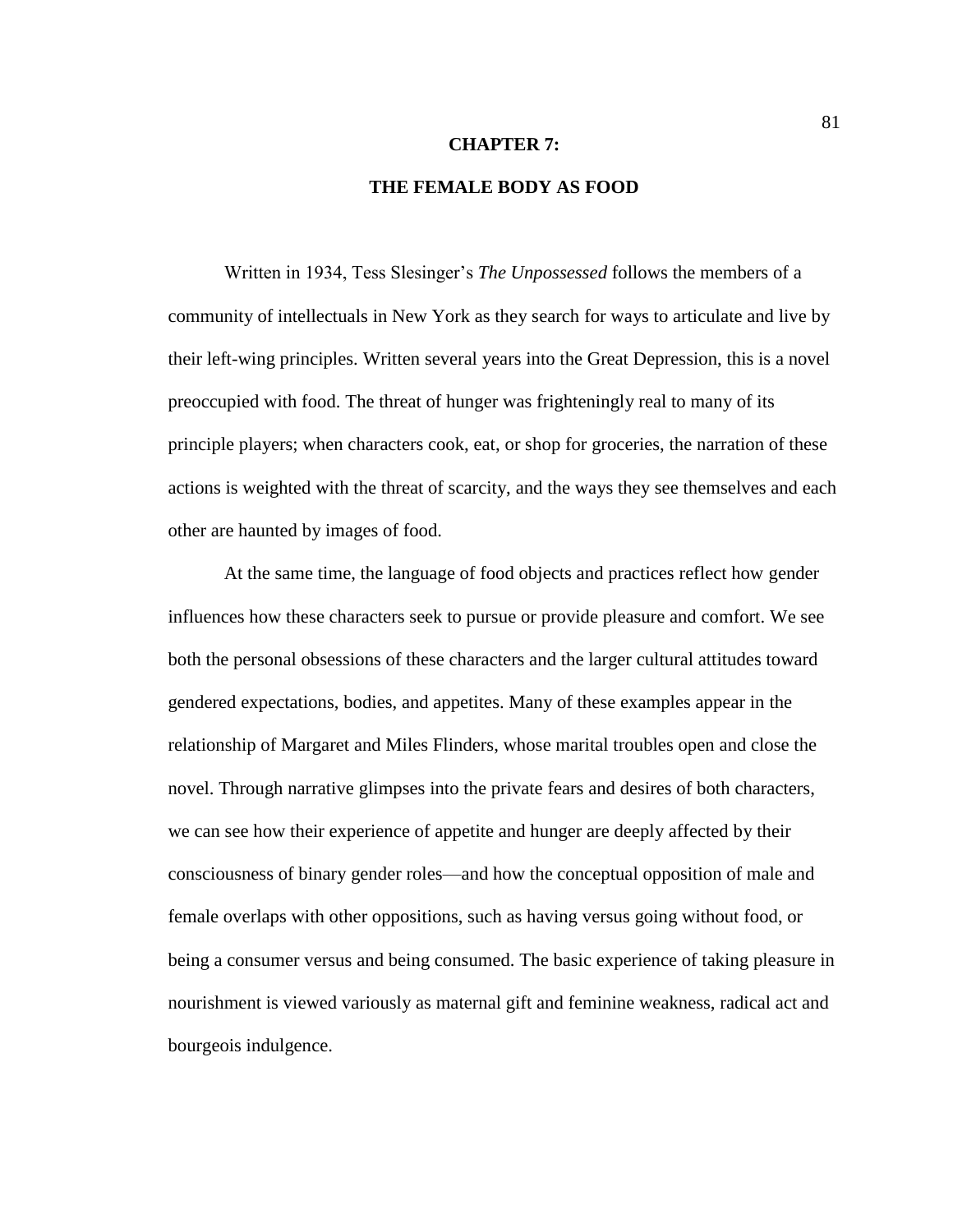# CHAPTER 7:

# THE FEMALE BODY AS FOOD

Written in 1934, Tess Slesinger's *The Unpossessed* follows the members of a community of intellectuals in New York as they search for ways to articulate and live by their left-wing principles. Written several years into the Great Depression, this is a novel preoccupied with food. The threat of hunger was frighteningly real to many of its principle players; when characters cook, eat, or shop for groceries, the narration of these actions is weighted with the threat of scarcity, and the ways they see themselves and each other are haunted by images of food.

At the same time, the language of food objects and practices reflect how gender influences how these characters seek to pursue or provide pleasure and comfort. We see both the personal obsessions of these characters and the larger cultural attitudes toward gendered expectations, bodies, and appetites. Many of these examples appear in the relationship of Margaret and Miles Flinders, whose marital troubles open and close the novel. Through narrative glimpses into the private fears and desires of both characters, we can see how their experience of appetite and hunger are deeply affected by their consciousness of binary gender roles—and how the conceptual opposition of male and female overlaps with other oppositions, such as having versus going without food, or being a consumer versus and being consumed. The basic experience of taking pleasure in nourishment is viewed variously as maternal gift and feminine weakness, radical act and bourgeois indulgence.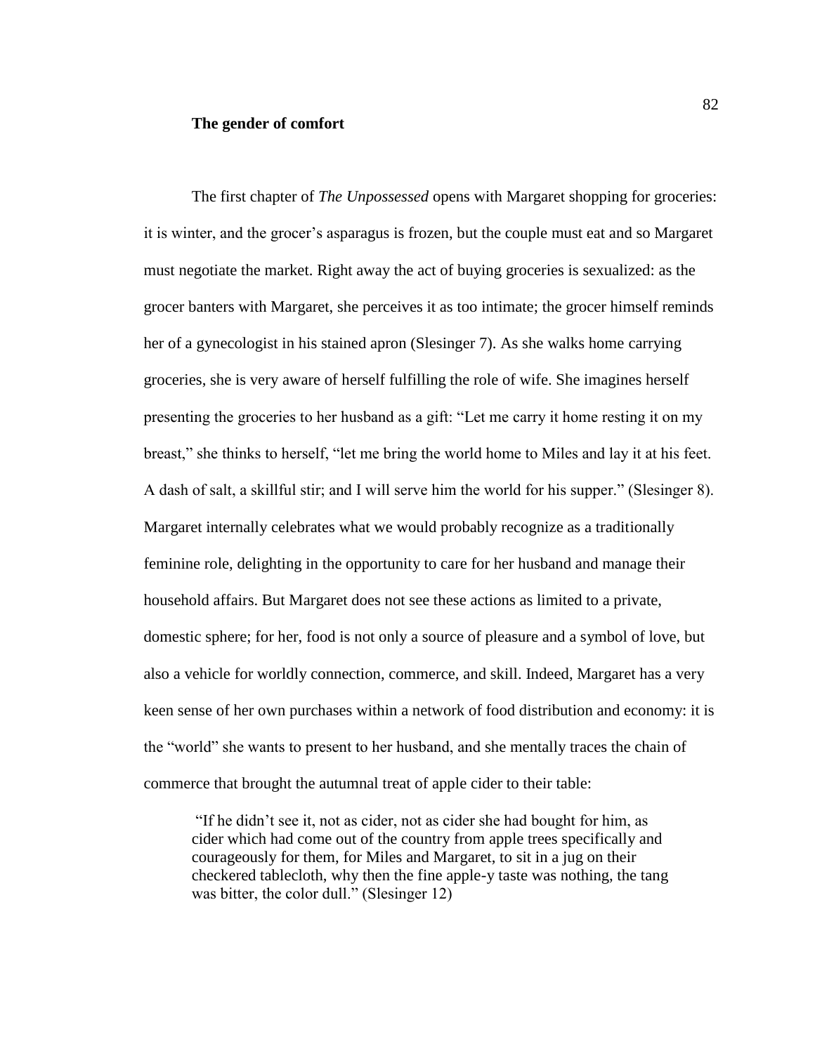**The gender of comfort**

The first chapter of *The Unpossessed* opens with Margaret shopping for groceries: it is winter, and the grocer's asparagus is frozen, but the couple must eat and so Margaret must negotiate the market. Right away the act of buying groceries is sexualized: as the grocer banters with Margaret, she perceives it as too intimate; the grocer himself reminds her of a gynecologist in his stained apron (Slesinger 7). As she walks home carrying groceries, she is very aware of herself fulfilling the role of wife. She imagines herself presenting the groceries to her husband as a gift: "Let me carry it home resting it on my breast," she thinks to herself, "let me bring the world home to Miles and lay it at his feet. A dash of salt, a skillful stir; and I will serve him the world for his supper." (Slesinger 8). Margaret internally celebrates what we would probably recognize as a traditionally feminine role, delighting in the opportunity to care for her husband and manage their household affairs. But Margaret does not see these actions as limited to a private, domestic sphere; for her, food is not only a source of pleasure and a symbol of love, but also a vehicle for worldly connection, commerce, and skill. Indeed, Margaret has a very keen sense of her own purchases within a network of food distribution and economy: it is the "world" she wants to present to her husband, and she mentally traces the chain of commerce that brought the autumnal treat of apple cider to their table:

> "If he didn't see it, not as cider, not as cider she had bought for him, as cider which had come out of the country from apple trees specifically and courageously for them, for Miles and Margaret, to sit in a jug on their checkered tablecloth, why then the fine apple-y taste was nothing, the tang was bitter, the color dull." (Slesinger 12)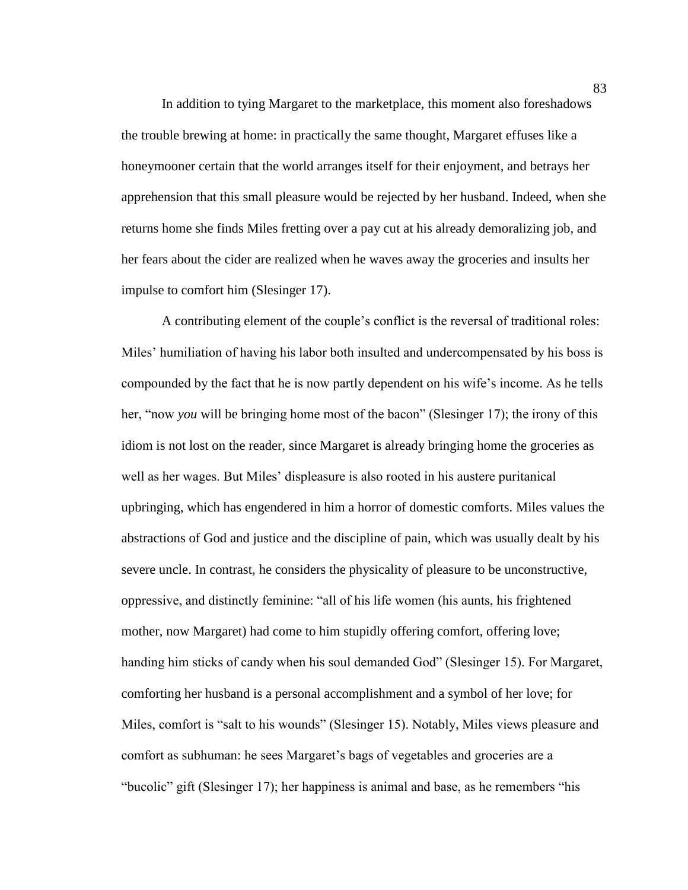In addition to tying Margaret to the marketplace, this moment also foreshadows the trouble brewing at home: in practically the same thought, Margaret effuses like a honeymooner certain that the world arranges itself for their enjoyment, and betrays her apprehension that this small pleasure would be rejected by her husband. Indeed, when she returns home she finds Miles fretting over a pay cut at his already demoralizing job, and her fears about the cider are realized when he waves away the groceries and insults her impulse to comfort him (Slesinger 17).

A contributing element of the couple's conflict is the reversal of traditional roles: Miles' humiliation of having his labor both insulted and undercompensated by his boss is compounded by the fact that he is now partly dependent on his wife's income. As he tells her, "now *you* will be bringing home most of the bacon" (Slesinger 17); the irony of this idiom is not lost on the reader, since Margaret is already bringing home the groceries as well as her wages. But Miles' displeasure is also rooted in his austere puritanical upbringing, which has engendered in him a horror of domestic comforts. Miles values the abstractions of God and justice and the discipline of pain, which was usually dealt by his severe uncle. In contrast, he considers the physicality of pleasure to be unconstructive, oppressive, and distinctly feminine: "all of his life women (his aunts, his frightened mother, now Margaret) had come to him stupidly offering comfort, offering love; handing him sticks of candy when his soul demanded God" (Slesinger 15). For Margaret, comforting her husband is a personal accomplishment and a symbol of her love; for Miles, comfort is "salt to his wounds" (Slesinger 15). Notably, Miles views pleasure and comfort as subhuman: he sees Margaret's bags of vegetables and groceries are a "bucolic" gift (Slesinger 17); her happiness is animal and base, as he remembers "his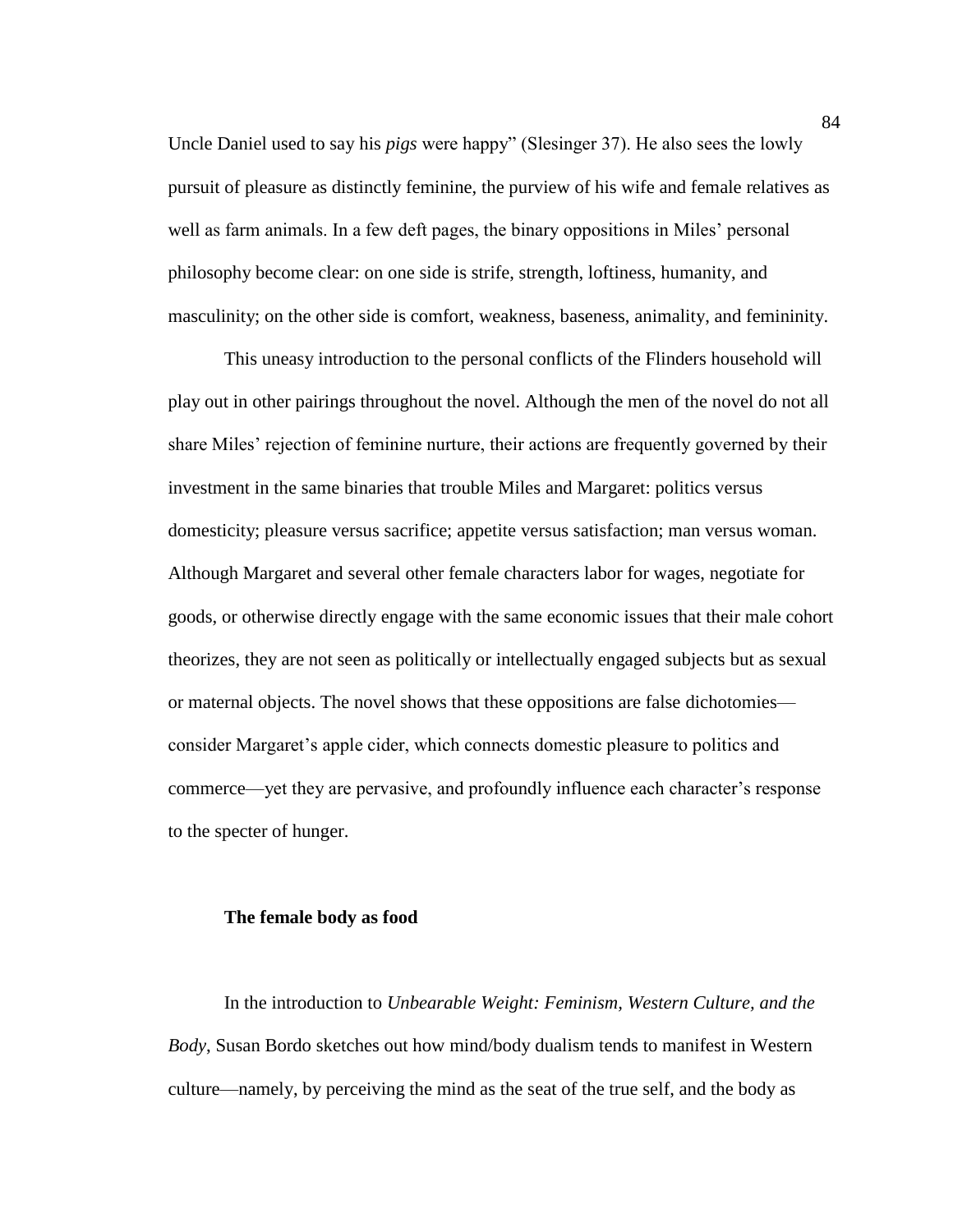Uncle Daniel used to say his *pigs* were happy" (Slesinger 37). He also sees the lowly pursuit of pleasure as distinctly feminine, the purview of his wife and female relatives as well as farm animals. In a few deft pages, the binary oppositions in Miles' personal philosophy become clear: on one side is strife, strength, loftiness, humanity, and masculinity; on the other side is comfort, weakness, baseness, animality, and femininity.

This uneasy introduction to the personal conflicts of the Flinders household will play out in other pairings throughout the novel. Although the men of the novel do not all share Miles' rejection of feminine nurture, their actions are frequently governed by their investment in the same binaries that trouble Miles and Margaret: politics versus domesticity; pleasure versus sacrifice; appetite versus satisfaction; man versus woman. Although Margaret and several other female characters labor for wages, negotiate for goods, or otherwise directly engage with the same economic issues that their male cohort theorizes, they are not seen as politically or intellectually engaged subjects but as sexual or maternal objects. The novel shows that these oppositions are false dichotomies—consider Margaret's apple cider, which connects domestic pleasure to politics and commerce—yet they are pervasive, and profoundly influence each character's response to the specter of hunger.

### The female body as food

In the introduction to *Unbearable Weight: Feminism, Western Culture, and the Body*, Susan Bordo sketches out how mind/body dualism tends to manifest in Western culture—namely, by perceiving the mind as the seat of the true self, and the body as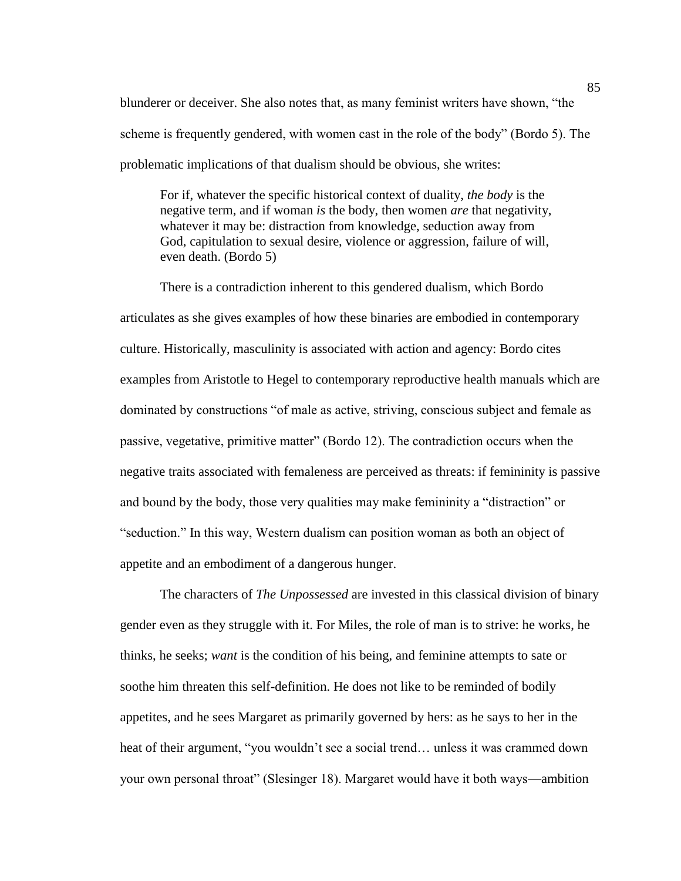blunderer or deceiver. She also notes that, as many feminist writers have shown, "the scheme is frequently gendered, with women cast in the role of the body" (Bordo 5). The problematic implications of that dualism should be obvious, she writes:

> For if, whatever the specific historical context of duality, *the body* is the negative term, and if woman *is* the body, then women *are* that negativity, whatever it may be: distraction from knowledge, seduction away from God, capitulation to sexual desire, violence or aggression, failure of will, even death. (Bordo 5)

There is a contradiction inherent to this gendered dualism, which Bordo articulates as she gives examples of how these binaries are embodied in contemporary culture. Historically, masculinity is associated with action and agency: Bordo cites examples from Aristotle to Hegel to contemporary reproductive health manuals which are dominated by constructions "of male as active, striving, conscious subject and female as passive, vegetative, primitive matter" (Bordo 12). The contradiction occurs when the negative traits associated with femaleness are perceived as threats: if femininity is passive and bound by the body, those very qualities may make femininity a "distraction" or "seduction." In this way, Western dualism can position woman as both an object of appetite and an embodiment of a dangerous hunger.

The characters of *The Unpossessed* are invested in this classical division of binary gender even as they struggle with it. For Miles, the role of man is to strive: he works, he thinks, he seeks; *want* is the condition of his being, and feminine attempts to sate or soothe him threaten this self-definition. He does not like to be reminded of bodily appetites, and he sees Margaret as primarily governed by hers: as he says to her in the heat of their argument, "you wouldn't see a social trend… unless it was crammed down your own personal throat" (Slesinger 18). Margaret would have it both ways—ambition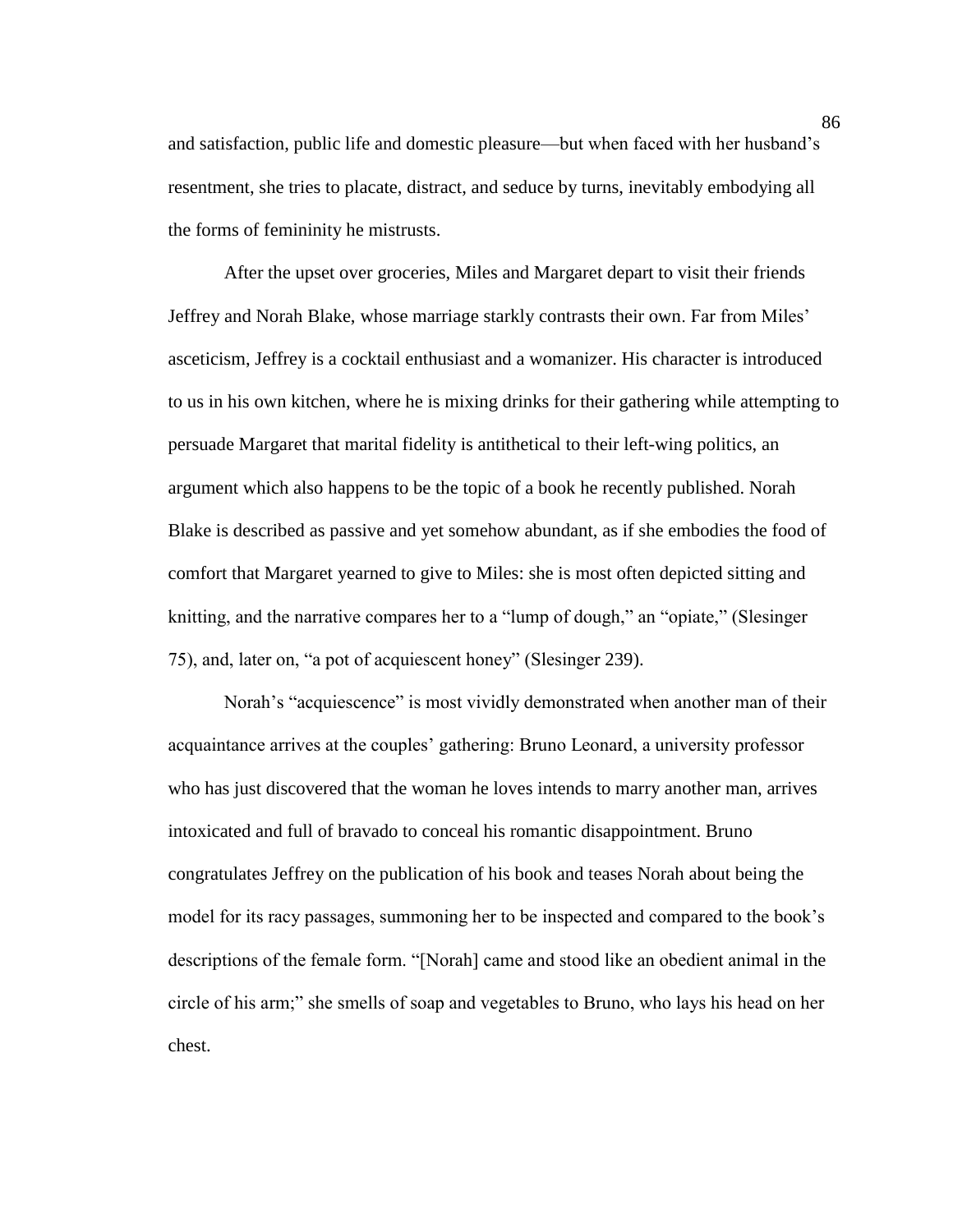and satisfaction, public life and domestic pleasure—but when faced with her husband's resentment, she tries to placate, distract, and seduce by turns, inevitably embodying all the forms of femininity he mistrusts.

After the upset over groceries, Miles and Margaret depart to visit their friends Jeffrey and Norah Blake, whose marriage starkly contrasts their own. Far from Miles' asceticism, Jeffrey is a cocktail enthusiast and a womanizer. His character is introduced to us in his own kitchen, where he is mixing drinks for their gathering while attempting to persuade Margaret that marital fidelity is antithetical to their left-wing politics, an argument which also happens to be the topic of a book he recently published. Norah Blake is described as passive and yet somehow abundant, as if she embodies the food of comfort that Margaret yearned to give to Miles: she is most often depicted sitting and knitting, and the narrative compares her to a "lump of dough," an "opiate," (Slesinger 75), and, later on, "a pot of acquiescent honey" (Slesinger 239).

Norah's "acquiescence" is most vividly demonstrated when another man of their acquaintance arrives at the couples' gathering: Bruno Leonard, a university professor who has just discovered that the woman he loves intends to marry another man, arrives intoxicated and full of bravado to conceal his romantic disappointment. Bruno congratulates Jeffrey on the publication of his book and teases Norah about being the model for its racy passages, summoning her to be inspected and compared to the book's descriptions of the female form. "[Norah] came and stood like an obedient animal in the circle of his arm;" she smells of soap and vegetables to Bruno, who lays his head on her chest.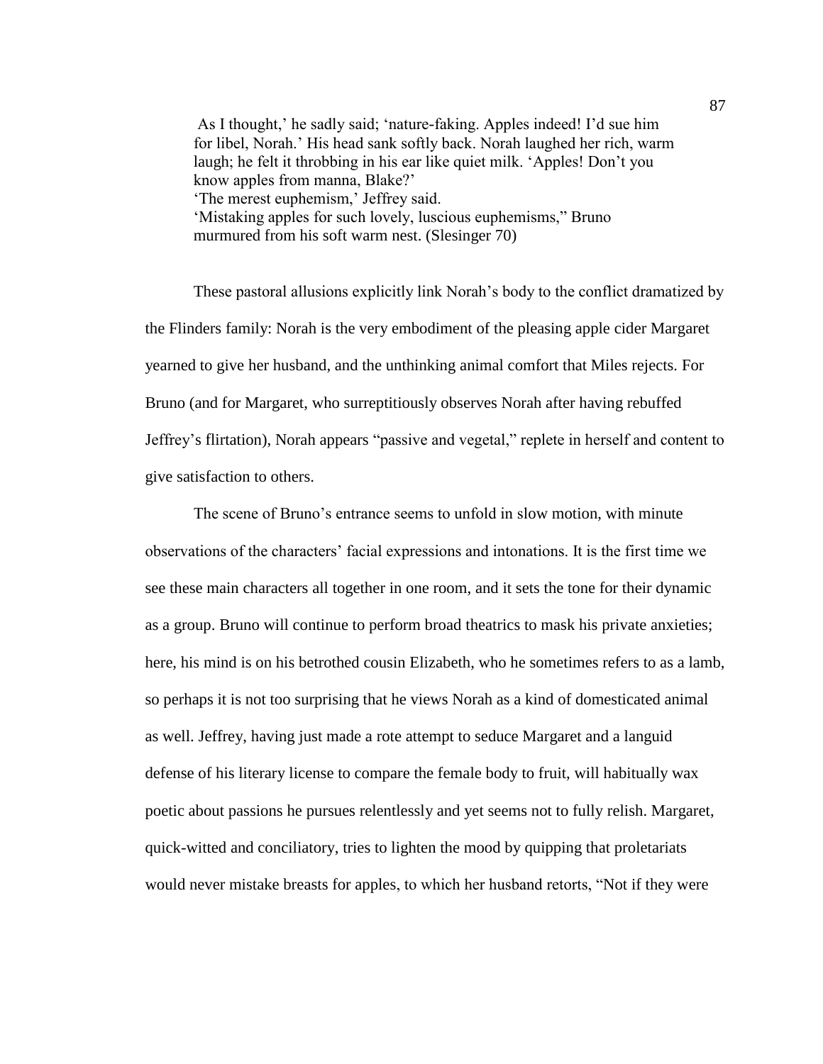> As I thought,' he sadly said; 'nature-faking. Apples indeed! I'd sue him for libel, Norah.' His head sank softly back. Norah laughed her rich, warm laugh; he felt it throbbing in his ear like quiet milk. 'Apples! Don't you know apples from manna, Blake?'
> 'The merest euphemism,' Jeffrey said.
> 'Mistaking apples for such lovely, luscious euphemisms," Bruno murmured from his soft warm nest. (Slesinger 70)

These pastoral allusions explicitly link Norah's body to the conflict dramatized by the Flinders family: Norah is the very embodiment of the pleasing apple cider Margaret yearned to give her husband, and the unthinking animal comfort that Miles rejects. For Bruno (and for Margaret, who surreptitiously observes Norah after having rebuffed Jeffrey's flirtation), Norah appears "passive and vegetal," replete in herself and content to give satisfaction to others.

The scene of Bruno's entrance seems to unfold in slow motion, with minute observations of the characters' facial expressions and intonations. It is the first time we see these main characters all together in one room, and it sets the tone for their dynamic as a group. Bruno will continue to perform broad theatrics to mask his private anxieties; here, his mind is on his betrothed cousin Elizabeth, who he sometimes refers to as a lamb, so perhaps it is not too surprising that he views Norah as a kind of domesticated animal as well. Jeffrey, having just made a rote attempt to seduce Margaret and a languid defense of his literary license to compare the female body to fruit, will habitually wax poetic about passions he pursues relentlessly and yet seems not to fully relish. Margaret, quick-witted and conciliatory, tries to lighten the mood by quipping that proletariats would never mistake breasts for apples, to which her husband retorts, "Not if they were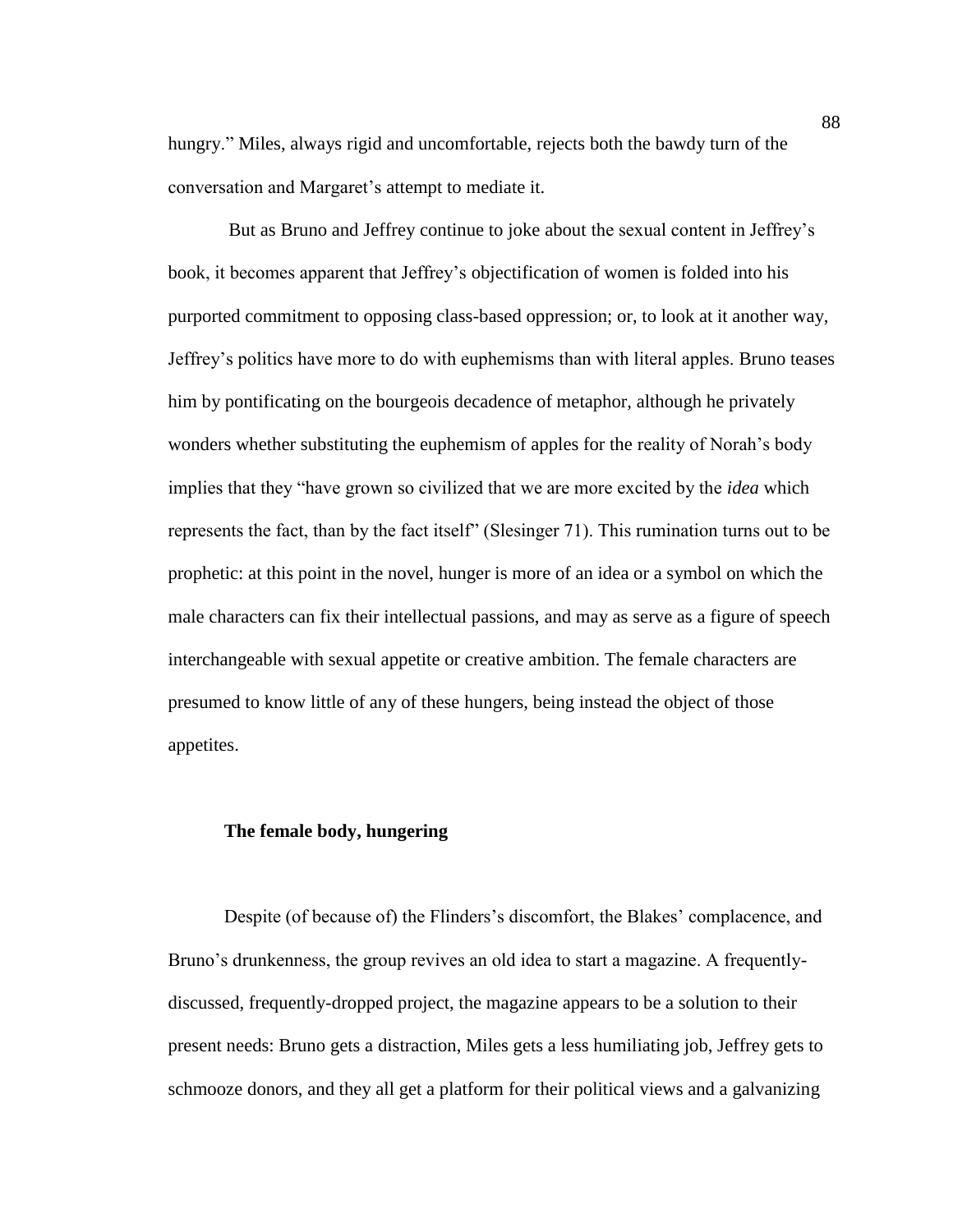hungry." Miles, always rigid and uncomfortable, rejects both the bawdy turn of the conversation and Margaret's attempt to mediate it.

But as Bruno and Jeffrey continue to joke about the sexual content in Jeffrey's book, it becomes apparent that Jeffrey's objectification of women is folded into his purported commitment to opposing class-based oppression; or, to look at it another way, Jeffrey's politics have more to do with euphemisms than with literal apples. Bruno teases him by pontificating on the bourgeois decadence of metaphor, although he privately wonders whether substituting the euphemism of apples for the reality of Norah's body implies that they "have grown so civilized that we are more excited by the *idea* which represents the fact, than by the fact itself" (Slesinger 71). This rumination turns out to be prophetic: at this point in the novel, hunger is more of an idea or a symbol on which the male characters can fix their intellectual passions, and may as serve as a figure of speech interchangeable with sexual appetite or creative ambition. The female characters are presumed to know little of any of these hungers, being instead the object of those appetites.

### The female body, hungering

Despite (of because of) the Flinders's discomfort, the Blakes' complacence, and Bruno's drunkenness, the group revives an old idea to start a magazine. A frequently-discussed, frequently-dropped project, the magazine appears to be a solution to their present needs: Bruno gets a distraction, Miles gets a less humiliating job, Jeffrey gets to schmooze donors, and they all get a platform for their political views and a galvanizing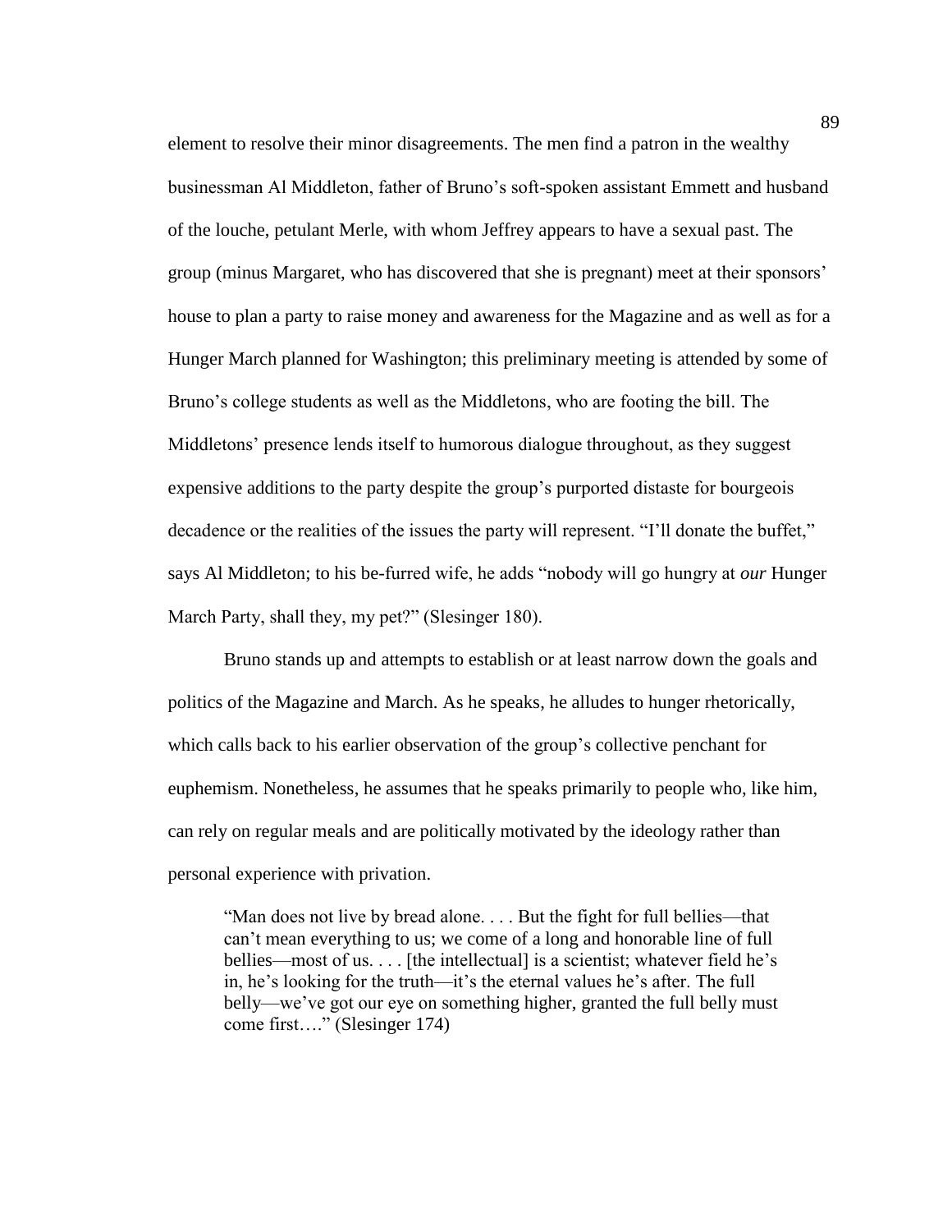element to resolve their minor disagreements. The men find a patron in the wealthy businessman Al Middleton, father of Bruno's soft-spoken assistant Emmett and husband of the louche, petulant Merle, with whom Jeffrey appears to have a sexual past. The group (minus Margaret, who has discovered that she is pregnant) meet at their sponsors' house to plan a party to raise money and awareness for the Magazine and as well as for a Hunger March planned for Washington; this preliminary meeting is attended by some of Bruno's college students as well as the Middletons, who are footing the bill. The Middletons' presence lends itself to humorous dialogue throughout, as they suggest expensive additions to the party despite the group's purported distaste for bourgeois decadence or the realities of the issues the party will represent. "I'll donate the buffet," says Al Middleton; to his be-furred wife, he adds "nobody will go hungry at *our* Hunger March Party, shall they, my pet?" (Slesinger 180).

Bruno stands up and attempts to establish or at least narrow down the goals and politics of the Magazine and March. As he speaks, he alludes to hunger rhetorically, which calls back to his earlier observation of the group's collective penchant for euphemism. Nonetheless, he assumes that he speaks primarily to people who, like him, can rely on regular meals and are politically motivated by the ideology rather than personal experience with privation.

> "Man does not live by bread alone. . . . But the fight for full bellies—that can't mean everything to us; we come of a long and honorable line of full bellies—most of us. . . . [the intellectual] is a scientist; whatever field he's in, he's looking for the truth—it's the eternal values he's after. The full belly—we've got our eye on something higher, granted the full belly must come first…." (Slesinger 174)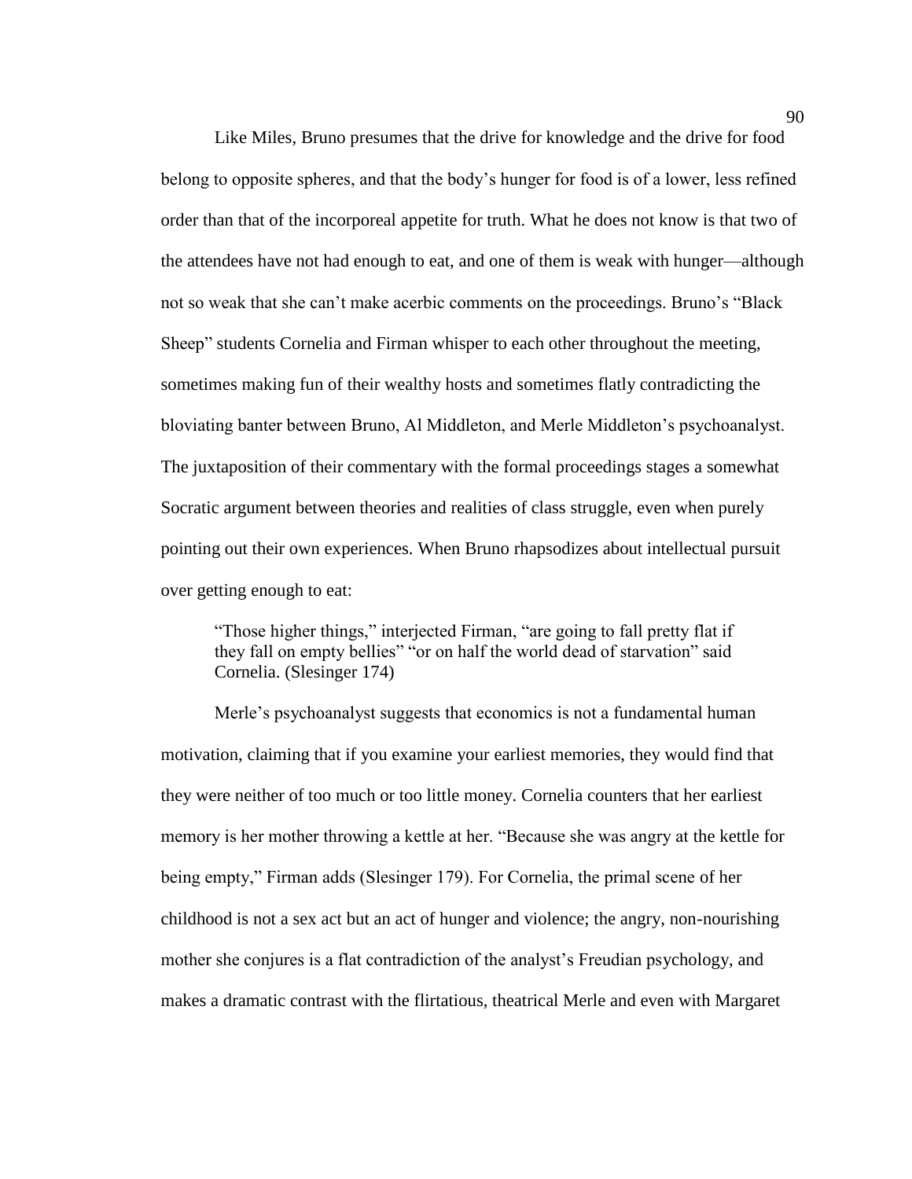Like Miles, Bruno presumes that the drive for knowledge and the drive for food belong to opposite spheres, and that the body's hunger for food is of a lower, less refined order than that of the incorporeal appetite for truth. What he does not know is that two of the attendees have not had enough to eat, and one of them is weak with hunger—although not so weak that she can't make acerbic comments on the proceedings. Bruno's "Black Sheep" students Cornelia and Firman whisper to each other throughout the meeting, sometimes making fun of their wealthy hosts and sometimes flatly contradicting the bloviating banter between Bruno, Al Middleton, and Merle Middleton's psychoanalyst. The juxtaposition of their commentary with the formal proceedings stages a somewhat Socratic argument between theories and realities of class struggle, even when purely pointing out their own experiences. When Bruno rhapsodizes about intellectual pursuit over getting enough to eat:

> "Those higher things," interjected Firman, "are going to fall pretty flat if they fall on empty bellies" "or on half the world dead of starvation" said Cornelia. (Slesinger 174)

Merle's psychoanalyst suggests that economics is not a fundamental human motivation, claiming that if you examine your earliest memories, they would find that they were neither of too much or too little money. Cornelia counters that her earliest memory is her mother throwing a kettle at her. "Because she was angry at the kettle for being empty," Firman adds (Slesinger 179). For Cornelia, the primal scene of her childhood is not a sex act but an act of hunger and violence; the angry, non-nourishing mother she conjures is a flat contradiction of the analyst's Freudian psychology, and makes a dramatic contrast with the flirtatious, theatrical Merle and even with Margaret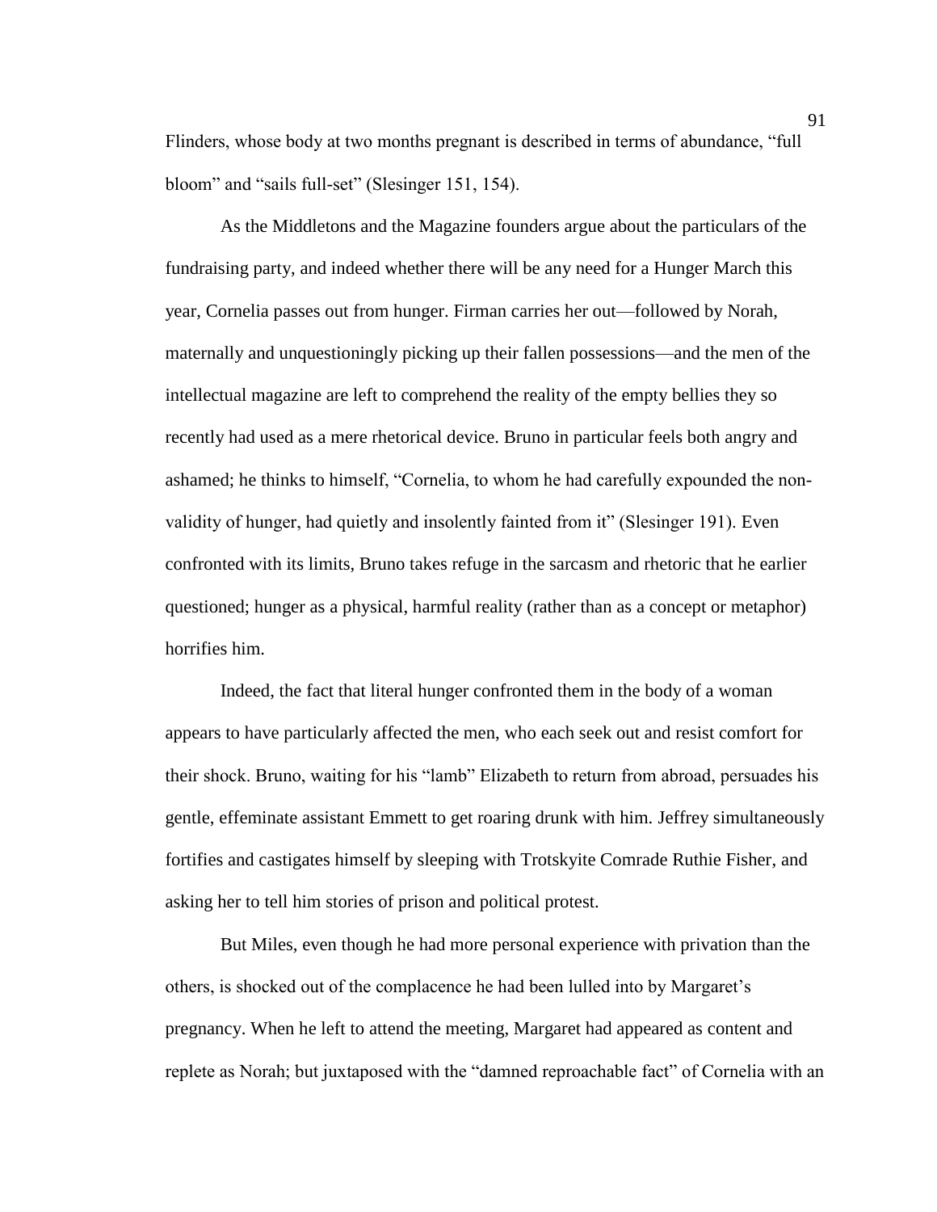Flinders, whose body at two months pregnant is described in terms of abundance, "full bloom" and "sails full-set" (Slesinger 151, 154).

As the Middletons and the Magazine founders argue about the particulars of the fundraising party, and indeed whether there will be any need for a Hunger March this year, Cornelia passes out from hunger. Firman carries her out—followed by Norah, maternally and unquestioningly picking up their fallen possessions—and the men of the intellectual magazine are left to comprehend the reality of the empty bellies they so recently had used as a mere rhetorical device. Bruno in particular feels both angry and ashamed; he thinks to himself, "Cornelia, to whom he had carefully expounded the non-validity of hunger, had quietly and insolently fainted from it" (Slesinger 191). Even confronted with its limits, Bruno takes refuge in the sarcasm and rhetoric that he earlier questioned; hunger as a physical, harmful reality (rather than as a concept or metaphor) horrifies him.

Indeed, the fact that literal hunger confronted them in the body of a woman appears to have particularly affected the men, who each seek out and resist comfort for their shock. Bruno, waiting for his "lamb" Elizabeth to return from abroad, persuades his gentle, effeminate assistant Emmett to get roaring drunk with him. Jeffrey simultaneously fortifies and castigates himself by sleeping with Trotskyite Comrade Ruthie Fisher, and asking her to tell him stories of prison and political protest.

But Miles, even though he had more personal experience with privation than the others, is shocked out of the complacence he had been lulled into by Margaret's pregnancy. When he left to attend the meeting, Margaret had appeared as content and replete as Norah; but juxtaposed with the "damned reproachable fact" of Cornelia with an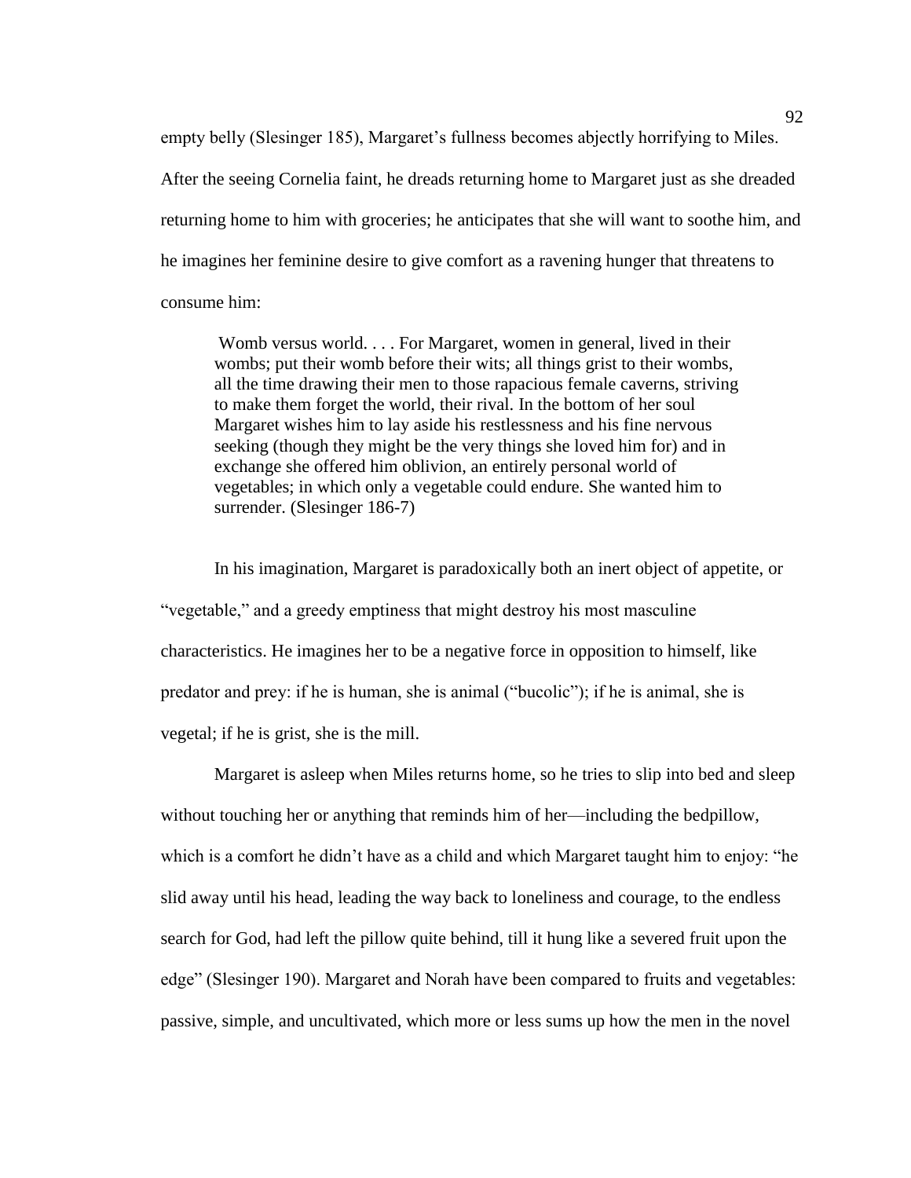empty belly (Slesinger 185), Margaret's fullness becomes abjectly horrifying to Miles. After the seeing Cornelia faint, he dreads returning home to Margaret just as she dreaded returning home to him with groceries; he anticipates that she will want to soothe him, and he imagines her feminine desire to give comfort as a ravening hunger that threatens to consume him:

> Womb versus world. . . . For Margaret, women in general, lived in their wombs; put their womb before their wits; all things grist to their wombs, all the time drawing their men to those rapacious female caverns, striving to make them forget the world, their rival. In the bottom of her soul Margaret wishes him to lay aside his restlessness and his fine nervous seeking (though they might be the very things she loved him for) and in exchange she offered him oblivion, an entirely personal world of vegetables; in which only a vegetable could endure. She wanted him to surrender. (Slesinger 186-7)

In his imagination, Margaret is paradoxically both an inert object of appetite, or "vegetable," and a greedy emptiness that might destroy his most masculine characteristics. He imagines her to be a negative force in opposition to himself, like predator and prey: if he is human, she is animal ("bucolic"); if he is animal, she is vegetal; if he is grist, she is the mill.

Margaret is asleep when Miles returns home, so he tries to slip into bed and sleep without touching her or anything that reminds him of her—including the bedpillow, which is a comfort he didn't have as a child and which Margaret taught him to enjoy: "he slid away until his head, leading the way back to loneliness and courage, to the endless search for God, had left the pillow quite behind, till it hung like a severed fruit upon the edge" (Slesinger 190). Margaret and Norah have been compared to fruits and vegetables: passive, simple, and uncultivated, which more or less sums up how the men in the novel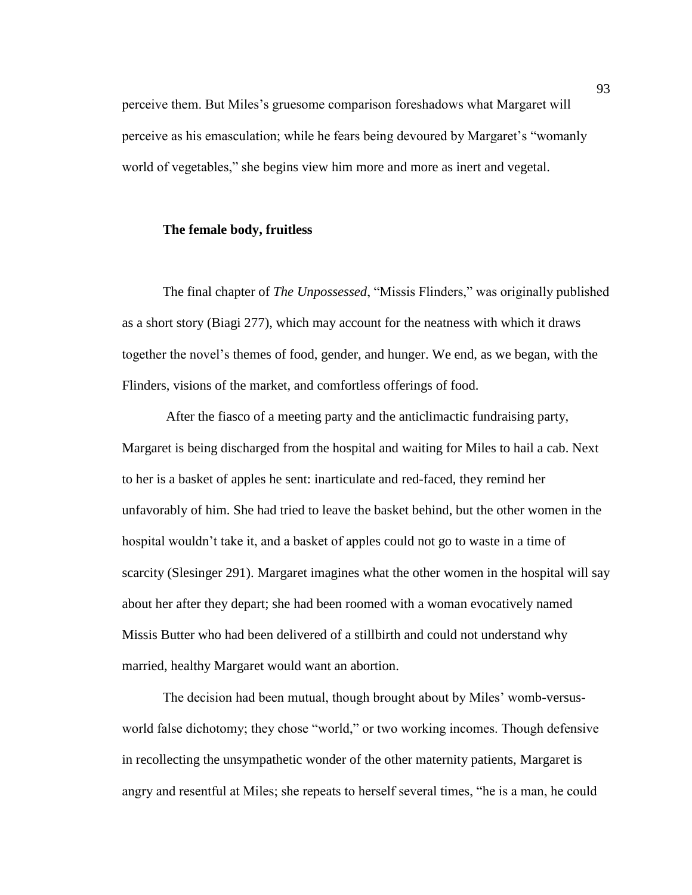perceive them. But Miles's gruesome comparison foreshadows what Margaret will perceive as his emasculation; while he fears being devoured by Margaret's "womanly world of vegetables," she begins view him more and more as inert and vegetal.

### The female body, fruitless

The final chapter of *The Unpossessed*, "Missis Flinders," was originally published as a short story (Biagi 277), which may account for the neatness with which it draws together the novel's themes of food, gender, and hunger. We end, as we began, with the Flinders, visions of the market, and comfortless offerings of food.

After the fiasco of a meeting party and the anticlimactic fundraising party, Margaret is being discharged from the hospital and waiting for Miles to hail a cab. Next to her is a basket of apples he sent: inarticulate and red-faced, they remind her unfavorably of him. She had tried to leave the basket behind, but the other women in the hospital wouldn't take it, and a basket of apples could not go to waste in a time of scarcity (Slesinger 291). Margaret imagines what the other women in the hospital will say about her after they depart; she had been roomed with a woman evocatively named Missis Butter who had been delivered of a stillbirth and could not understand why married, healthy Margaret would want an abortion.

The decision had been mutual, though brought about by Miles' womb-versus-world false dichotomy; they chose "world," or two working incomes. Though defensive in recollecting the unsympathetic wonder of the other maternity patients, Margaret is angry and resentful at Miles; she repeats to herself several times, "he is a man, he could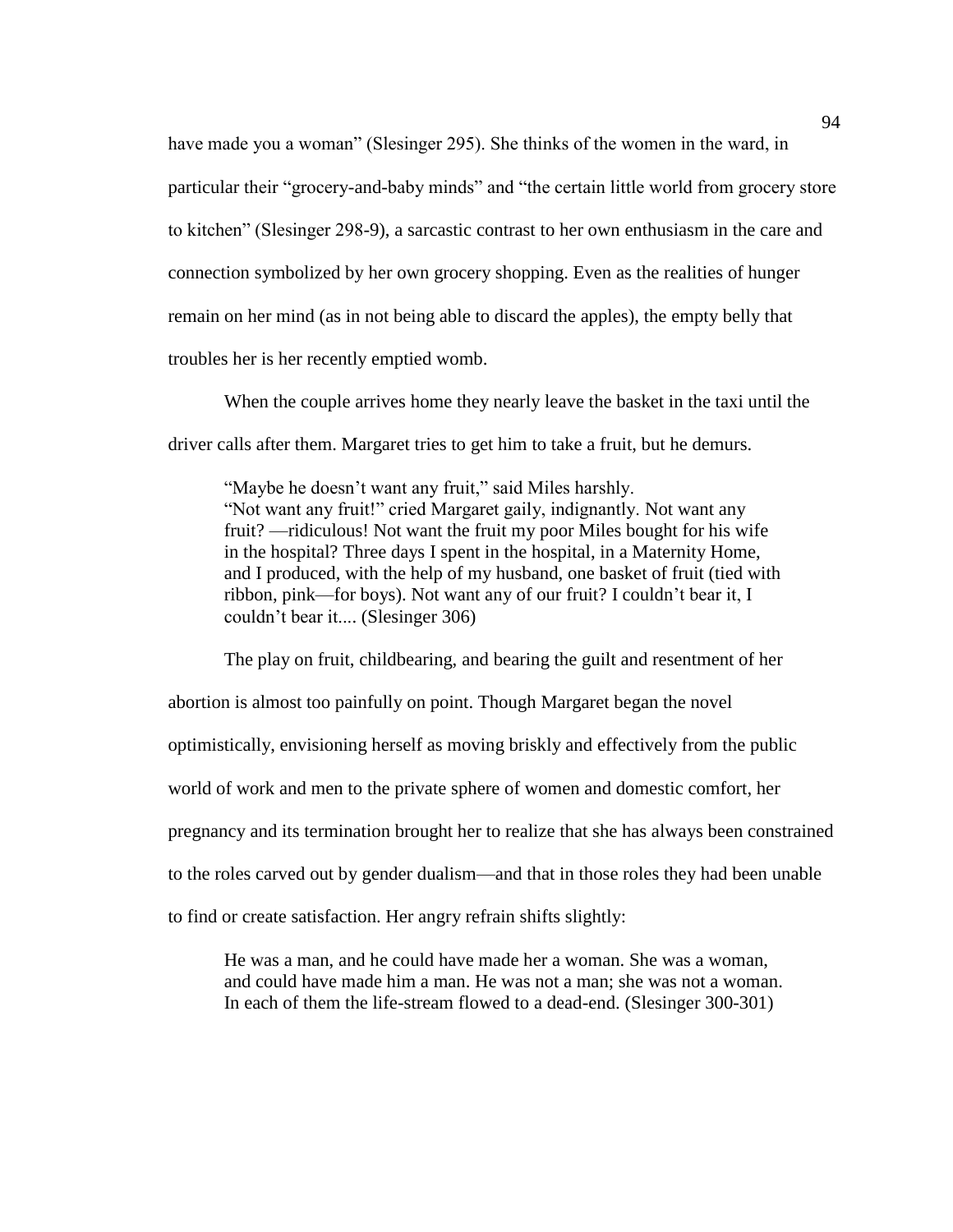have made you a woman" (Slesinger 295). She thinks of the women in the ward, in particular their "grocery-and-baby minds" and "the certain little world from grocery store to kitchen" (Slesinger 298-9), a sarcastic contrast to her own enthusiasm in the care and connection symbolized by her own grocery shopping. Even as the realities of hunger remain on her mind (as in not being able to discard the apples), the empty belly that troubles her is her recently emptied womb.

When the couple arrives home they nearly leave the basket in the taxi until the driver calls after them. Margaret tries to get him to take a fruit, but he demurs.

> "Maybe he doesn't want any fruit," said Miles harshly.
> "Not want any fruit!" cried Margaret gaily, indignantly. Not want any fruit? —ridiculous! Not want the fruit my poor Miles bought for his wife in the hospital? Three days I spent in the hospital, in a Maternity Home, and I produced, with the help of my husband, one basket of fruit (tied with ribbon, pink—for boys). Not want any of our fruit? I couldn't bear it, I couldn't bear it.... (Slesinger 306)

The play on fruit, childbearing, and bearing the guilt and resentment of her abortion is almost too painfully on point. Though Margaret began the novel optimistically, envisioning herself as moving briskly and effectively from the public world of work and men to the private sphere of women and domestic comfort, her pregnancy and its termination brought her to realize that she has always been constrained to the roles carved out by gender dualism—and that in those roles they had been unable to find or create satisfaction. Her angry refrain shifts slightly:

> He was a man, and he could have made her a woman. She was a woman, and could have made him a man. He was not a man; she was not a woman. In each of them the life-stream flowed to a dead-end. (Slesinger 300-301)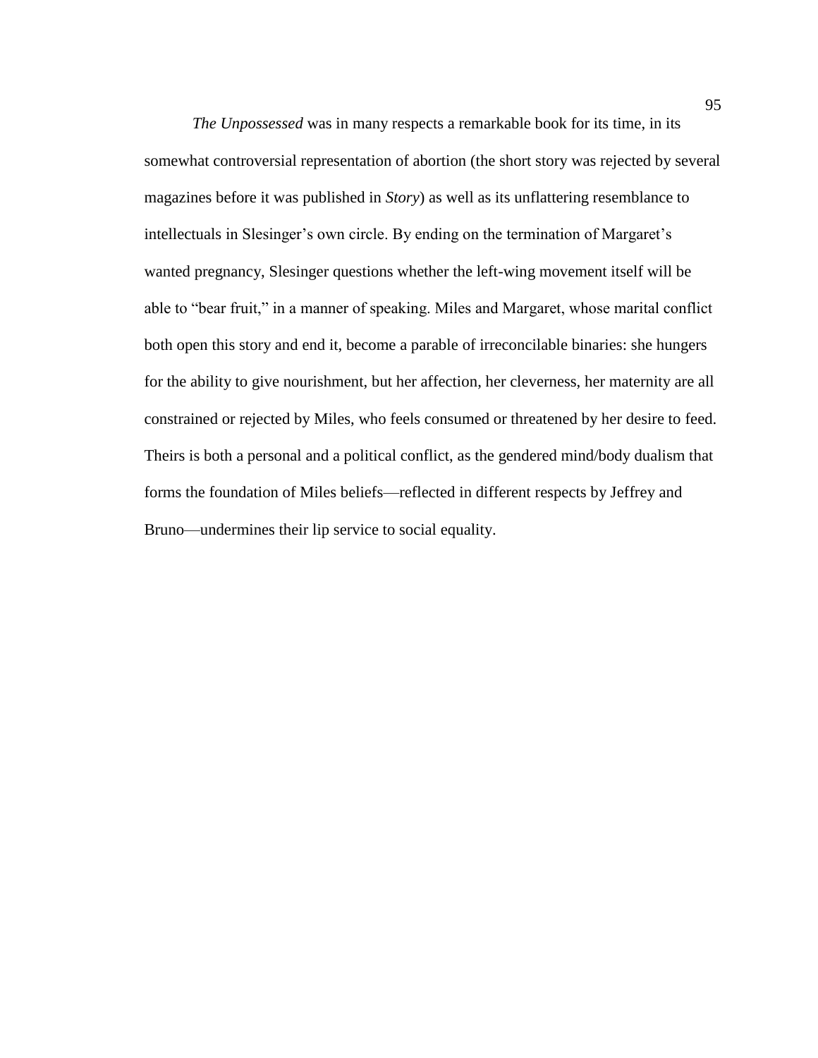*The Unpossessed* was in many respects a remarkable book for its time, in its somewhat controversial representation of abortion (the short story was rejected by several magazines before it was published in *Story*) as well as its unflattering resemblance to intellectuals in Slesinger's own circle. By ending on the termination of Margaret's wanted pregnancy, Slesinger questions whether the left-wing movement itself will be able to "bear fruit," in a manner of speaking. Miles and Margaret, whose marital conflict both open this story and end it, become a parable of irreconcilable binaries: she hungers for the ability to give nourishment, but her affection, her cleverness, her maternity are all constrained or rejected by Miles, who feels consumed or threatened by her desire to feed. Theirs is both a personal and a political conflict, as the gendered mind/body dualism that forms the foundation of Miles beliefs—reflected in different respects by Jeffrey and Bruno—undermines their lip service to social equality.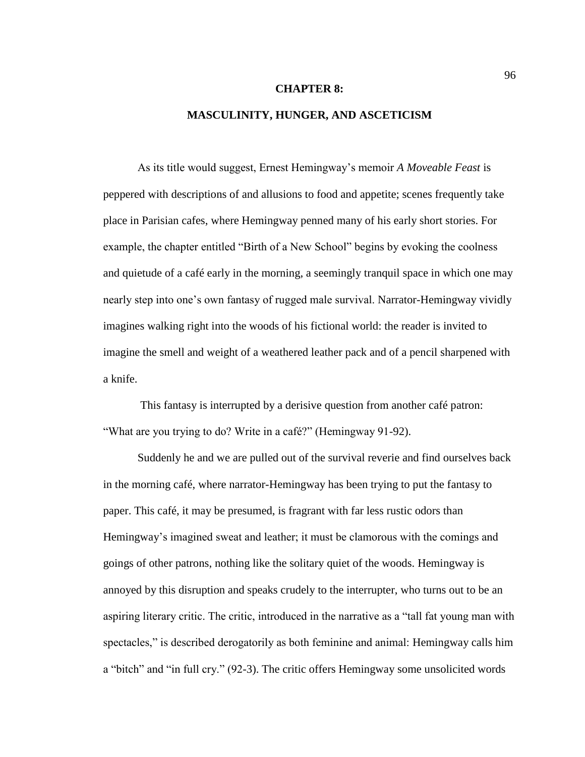# CHAPTER 8:

# MASCULINITY, HUNGER, AND ASCETICISM

As its title would suggest, Ernest Hemingway's memoir *A Moveable Feast* is peppered with descriptions of and allusions to food and appetite; scenes frequently take place in Parisian cafes, where Hemingway penned many of his early short stories. For example, the chapter entitled "Birth of a New School" begins by evoking the coolness and quietude of a café early in the morning, a seemingly tranquil space in which one may nearly step into one's own fantasy of rugged male survival. Narrator-Hemingway vividly imagines walking right into the woods of his fictional world: the reader is invited to imagine the smell and weight of a weathered leather pack and of a pencil sharpened with a knife.

This fantasy is interrupted by a derisive question from another café patron: "What are you trying to do? Write in a café?" (Hemingway 91-92).

Suddenly he and we are pulled out of the survival reverie and find ourselves back in the morning café, where narrator-Hemingway has been trying to put the fantasy to paper. This café, it may be presumed, is fragrant with far less rustic odors than Hemingway's imagined sweat and leather; it must be clamorous with the comings and goings of other patrons, nothing like the solitary quiet of the woods. Hemingway is annoyed by this disruption and speaks crudely to the interrupter, who turns out to be an aspiring literary critic. The critic, introduced in the narrative as a "tall fat young man with spectacles," is described derogatorily as both feminine and animal: Hemingway calls him a "bitch" and "in full cry." (92-3). The critic offers Hemingway some unsolicited words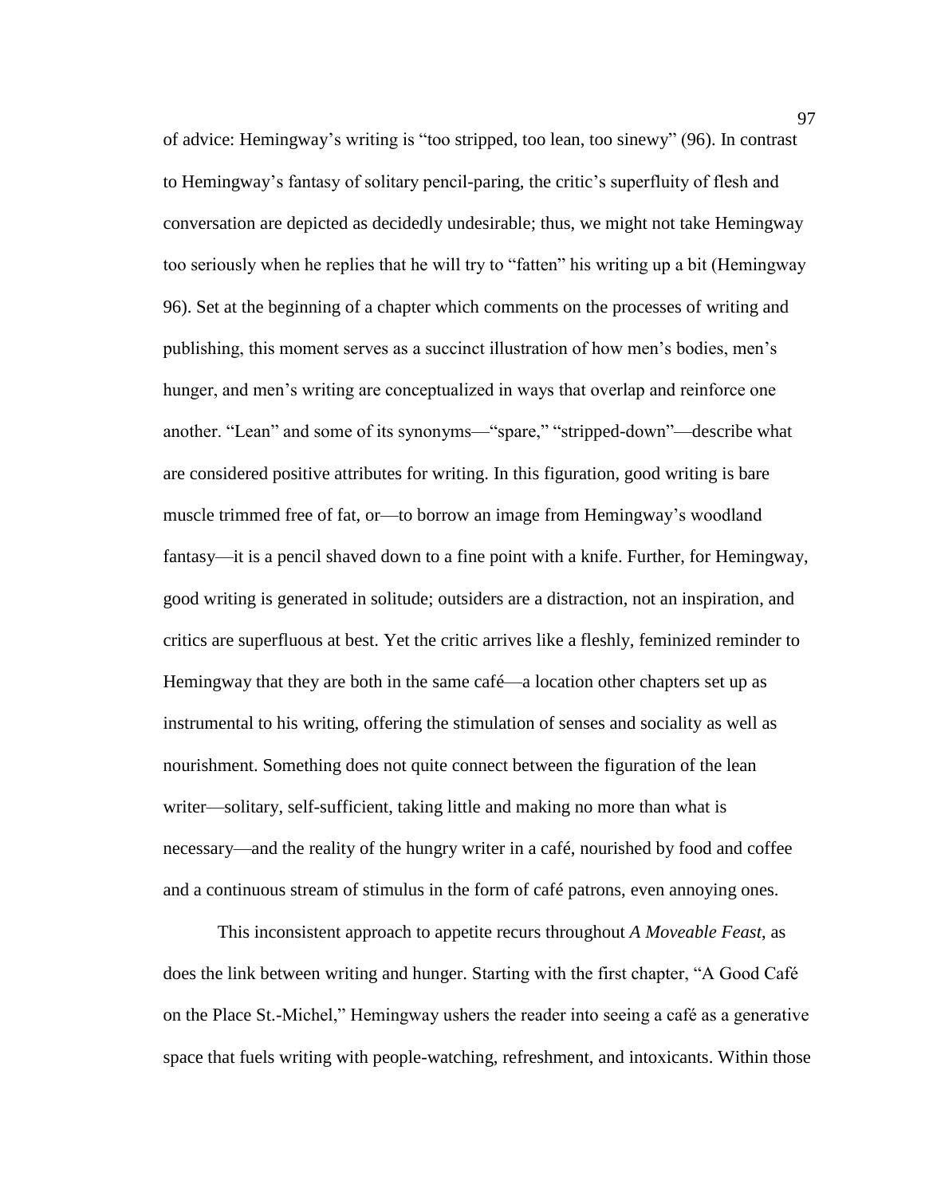of advice: Hemingway's writing is "too stripped, too lean, too sinewy" (96). In contrast to Hemingway's fantasy of solitary pencil-paring, the critic's superfluity of flesh and conversation are depicted as decidedly undesirable; thus, we might not take Hemingway too seriously when he replies that he will try to "fatten" his writing up a bit (Hemingway 96). Set at the beginning of a chapter which comments on the processes of writing and publishing, this moment serves as a succinct illustration of how men's bodies, men's hunger, and men's writing are conceptualized in ways that overlap and reinforce one another. "Lean" and some of its synonyms—"spare," "stripped-down"—describe what are considered positive attributes for writing. In this figuration, good writing is bare muscle trimmed free of fat, or—to borrow an image from Hemingway's woodland fantasy—it is a pencil shaved down to a fine point with a knife. Further, for Hemingway, good writing is generated in solitude; outsiders are a distraction, not an inspiration, and critics are superfluous at best. Yet the critic arrives like a fleshly, feminized reminder to Hemingway that they are both in the same café—a location other chapters set up as instrumental to his writing, offering the stimulation of senses and sociality as well as nourishment. Something does not quite connect between the figuration of the lean writer—solitary, self-sufficient, taking little and making no more than what is necessary—and the reality of the hungry writer in a café, nourished by food and coffee and a continuous stream of stimulus in the form of café patrons, even annoying ones.

This inconsistent approach to appetite recurs throughout *A Moveable Feast*, as does the link between writing and hunger. Starting with the first chapter, "A Good Café on the Place St.-Michel," Hemingway ushers the reader into seeing a café as a generative space that fuels writing with people-watching, refreshment, and intoxicants. Within those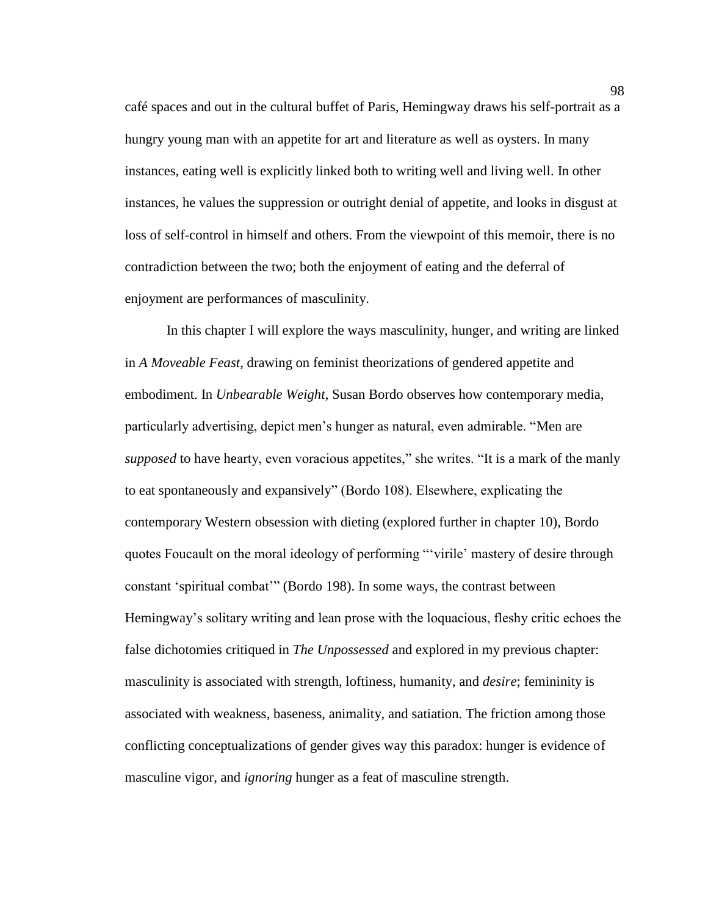café spaces and out in the cultural buffet of Paris, Hemingway draws his self-portrait as a hungry young man with an appetite for art and literature as well as oysters. In many instances, eating well is explicitly linked both to writing well and living well. In other instances, he values the suppression or outright denial of appetite, and looks in disgust at loss of self-control in himself and others. From the viewpoint of this memoir, there is no contradiction between the two; both the enjoyment of eating and the deferral of enjoyment are performances of masculinity.

In this chapter I will explore the ways masculinity, hunger, and writing are linked in *A Moveable Feast*, drawing on feminist theorizations of gendered appetite and embodiment. In *Unbearable Weight*, Susan Bordo observes how contemporary media, particularly advertising, depict men's hunger as natural, even admirable. "Men are *supposed* to have hearty, even voracious appetites," she writes. "It is a mark of the manly to eat spontaneously and expansively" (Bordo 108). Elsewhere, explicating the contemporary Western obsession with dieting (explored further in chapter 10), Bordo quotes Foucault on the moral ideology of performing "'virile' mastery of desire through constant 'spiritual combat'" (Bordo 198). In some ways, the contrast between Hemingway's solitary writing and lean prose with the loquacious, fleshy critic echoes the false dichotomies critiqued in *The Unpossessed* and explored in my previous chapter: masculinity is associated with strength, loftiness, humanity, and *desire*; femininity is associated with weakness, baseness, animality, and satiation. The friction among those conflicting conceptualizations of gender gives way this paradox: hunger is evidence of masculine vigor, and *ignoring* hunger as a feat of masculine strength.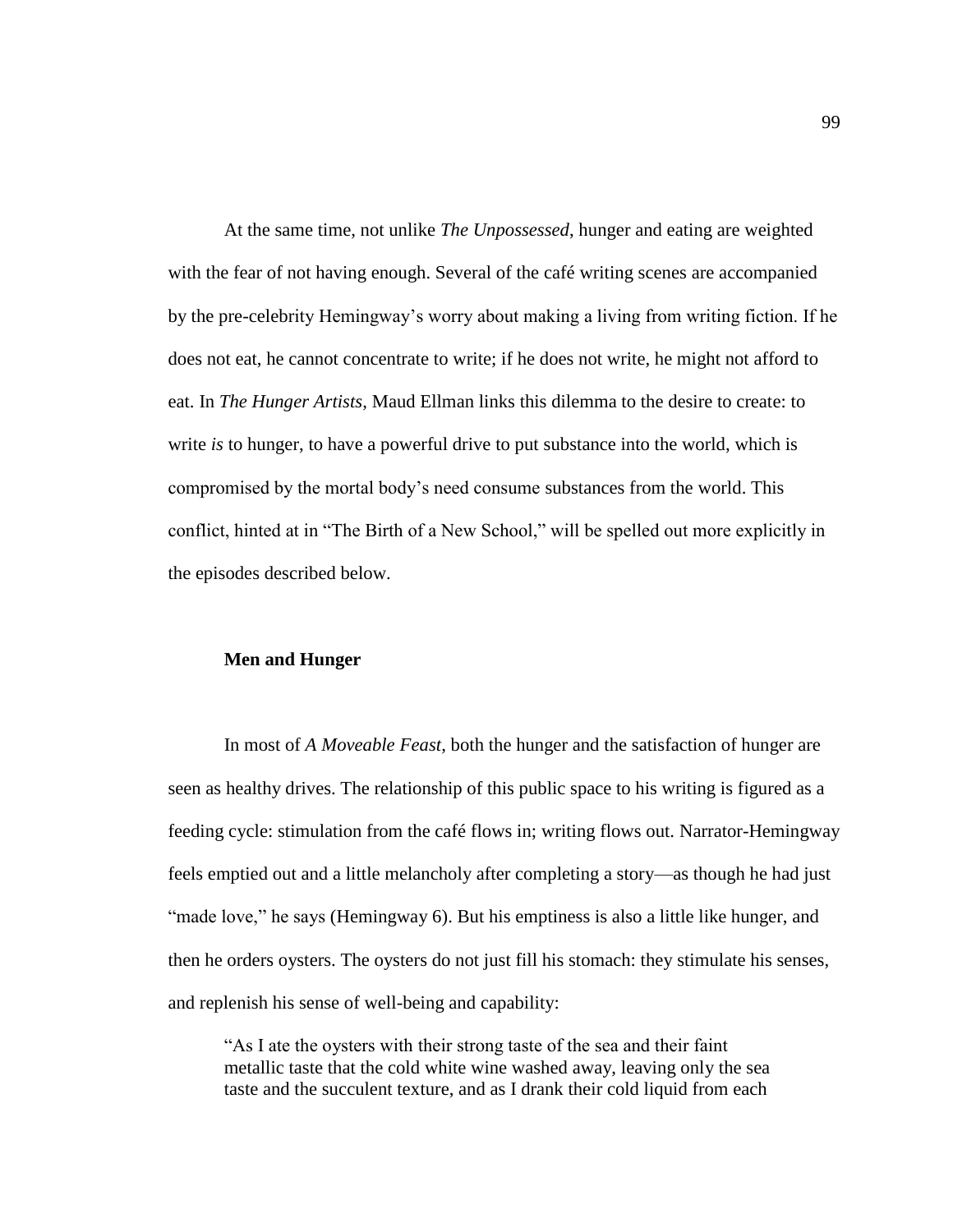At the same time, not unlike *The Unpossessed*, hunger and eating are weighted with the fear of not having enough. Several of the café writing scenes are accompanied by the pre-celebrity Hemingway's worry about making a living from writing fiction. If he does not eat, he cannot concentrate to write; if he does not write, he might not afford to eat. In *The Hunger Artists*, Maud Ellman links this dilemma to the desire to create: to write *is* to hunger, to have a powerful drive to put substance into the world, which is compromised by the mortal body's need consume substances from the world. This conflict, hinted at in "The Birth of a New School," will be spelled out more explicitly in the episodes described below.

### Men and Hunger

In most of *A Moveable Feast*, both the hunger and the satisfaction of hunger are seen as healthy drives. The relationship of this public space to his writing is figured as a feeding cycle: stimulation from the café flows in; writing flows out. Narrator-Hemingway feels emptied out and a little melancholy after completing a story—as though he had just "made love," he says (Hemingway 6). But his emptiness is also a little like hunger, and then he orders oysters. The oysters do not just fill his stomach: they stimulate his senses, and replenish his sense of well-being and capability:

> "As I ate the oysters with their strong taste of the sea and their faint metallic taste that the cold white wine washed away, leaving only the sea taste and the succulent texture, and as I drank their cold liquid from each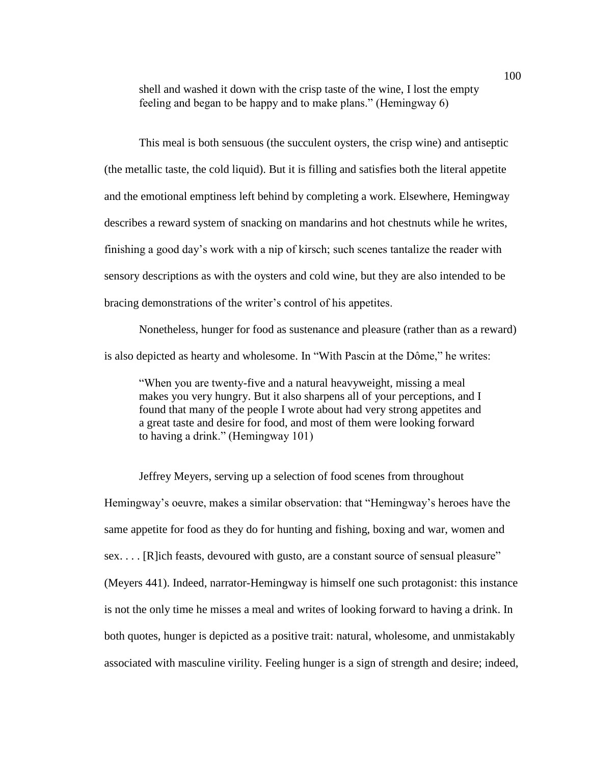> shell and washed it down with the crisp taste of the wine, I lost the empty feeling and began to be happy and to make plans." (Hemingway 6)

This meal is both sensuous (the succulent oysters, the crisp wine) and antiseptic (the metallic taste, the cold liquid). But it is filling and satisfies both the literal appetite and the emotional emptiness left behind by completing a work. Elsewhere, Hemingway describes a reward system of snacking on mandarins and hot chestnuts while he writes, finishing a good day's work with a nip of kirsch; such scenes tantalize the reader with sensory descriptions as with the oysters and cold wine, but they are also intended to be bracing demonstrations of the writer's control of his appetites.

Nonetheless, hunger for food as sustenance and pleasure (rather than as a reward) is also depicted as hearty and wholesome. In "With Pascin at the Dôme," he writes:

> "When you are twenty-five and a natural heavyweight, missing a meal makes you very hungry. But it also sharpens all of your perceptions, and I found that many of the people I wrote about had very strong appetites and a great taste and desire for food, and most of them were looking forward to having a drink." (Hemingway 101)

Jeffrey Meyers, serving up a selection of food scenes from throughout Hemingway's oeuvre, makes a similar observation: that "Hemingway's heroes have the same appetite for food as they do for hunting and fishing, boxing and war, women and sex. . . . [R]ich feasts, devoured with gusto, are a constant source of sensual pleasure" (Meyers 441). Indeed, narrator-Hemingway is himself one such protagonist: this instance is not the only time he misses a meal and writes of looking forward to having a drink. In both quotes, hunger is depicted as a positive trait: natural, wholesome, and unmistakably associated with masculine virility. Feeling hunger is a sign of strength and desire; indeed,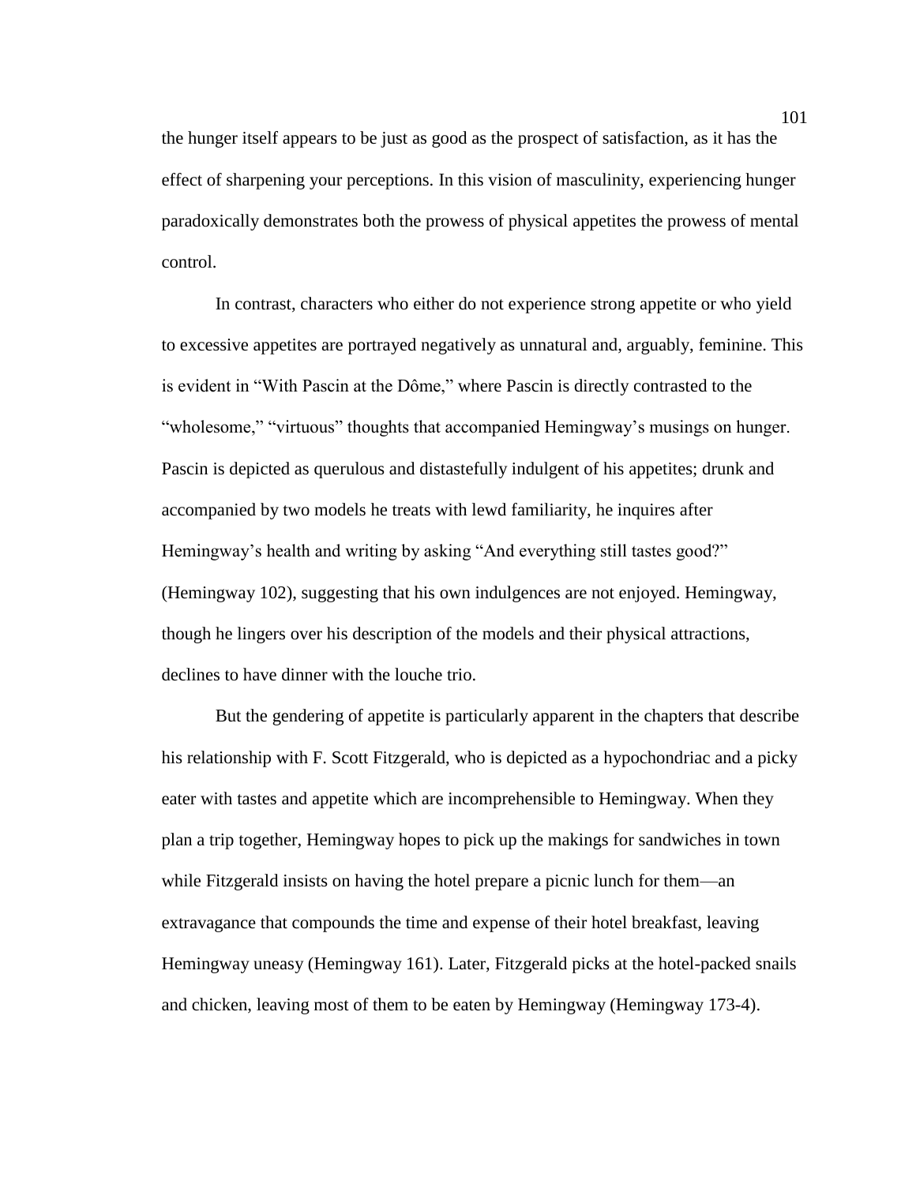the hunger itself appears to be just as good as the prospect of satisfaction, as it has the effect of sharpening your perceptions. In this vision of masculinity, experiencing hunger paradoxically demonstrates both the prowess of physical appetites the prowess of mental control.

In contrast, characters who either do not experience strong appetite or who yield to excessive appetites are portrayed negatively as unnatural and, arguably, feminine. This is evident in "With Pascin at the Dôme," where Pascin is directly contrasted to the "wholesome," "virtuous" thoughts that accompanied Hemingway's musings on hunger. Pascin is depicted as querulous and distastefully indulgent of his appetites; drunk and accompanied by two models he treats with lewd familiarity, he inquires after Hemingway's health and writing by asking "And everything still tastes good?" (Hemingway 102), suggesting that his own indulgences are not enjoyed. Hemingway, though he lingers over his description of the models and their physical attractions, declines to have dinner with the louche trio.

But the gendering of appetite is particularly apparent in the chapters that describe his relationship with F. Scott Fitzgerald, who is depicted as a hypochondriac and a picky eater with tastes and appetite which are incomprehensible to Hemingway. When they plan a trip together, Hemingway hopes to pick up the makings for sandwiches in town while Fitzgerald insists on having the hotel prepare a picnic lunch for them—an extravagance that compounds the time and expense of their hotel breakfast, leaving Hemingway uneasy (Hemingway 161). Later, Fitzgerald picks at the hotel-packed snails and chicken, leaving most of them to be eaten by Hemingway (Hemingway 173-4).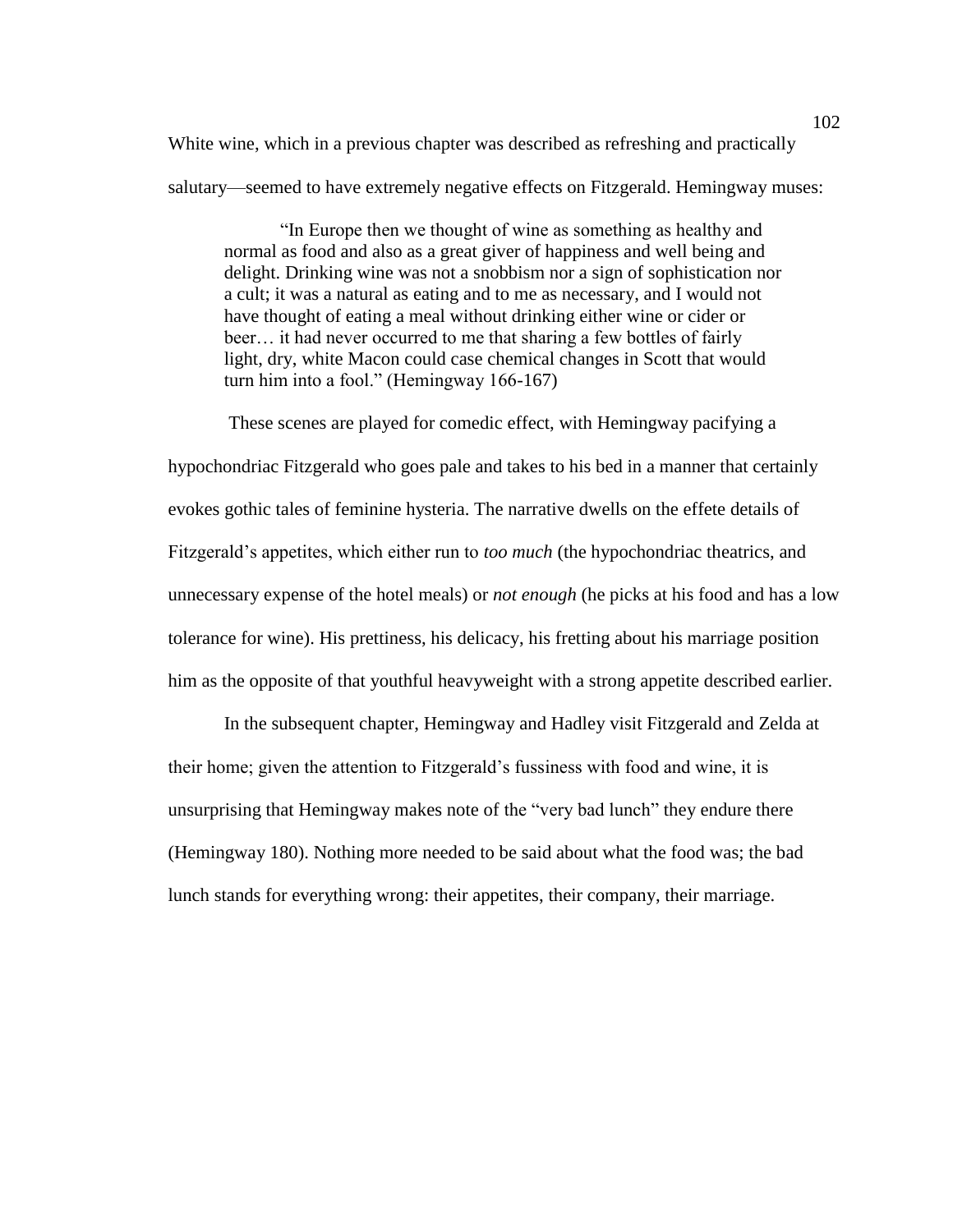White wine, which in a previous chapter was described as refreshing and practically salutary—seemed to have extremely negative effects on Fitzgerald. Hemingway muses:

> "In Europe then we thought of wine as something as healthy and normal as food and also as a great giver of happiness and well being and delight. Drinking wine was not a snobbism nor a sign of sophistication nor a cult; it was a natural as eating and to me as necessary, and I would not have thought of eating a meal without drinking either wine or cider or beer… it had never occurred to me that sharing a few bottles of fairly light, dry, white Macon could case chemical changes in Scott that would turn him into a fool." (Hemingway 166-167)

These scenes are played for comedic effect, with Hemingway pacifying a hypochondriac Fitzgerald who goes pale and takes to his bed in a manner that certainly evokes gothic tales of feminine hysteria. The narrative dwells on the effete details of Fitzgerald's appetites, which either run to *too much* (the hypochondriac theatrics, and unnecessary expense of the hotel meals) or *not enough* (he picks at his food and has a low tolerance for wine). His prettiness, his delicacy, his fretting about his marriage position him as the opposite of that youthful heavyweight with a strong appetite described earlier.

In the subsequent chapter, Hemingway and Hadley visit Fitzgerald and Zelda at their home; given the attention to Fitzgerald's fussiness with food and wine, it is unsurprising that Hemingway makes note of the "very bad lunch" they endure there (Hemingway 180). Nothing more needed to be said about what the food was; the bad lunch stands for everything wrong: their appetites, their company, their marriage.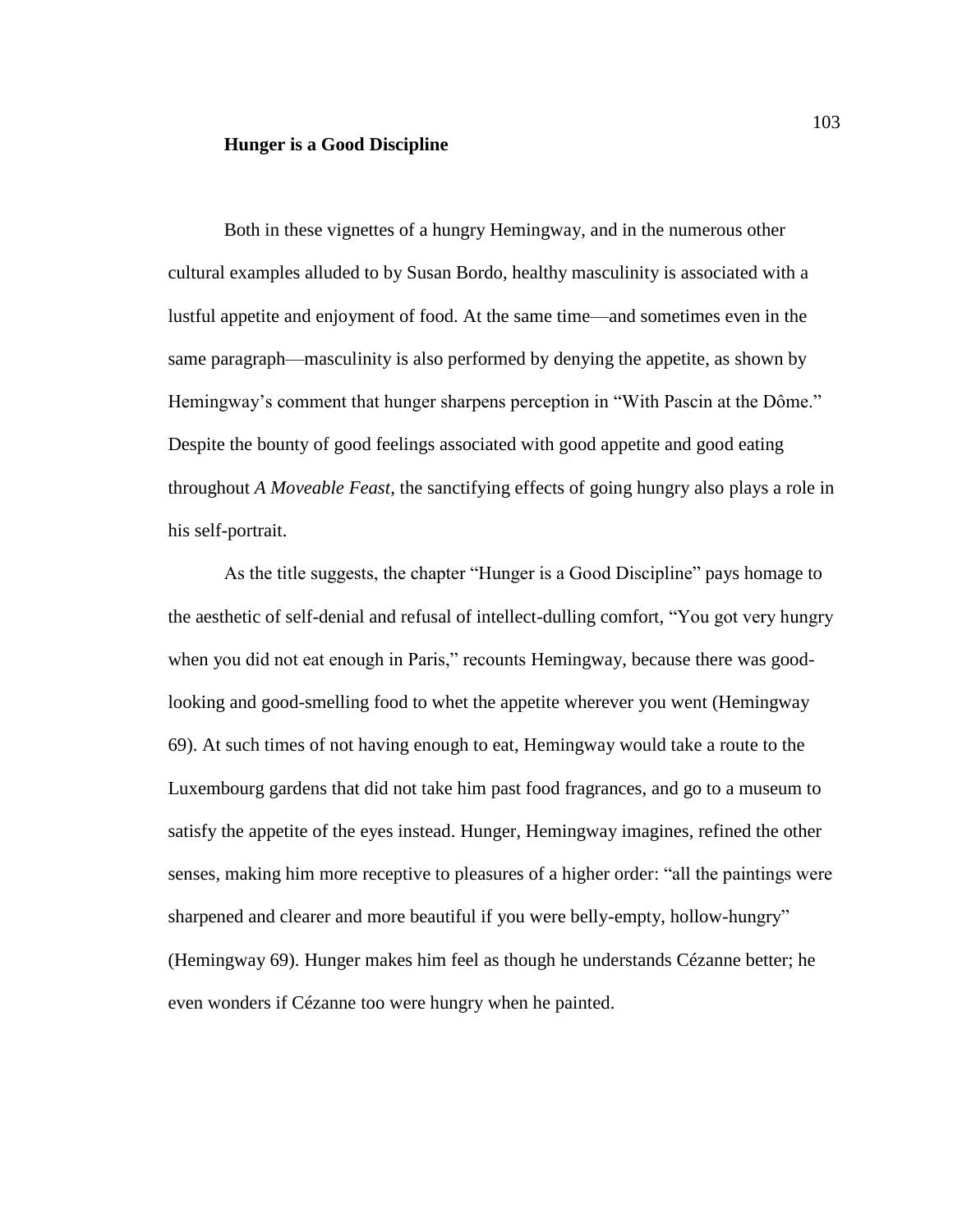## Hunger is a Good Discipline

Both in these vignettes of a hungry Hemingway, and in the numerous other cultural examples alluded to by Susan Bordo, healthy masculinity is associated with a lustful appetite and enjoyment of food. At the same time—and sometimes even in the same paragraph—masculinity is also performed by denying the appetite, as shown by Hemingway's comment that hunger sharpens perception in "With Pascin at the Dôme." Despite the bounty of good feelings associated with good appetite and good eating throughout *A Moveable Feast*, the sanctifying effects of going hungry also plays a role in his self-portrait.

As the title suggests, the chapter "Hunger is a Good Discipline" pays homage to the aesthetic of self-denial and refusal of intellect-dulling comfort, "You got very hungry when you did not eat enough in Paris," recounts Hemingway, because there was good-looking and good-smelling food to whet the appetite wherever you went (Hemingway 69). At such times of not having enough to eat, Hemingway would take a route to the Luxembourg gardens that did not take him past food fragrances, and go to a museum to satisfy the appetite of the eyes instead. Hunger, Hemingway imagines, refined the other senses, making him more receptive to pleasures of a higher order: "all the paintings were sharpened and clearer and more beautiful if you were belly-empty, hollow-hungry" (Hemingway 69). Hunger makes him feel as though he understands Cézanne better; he even wonders if Cézanne too were hungry when he painted.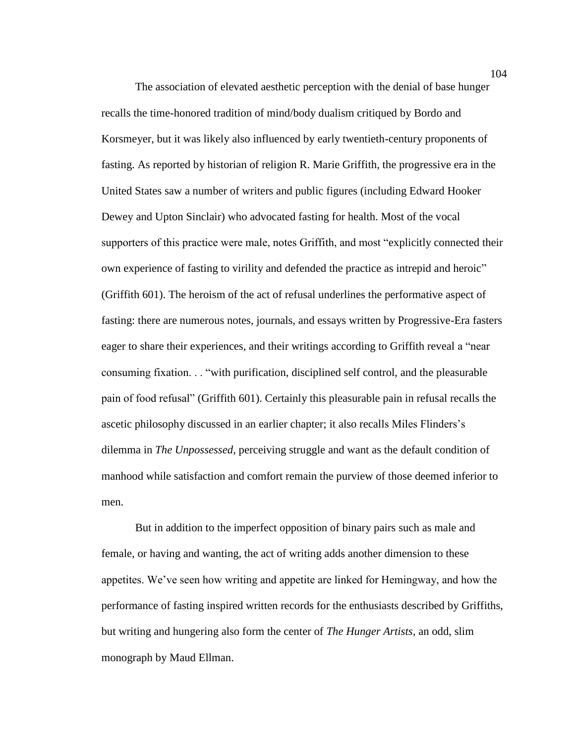The association of elevated aesthetic perception with the denial of base hunger recalls the time-honored tradition of mind/body dualism critiqued by Bordo and Korsmeyer, but it was likely also influenced by early twentieth-century proponents of fasting. As reported by historian of religion R. Marie Griffith, the progressive era in the United States saw a number of writers and public figures (including Edward Hooker Dewey and Upton Sinclair) who advocated fasting for health. Most of the vocal supporters of this practice were male, notes Griffith, and most "explicitly connected their own experience of fasting to virility and defended the practice as intrepid and heroic" (Griffith 601). The heroism of the act of refusal underlines the performative aspect of fasting: there are numerous notes, journals, and essays written by Progressive-Era fasters eager to share their experiences, and their writings according to Griffith reveal a "near consuming fixation. . . "with purification, disciplined self control, and the pleasurable pain of food refusal" (Griffith 601). Certainly this pleasurable pain in refusal recalls the ascetic philosophy discussed in an earlier chapter; it also recalls Miles Flinders's dilemma in *The Unpossessed*, perceiving struggle and want as the default condition of manhood while satisfaction and comfort remain the purview of those deemed inferior to men.

But in addition to the imperfect opposition of binary pairs such as male and female, or having and wanting, the act of writing adds another dimension to these appetites. We've seen how writing and appetite are linked for Hemingway, and how the performance of fasting inspired written records for the enthusiasts described by Griffiths, but writing and hungering also form the center of *The Hunger Artists*, an odd, slim monograph by Maud Ellman.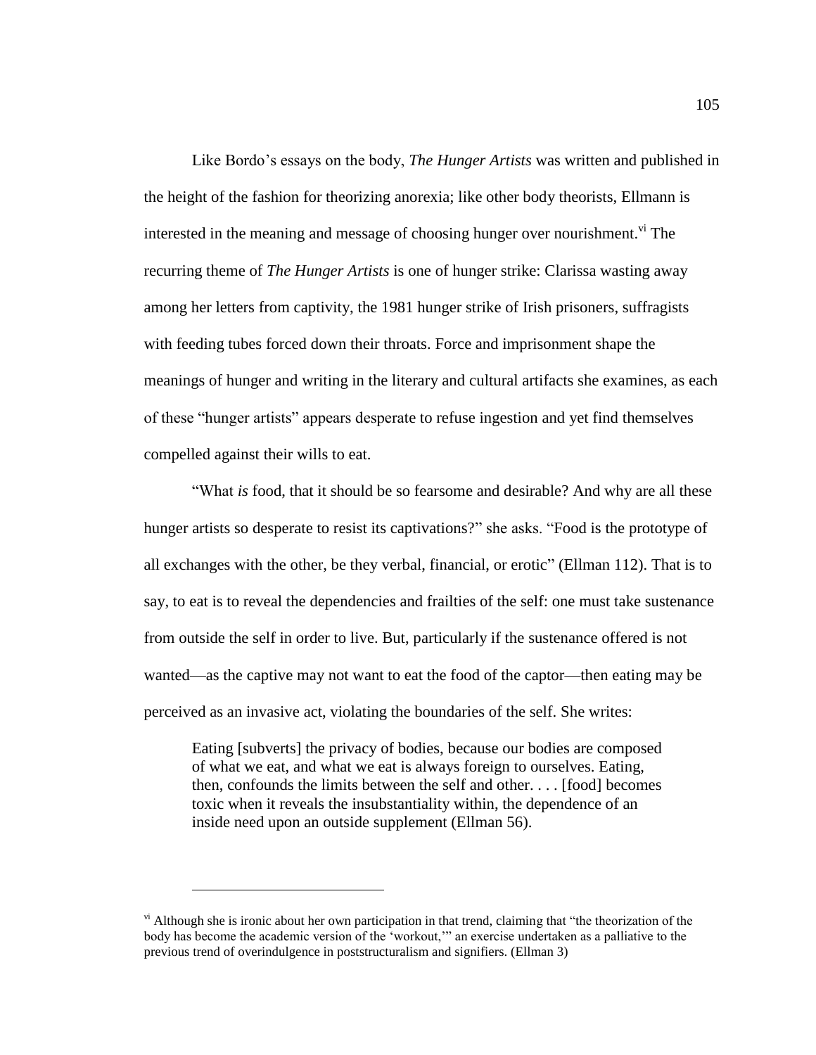Like Bordo's essays on the body, *The Hunger Artists* was written and published in the height of the fashion for theorizing anorexia; like other body theorists, Ellmann is interested in the meaning and message of choosing hunger over nourishment.[vi] The recurring theme of *The Hunger Artists* is one of hunger strike: Clarissa wasting away among her letters from captivity, the 1981 hunger strike of Irish prisoners, suffragists with feeding tubes forced down their throats. Force and imprisonment shape the meanings of hunger and writing in the literary and cultural artifacts she examines, as each of these "hunger artists" appears desperate to refuse ingestion and yet find themselves compelled against their wills to eat.

"What *is* food, that it should be so fearsome and desirable? And why are all these hunger artists so desperate to resist its captivations?" she asks. "Food is the prototype of all exchanges with the other, be they verbal, financial, or erotic" (Ellman 112). That is to say, to eat is to reveal the dependencies and frailties of the self: one must take sustenance from outside the self in order to live. But, particularly if the sustenance offered is not wanted—as the captive may not want to eat the food of the captor—then eating may be perceived as an invasive act, violating the boundaries of the self. She writes:

> Eating [subverts] the privacy of bodies, because our bodies are composed of what we eat, and what we eat is always foreign to ourselves. Eating, then, confounds the limits between the self and other. . . . [food] becomes toxic when it reveals the insubstantiality within, the dependence of an inside need upon an outside supplement (Ellman 56).

---

[vi] Although she is ironic about her own participation in that trend, claiming that "the theorization of the body has become the academic version of the 'workout,'" an exercise undertaken as a palliative to the previous trend of overindulgence in poststructuralism and signifiers. (Ellman 3)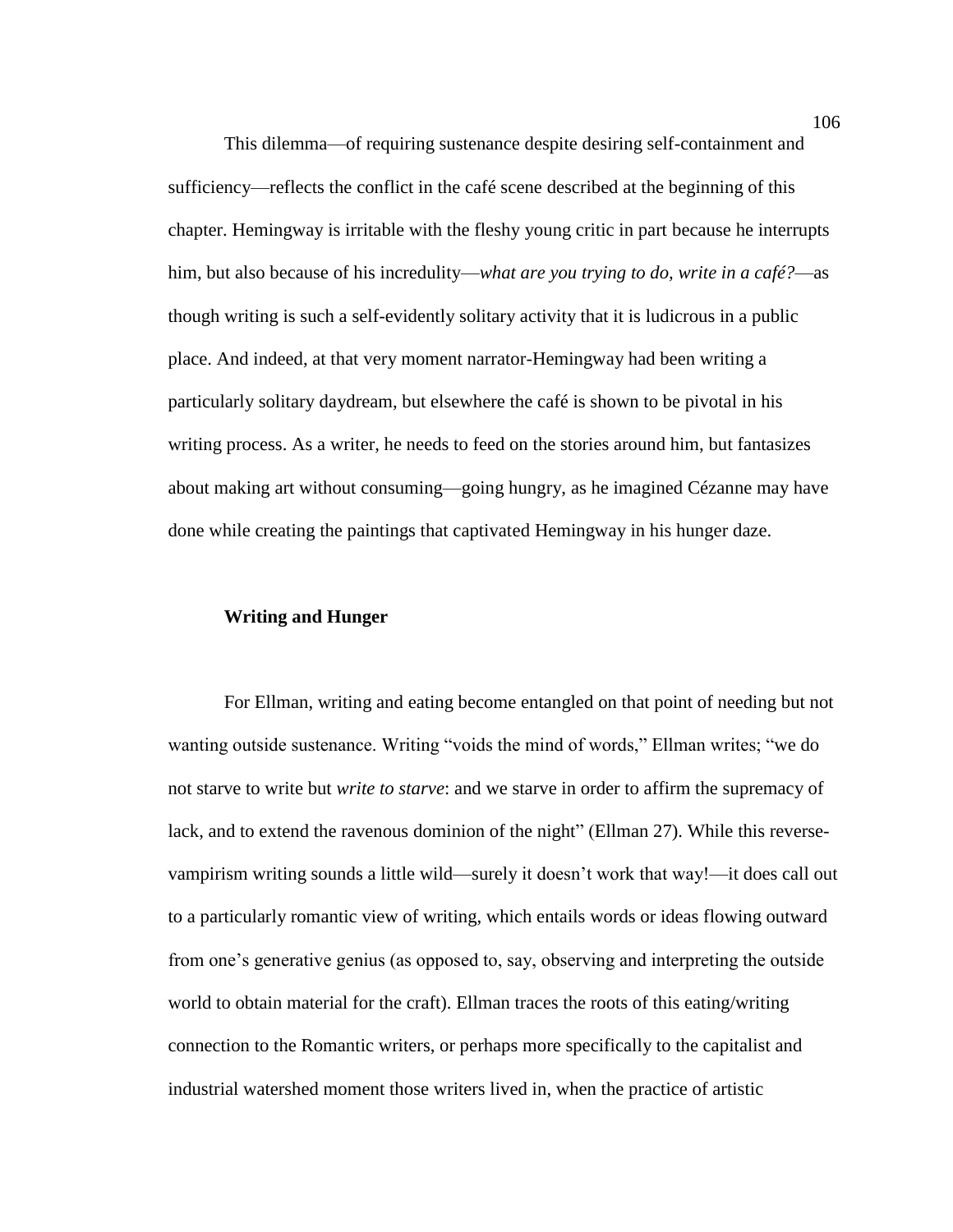This dilemma—of requiring sustenance despite desiring self-containment and sufficiency—reflects the conflict in the café scene described at the beginning of this chapter. Hemingway is irritable with the fleshy young critic in part because he interrupts him, but also because of his incredulity—*what are you trying to do, write in a café?*—as though writing is such a self-evidently solitary activity that it is ludicrous in a public place. And indeed, at that very moment narrator-Hemingway had been writing a particularly solitary daydream, but elsewhere the café is shown to be pivotal in his writing process. As a writer, he needs to feed on the stories around him, but fantasizes about making art without consuming—going hungry, as he imagined Cézanne may have done while creating the paintings that captivated Hemingway in his hunger daze.

**Writing and Hunger**

For Ellman, writing and eating become entangled on that point of needing but not wanting outside sustenance. Writing "voids the mind of words," Ellman writes; "we do not starve to write but *write to starve*: and we starve in order to affirm the supremacy of lack, and to extend the ravenous dominion of the night" (Ellman 27). While this reverse-vampirism writing sounds a little wild—surely it doesn't work that way!—it does call out to a particularly romantic view of writing, which entails words or ideas flowing outward from one's generative genius (as opposed to, say, observing and interpreting the outside world to obtain material for the craft). Ellman traces the roots of this eating/writing connection to the Romantic writers, or perhaps more specifically to the capitalist and industrial watershed moment those writers lived in, when the practice of artistic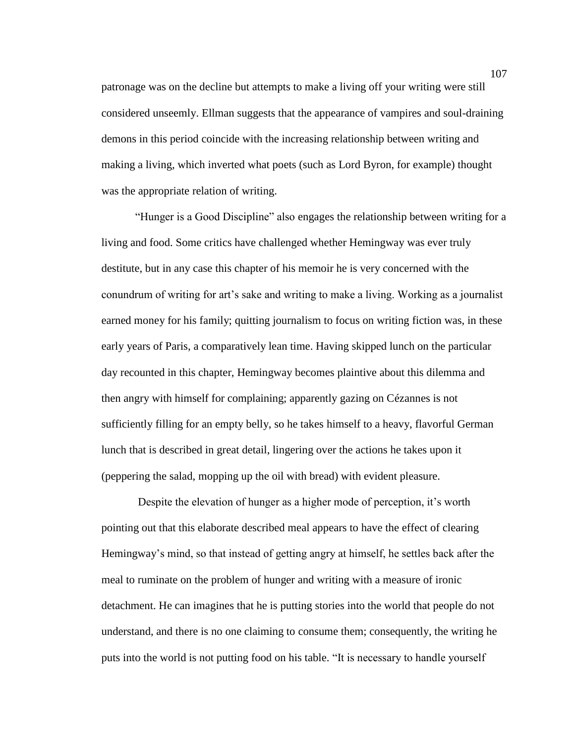patronage was on the decline but attempts to make a living off your writing were still considered unseemly. Ellman suggests that the appearance of vampires and soul-draining demons in this period coincide with the increasing relationship between writing and making a living, which inverted what poets (such as Lord Byron, for example) thought was the appropriate relation of writing.

"Hunger is a Good Discipline" also engages the relationship between writing for a living and food. Some critics have challenged whether Hemingway was ever truly destitute, but in any case this chapter of his memoir he is very concerned with the conundrum of writing for art's sake and writing to make a living. Working as a journalist earned money for his family; quitting journalism to focus on writing fiction was, in these early years of Paris, a comparatively lean time. Having skipped lunch on the particular day recounted in this chapter, Hemingway becomes plaintive about this dilemma and then angry with himself for complaining; apparently gazing on Cézannes is not sufficiently filling for an empty belly, so he takes himself to a heavy, flavorful German lunch that is described in great detail, lingering over the actions he takes upon it (peppering the salad, mopping up the oil with bread) with evident pleasure.

Despite the elevation of hunger as a higher mode of perception, it's worth pointing out that this elaborate described meal appears to have the effect of clearing Hemingway's mind, so that instead of getting angry at himself, he settles back after the meal to ruminate on the problem of hunger and writing with a measure of ironic detachment. He can imagines that he is putting stories into the world that people do not understand, and there is no one claiming to consume them; consequently, the writing he puts into the world is not putting food on his table. "It is necessary to handle yourself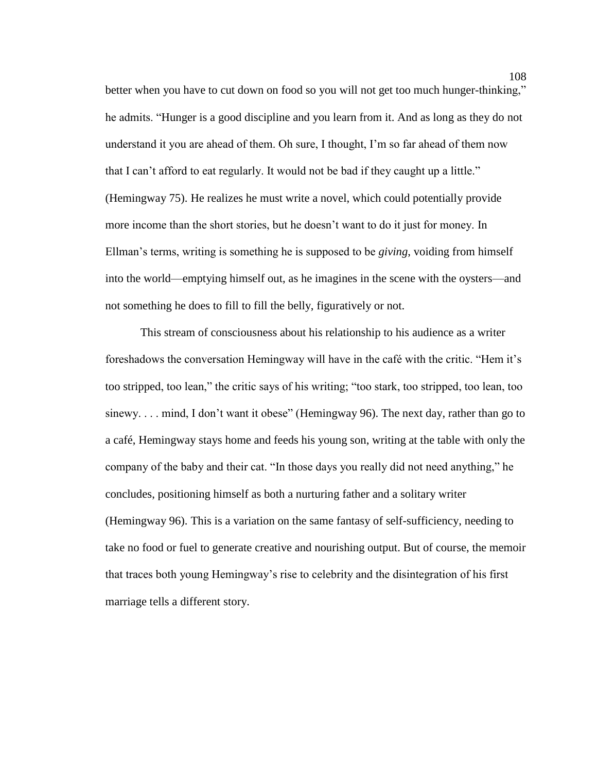better when you have to cut down on food so you will not get too much hunger-thinking," he admits. "Hunger is a good discipline and you learn from it. And as long as they do not understand it you are ahead of them. Oh sure, I thought, I'm so far ahead of them now that I can't afford to eat regularly. It would not be bad if they caught up a little." (Hemingway 75). He realizes he must write a novel, which could potentially provide more income than the short stories, but he doesn't want to do it just for money. In Ellman's terms, writing is something he is supposed to be *giving*, voiding from himself into the world—emptying himself out, as he imagines in the scene with the oysters—and not something he does to fill to fill the belly, figuratively or not.

This stream of consciousness about his relationship to his audience as a writer foreshadows the conversation Hemingway will have in the café with the critic. "Hem it's too stripped, too lean," the critic says of his writing; "too stark, too stripped, too lean, too sinewy. . . . mind, I don't want it obese" (Hemingway 96). The next day, rather than go to a café, Hemingway stays home and feeds his young son, writing at the table with only the company of the baby and their cat. "In those days you really did not need anything," he concludes, positioning himself as both a nurturing father and a solitary writer (Hemingway 96). This is a variation on the same fantasy of self-sufficiency, needing to take no food or fuel to generate creative and nourishing output. But of course, the memoir that traces both young Hemingway's rise to celebrity and the disintegration of his first marriage tells a different story.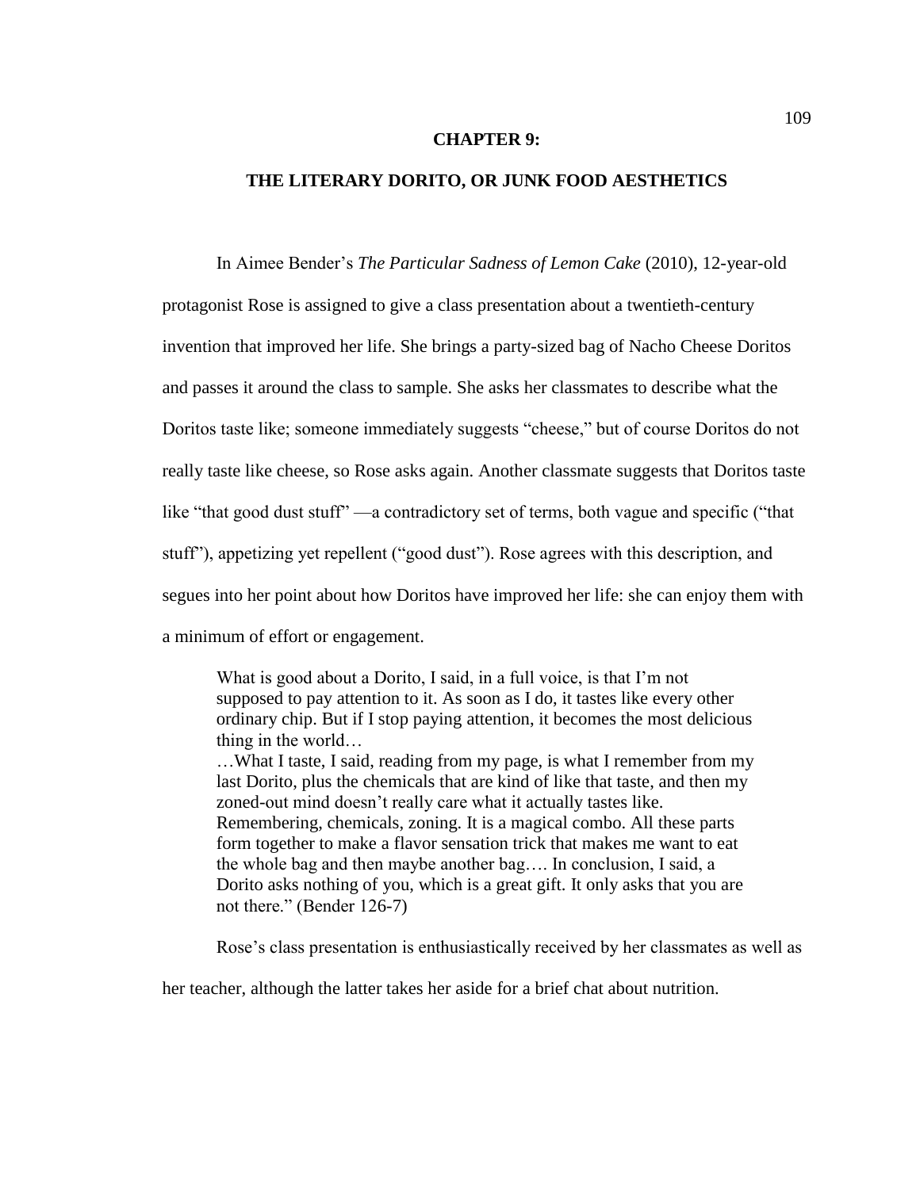# CHAPTER 9:

# THE LITERARY DORITO, OR JUNK FOOD AESTHETICS

In Aimee Bender's *The Particular Sadness of Lemon Cake* (2010), 12-year-old protagonist Rose is assigned to give a class presentation about a twentieth-century invention that improved her life. She brings a party-sized bag of Nacho Cheese Doritos and passes it around the class to sample. She asks her classmates to describe what the Doritos taste like; someone immediately suggests "cheese," but of course Doritos do not really taste like cheese, so Rose asks again. Another classmate suggests that Doritos taste like "that good dust stuff" —a contradictory set of terms, both vague and specific ("that stuff"), appetizing yet repellent ("good dust"). Rose agrees with this description, and segues into her point about how Doritos have improved her life: she can enjoy them with a minimum of effort or engagement.

> What is good about a Dorito, I said, in a full voice, is that I'm not supposed to pay attention to it. As soon as I do, it tastes like every other ordinary chip. But if I stop paying attention, it becomes the most delicious thing in the world…
> …What I taste, I said, reading from my page, is what I remember from my last Dorito, plus the chemicals that are kind of like that taste, and then my zoned-out mind doesn't really care what it actually tastes like. Remembering, chemicals, zoning. It is a magical combo. All these parts form together to make a flavor sensation trick that makes me want to eat the whole bag and then maybe another bag…. In conclusion, I said, a Dorito asks nothing of you, which is a great gift. It only asks that you are not there." (Bender 126-7)

Rose's class presentation is enthusiastically received by her classmates as well as her teacher, although the latter takes her aside for a brief chat about nutrition.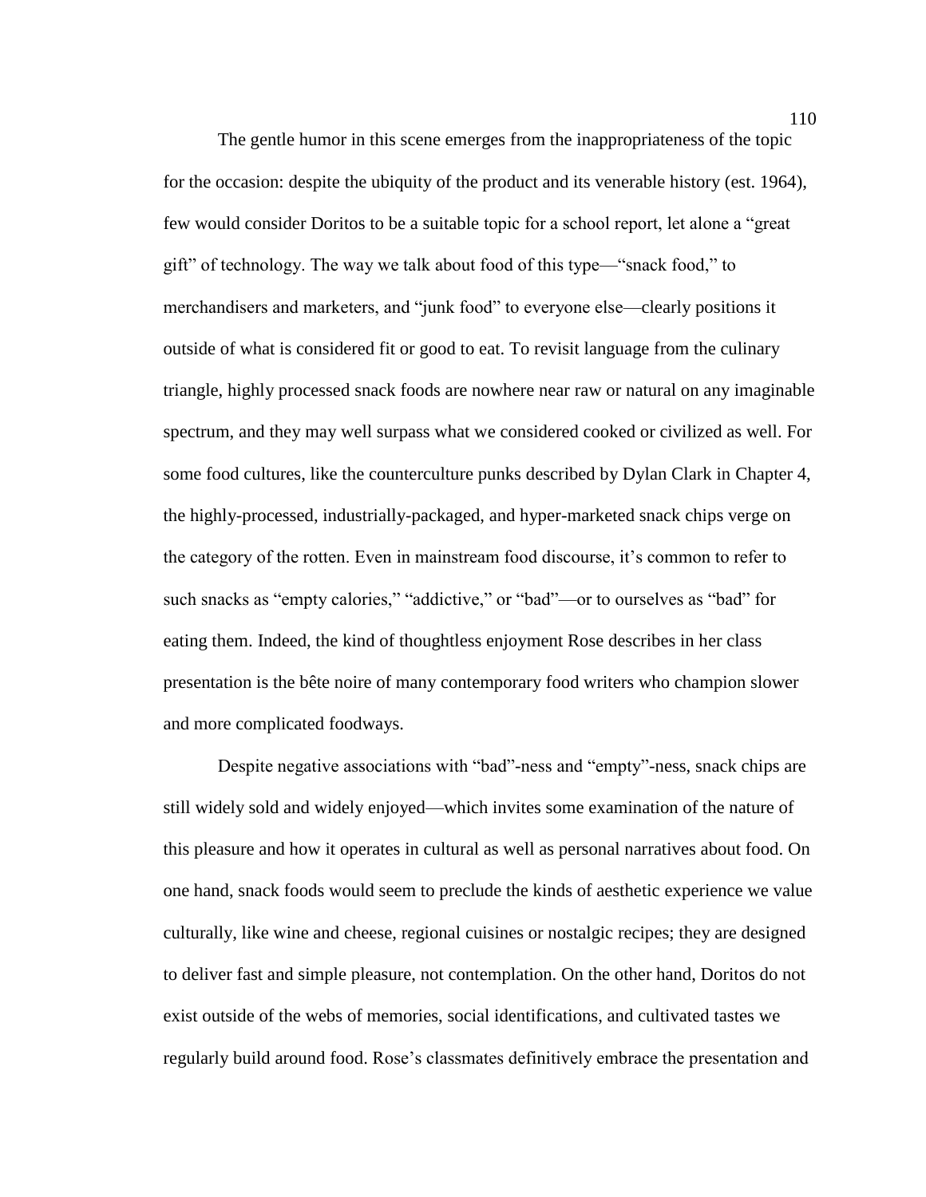The gentle humor in this scene emerges from the inappropriateness of the topic for the occasion: despite the ubiquity of the product and its venerable history (est. 1964), few would consider Doritos to be a suitable topic for a school report, let alone a "great gift" of technology. The way we talk about food of this type—"snack food," to merchandisers and marketers, and "junk food" to everyone else—clearly positions it outside of what is considered fit or good to eat. To revisit language from the culinary triangle, highly processed snack foods are nowhere near raw or natural on any imaginable spectrum, and they may well surpass what we considered cooked or civilized as well. For some food cultures, like the counterculture punks described by Dylan Clark in Chapter 4, the highly-processed, industrially-packaged, and hyper-marketed snack chips verge on the category of the rotten. Even in mainstream food discourse, it's common to refer to such snacks as "empty calories," "addictive," or "bad"—or to ourselves as "bad" for eating them. Indeed, the kind of thoughtless enjoyment Rose describes in her class presentation is the bête noire of many contemporary food writers who champion slower and more complicated foodways.

Despite negative associations with "bad"-ness and "empty"-ness, snack chips are still widely sold and widely enjoyed—which invites some examination of the nature of this pleasure and how it operates in cultural as well as personal narratives about food. On one hand, snack foods would seem to preclude the kinds of aesthetic experience we value culturally, like wine and cheese, regional cuisines or nostalgic recipes; they are designed to deliver fast and simple pleasure, not contemplation. On the other hand, Doritos do not exist outside of the webs of memories, social identifications, and cultivated tastes we regularly build around food. Rose's classmates definitively embrace the presentation and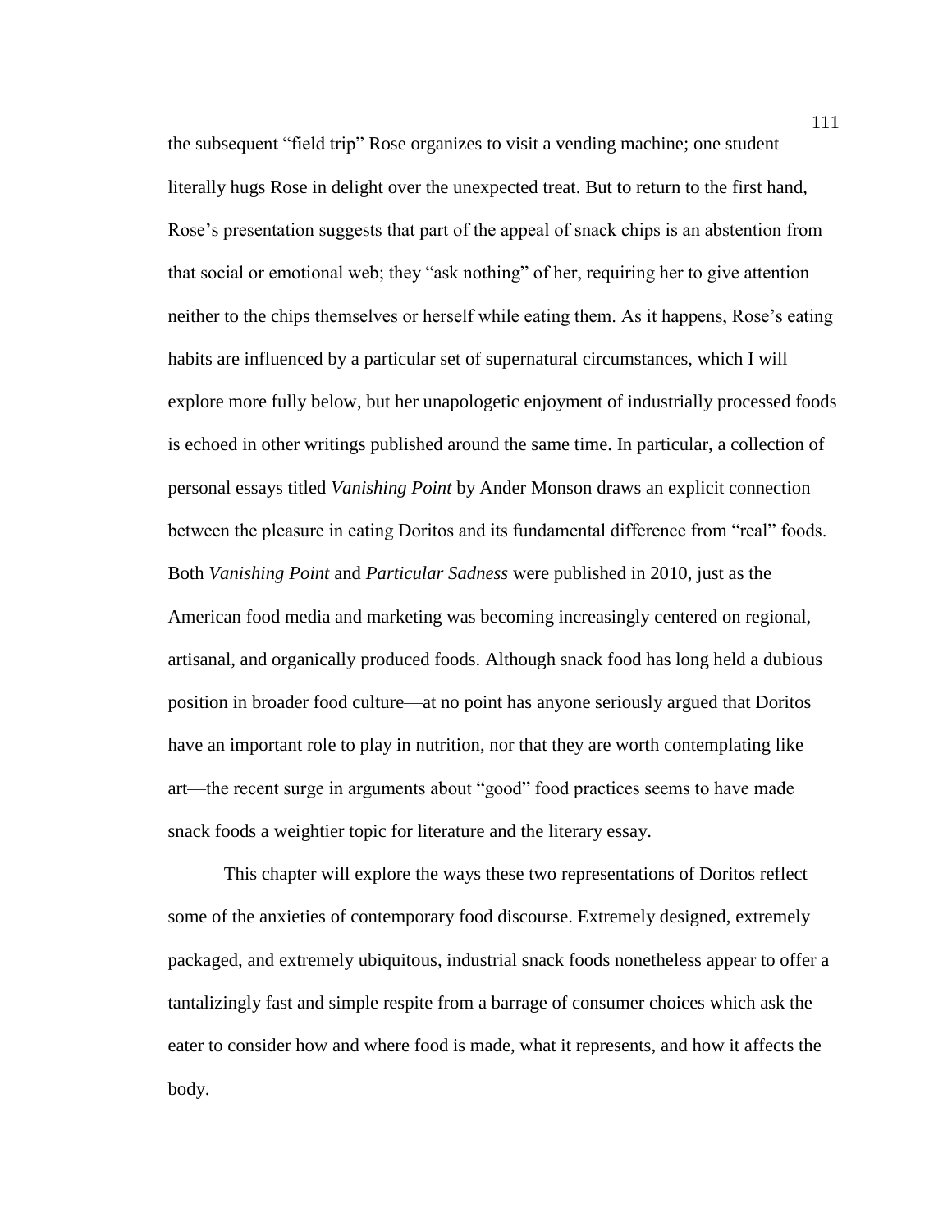the subsequent "field trip" Rose organizes to visit a vending machine; one student literally hugs Rose in delight over the unexpected treat. But to return to the first hand, Rose's presentation suggests that part of the appeal of snack chips is an abstention from that social or emotional web; they "ask nothing" of her, requiring her to give attention neither to the chips themselves or herself while eating them. As it happens, Rose's eating habits are influenced by a particular set of supernatural circumstances, which I will explore more fully below, but her unapologetic enjoyment of industrially processed foods is echoed in other writings published around the same time. In particular, a collection of personal essays titled *Vanishing Point* by Ander Monson draws an explicit connection between the pleasure in eating Doritos and its fundamental difference from "real" foods. Both *Vanishing Point* and *Particular Sadness* were published in 2010, just as the American food media and marketing was becoming increasingly centered on regional, artisanal, and organically produced foods. Although snack food has long held a dubious position in broader food culture—at no point has anyone seriously argued that Doritos have an important role to play in nutrition, nor that they are worth contemplating like art—the recent surge in arguments about "good" food practices seems to have made snack foods a weightier topic for literature and the literary essay.

This chapter will explore the ways these two representations of Doritos reflect some of the anxieties of contemporary food discourse. Extremely designed, extremely packaged, and extremely ubiquitous, industrial snack foods nonetheless appear to offer a tantalizingly fast and simple respite from a barrage of consumer choices which ask the eater to consider how and where food is made, what it represents, and how it affects the body.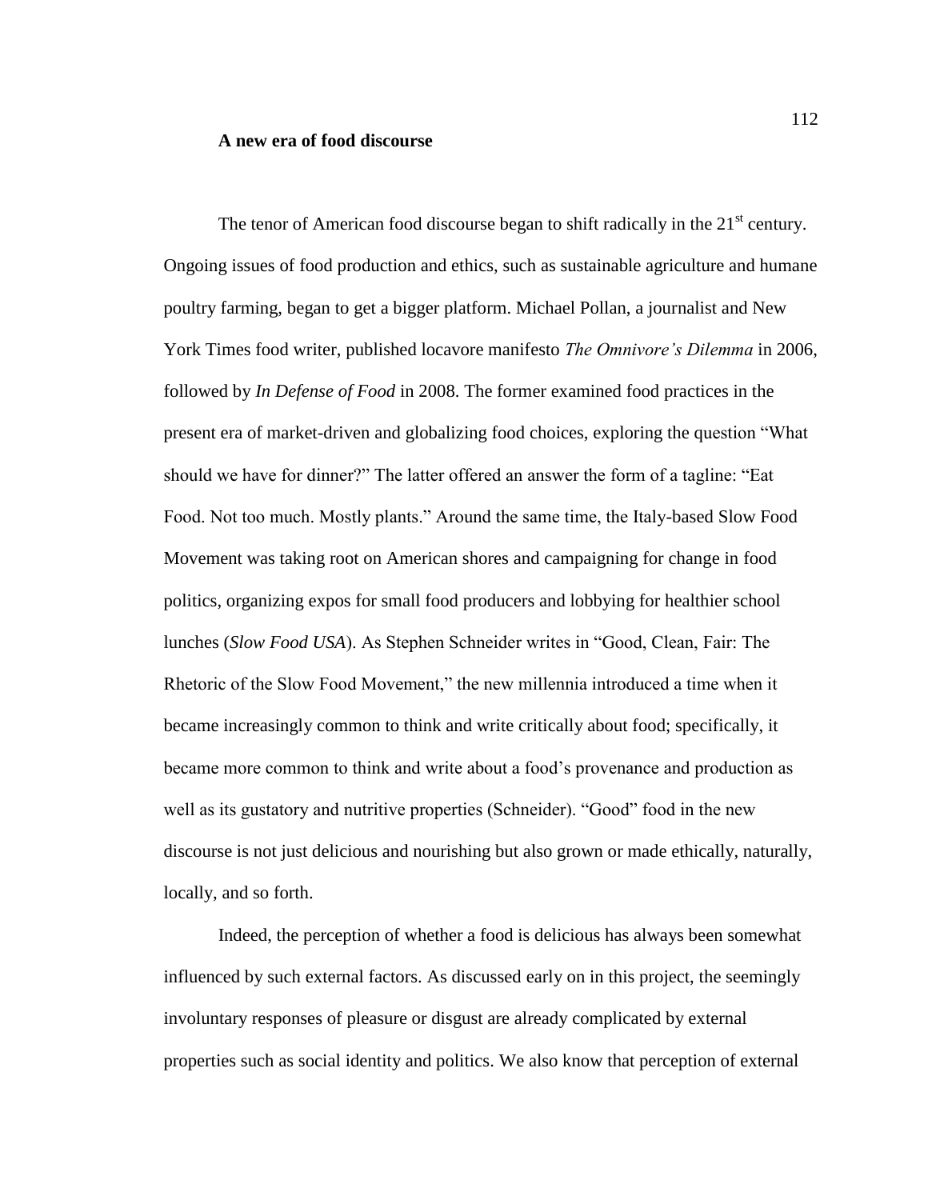**A new era of food discourse**

The tenor of American food discourse began to shift radically in the 21st century. Ongoing issues of food production and ethics, such as sustainable agriculture and humane poultry farming, began to get a bigger platform. Michael Pollan, a journalist and New York Times food writer, published locavore manifesto *The Omnivore's Dilemma* in 2006, followed by *In Defense of Food* in 2008. The former examined food practices in the present era of market-driven and globalizing food choices, exploring the question "What should we have for dinner?" The latter offered an answer the form of a tagline: "Eat Food. Not too much. Mostly plants." Around the same time, the Italy-based Slow Food Movement was taking root on American shores and campaigning for change in food politics, organizing expos for small food producers and lobbying for healthier school lunches (*Slow Food USA*). As Stephen Schneider writes in "Good, Clean, Fair: The Rhetoric of the Slow Food Movement," the new millennia introduced a time when it became increasingly common to think and write critically about food; specifically, it became more common to think and write about a food's provenance and production as well as its gustatory and nutritive properties (Schneider). "Good" food in the new discourse is not just delicious and nourishing but also grown or made ethically, naturally, locally, and so forth.

Indeed, the perception of whether a food is delicious has always been somewhat influenced by such external factors. As discussed early on in this project, the seemingly involuntary responses of pleasure or disgust are already complicated by external properties such as social identity and politics. We also know that perception of external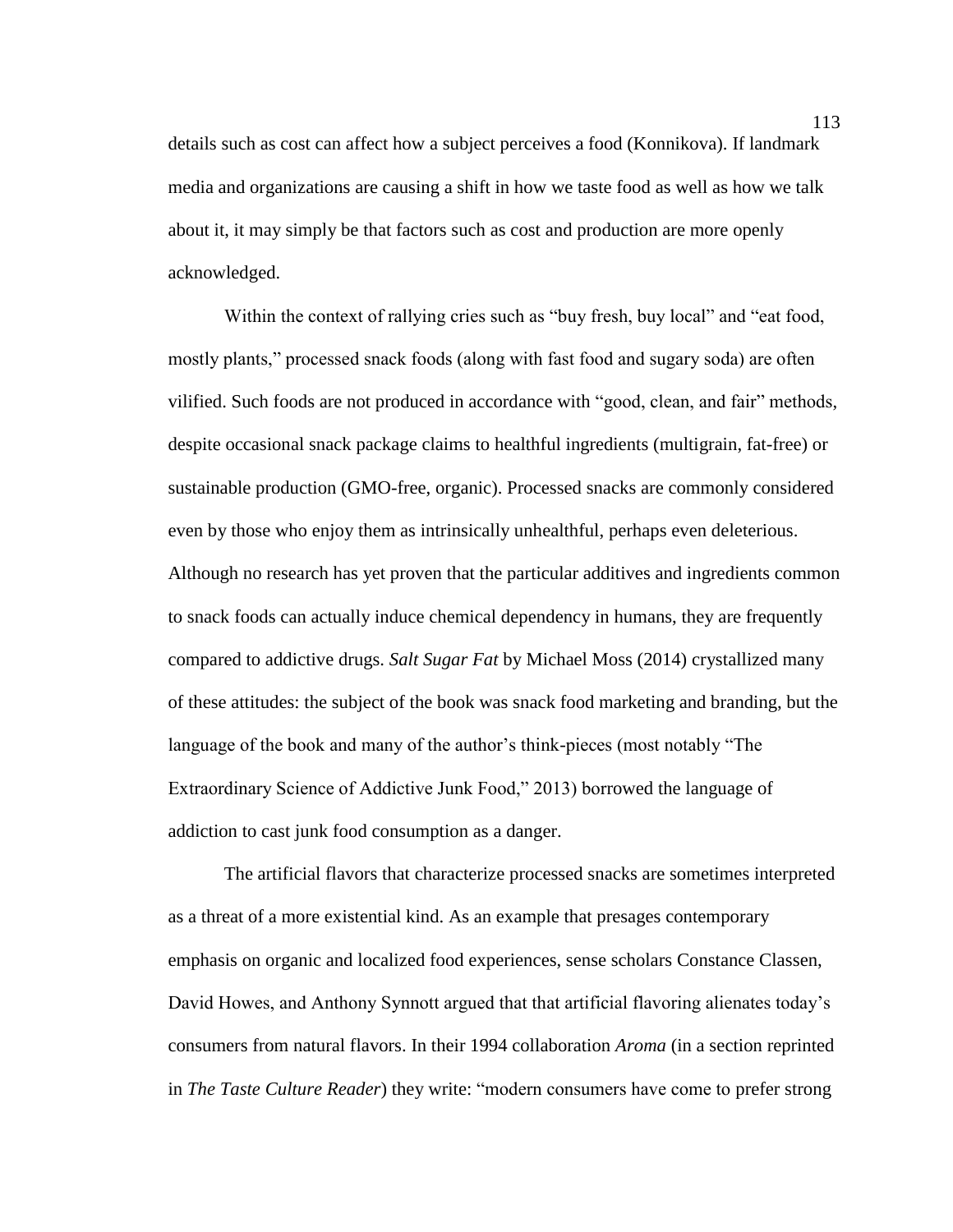details such as cost can affect how a subject perceives a food (Konnikova). If landmark media and organizations are causing a shift in how we taste food as well as how we talk about it, it may simply be that factors such as cost and production are more openly acknowledged.

Within the context of rallying cries such as "buy fresh, buy local" and "eat food, mostly plants," processed snack foods (along with fast food and sugary soda) are often vilified. Such foods are not produced in accordance with "good, clean, and fair" methods, despite occasional snack package claims to healthful ingredients (multigrain, fat-free) or sustainable production (GMO-free, organic). Processed snacks are commonly considered even by those who enjoy them as intrinsically unhealthful, perhaps even deleterious. Although no research has yet proven that the particular additives and ingredients common to snack foods can actually induce chemical dependency in humans, they are frequently compared to addictive drugs. *Salt Sugar Fat* by Michael Moss (2014) crystallized many of these attitudes: the subject of the book was snack food marketing and branding, but the language of the book and many of the author's think-pieces (most notably "The Extraordinary Science of Addictive Junk Food," 2013) borrowed the language of addiction to cast junk food consumption as a danger.

The artificial flavors that characterize processed snacks are sometimes interpreted as a threat of a more existential kind. As an example that presages contemporary emphasis on organic and localized food experiences, sense scholars Constance Classen, David Howes, and Anthony Synnott argued that that artificial flavoring alienates today's consumers from natural flavors. In their 1994 collaboration *Aroma* (in a section reprinted in *The Taste Culture Reader*) they write: "modern consumers have come to prefer strong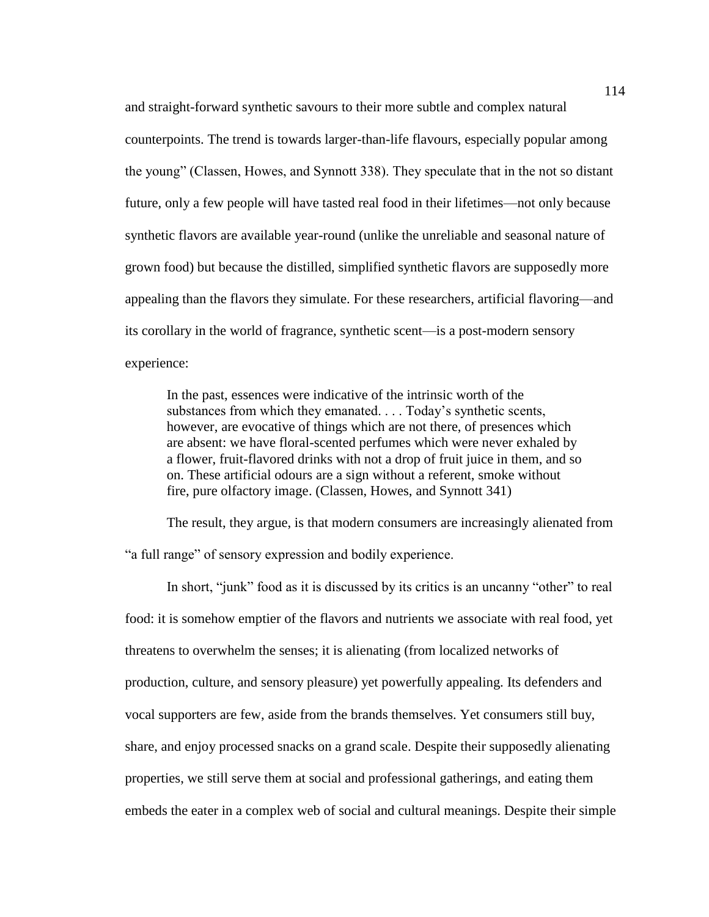and straight-forward synthetic savours to their more subtle and complex natural counterpoints. The trend is towards larger-than-life flavours, especially popular among the young" (Classen, Howes, and Synnott 338). They speculate that in the not so distant future, only a few people will have tasted real food in their lifetimes—not only because synthetic flavors are available year-round (unlike the unreliable and seasonal nature of grown food) but because the distilled, simplified synthetic flavors are supposedly more appealing than the flavors they simulate. For these researchers, artificial flavoring—and its corollary in the world of fragrance, synthetic scent—is a post-modern sensory experience:

> In the past, essences were indicative of the intrinsic worth of the substances from which they emanated. . . . Today's synthetic scents, however, are evocative of things which are not there, of presences which are absent: we have floral-scented perfumes which were never exhaled by a flower, fruit-flavored drinks with not a drop of fruit juice in them, and so on. These artificial odours are a sign without a referent, smoke without fire, pure olfactory image. (Classen, Howes, and Synnott 341)

The result, they argue, is that modern consumers are increasingly alienated from "a full range" of sensory expression and bodily experience.

In short, "junk" food as it is discussed by its critics is an uncanny "other" to real food: it is somehow emptier of the flavors and nutrients we associate with real food, yet threatens to overwhelm the senses; it is alienating (from localized networks of production, culture, and sensory pleasure) yet powerfully appealing. Its defenders and vocal supporters are few, aside from the brands themselves. Yet consumers still buy, share, and enjoy processed snacks on a grand scale. Despite their supposedly alienating properties, we still serve them at social and professional gatherings, and eating them embeds the eater in a complex web of social and cultural meanings. Despite their simple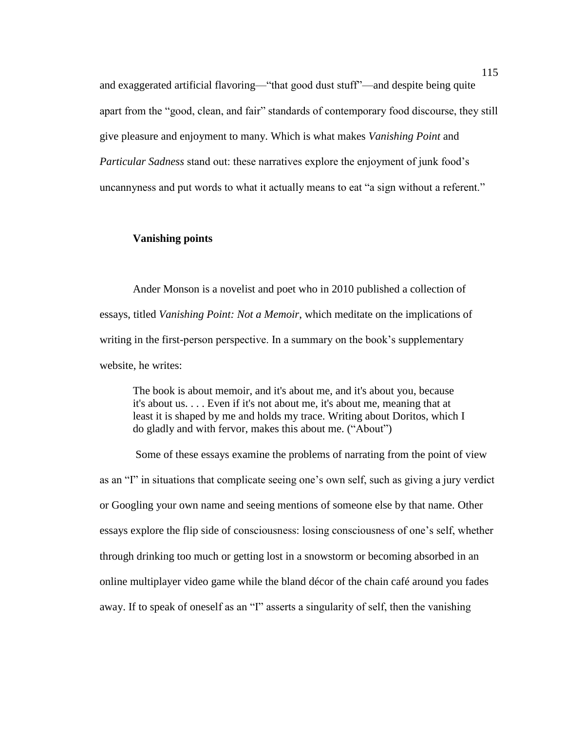and exaggerated artificial flavoring—"that good dust stuff"—and despite being quite apart from the "good, clean, and fair" standards of contemporary food discourse, they still give pleasure and enjoyment to many. Which is what makes *Vanishing Point* and *Particular Sadness* stand out: these narratives explore the enjoyment of junk food's uncannyness and put words to what it actually means to eat "a sign without a referent."

### Vanishing points

Ander Monson is a novelist and poet who in 2010 published a collection of essays, titled *Vanishing Point: Not a Memoir*, which meditate on the implications of writing in the first-person perspective. In a summary on the book's supplementary website, he writes:

> The book is about memoir, and it's about me, and it's about you, because it's about us. . . . Even if it's not about me, it's about me, meaning that at least it is shaped by me and holds my trace. Writing about Doritos, which I do gladly and with fervor, makes this about me. ("About")

Some of these essays examine the problems of narrating from the point of view as an "I" in situations that complicate seeing one's own self, such as giving a jury verdict or Googling your own name and seeing mentions of someone else by that name. Other essays explore the flip side of consciousness: losing consciousness of one's self, whether through drinking too much or getting lost in a snowstorm or becoming absorbed in an online multiplayer video game while the bland décor of the chain café around you fades away. If to speak of oneself as an "I" asserts a singularity of self, then the vanishing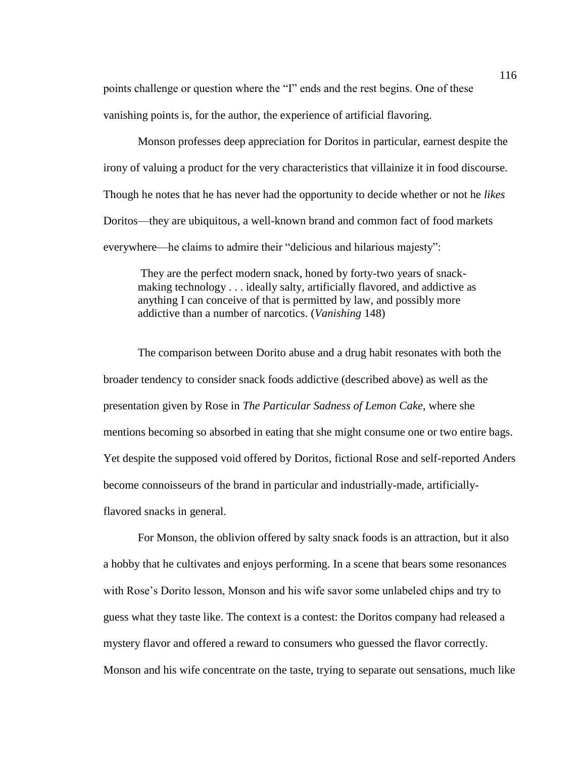points challenge or question where the "I" ends and the rest begins. One of these vanishing points is, for the author, the experience of artificial flavoring.

Monson professes deep appreciation for Doritos in particular, earnest despite the irony of valuing a product for the very characteristics that villainize it in food discourse. Though he notes that he has never had the opportunity to decide whether or not he *likes* Doritos—they are ubiquitous, a well-known brand and common fact of food markets everywhere—he claims to admire their "delicious and hilarious majesty":

> They are the perfect modern snack, honed by forty-two years of snack-making technology . . . ideally salty, artificially flavored, and addictive as anything I can conceive of that is permitted by law, and possibly more addictive than a number of narcotics. (*Vanishing* 148)

The comparison between Dorito abuse and a drug habit resonates with both the broader tendency to consider snack foods addictive (described above) as well as the presentation given by Rose in *The Particular Sadness of Lemon Cake*, where she mentions becoming so absorbed in eating that she might consume one or two entire bags. Yet despite the supposed void offered by Doritos, fictional Rose and self-reported Anders become connoisseurs of the brand in particular and industrially-made, artificially-flavored snacks in general.

For Monson, the oblivion offered by salty snack foods is an attraction, but it also a hobby that he cultivates and enjoys performing. In a scene that bears some resonances with Rose's Dorito lesson, Monson and his wife savor some unlabeled chips and try to guess what they taste like. The context is a contest: the Doritos company had released a mystery flavor and offered a reward to consumers who guessed the flavor correctly. Monson and his wife concentrate on the taste, trying to separate out sensations, much like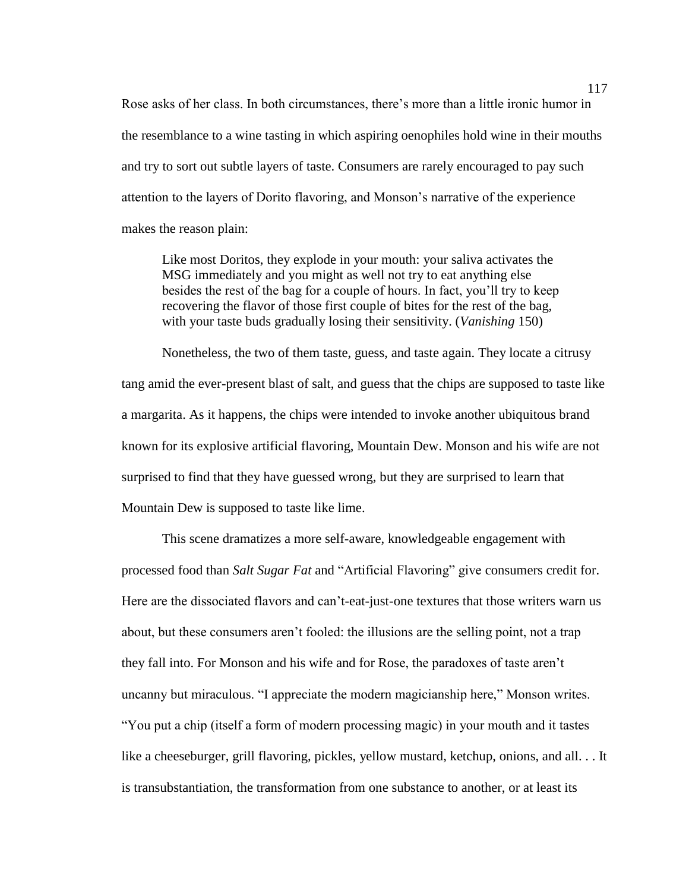Rose asks of her class. In both circumstances, there's more than a little ironic humor in the resemblance to a wine tasting in which aspiring oenophiles hold wine in their mouths and try to sort out subtle layers of taste. Consumers are rarely encouraged to pay such attention to the layers of Dorito flavoring, and Monson's narrative of the experience makes the reason plain:

> Like most Doritos, they explode in your mouth: your saliva activates the MSG immediately and you might as well not try to eat anything else besides the rest of the bag for a couple of hours. In fact, you'll try to keep recovering the flavor of those first couple of bites for the rest of the bag, with your taste buds gradually losing their sensitivity. (*Vanishing* 150)

Nonetheless, the two of them taste, guess, and taste again. They locate a citrusy tang amid the ever-present blast of salt, and guess that the chips are supposed to taste like a margarita. As it happens, the chips were intended to invoke another ubiquitous brand known for its explosive artificial flavoring, Mountain Dew. Monson and his wife are not surprised to find that they have guessed wrong, but they are surprised to learn that Mountain Dew is supposed to taste like lime.

This scene dramatizes a more self-aware, knowledgeable engagement with processed food than *Salt Sugar Fat* and "Artificial Flavoring" give consumers credit for. Here are the dissociated flavors and can't-eat-just-one textures that those writers warn us about, but these consumers aren't fooled: the illusions are the selling point, not a trap they fall into. For Monson and his wife and for Rose, the paradoxes of taste aren't uncanny but miraculous. "I appreciate the modern magicianship here," Monson writes. "You put a chip (itself a form of modern processing magic) in your mouth and it tastes like a cheeseburger, grill flavoring, pickles, yellow mustard, ketchup, onions, and all. . . It is transubstantiation, the transformation from one substance to another, or at least its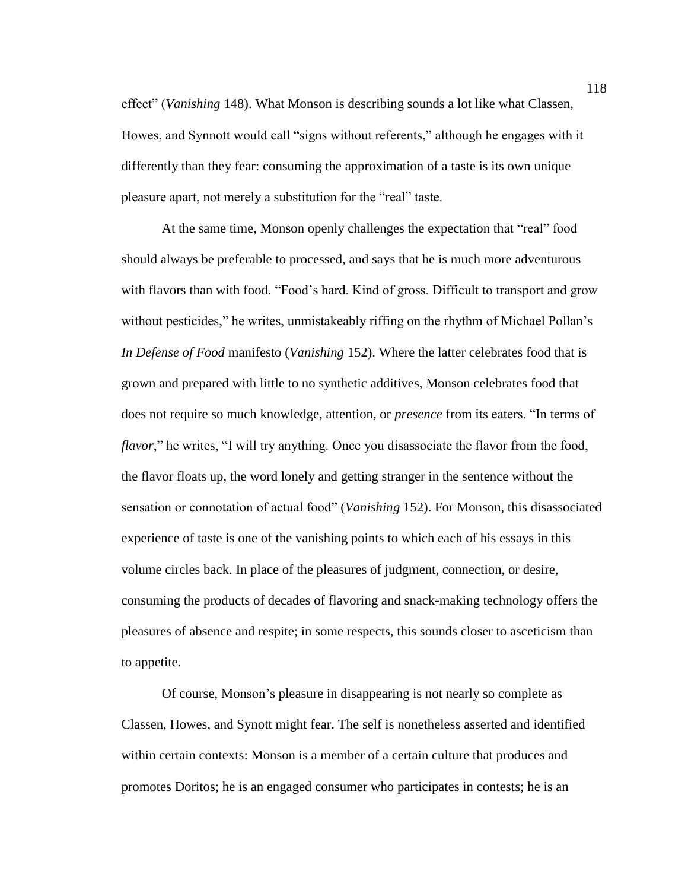effect" (*Vanishing* 148). What Monson is describing sounds a lot like what Classen, Howes, and Synnott would call "signs without referents," although he engages with it differently than they fear: consuming the approximation of a taste is its own unique pleasure apart, not merely a substitution for the "real" taste.

At the same time, Monson openly challenges the expectation that "real" food should always be preferable to processed, and says that he is much more adventurous with flavors than with food. "Food's hard. Kind of gross. Difficult to transport and grow without pesticides," he writes, unmistakeably riffing on the rhythm of Michael Pollan's *In Defense of Food* manifesto (*Vanishing* 152). Where the latter celebrates food that is grown and prepared with little to no synthetic additives, Monson celebrates food that does not require so much knowledge, attention, or *presence* from its eaters. "In terms of *flavor*," he writes, "I will try anything. Once you disassociate the flavor from the food, the flavor floats up, the word lonely and getting stranger in the sentence without the sensation or connotation of actual food" (*Vanishing* 152). For Monson, this disassociated experience of taste is one of the vanishing points to which each of his essays in this volume circles back. In place of the pleasures of judgment, connection, or desire, consuming the products of decades of flavoring and snack-making technology offers the pleasures of absence and respite; in some respects, this sounds closer to asceticism than to appetite.

Of course, Monson's pleasure in disappearing is not nearly so complete as Classen, Howes, and Synott might fear. The self is nonetheless asserted and identified within certain contexts: Monson is a member of a certain culture that produces and promotes Doritos; he is an engaged consumer who participates in contests; he is an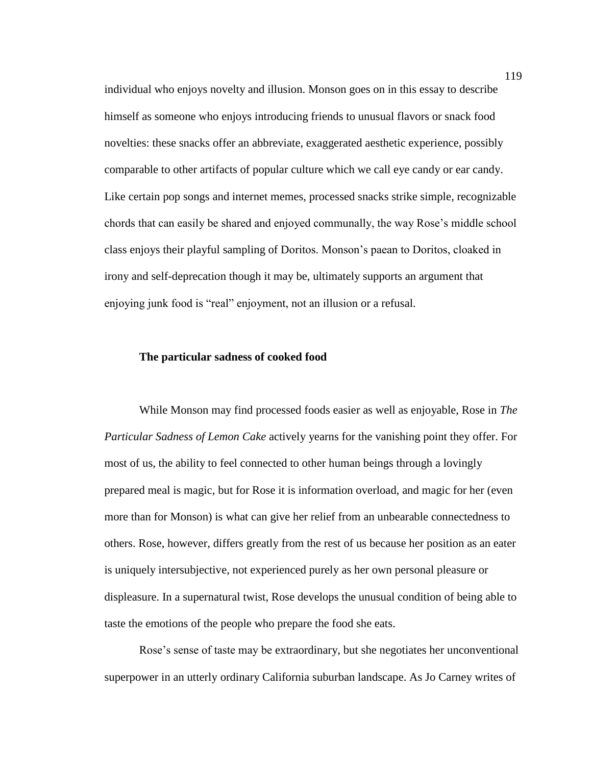individual who enjoys novelty and illusion. Monson goes on in this essay to describe himself as someone who enjoys introducing friends to unusual flavors or snack food novelties: these snacks offer an abbreviate, exaggerated aesthetic experience, possibly comparable to other artifacts of popular culture which we call eye candy or ear candy. Like certain pop songs and internet memes, processed snacks strike simple, recognizable chords that can easily be shared and enjoyed communally, the way Rose's middle school class enjoys their playful sampling of Doritos. Monson's paean to Doritos, cloaked in irony and self-deprecation though it may be, ultimately supports an argument that enjoying junk food is "real" enjoyment, not an illusion or a refusal.

### The particular sadness of cooked food

While Monson may find processed foods easier as well as enjoyable, Rose in *The Particular Sadness of Lemon Cake* actively yearns for the vanishing point they offer. For most of us, the ability to feel connected to other human beings through a lovingly prepared meal is magic, but for Rose it is information overload, and magic for her (even more than for Monson) is what can give her relief from an unbearable connectedness to others. Rose, however, differs greatly from the rest of us because her position as an eater is uniquely intersubjective, not experienced purely as her own personal pleasure or displeasure. In a supernatural twist, Rose develops the unusual condition of being able to taste the emotions of the people who prepare the food she eats.

Rose's sense of taste may be extraordinary, but she negotiates her unconventional superpower in an utterly ordinary California suburban landscape. As Jo Carney writes of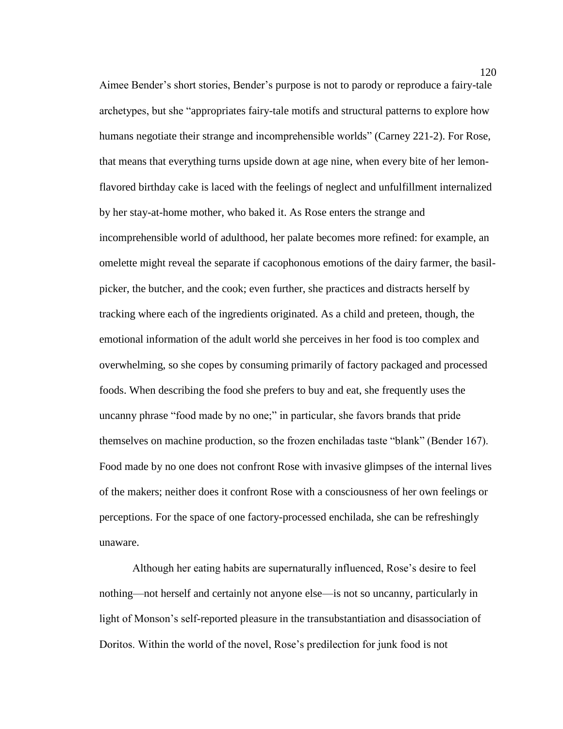Aimee Bender's short stories, Bender's purpose is not to parody or reproduce a fairy-tale archetypes, but she "appropriates fairy-tale motifs and structural patterns to explore how humans negotiate their strange and incomprehensible worlds" (Carney 221-2). For Rose, that means that everything turns upside down at age nine, when every bite of her lemon-flavored birthday cake is laced with the feelings of neglect and unfulfillment internalized by her stay-at-home mother, who baked it. As Rose enters the strange and incomprehensible world of adulthood, her palate becomes more refined: for example, an omelette might reveal the separate if cacophonous emotions of the dairy farmer, the basil-picker, the butcher, and the cook; even further, she practices and distracts herself by tracking where each of the ingredients originated. As a child and preteen, though, the emotional information of the adult world she perceives in her food is too complex and overwhelming, so she copes by consuming primarily of factory packaged and processed foods. When describing the food she prefers to buy and eat, she frequently uses the uncanny phrase "food made by no one;" in particular, she favors brands that pride themselves on machine production, so the frozen enchiladas taste "blank" (Bender 167). Food made by no one does not confront Rose with invasive glimpses of the internal lives of the makers; neither does it confront Rose with a consciousness of her own feelings or perceptions. For the space of one factory-processed enchilada, she can be refreshingly unaware.

Although her eating habits are supernaturally influenced, Rose's desire to feel nothing—not herself and certainly not anyone else—is not so uncanny, particularly in light of Monson's self-reported pleasure in the transubstantiation and disassociation of Doritos. Within the world of the novel, Rose's predilection for junk food is not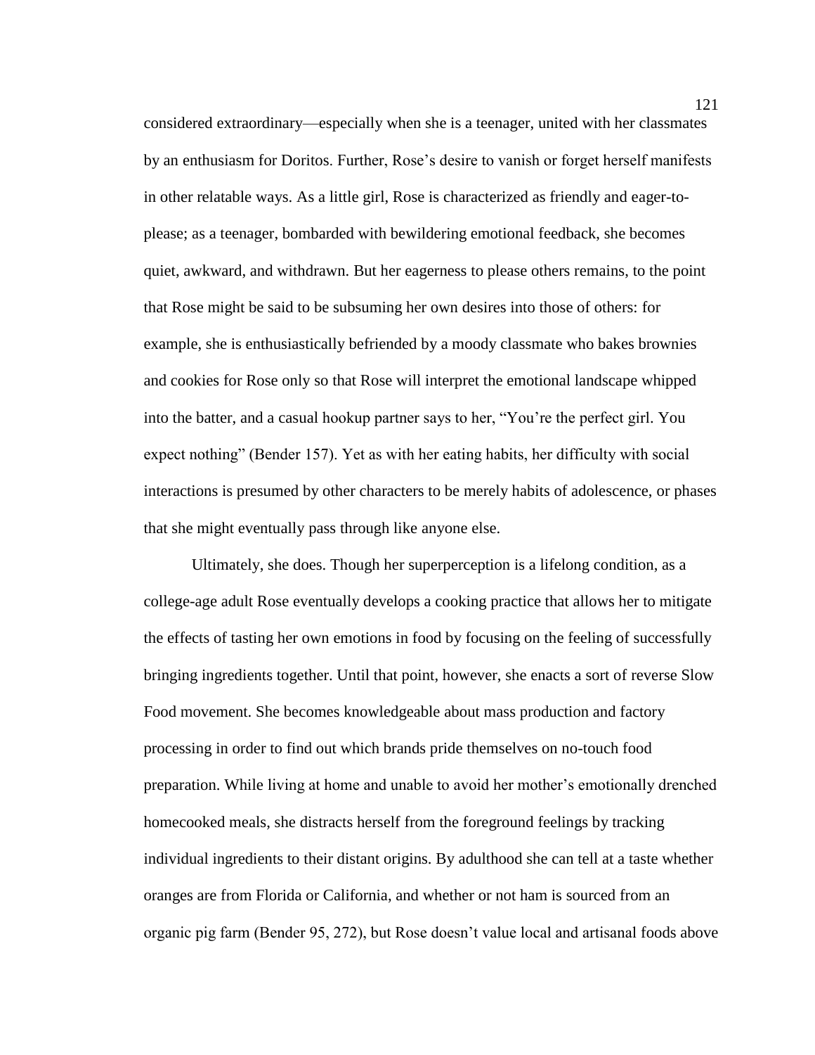considered extraordinary—especially when she is a teenager, united with her classmates by an enthusiasm for Doritos. Further, Rose's desire to vanish or forget herself manifests in other relatable ways. As a little girl, Rose is characterized as friendly and eager-to-please; as a teenager, bombarded with bewildering emotional feedback, she becomes quiet, awkward, and withdrawn. But her eagerness to please others remains, to the point that Rose might be said to be subsuming her own desires into those of others: for example, she is enthusiastically befriended by a moody classmate who bakes brownies and cookies for Rose only so that Rose will interpret the emotional landscape whipped into the batter, and a casual hookup partner says to her, "You're the perfect girl. You expect nothing" (Bender 157). Yet as with her eating habits, her difficulty with social interactions is presumed by other characters to be merely habits of adolescence, or phases that she might eventually pass through like anyone else.

Ultimately, she does. Though her superperception is a lifelong condition, as a college-age adult Rose eventually develops a cooking practice that allows her to mitigate the effects of tasting her own emotions in food by focusing on the feeling of successfully bringing ingredients together. Until that point, however, she enacts a sort of reverse Slow Food movement. She becomes knowledgeable about mass production and factory processing in order to find out which brands pride themselves on no-touch food preparation. While living at home and unable to avoid her mother's emotionally drenched homecooked meals, she distracts herself from the foreground feelings by tracking individual ingredients to their distant origins. By adulthood she can tell at a taste whether oranges are from Florida or California, and whether or not ham is sourced from an organic pig farm (Bender 95, 272), but Rose doesn't value local and artisanal foods above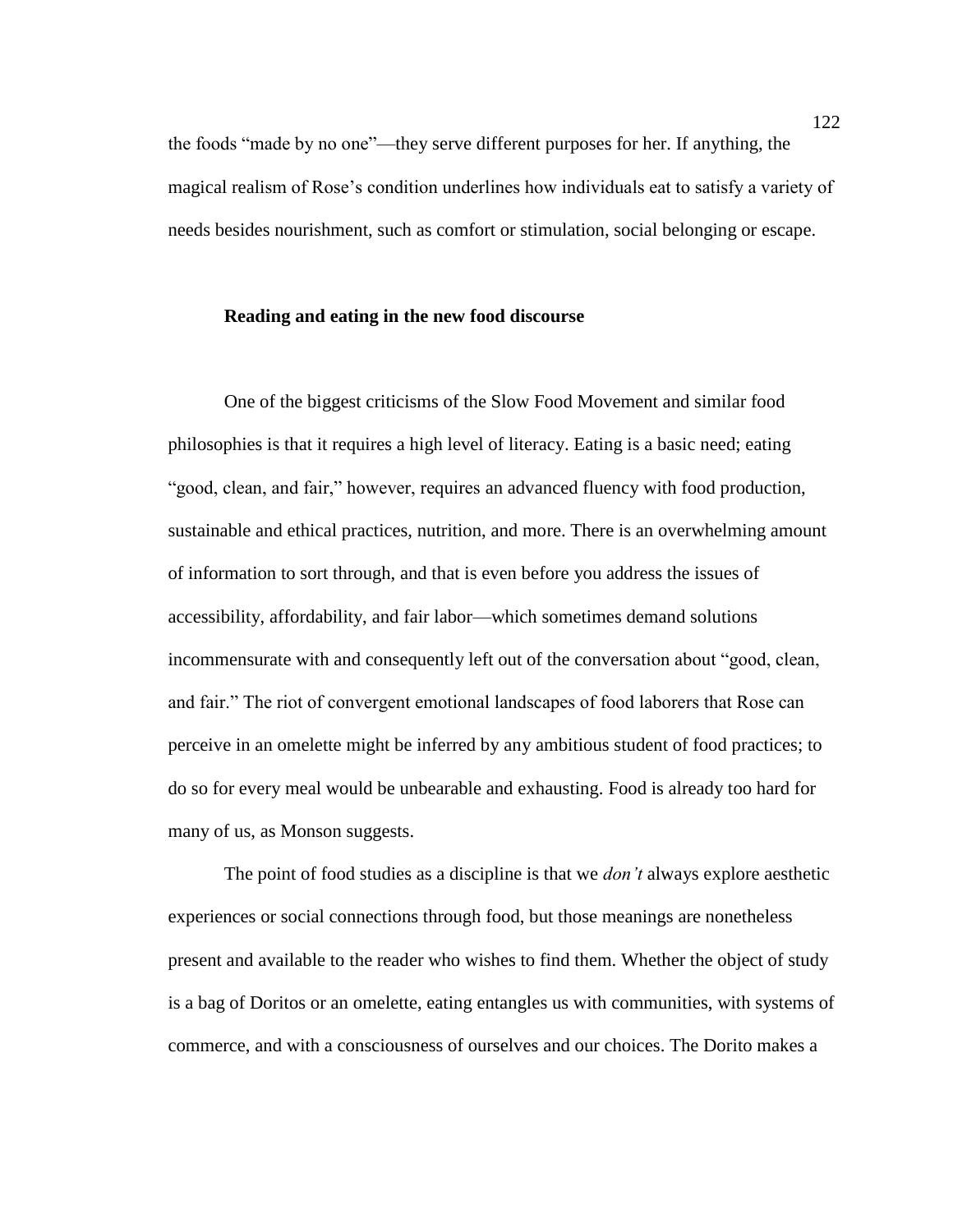the foods "made by no one"—they serve different purposes for her. If anything, the magical realism of Rose's condition underlines how individuals eat to satisfy a variety of needs besides nourishment, such as comfort or stimulation, social belonging or escape.

### Reading and eating in the new food discourse

One of the biggest criticisms of the Slow Food Movement and similar food philosophies is that it requires a high level of literacy. Eating is a basic need; eating "good, clean, and fair," however, requires an advanced fluency with food production, sustainable and ethical practices, nutrition, and more. There is an overwhelming amount of information to sort through, and that is even before you address the issues of accessibility, affordability, and fair labor—which sometimes demand solutions incommensurate with and consequently left out of the conversation about "good, clean, and fair." The riot of convergent emotional landscapes of food laborers that Rose can perceive in an omelette might be inferred by any ambitious student of food practices; to do so for every meal would be unbearable and exhausting. Food is already too hard for many of us, as Monson suggests.

The point of food studies as a discipline is that we *don't* always explore aesthetic experiences or social connections through food, but those meanings are nonetheless present and available to the reader who wishes to find them. Whether the object of study is a bag of Doritos or an omelette, eating entangles us with communities, with systems of commerce, and with a consciousness of ourselves and our choices. The Dorito makes a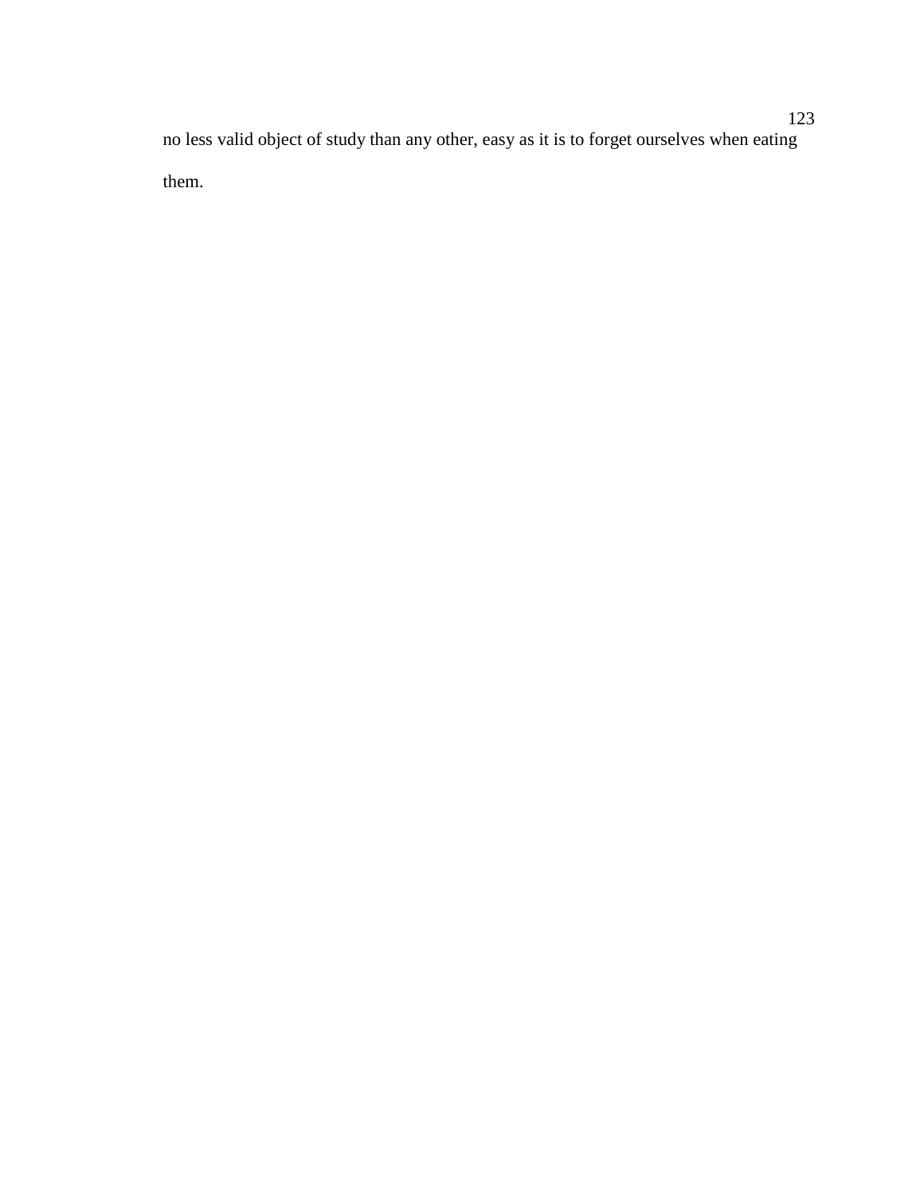no less valid object of study than any other, easy as it is to forget ourselves when eating them.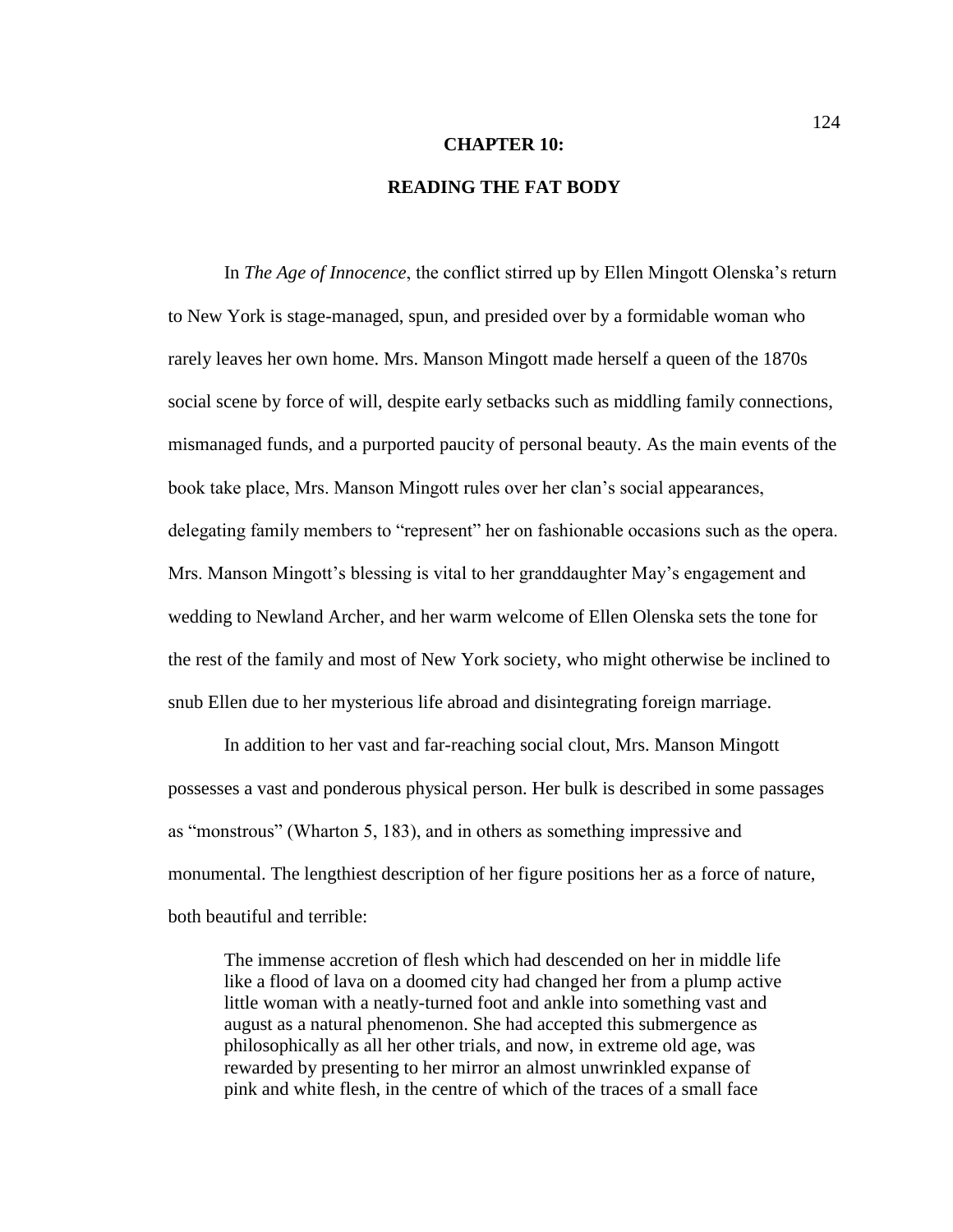# CHAPTER 10:

# READING THE FAT BODY

In *The Age of Innocence*, the conflict stirred up by Ellen Mingott Olenska's return to New York is stage-managed, spun, and presided over by a formidable woman who rarely leaves her own home. Mrs. Manson Mingott made herself a queen of the 1870s social scene by force of will, despite early setbacks such as middling family connections, mismanaged funds, and a purported paucity of personal beauty. As the main events of the book take place, Mrs. Manson Mingott rules over her clan's social appearances, delegating family members to "represent" her on fashionable occasions such as the opera. Mrs. Manson Mingott's blessing is vital to her granddaughter May's engagement and wedding to Newland Archer, and her warm welcome of Ellen Olenska sets the tone for the rest of the family and most of New York society, who might otherwise be inclined to snub Ellen due to her mysterious life abroad and disintegrating foreign marriage.

In addition to her vast and far-reaching social clout, Mrs. Manson Mingott possesses a vast and ponderous physical person. Her bulk is described in some passages as "monstrous" (Wharton 5, 183), and in others as something impressive and monumental. The lengthiest description of her figure positions her as a force of nature, both beautiful and terrible:

> The immense accretion of flesh which had descended on her in middle life like a flood of lava on a doomed city had changed her from a plump active little woman with a neatly-turned foot and ankle into something vast and august as a natural phenomenon. She had accepted this submergence as philosophically as all her other trials, and now, in extreme old age, was rewarded by presenting to her mirror an almost unwrinkled expanse of pink and white flesh, in the centre of which of the traces of a small face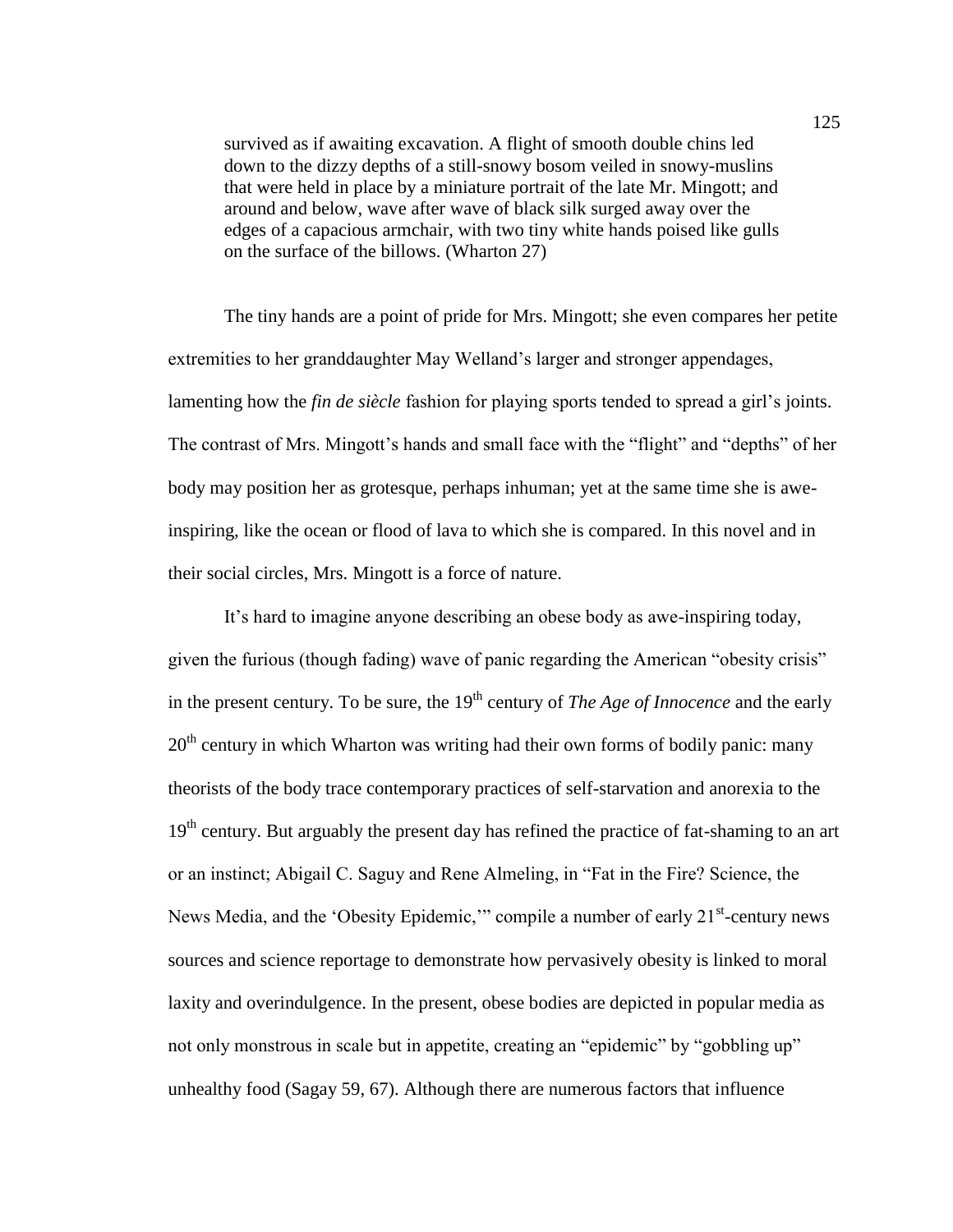> survived as if awaiting excavation. A flight of smooth double chins led down to the dizzy depths of a still-snowy bosom veiled in snowy-muslins that were held in place by a miniature portrait of the late Mr. Mingott; and around and below, wave after wave of black silk surged away over the edges of a capacious armchair, with two tiny white hands poised like gulls on the surface of the billows. (Wharton 27)

The tiny hands are a point of pride for Mrs. Mingott; she even compares her petite extremities to her granddaughter May Welland's larger and stronger appendages, lamenting how the *fin de siècle* fashion for playing sports tended to spread a girl's joints. The contrast of Mrs. Mingott's hands and small face with the "flight" and "depths" of her body may position her as grotesque, perhaps inhuman; yet at the same time she is awe-inspiring, like the ocean or flood of lava to which she is compared. In this novel and in their social circles, Mrs. Mingott is a force of nature.

It's hard to imagine anyone describing an obese body as awe-inspiring today, given the furious (though fading) wave of panic regarding the American "obesity crisis" in the present century. To be sure, the 19th century of *The Age of Innocence* and the early 20th century in which Wharton was writing had their own forms of bodily panic: many theorists of the body trace contemporary practices of self-starvation and anorexia to the 19th century. But arguably the present day has refined the practice of fat-shaming to an art or an instinct; Abigail C. Saguy and Rene Almeling, in "Fat in the Fire? Science, the News Media, and the 'Obesity Epidemic,'" compile a number of early 21st-century news sources and science reportage to demonstrate how pervasively obesity is linked to moral laxity and overindulgence. In the present, obese bodies are depicted in popular media as not only monstrous in scale but in appetite, creating an "epidemic" by "gobbling up" unhealthy food (Sagay 59, 67). Although there are numerous factors that influence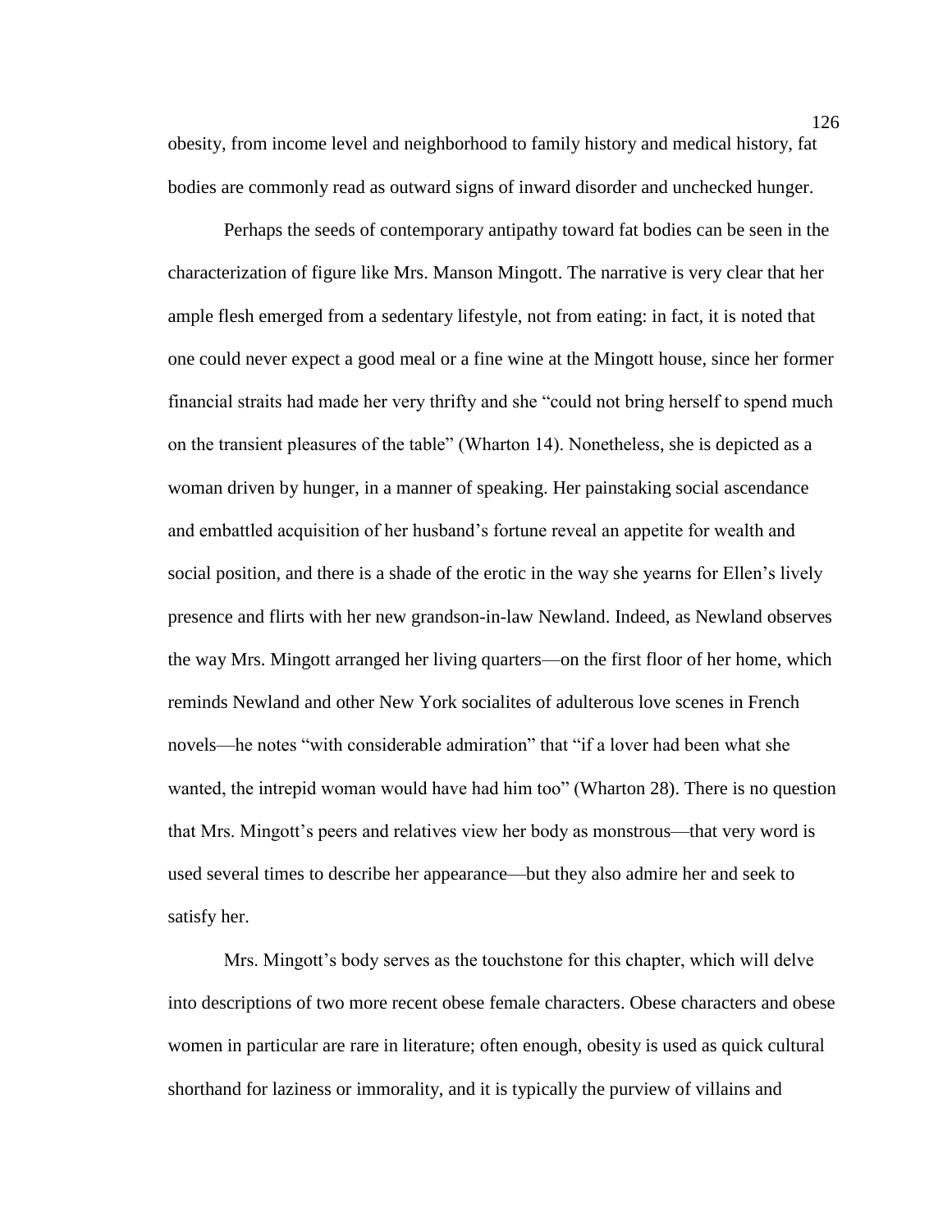obesity, from income level and neighborhood to family history and medical history, fat bodies are commonly read as outward signs of inward disorder and unchecked hunger.

Perhaps the seeds of contemporary antipathy toward fat bodies can be seen in the characterization of figure like Mrs. Manson Mingott. The narrative is very clear that her ample flesh emerged from a sedentary lifestyle, not from eating: in fact, it is noted that one could never expect a good meal or a fine wine at the Mingott house, since her former financial straits had made her very thrifty and she "could not bring herself to spend much on the transient pleasures of the table" (Wharton 14). Nonetheless, she is depicted as a woman driven by hunger, in a manner of speaking. Her painstaking social ascendance and embattled acquisition of her husband's fortune reveal an appetite for wealth and social position, and there is a shade of the erotic in the way she yearns for Ellen's lively presence and flirts with her new grandson-in-law Newland. Indeed, as Newland observes the way Mrs. Mingott arranged her living quarters—on the first floor of her home, which reminds Newland and other New York socialites of adulterous love scenes in French novels—he notes "with considerable admiration" that "if a lover had been what she wanted, the intrepid woman would have had him too" (Wharton 28). There is no question that Mrs. Mingott's peers and relatives view her body as monstrous—that very word is used several times to describe her appearance—but they also admire her and seek to satisfy her.

Mrs. Mingott's body serves as the touchstone for this chapter, which will delve into descriptions of two more recent obese female characters. Obese characters and obese women in particular are rare in literature; often enough, obesity is used as quick cultural shorthand for laziness or immorality, and it is typically the purview of villains and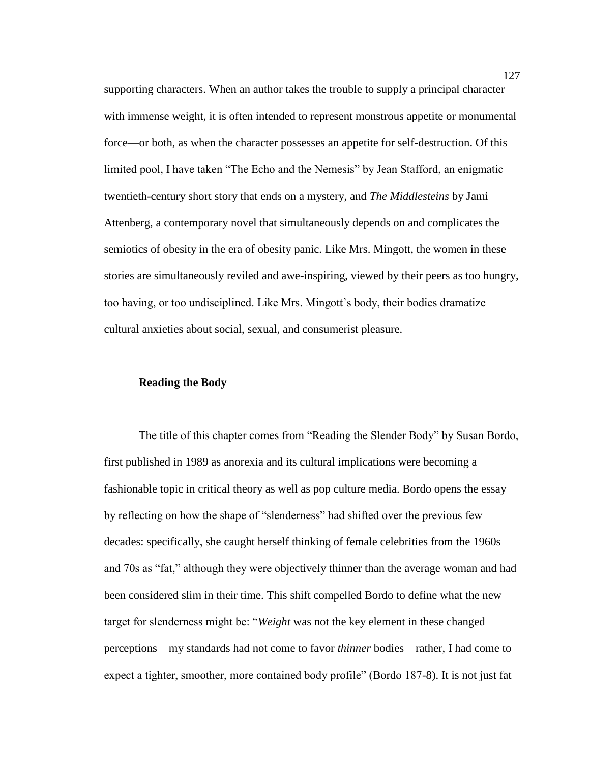supporting characters. When an author takes the trouble to supply a principal character with immense weight, it is often intended to represent monstrous appetite or monumental force—or both, as when the character possesses an appetite for self-destruction. Of this limited pool, I have taken "The Echo and the Nemesis" by Jean Stafford, an enigmatic twentieth-century short story that ends on a mystery, and *The Middlesteins* by Jami Attenberg, a contemporary novel that simultaneously depends on and complicates the semiotics of obesity in the era of obesity panic. Like Mrs. Mingott, the women in these stories are simultaneously reviled and awe-inspiring, viewed by their peers as too hungry, too having, or too undisciplined. Like Mrs. Mingott's body, their bodies dramatize cultural anxieties about social, sexual, and consumerist pleasure.

## Reading the Body

The title of this chapter comes from "Reading the Slender Body" by Susan Bordo, first published in 1989 as anorexia and its cultural implications were becoming a fashionable topic in critical theory as well as pop culture media. Bordo opens the essay by reflecting on how the shape of "slenderness" had shifted over the previous few decades: specifically, she caught herself thinking of female celebrities from the 1960s and 70s as "fat," although they were objectively thinner than the average woman and had been considered slim in their time. This shift compelled Bordo to define what the new target for slenderness might be: "*Weight* was not the key element in these changed perceptions—my standards had not come to favor *thinner* bodies—rather, I had come to expect a tighter, smoother, more contained body profile" (Bordo 187-8). It is not just fat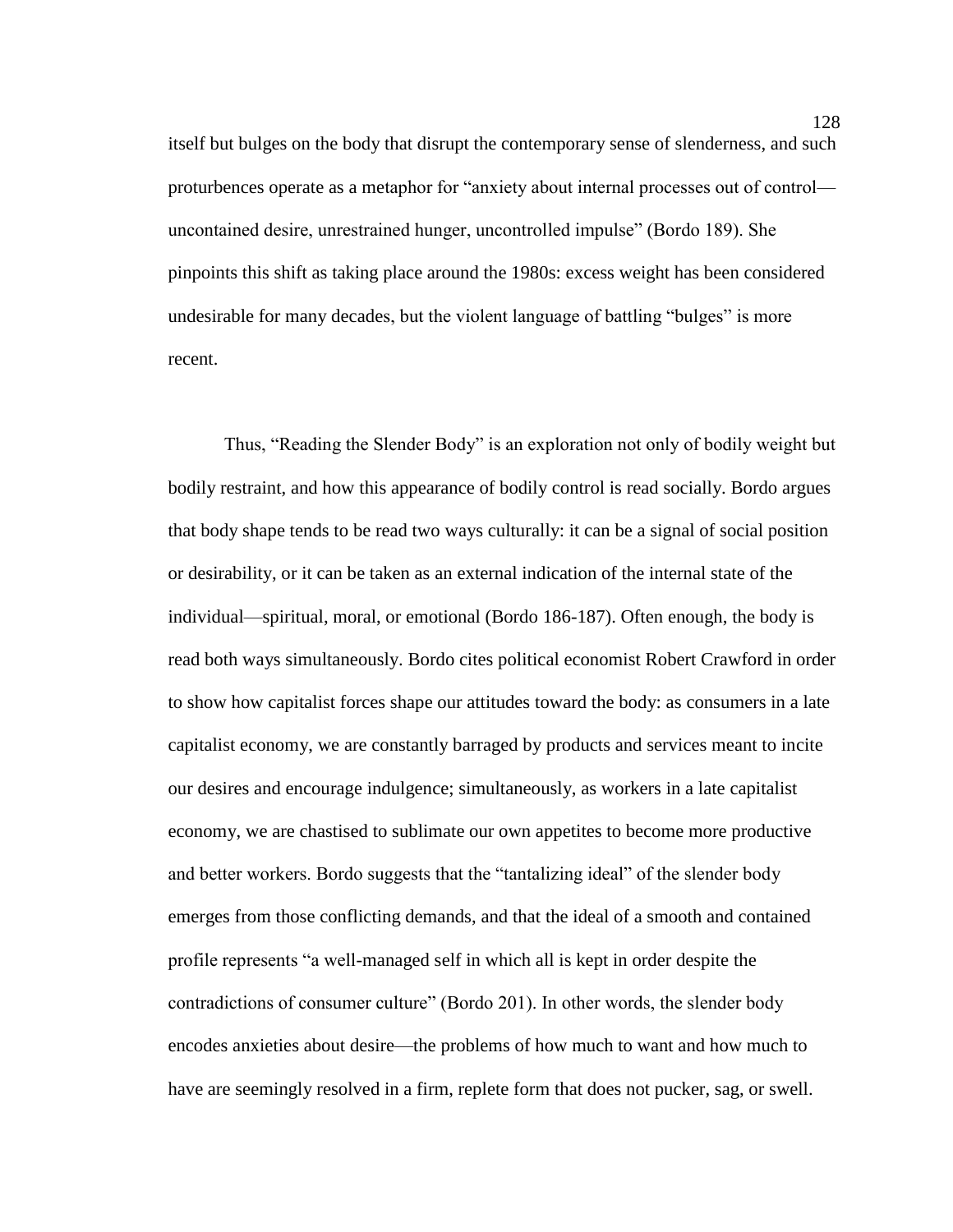itself but bulges on the body that disrupt the contemporary sense of slenderness, and such proturbences operate as a metaphor for "anxiety about internal processes out of control—uncontained desire, unrestrained hunger, uncontrolled impulse" (Bordo 189). She pinpoints this shift as taking place around the 1980s: excess weight has been considered undesirable for many decades, but the violent language of battling "bulges" is more recent.

Thus, "Reading the Slender Body" is an exploration not only of bodily weight but bodily restraint, and how this appearance of bodily control is read socially. Bordo argues that body shape tends to be read two ways culturally: it can be a signal of social position or desirability, or it can be taken as an external indication of the internal state of the individual—spiritual, moral, or emotional (Bordo 186-187). Often enough, the body is read both ways simultaneously. Bordo cites political economist Robert Crawford in order to show how capitalist forces shape our attitudes toward the body: as consumers in a late capitalist economy, we are constantly barraged by products and services meant to incite our desires and encourage indulgence; simultaneously, as workers in a late capitalist economy, we are chastised to sublimate our own appetites to become more productive and better workers. Bordo suggests that the "tantalizing ideal" of the slender body emerges from those conflicting demands, and that the ideal of a smooth and contained profile represents "a well-managed self in which all is kept in order despite the contradictions of consumer culture" (Bordo 201). In other words, the slender body encodes anxieties about desire—the problems of how much to want and how much to have are seemingly resolved in a firm, replete form that does not pucker, sag, or swell.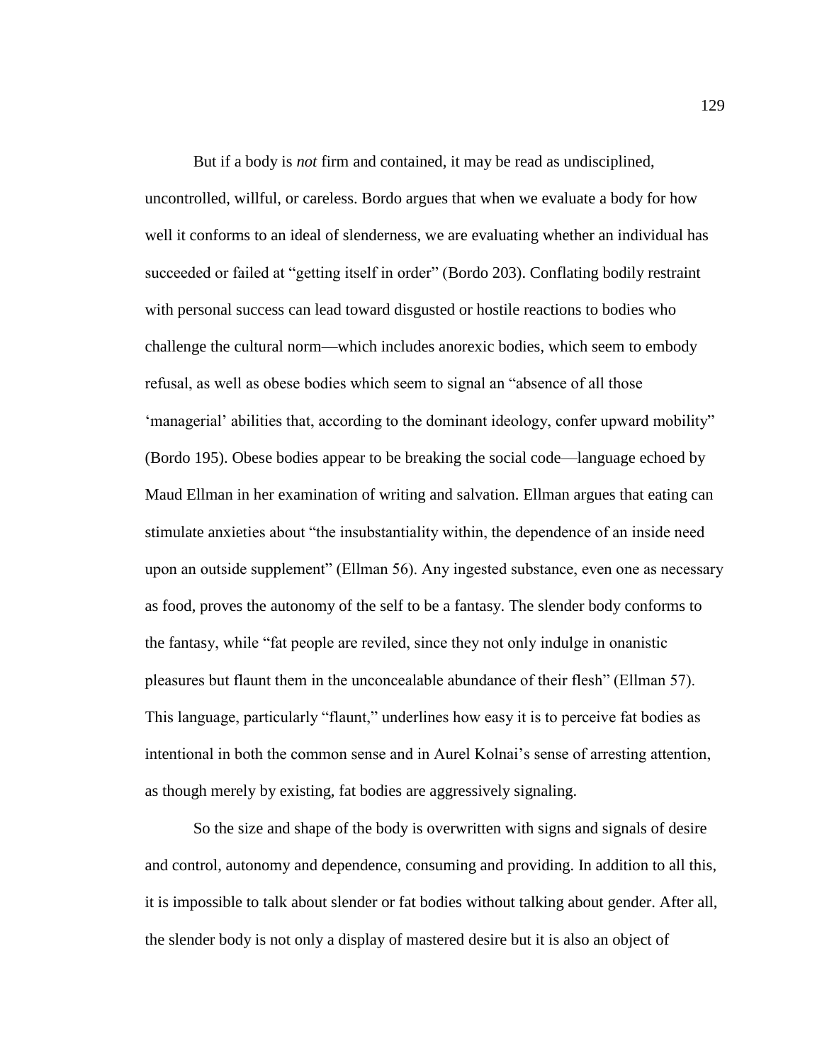But if a body is *not* firm and contained, it may be read as undisciplined, uncontrolled, willful, or careless. Bordo argues that when we evaluate a body for how well it conforms to an ideal of slenderness, we are evaluating whether an individual has succeeded or failed at "getting itself in order" (Bordo 203). Conflating bodily restraint with personal success can lead toward disgusted or hostile reactions to bodies who challenge the cultural norm—which includes anorexic bodies, which seem to embody refusal, as well as obese bodies which seem to signal an "absence of all those 'managerial' abilities that, according to the dominant ideology, confer upward mobility" (Bordo 195). Obese bodies appear to be breaking the social code—language echoed by Maud Ellman in her examination of writing and salvation. Ellman argues that eating can stimulate anxieties about "the insubstantiality within, the dependence of an inside need upon an outside supplement" (Ellman 56). Any ingested substance, even one as necessary as food, proves the autonomy of the self to be a fantasy. The slender body conforms to the fantasy, while "fat people are reviled, since they not only indulge in onanistic pleasures but flaunt them in the unconcealable abundance of their flesh" (Ellman 57). This language, particularly "flaunt," underlines how easy it is to perceive fat bodies as intentional in both the common sense and in Aurel Kolnai's sense of arresting attention, as though merely by existing, fat bodies are aggressively signaling.

So the size and shape of the body is overwritten with signs and signals of desire and control, autonomy and dependence, consuming and providing. In addition to all this, it is impossible to talk about slender or fat bodies without talking about gender. After all, the slender body is not only a display of mastered desire but it is also an object of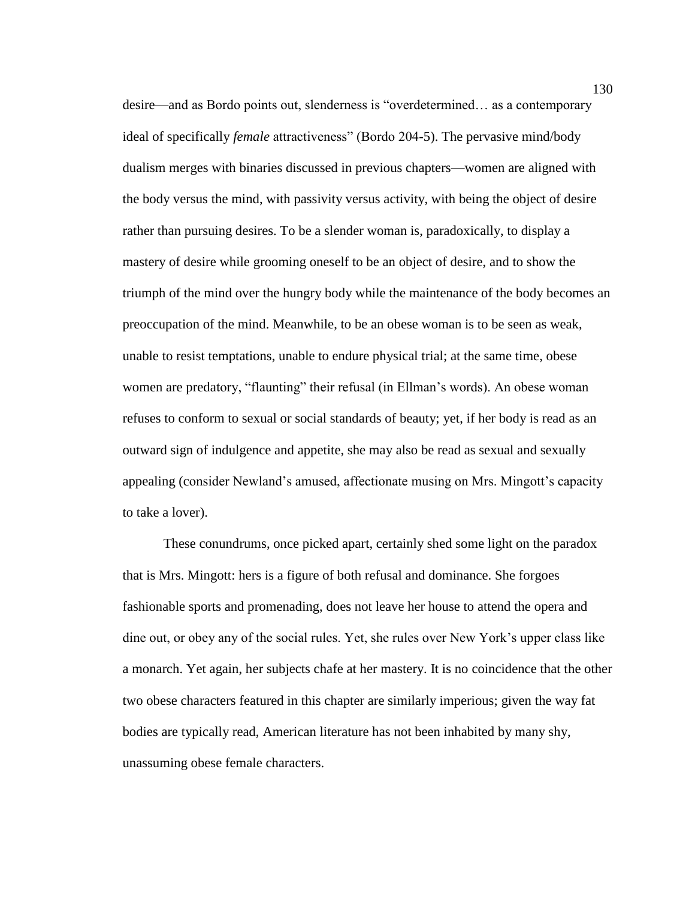desire—and as Bordo points out, slenderness is "overdetermined… as a contemporary ideal of specifically *female* attractiveness" (Bordo 204-5). The pervasive mind/body dualism merges with binaries discussed in previous chapters—women are aligned with the body versus the mind, with passivity versus activity, with being the object of desire rather than pursuing desires. To be a slender woman is, paradoxically, to display a mastery of desire while grooming oneself to be an object of desire, and to show the triumph of the mind over the hungry body while the maintenance of the body becomes an preoccupation of the mind. Meanwhile, to be an obese woman is to be seen as weak, unable to resist temptations, unable to endure physical trial; at the same time, obese women are predatory, "flaunting" their refusal (in Ellman's words). An obese woman refuses to conform to sexual or social standards of beauty; yet, if her body is read as an outward sign of indulgence and appetite, she may also be read as sexual and sexually appealing (consider Newland's amused, affectionate musing on Mrs. Mingott's capacity to take a lover).

These conundrums, once picked apart, certainly shed some light on the paradox that is Mrs. Mingott: hers is a figure of both refusal and dominance. She forgoes fashionable sports and promenading, does not leave her house to attend the opera and dine out, or obey any of the social rules. Yet, she rules over New York's upper class like a monarch. Yet again, her subjects chafe at her mastery. It is no coincidence that the other two obese characters featured in this chapter are similarly imperious; given the way fat bodies are typically read, American literature has not been inhabited by many shy, unassuming obese female characters.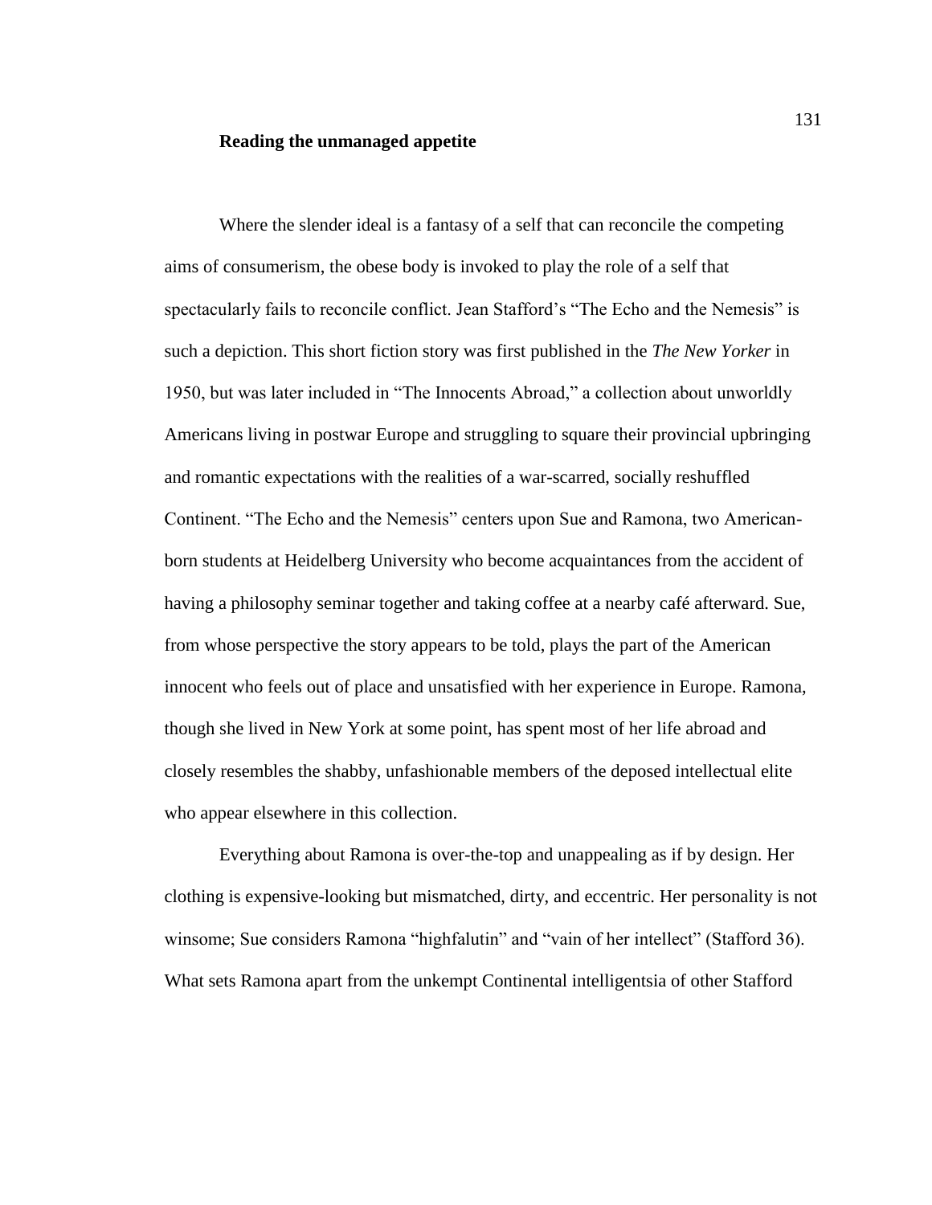### **Reading the unmanaged appetite**

Where the slender ideal is a fantasy of a self that can reconcile the competing aims of consumerism, the obese body is invoked to play the role of a self that spectacularly fails to reconcile conflict. Jean Stafford's "The Echo and the Nemesis" is such a depiction. This short fiction story was first published in the *The New Yorker* in 1950, but was later included in "The Innocents Abroad," a collection about unworldly Americans living in postwar Europe and struggling to square their provincial upbringing and romantic expectations with the realities of a war-scarred, socially reshuffled Continent. "The Echo and the Nemesis" centers upon Sue and Ramona, two American-born students at Heidelberg University who become acquaintances from the accident of having a philosophy seminar together and taking coffee at a nearby café afterward. Sue, from whose perspective the story appears to be told, plays the part of the American innocent who feels out of place and unsatisfied with her experience in Europe. Ramona, though she lived in New York at some point, has spent most of her life abroad and closely resembles the shabby, unfashionable members of the deposed intellectual elite who appear elsewhere in this collection.

Everything about Ramona is over-the-top and unappealing as if by design. Her clothing is expensive-looking but mismatched, dirty, and eccentric. Her personality is not winsome; Sue considers Ramona "highfalutin" and "vain of her intellect" (Stafford 36). What sets Ramona apart from the unkempt Continental intelligentsia of other Stafford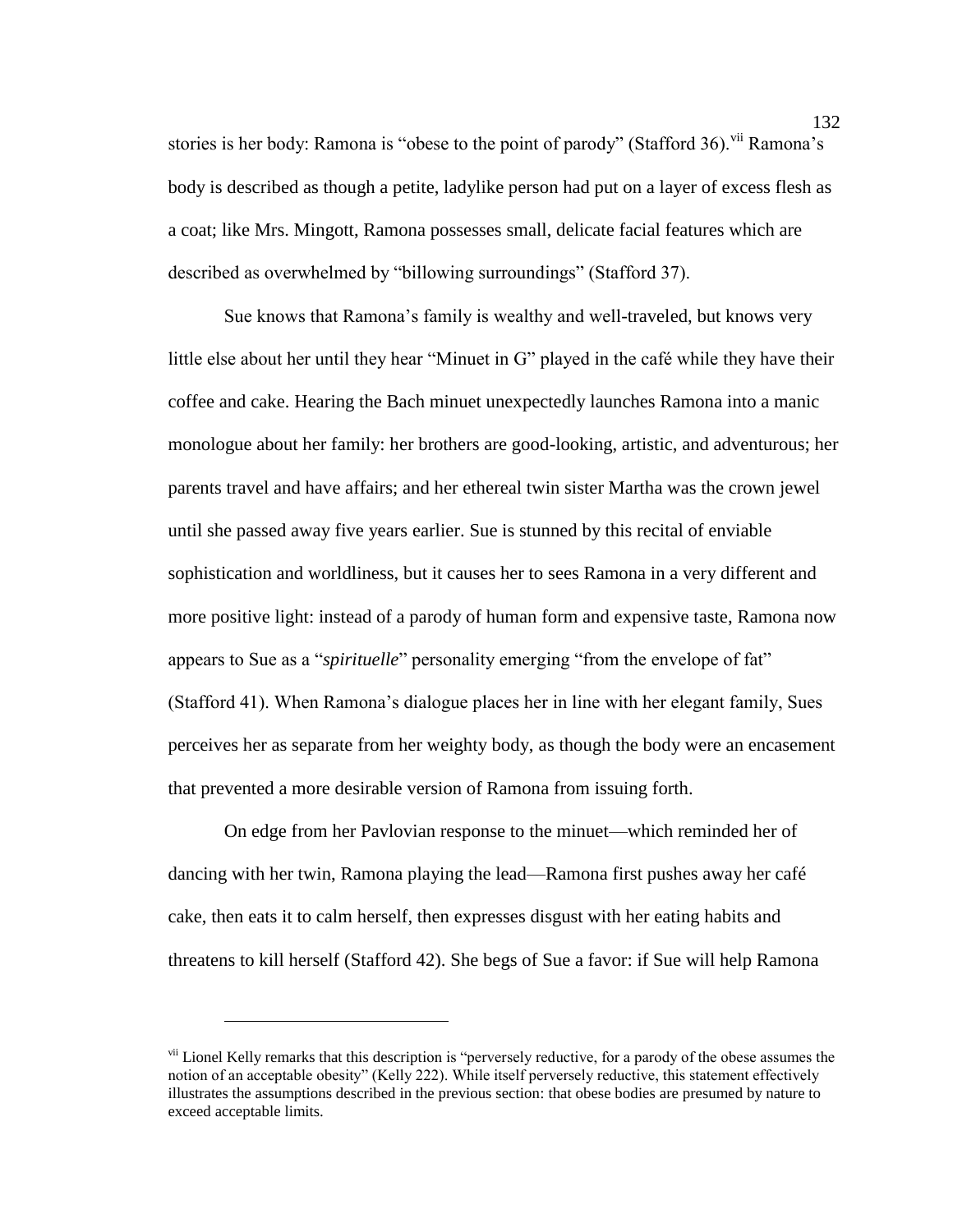stories is her body: Ramona is "obese to the point of parody" (Stafford 36).[vii] Ramona's body is described as though a petite, ladylike person had put on a layer of excess flesh as a coat; like Mrs. Mingott, Ramona possesses small, delicate facial features which are described as overwhelmed by "billowing surroundings" (Stafford 37).

Sue knows that Ramona's family is wealthy and well-traveled, but knows very little else about her until they hear "Minuet in G" played in the café while they have their coffee and cake. Hearing the Bach minuet unexpectedly launches Ramona into a manic monologue about her family: her brothers are good-looking, artistic, and adventurous; her parents travel and have affairs; and her ethereal twin sister Martha was the crown jewel until she passed away five years earlier. Sue is stunned by this recital of enviable sophistication and worldliness, but it causes her to sees Ramona in a very different and more positive light: instead of a parody of human form and expensive taste, Ramona now appears to Sue as a "*spirituelle*" personality emerging "from the envelope of fat" (Stafford 41). When Ramona's dialogue places her in line with her elegant family, Sues perceives her as separate from her weighty body, as though the body were an encasement that prevented a more desirable version of Ramona from issuing forth.

On edge from her Pavlovian response to the minuet—which reminded her of dancing with her twin, Ramona playing the lead—Ramona first pushes away her café cake, then eats it to calm herself, then expresses disgust with her eating habits and threatens to kill herself (Stafford 42). She begs of Sue a favor: if Sue will help Ramona

---

[vii] Lionel Kelly remarks that this description is "perversely reductive, for a parody of the obese assumes the notion of an acceptable obesity" (Kelly 222). While itself perversely reductive, this statement effectively illustrates the assumptions described in the previous section: that obese bodies are presumed by nature to exceed acceptable limits.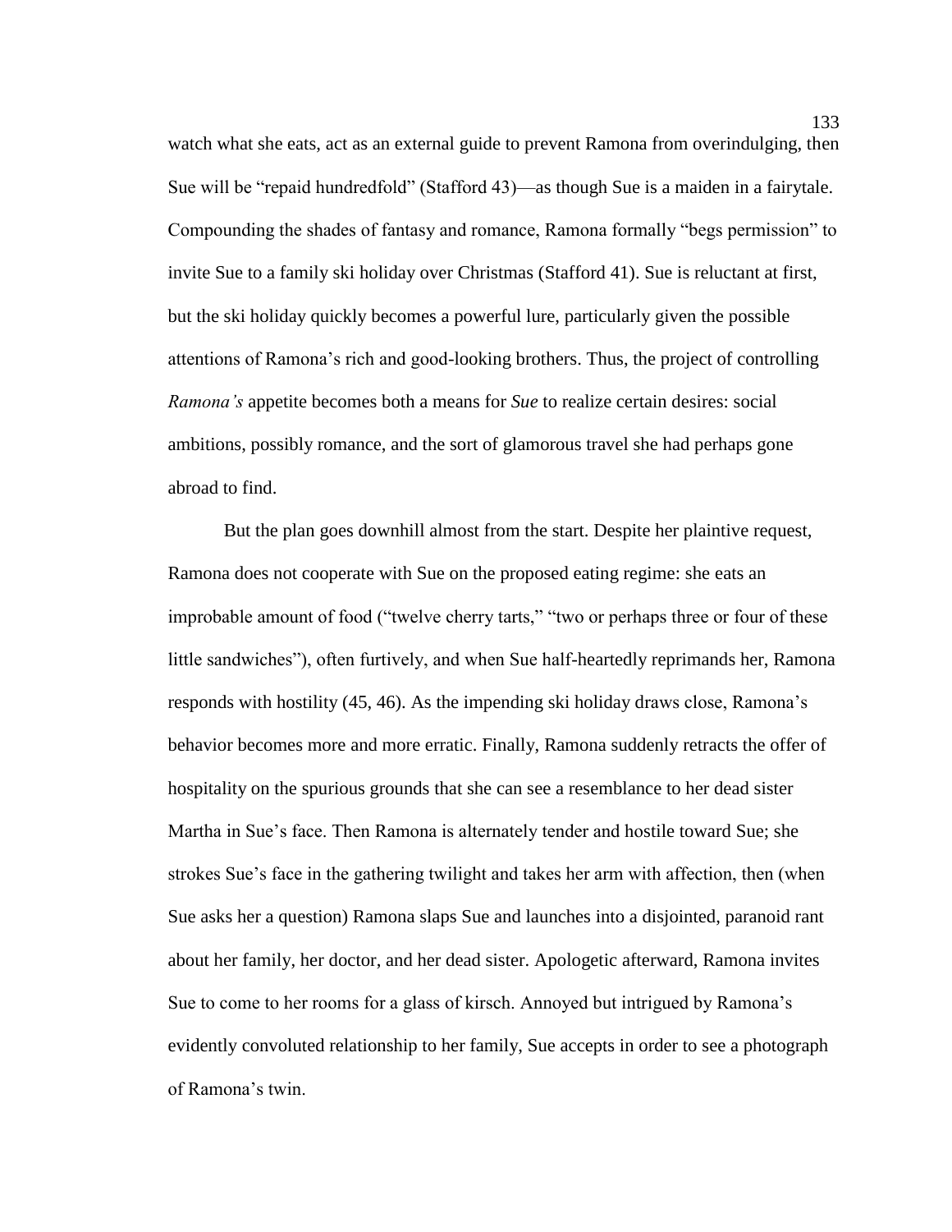watch what she eats, act as an external guide to prevent Ramona from overindulging, then Sue will be "repaid hundredfold" (Stafford 43)—as though Sue is a maiden in a fairytale. Compounding the shades of fantasy and romance, Ramona formally "begs permission" to invite Sue to a family ski holiday over Christmas (Stafford 41). Sue is reluctant at first, but the ski holiday quickly becomes a powerful lure, particularly given the possible attentions of Ramona's rich and good-looking brothers. Thus, the project of controlling *Ramona's* appetite becomes both a means for *Sue* to realize certain desires: social ambitions, possibly romance, and the sort of glamorous travel she had perhaps gone abroad to find.

But the plan goes downhill almost from the start. Despite her plaintive request, Ramona does not cooperate with Sue on the proposed eating regime: she eats an improbable amount of food ("twelve cherry tarts," "two or perhaps three or four of these little sandwiches"), often furtively, and when Sue half-heartedly reprimands her, Ramona responds with hostility (45, 46). As the impending ski holiday draws close, Ramona's behavior becomes more and more erratic. Finally, Ramona suddenly retracts the offer of hospitality on the spurious grounds that she can see a resemblance to her dead sister Martha in Sue's face. Then Ramona is alternately tender and hostile toward Sue; she strokes Sue's face in the gathering twilight and takes her arm with affection, then (when Sue asks her a question) Ramona slaps Sue and launches into a disjointed, paranoid rant about her family, her doctor, and her dead sister. Apologetic afterward, Ramona invites Sue to come to her rooms for a glass of kirsch. Annoyed but intrigued by Ramona's evidently convoluted relationship to her family, Sue accepts in order to see a photograph of Ramona's twin.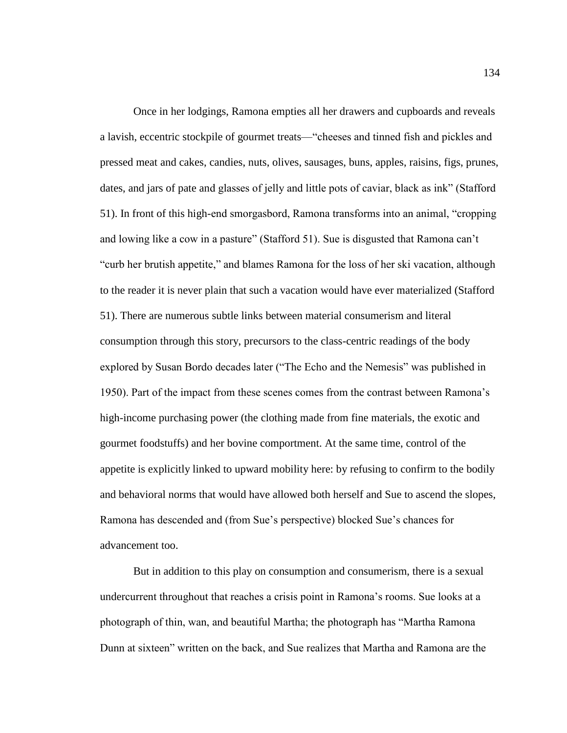Once in her lodgings, Ramona empties all her drawers and cupboards and reveals a lavish, eccentric stockpile of gourmet treats—"cheeses and tinned fish and pickles and pressed meat and cakes, candies, nuts, olives, sausages, buns, apples, raisins, figs, prunes, dates, and jars of pate and glasses of jelly and little pots of caviar, black as ink" (Stafford 51). In front of this high-end smorgasbord, Ramona transforms into an animal, "cropping and lowing like a cow in a pasture" (Stafford 51). Sue is disgusted that Ramona can't "curb her brutish appetite," and blames Ramona for the loss of her ski vacation, although to the reader it is never plain that such a vacation would have ever materialized (Stafford 51). There are numerous subtle links between material consumerism and literal consumption through this story, precursors to the class-centric readings of the body explored by Susan Bordo decades later ("The Echo and the Nemesis" was published in 1950). Part of the impact from these scenes comes from the contrast between Ramona's high-income purchasing power (the clothing made from fine materials, the exotic and gourmet foodstuffs) and her bovine comportment. At the same time, control of the appetite is explicitly linked to upward mobility here: by refusing to confirm to the bodily and behavioral norms that would have allowed both herself and Sue to ascend the slopes, Ramona has descended and (from Sue's perspective) blocked Sue's chances for advancement too.

But in addition to this play on consumption and consumerism, there is a sexual undercurrent throughout that reaches a crisis point in Ramona's rooms. Sue looks at a photograph of thin, wan, and beautiful Martha; the photograph has "Martha Ramona Dunn at sixteen" written on the back, and Sue realizes that Martha and Ramona are the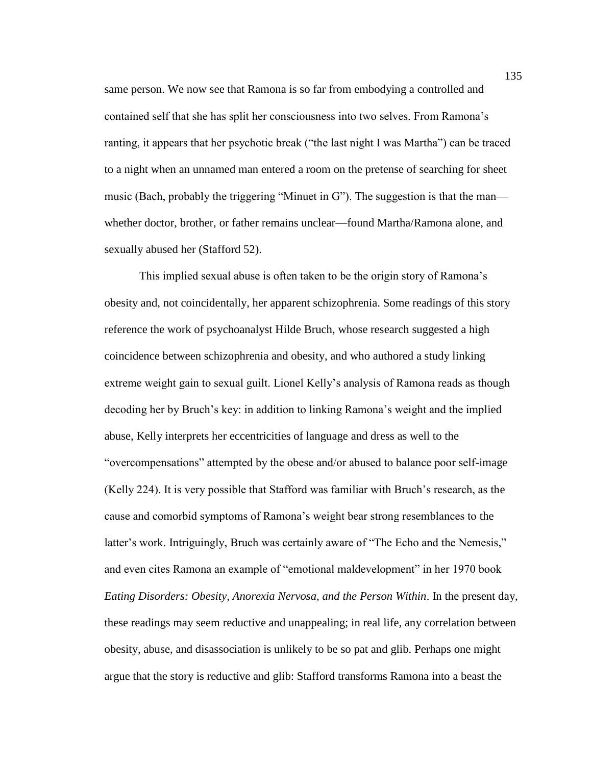same person. We now see that Ramona is so far from embodying a controlled and contained self that she has split her consciousness into two selves. From Ramona's ranting, it appears that her psychotic break ("the last night I was Martha") can be traced to a night when an unnamed man entered a room on the pretense of searching for sheet music (Bach, probably the triggering "Minuet in G"). The suggestion is that the man—whether doctor, brother, or father remains unclear—found Martha/Ramona alone, and sexually abused her (Stafford 52).

This implied sexual abuse is often taken to be the origin story of Ramona's obesity and, not coincidentally, her apparent schizophrenia. Some readings of this story reference the work of psychoanalyst Hilde Bruch, whose research suggested a high coincidence between schizophrenia and obesity, and who authored a study linking extreme weight gain to sexual guilt. Lionel Kelly's analysis of Ramona reads as though decoding her by Bruch's key: in addition to linking Ramona's weight and the implied abuse, Kelly interprets her eccentricities of language and dress as well to the "overcompensations" attempted by the obese and/or abused to balance poor self-image (Kelly 224). It is very possible that Stafford was familiar with Bruch's research, as the cause and comorbid symptoms of Ramona's weight bear strong resemblances to the latter's work. Intriguingly, Bruch was certainly aware of "The Echo and the Nemesis," and even cites Ramona an example of "emotional maldevelopment" in her 1970 book *Eating Disorders: Obesity, Anorexia Nervosa, and the Person Within*. In the present day, these readings may seem reductive and unappealing; in real life, any correlation between obesity, abuse, and disassociation is unlikely to be so pat and glib. Perhaps one might argue that the story is reductive and glib: Stafford transforms Ramona into a beast the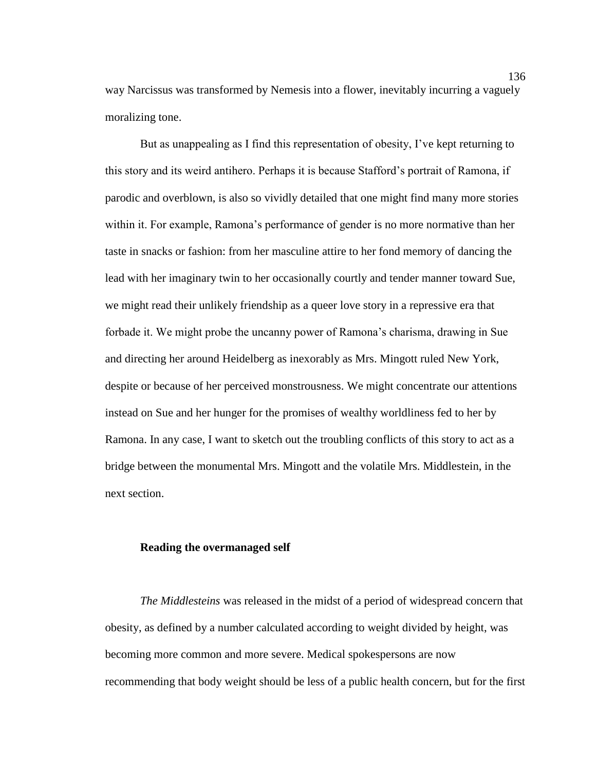way Narcissus was transformed by Nemesis into a flower, inevitably incurring a vaguely moralizing tone.

But as unappealing as I find this representation of obesity, I've kept returning to this story and its weird antihero. Perhaps it is because Stafford's portrait of Ramona, if parodic and overblown, is also so vividly detailed that one might find many more stories within it. For example, Ramona's performance of gender is no more normative than her taste in snacks or fashion: from her masculine attire to her fond memory of dancing the lead with her imaginary twin to her occasionally courtly and tender manner toward Sue, we might read their unlikely friendship as a queer love story in a repressive era that forbade it. We might probe the uncanny power of Ramona's charisma, drawing in Sue and directing her around Heidelberg as inexorably as Mrs. Mingott ruled New York, despite or because of her perceived monstrousness. We might concentrate our attentions instead on Sue and her hunger for the promises of wealthy worldliness fed to her by Ramona. In any case, I want to sketch out the troubling conflicts of this story to act as a bridge between the monumental Mrs. Mingott and the volatile Mrs. Middlestein, in the next section.

### Reading the overmanaged self

*The Middlesteins* was released in the midst of a period of widespread concern that obesity, as defined by a number calculated according to weight divided by height, was becoming more common and more severe. Medical spokespersons are now recommending that body weight should be less of a public health concern, but for the first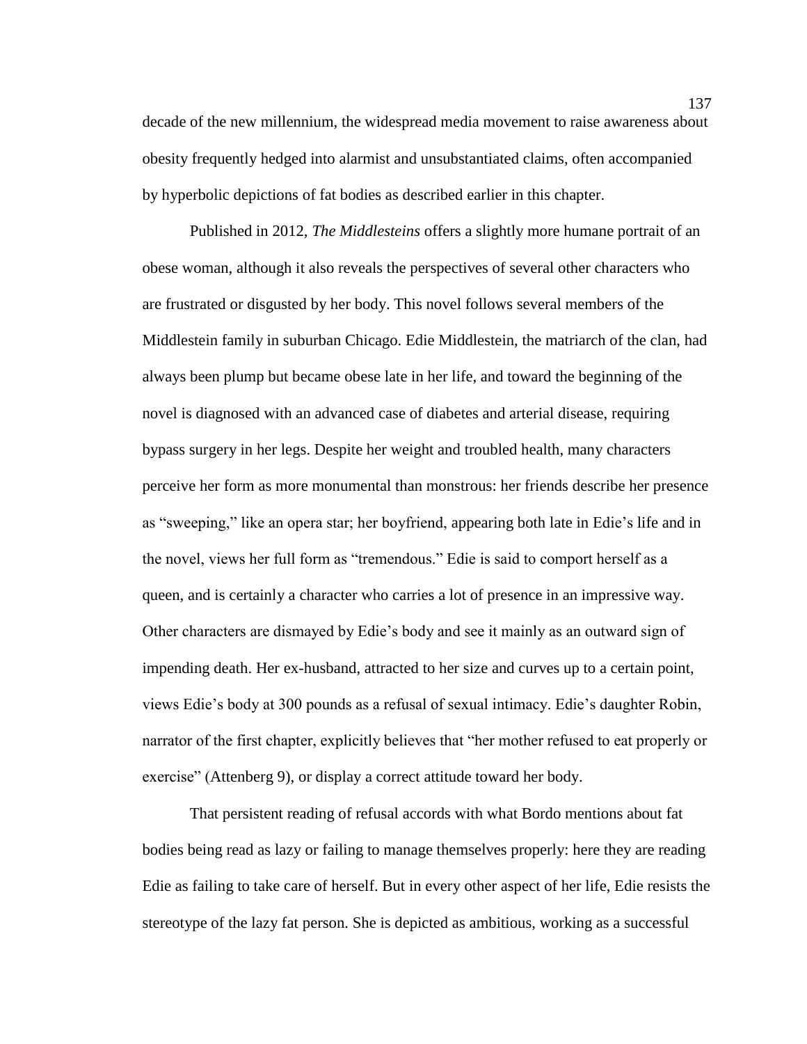decade of the new millennium, the widespread media movement to raise awareness about obesity frequently hedged into alarmist and unsubstantiated claims, often accompanied by hyperbolic depictions of fat bodies as described earlier in this chapter.

Published in 2012, *The Middlesteins* offers a slightly more humane portrait of an obese woman, although it also reveals the perspectives of several other characters who are frustrated or disgusted by her body. This novel follows several members of the Middlestein family in suburban Chicago. Edie Middlestein, the matriarch of the clan, had always been plump but became obese late in her life, and toward the beginning of the novel is diagnosed with an advanced case of diabetes and arterial disease, requiring bypass surgery in her legs. Despite her weight and troubled health, many characters perceive her form as more monumental than monstrous: her friends describe her presence as "sweeping," like an opera star; her boyfriend, appearing both late in Edie's life and in the novel, views her full form as "tremendous." Edie is said to comport herself as a queen, and is certainly a character who carries a lot of presence in an impressive way. Other characters are dismayed by Edie's body and see it mainly as an outward sign of impending death. Her ex-husband, attracted to her size and curves up to a certain point, views Edie's body at 300 pounds as a refusal of sexual intimacy. Edie's daughter Robin, narrator of the first chapter, explicitly believes that "her mother refused to eat properly or exercise" (Attenberg 9), or display a correct attitude toward her body.

That persistent reading of refusal accords with what Bordo mentions about fat bodies being read as lazy or failing to manage themselves properly: here they are reading Edie as failing to take care of herself. But in every other aspect of her life, Edie resists the stereotype of the lazy fat person. She is depicted as ambitious, working as a successful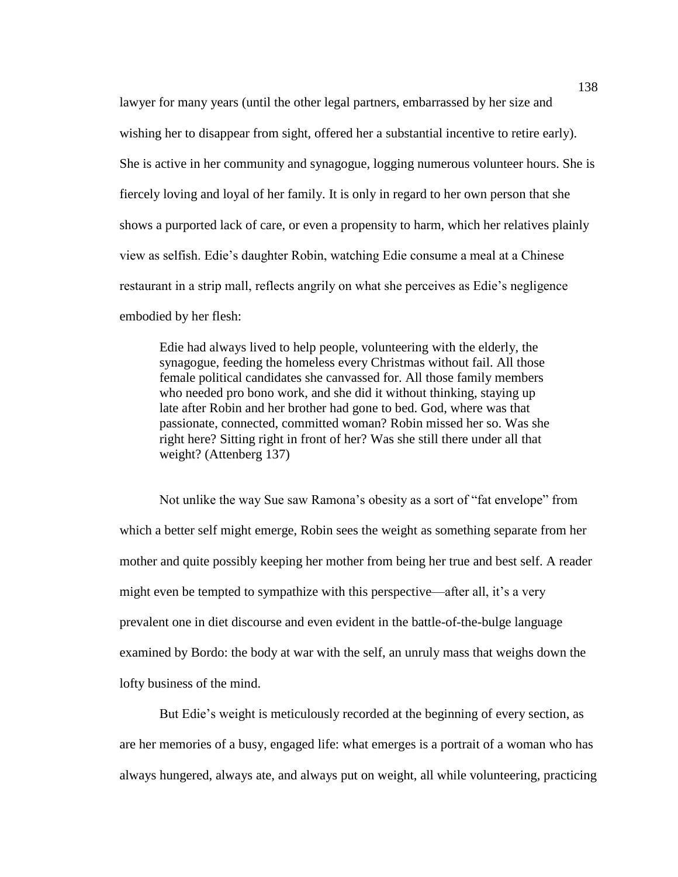lawyer for many years (until the other legal partners, embarrassed by her size and wishing her to disappear from sight, offered her a substantial incentive to retire early). She is active in her community and synagogue, logging numerous volunteer hours. She is fiercely loving and loyal of her family. It is only in regard to her own person that she shows a purported lack of care, or even a propensity to harm, which her relatives plainly view as selfish. Edie's daughter Robin, watching Edie consume a meal at a Chinese restaurant in a strip mall, reflects angrily on what she perceives as Edie's negligence embodied by her flesh:

> Edie had always lived to help people, volunteering with the elderly, the synagogue, feeding the homeless every Christmas without fail. All those female political candidates she canvassed for. All those family members who needed pro bono work, and she did it without thinking, staying up late after Robin and her brother had gone to bed. God, where was that passionate, connected, committed woman? Robin missed her so. Was she right here? Sitting right in front of her? Was she still there under all that weight? (Attenberg 137)

Not unlike the way Sue saw Ramona's obesity as a sort of "fat envelope" from which a better self might emerge, Robin sees the weight as something separate from her mother and quite possibly keeping her mother from being her true and best self. A reader might even be tempted to sympathize with this perspective—after all, it's a very prevalent one in diet discourse and even evident in the battle-of-the-bulge language examined by Bordo: the body at war with the self, an unruly mass that weighs down the lofty business of the mind.

But Edie's weight is meticulously recorded at the beginning of every section, as are her memories of a busy, engaged life: what emerges is a portrait of a woman who has always hungered, always ate, and always put on weight, all while volunteering, practicing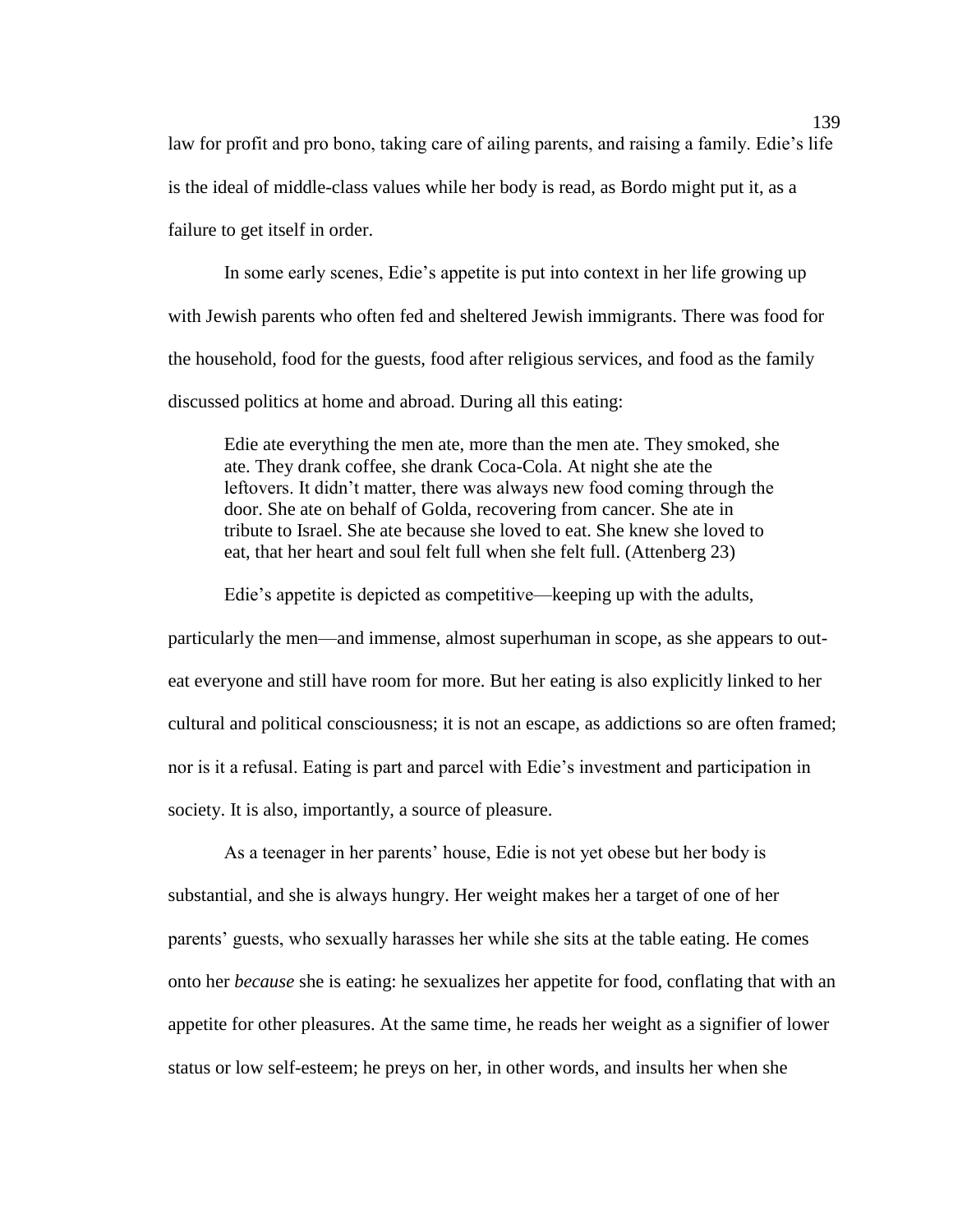law for profit and pro bono, taking care of ailing parents, and raising a family. Edie's life is the ideal of middle-class values while her body is read, as Bordo might put it, as a failure to get itself in order.

In some early scenes, Edie's appetite is put into context in her life growing up with Jewish parents who often fed and sheltered Jewish immigrants. There was food for the household, food for the guests, food after religious services, and food as the family discussed politics at home and abroad. During all this eating:

> Edie ate everything the men ate, more than the men ate. They smoked, she ate. They drank coffee, she drank Coca-Cola. At night she ate the leftovers. It didn't matter, there was always new food coming through the door. She ate on behalf of Golda, recovering from cancer. She ate in tribute to Israel. She ate because she loved to eat. She knew she loved to eat, that her heart and soul felt full when she felt full. (Attenberg 23)

Edie's appetite is depicted as competitive—keeping up with the adults, particularly the men—and immense, almost superhuman in scope, as she appears to out-eat everyone and still have room for more. But her eating is also explicitly linked to her cultural and political consciousness; it is not an escape, as addictions so are often framed; nor is it a refusal. Eating is part and parcel with Edie's investment and participation in society. It is also, importantly, a source of pleasure.

As a teenager in her parents' house, Edie is not yet obese but her body is substantial, and she is always hungry. Her weight makes her a target of one of her parents' guests, who sexually harasses her while she sits at the table eating. He comes onto her *because* she is eating: he sexualizes her appetite for food, conflating that with an appetite for other pleasures. At the same time, he reads her weight as a signifier of lower status or low self-esteem; he preys on her, in other words, and insults her when she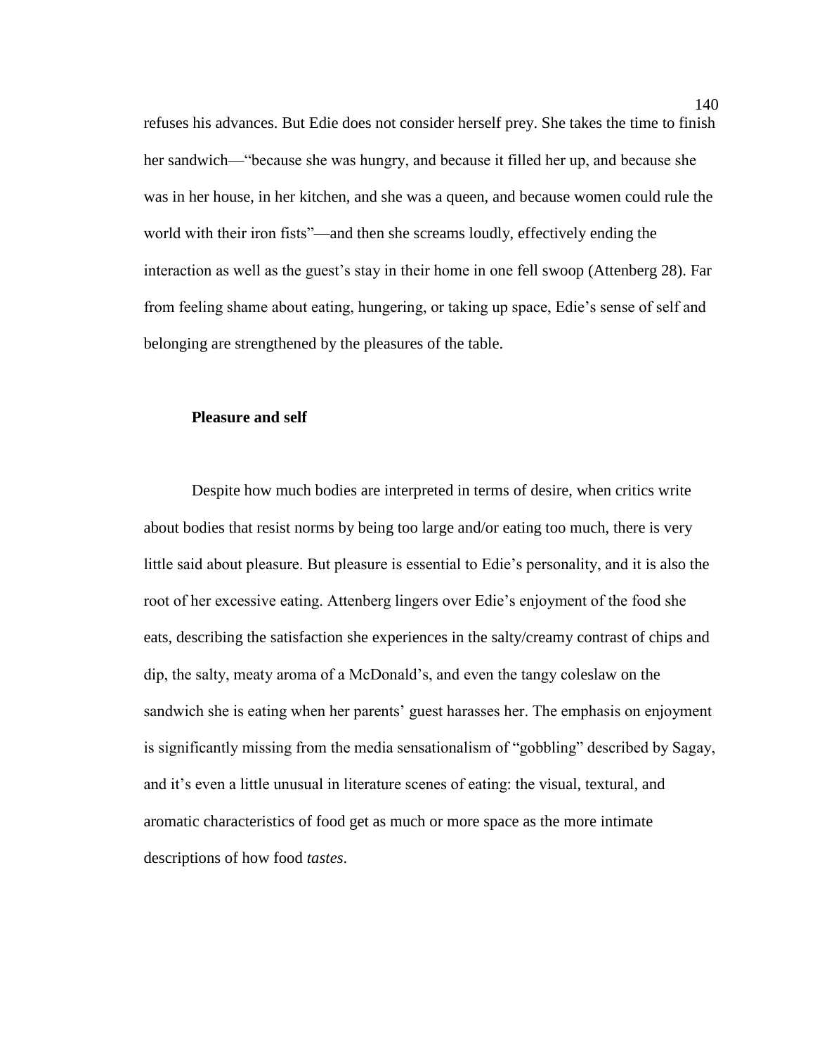refuses his advances. But Edie does not consider herself prey. She takes the time to finish her sandwich—"because she was hungry, and because it filled her up, and because she was in her house, in her kitchen, and she was a queen, and because women could rule the world with their iron fists"—and then she screams loudly, effectively ending the interaction as well as the guest's stay in their home in one fell swoop (Attenberg 28). Far from feeling shame about eating, hungering, or taking up space, Edie's sense of self and belonging are strengthened by the pleasures of the table.

### Pleasure and self

Despite how much bodies are interpreted in terms of desire, when critics write about bodies that resist norms by being too large and/or eating too much, there is very little said about pleasure. But pleasure is essential to Edie's personality, and it is also the root of her excessive eating. Attenberg lingers over Edie's enjoyment of the food she eats, describing the satisfaction she experiences in the salty/creamy contrast of chips and dip, the salty, meaty aroma of a McDonald's, and even the tangy coleslaw on the sandwich she is eating when her parents' guest harasses her. The emphasis on enjoyment is significantly missing from the media sensationalism of "gobbling" described by Sagay, and it's even a little unusual in literature scenes of eating: the visual, textural, and aromatic characteristics of food get as much or more space as the more intimate descriptions of how food *tastes*.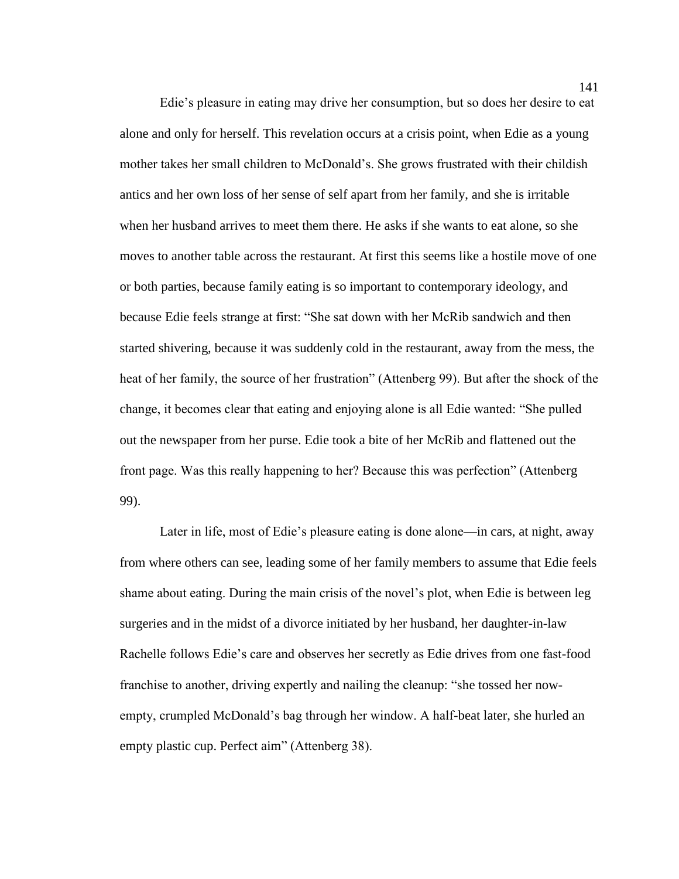Edie's pleasure in eating may drive her consumption, but so does her desire to eat alone and only for herself. This revelation occurs at a crisis point, when Edie as a young mother takes her small children to McDonald's. She grows frustrated with their childish antics and her own loss of her sense of self apart from her family, and she is irritable when her husband arrives to meet them there. He asks if she wants to eat alone, so she moves to another table across the restaurant. At first this seems like a hostile move of one or both parties, because family eating is so important to contemporary ideology, and because Edie feels strange at first: "She sat down with her McRib sandwich and then started shivering, because it was suddenly cold in the restaurant, away from the mess, the heat of her family, the source of her frustration" (Attenberg 99). But after the shock of the change, it becomes clear that eating and enjoying alone is all Edie wanted: "She pulled out the newspaper from her purse. Edie took a bite of her McRib and flattened out the front page. Was this really happening to her? Because this was perfection" (Attenberg 99).

Later in life, most of Edie's pleasure eating is done alone—in cars, at night, away from where others can see, leading some of her family members to assume that Edie feels shame about eating. During the main crisis of the novel's plot, when Edie is between leg surgeries and in the midst of a divorce initiated by her husband, her daughter-in-law Rachelle follows Edie's care and observes her secretly as Edie drives from one fast-food franchise to another, driving expertly and nailing the cleanup: "she tossed her now-empty, crumpled McDonald's bag through her window. A half-beat later, she hurled an empty plastic cup. Perfect aim" (Attenberg 38).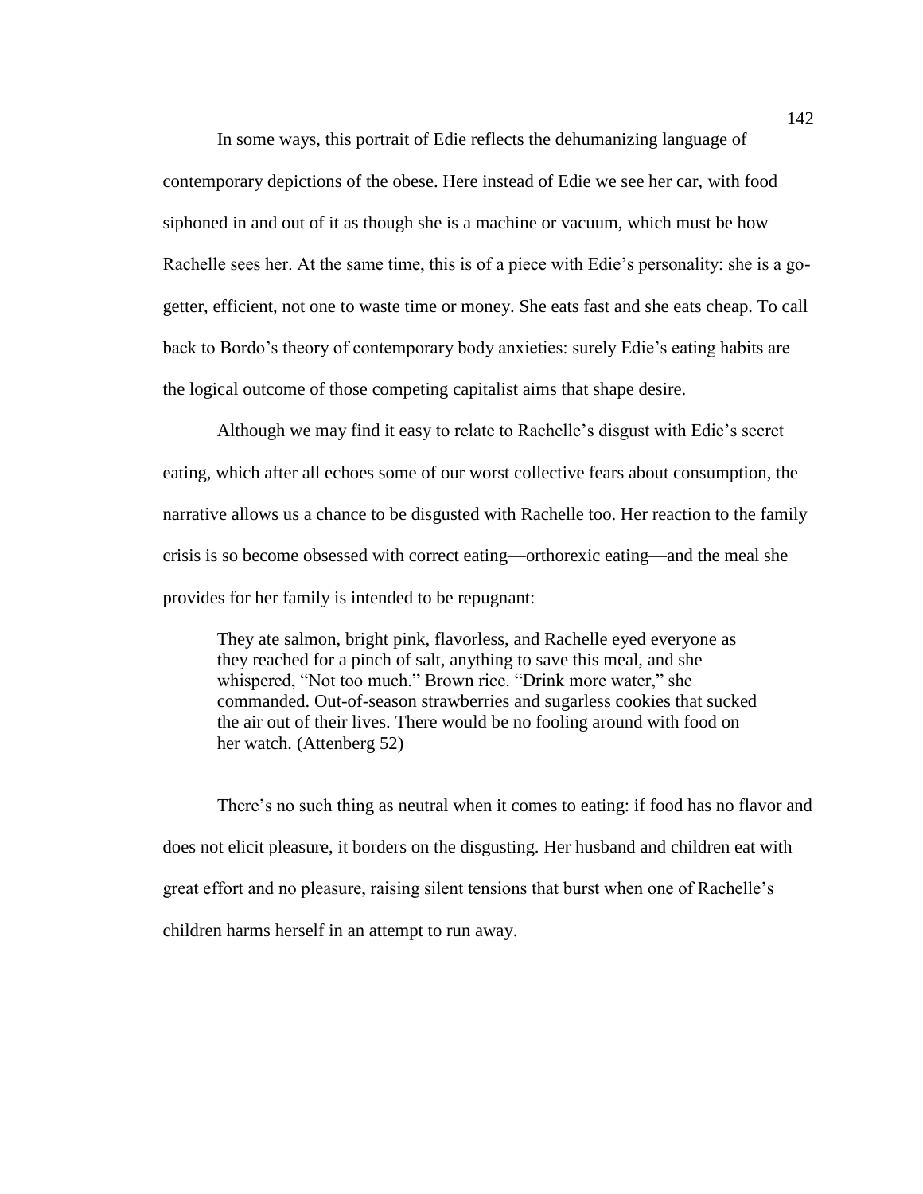In some ways, this portrait of Edie reflects the dehumanizing language of contemporary depictions of the obese. Here instead of Edie we see her car, with food siphoned in and out of it as though she is a machine or vacuum, which must be how Rachelle sees her. At the same time, this is of a piece with Edie's personality: she is a go-getter, efficient, not one to waste time or money. She eats fast and she eats cheap. To call back to Bordo's theory of contemporary body anxieties: surely Edie's eating habits are the logical outcome of those competing capitalist aims that shape desire.

Although we may find it easy to relate to Rachelle's disgust with Edie's secret eating, which after all echoes some of our worst collective fears about consumption, the narrative allows us a chance to be disgusted with Rachelle too. Her reaction to the family crisis is so become obsessed with correct eating—orthorexic eating—and the meal she provides for her family is intended to be repugnant:

> They ate salmon, bright pink, flavorless, and Rachelle eyed everyone as they reached for a pinch of salt, anything to save this meal, and she whispered, "Not too much." Brown rice. "Drink more water," she commanded. Out-of-season strawberries and sugarless cookies that sucked the air out of their lives. There would be no fooling around with food on her watch. (Attenberg 52)

There's no such thing as neutral when it comes to eating: if food has no flavor and does not elicit pleasure, it borders on the disgusting. Her husband and children eat with great effort and no pleasure, raising silent tensions that burst when one of Rachelle's children harms herself in an attempt to run away.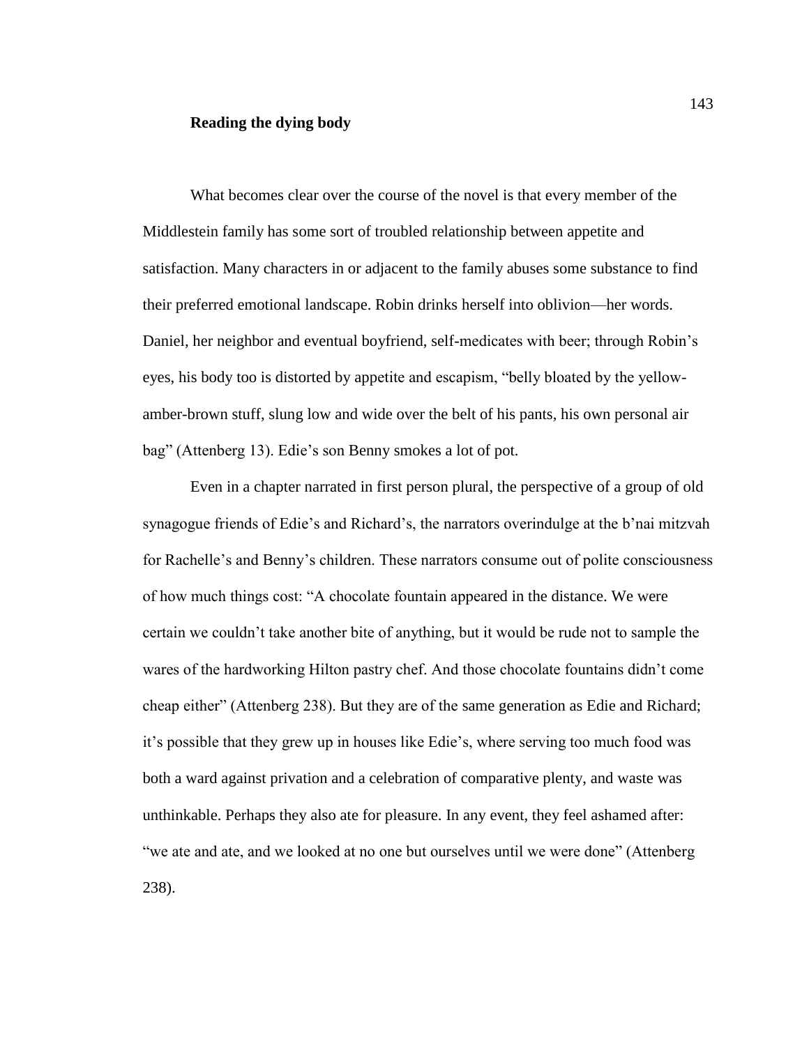**Reading the dying body**

What becomes clear over the course of the novel is that every member of the Middlestein family has some sort of troubled relationship between appetite and satisfaction. Many characters in or adjacent to the family abuses some substance to find their preferred emotional landscape. Robin drinks herself into oblivion—her words. Daniel, her neighbor and eventual boyfriend, self-medicates with beer; through Robin's eyes, his body too is distorted by appetite and escapism, "belly bloated by the yellow-amber-brown stuff, slung low and wide over the belt of his pants, his own personal air bag" (Attenberg 13). Edie's son Benny smokes a lot of pot.

Even in a chapter narrated in first person plural, the perspective of a group of old synagogue friends of Edie's and Richard's, the narrators overindulge at the b'nai mitzvah for Rachelle's and Benny's children. These narrators consume out of polite consciousness of how much things cost: "A chocolate fountain appeared in the distance. We were certain we couldn't take another bite of anything, but it would be rude not to sample the wares of the hardworking Hilton pastry chef. And those chocolate fountains didn't come cheap either" (Attenberg 238). But they are of the same generation as Edie and Richard; it's possible that they grew up in houses like Edie's, where serving too much food was both a ward against privation and a celebration of comparative plenty, and waste was unthinkable. Perhaps they also ate for pleasure. In any event, they feel ashamed after: "we ate and ate, and we looked at no one but ourselves until we were done" (Attenberg 238).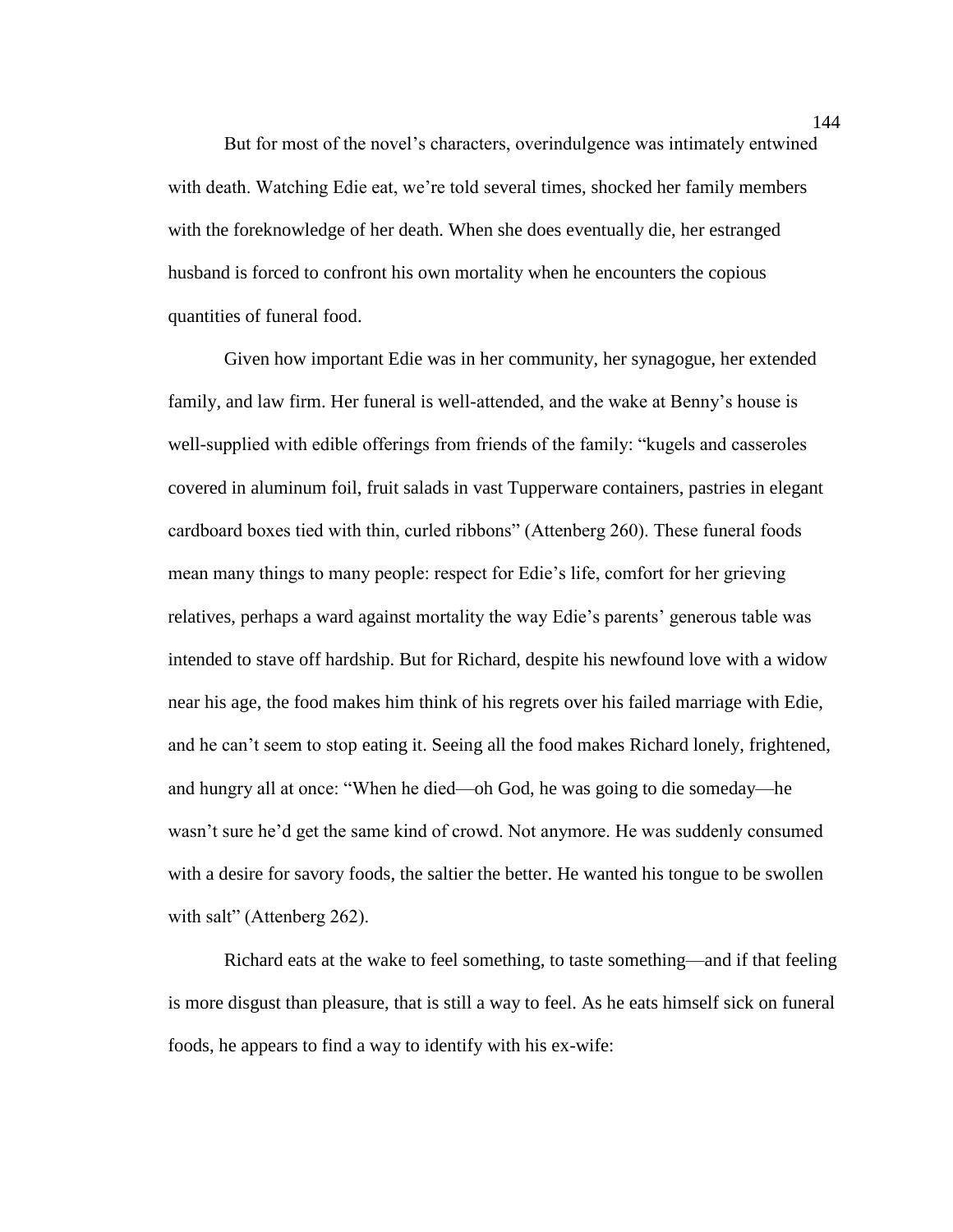But for most of the novel's characters, overindulgence was intimately entwined with death. Watching Edie eat, we're told several times, shocked her family members with the foreknowledge of her death. When she does eventually die, her estranged husband is forced to confront his own mortality when he encounters the copious quantities of funeral food.

Given how important Edie was in her community, her synagogue, her extended family, and law firm. Her funeral is well-attended, and the wake at Benny's house is well-supplied with edible offerings from friends of the family: "kugels and casseroles covered in aluminum foil, fruit salads in vast Tupperware containers, pastries in elegant cardboard boxes tied with thin, curled ribbons" (Attenberg 260). These funeral foods mean many things to many people: respect for Edie's life, comfort for her grieving relatives, perhaps a ward against mortality the way Edie's parents' generous table was intended to stave off hardship. But for Richard, despite his newfound love with a widow near his age, the food makes him think of his regrets over his failed marriage with Edie, and he can't seem to stop eating it. Seeing all the food makes Richard lonely, frightened, and hungry all at once: "When he died—oh God, he was going to die someday—he wasn't sure he'd get the same kind of crowd. Not anymore. He was suddenly consumed with a desire for savory foods, the saltier the better. He wanted his tongue to be swollen with salt" (Attenberg 262).

Richard eats at the wake to feel something, to taste something—and if that feeling is more disgust than pleasure, that is still a way to feel. As he eats himself sick on funeral foods, he appears to find a way to identify with his ex-wife: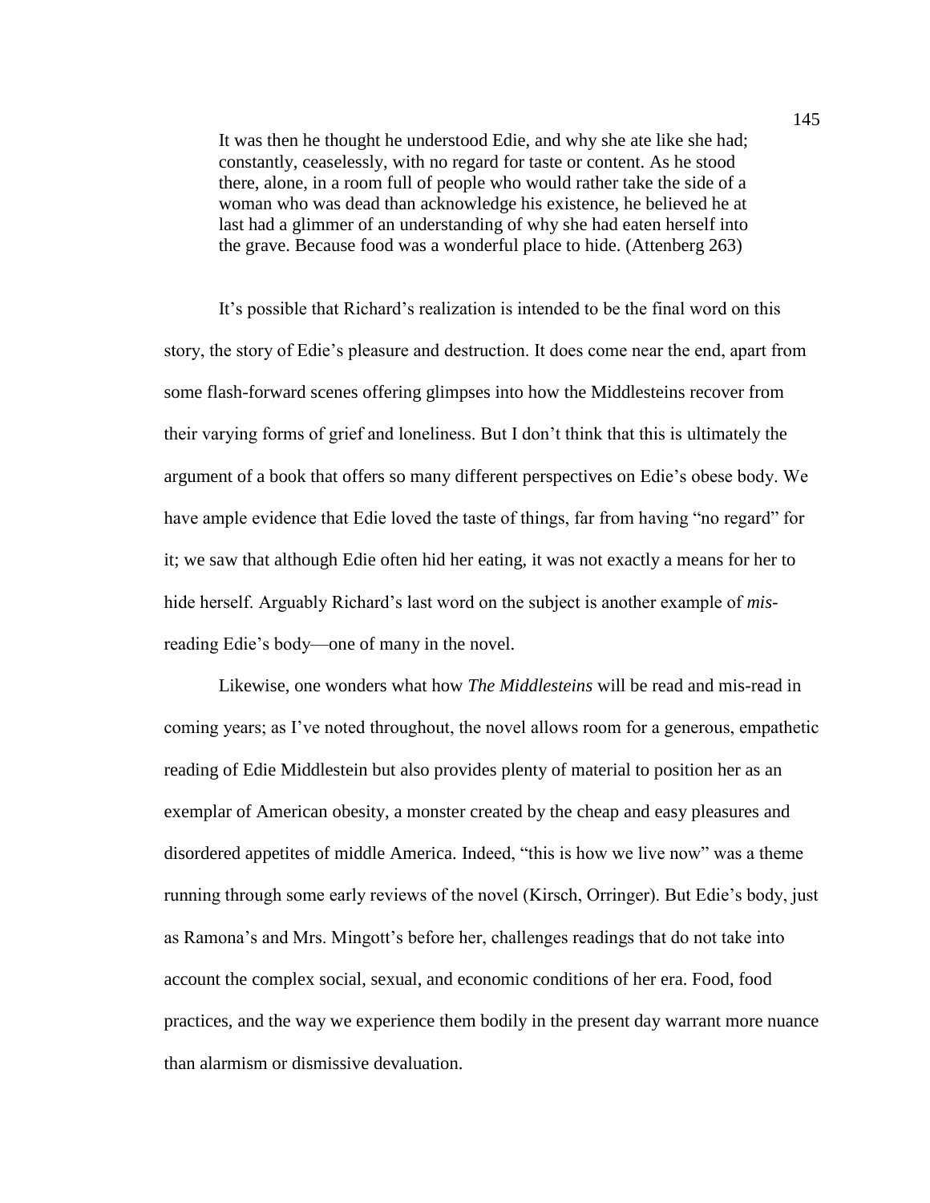> It was then he thought he understood Edie, and why she ate like she had; constantly, ceaselessly, with no regard for taste or content. As he stood there, alone, in a room full of people who would rather take the side of a woman who was dead than acknowledge his existence, he believed he at last had a glimmer of an understanding of why she had eaten herself into the grave. Because food was a wonderful place to hide. (Attenberg 263)

It's possible that Richard's realization is intended to be the final word on this story, the story of Edie's pleasure and destruction. It does come near the end, apart from some flash-forward scenes offering glimpses into how the Middlesteins recover from their varying forms of grief and loneliness. But I don't think that this is ultimately the argument of a book that offers so many different perspectives on Edie's obese body. We have ample evidence that Edie loved the taste of things, far from having "no regard" for it; we saw that although Edie often hid her eating, it was not exactly a means for her to hide herself. Arguably Richard's last word on the subject is another example of *mis*-reading Edie's body—one of many in the novel.

Likewise, one wonders what how *The Middlesteins* will be read and mis-read in coming years; as I've noted throughout, the novel allows room for a generous, empathetic reading of Edie Middlestein but also provides plenty of material to position her as an exemplar of American obesity, a monster created by the cheap and easy pleasures and disordered appetites of middle America. Indeed, "this is how we live now" was a theme running through some early reviews of the novel (Kirsch, Orringer). But Edie's body, just as Ramona's and Mrs. Mingott's before her, challenges readings that do not take into account the complex social, sexual, and economic conditions of her era. Food, food practices, and the way we experience them bodily in the present day warrant more nuance than alarmism or dismissive devaluation.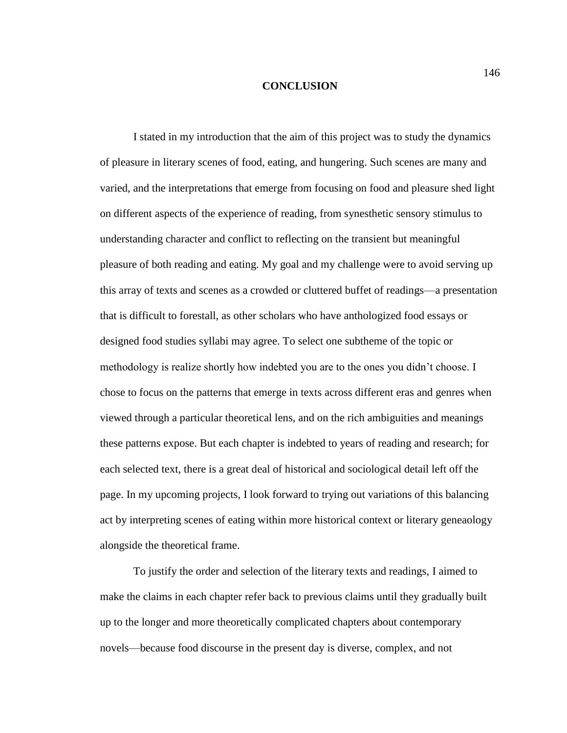# CONCLUSION

I stated in my introduction that the aim of this project was to study the dynamics of pleasure in literary scenes of food, eating, and hungering. Such scenes are many and varied, and the interpretations that emerge from focusing on food and pleasure shed light on different aspects of the experience of reading, from synesthetic sensory stimulus to understanding character and conflict to reflecting on the transient but meaningful pleasure of both reading and eating. My goal and my challenge were to avoid serving up this array of texts and scenes as a crowded or cluttered buffet of readings—a presentation that is difficult to forestall, as other scholars who have anthologized food essays or designed food studies syllabi may agree. To select one subtheme of the topic or methodology is realize shortly how indebted you are to the ones you didn't choose. I chose to focus on the patterns that emerge in texts across different eras and genres when viewed through a particular theoretical lens, and on the rich ambiguities and meanings these patterns expose. But each chapter is indebted to years of reading and research; for each selected text, there is a great deal of historical and sociological detail left off the page. In my upcoming projects, I look forward to trying out variations of this balancing act by interpreting scenes of eating within more historical context or literary geneaology alongside the theoretical frame.

To justify the order and selection of the literary texts and readings, I aimed to make the claims in each chapter refer back to previous claims until they gradually built up to the longer and more theoretically complicated chapters about contemporary novels—because food discourse in the present day is diverse, complex, and not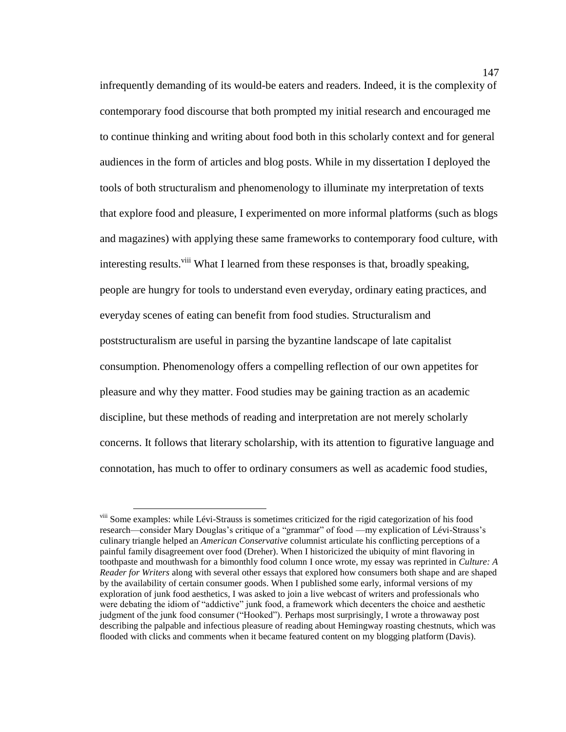infrequently demanding of its would-be eaters and readers. Indeed, it is the complexity of contemporary food discourse that both prompted my initial research and encouraged me to continue thinking and writing about food both in this scholarly context and for general audiences in the form of articles and blog posts. While in my dissertation I deployed the tools of both structuralism and phenomenology to illuminate my interpretation of texts that explore food and pleasure, I experimented on more informal platforms (such as blogs and magazines) with applying these same frameworks to contemporary food culture, with interesting results.[viii] What I learned from these responses is that, broadly speaking, people are hungry for tools to understand even everyday, ordinary eating practices, and everyday scenes of eating can benefit from food studies. Structuralism and poststructuralism are useful in parsing the byzantine landscape of late capitalist consumption. Phenomenology offers a compelling reflection of our own appetites for pleasure and why they matter. Food studies may be gaining traction as an academic discipline, but these methods of reading and interpretation are not merely scholarly concerns. It follows that literary scholarship, with its attention to figurative language and connotation, has much to offer to ordinary consumers as well as academic food studies,

---

[viii] Some examples: while Lévi-Strauss is sometimes criticized for the rigid categorization of his food research—consider Mary Douglas's critique of a "grammar" of food —my explication of Lévi-Strauss's culinary triangle helped an *American Conservative* columnist articulate his conflicting perceptions of a painful family disagreement over food (Dreher). When I historicized the ubiquity of mint flavoring in toothpaste and mouthwash for a bimonthly food column I once wrote, my essay was reprinted in *Culture: A Reader for Writers* along with several other essays that explored how consumers both shape and are shaped by the availability of certain consumer goods. When I published some early, informal versions of my exploration of junk food aesthetics, I was asked to join a live webcast of writers and professionals who were debating the idiom of "addictive" junk food, a framework which decenters the choice and aesthetic judgment of the junk food consumer ("Hooked"). Perhaps most surprisingly, I wrote a throwaway post describing the palpable and infectious pleasure of reading about Hemingway roasting chestnuts, which was flooded with clicks and comments when it became featured content on my blogging platform (Davis).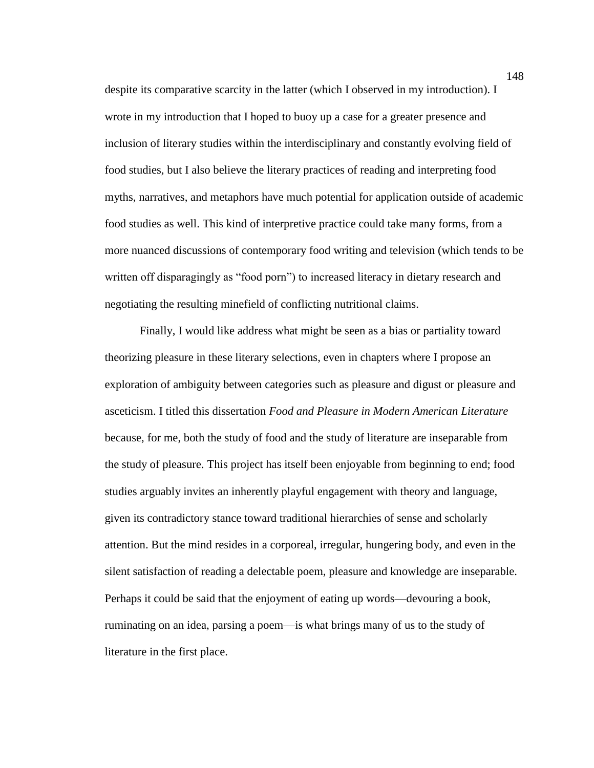despite its comparative scarcity in the latter (which I observed in my introduction). I wrote in my introduction that I hoped to buoy up a case for a greater presence and inclusion of literary studies within the interdisciplinary and constantly evolving field of food studies, but I also believe the literary practices of reading and interpreting food myths, narratives, and metaphors have much potential for application outside of academic food studies as well. This kind of interpretive practice could take many forms, from a more nuanced discussions of contemporary food writing and television (which tends to be written off disparagingly as "food porn") to increased literacy in dietary research and negotiating the resulting minefield of conflicting nutritional claims.

Finally, I would like address what might be seen as a bias or partiality toward theorizing pleasure in these literary selections, even in chapters where I propose an exploration of ambiguity between categories such as pleasure and digust or pleasure and asceticism. I titled this dissertation *Food and Pleasure in Modern American Literature* because, for me, both the study of food and the study of literature are inseparable from the study of pleasure. This project has itself been enjoyable from beginning to end; food studies arguably invites an inherently playful engagement with theory and language, given its contradictory stance toward traditional hierarchies of sense and scholarly attention. But the mind resides in a corporeal, irregular, hungering body, and even in the silent satisfaction of reading a delectable poem, pleasure and knowledge are inseparable. Perhaps it could be said that the enjoyment of eating up words—devouring a book, ruminating on an idea, parsing a poem—is what brings many of us to the study of literature in the first place.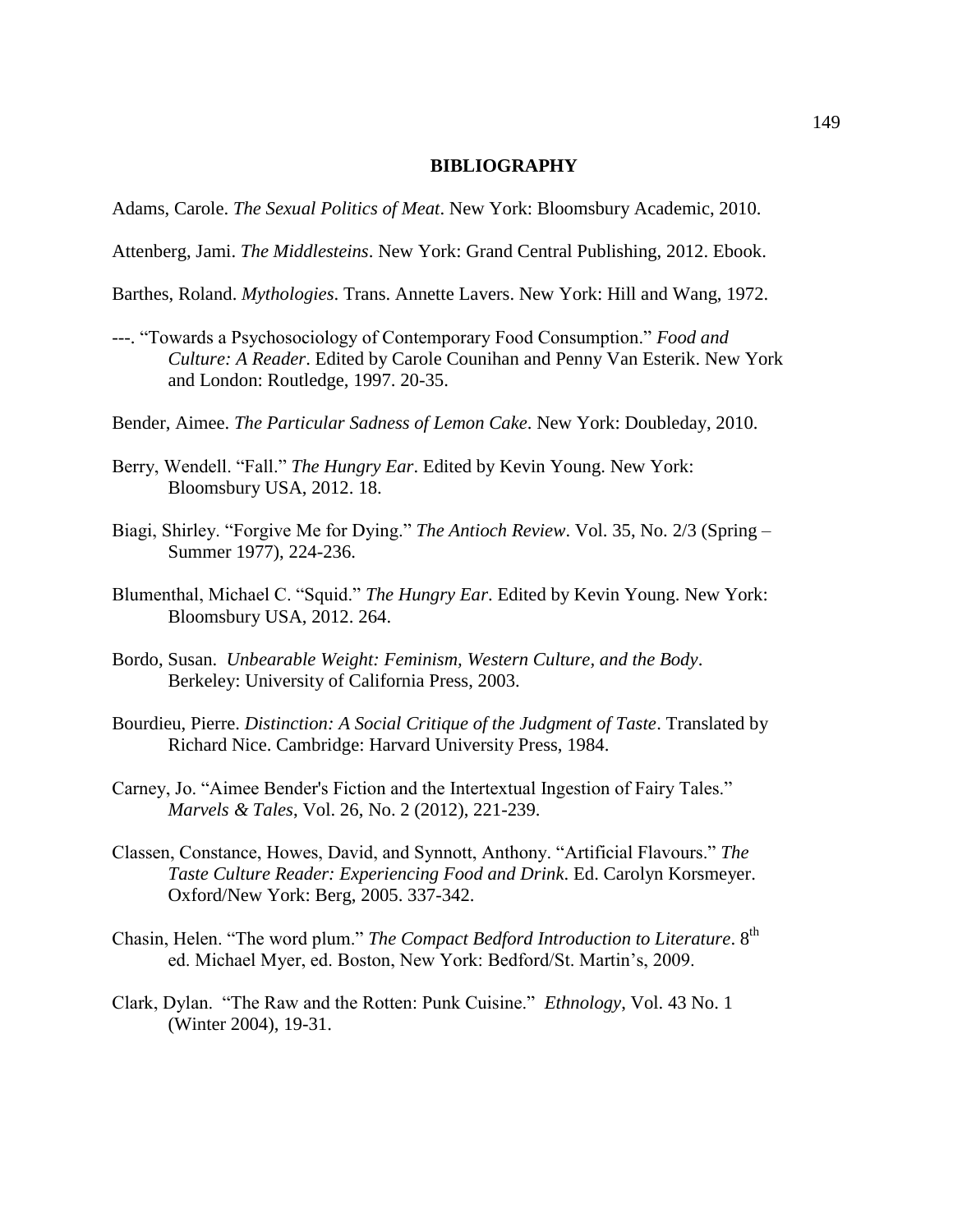# BIBLIOGRAPHY

Adams, Carole. *The Sexual Politics of Meat*. New York: Bloomsbury Academic, 2010.

Attenberg, Jami. *The Middlesteins*. New York: Grand Central Publishing, 2012. Ebook.

Barthes, Roland. *Mythologies*. Trans. Annette Lavers. New York: Hill and Wang, 1972.

---. "Towards a Psychosociology of Contemporary Food Consumption." *Food and Culture: A Reader*. Edited by Carole Counihan and Penny Van Esterik. New York and London: Routledge, 1997. 20-35.

Bender, Aimee. *The Particular Sadness of Lemon Cake*. New York: Doubleday, 2010.

Berry, Wendell. "Fall." *The Hungry Ear*. Edited by Kevin Young. New York: Bloomsbury USA, 2012. 18.

Biagi, Shirley. "Forgive Me for Dying." *The Antioch Review*. Vol. 35, No. 2/3 (Spring – Summer 1977), 224-236.

Blumenthal, Michael C. "Squid." *The Hungry Ear*. Edited by Kevin Young. New York: Bloomsbury USA, 2012. 264.

Bordo, Susan. *Unbearable Weight: Feminism, Western Culture, and the Body*. Berkeley: University of California Press, 2003.

Bourdieu, Pierre. *Distinction: A Social Critique of the Judgment of Taste*. Translated by Richard Nice. Cambridge: Harvard University Press, 1984.

Carney, Jo. "Aimee Bender's Fiction and the Intertextual Ingestion of Fairy Tales." *Marvels & Tales*, Vol. 26, No. 2 (2012), 221-239.

Classen, Constance, Howes, David, and Synnott, Anthony. "Artificial Flavours." *The Taste Culture Reader: Experiencing Food and Drink*. Ed. Carolyn Korsmeyer. Oxford/New York: Berg, 2005. 337-342.

Chasin, Helen. "The word plum." *The Compact Bedford Introduction to Literature*. 8th ed. Michael Myer, ed. Boston, New York: Bedford/St. Martin's, 2009.

Clark, Dylan. "The Raw and the Rotten: Punk Cuisine." *Ethnology*, Vol. 43 No. 1 (Winter 2004), 19-31.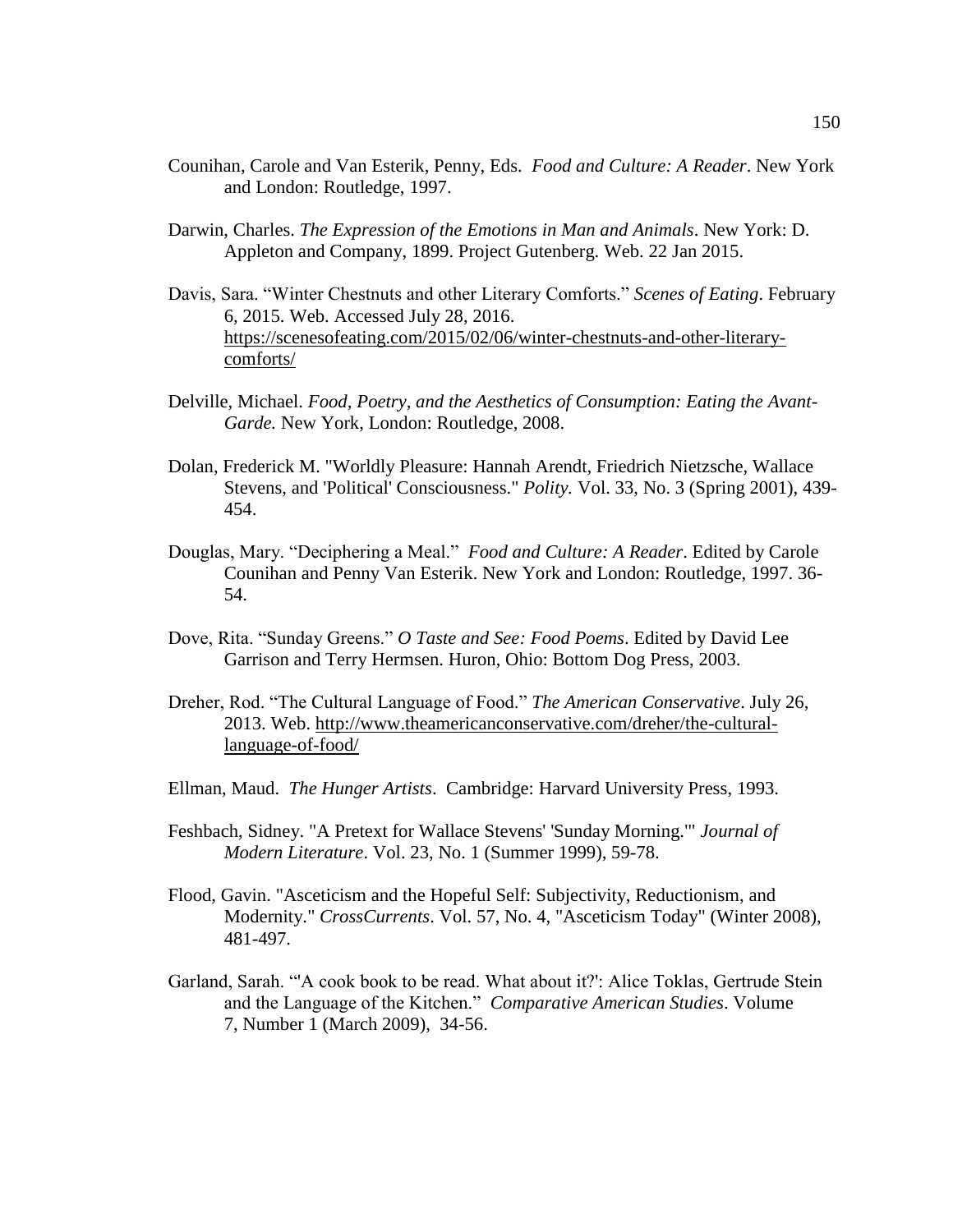Counihan, Carole and Van Esterik, Penny, Eds. *Food and Culture: A Reader*. New York and London: Routledge, 1997.

Darwin, Charles. *The Expression of the Emotions in Man and Animals*. New York: D. Appleton and Company, 1899. Project Gutenberg. Web. 22 Jan 2015.

Davis, Sara. "Winter Chestnuts and other Literary Comforts." *Scenes of Eating*. February 6, 2015. Web. Accessed July 28, 2016. https://scenesofeating.com/2015/02/06/winter-chestnuts-and-other-literary-comforts/

Delville, Michael. *Food, Poetry, and the Aesthetics of Consumption: Eating the Avant-Garde.* New York, London: Routledge, 2008.

Dolan, Frederick M. "Worldly Pleasure: Hannah Arendt, Friedrich Nietzsche, Wallace Stevens, and 'Political' Consciousness." *Polity.* Vol. 33, No. 3 (Spring 2001), 439-454.

Douglas, Mary. "Deciphering a Meal." *Food and Culture: A Reader*. Edited by Carole Counihan and Penny Van Esterik. New York and London: Routledge, 1997. 36-54.

Dove, Rita. "Sunday Greens." *O Taste and See: Food Poems*. Edited by David Lee Garrison and Terry Hermsen. Huron, Ohio: Bottom Dog Press, 2003.

Dreher, Rod. "The Cultural Language of Food." *The American Conservative*. July 26, 2013. Web. http://www.theamericanconservative.com/dreher/the-cultural-language-of-food/

Ellman, Maud. *The Hunger Artists*. Cambridge: Harvard University Press, 1993.

Feshbach, Sidney. "A Pretext for Wallace Stevens' 'Sunday Morning.'" *Journal of Modern Literature*. Vol. 23, No. 1 (Summer 1999), 59-78.

Flood, Gavin. "Asceticism and the Hopeful Self: Subjectivity, Reductionism, and Modernity." *CrossCurrents*. Vol. 57, No. 4, "Asceticism Today" (Winter 2008), 481-497.

Garland, Sarah. "'A cook book to be read. What about it?': Alice Toklas, Gertrude Stein and the Language of the Kitchen." *Comparative American Studies*. Volume 7, Number 1 (March 2009), 34-56.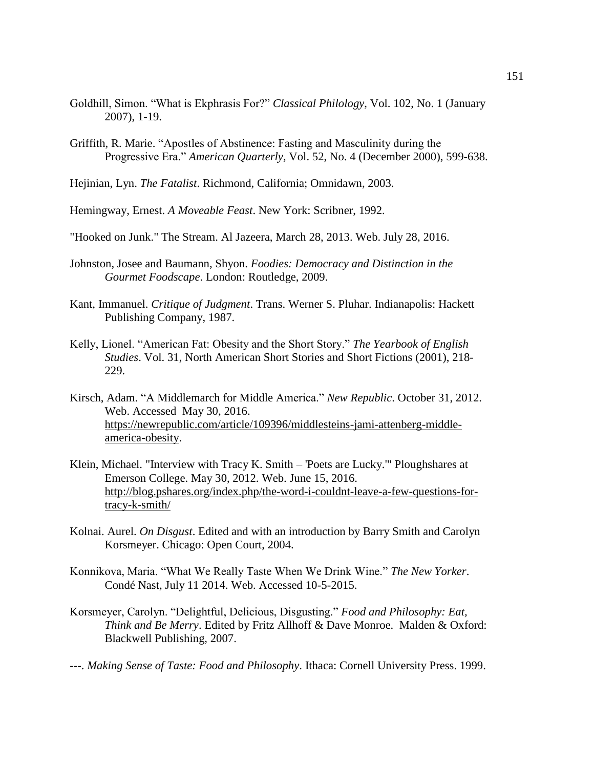Goldhill, Simon. "What is Ekphrasis For?" *Classical Philology*, Vol. 102, No. 1 (January 2007), 1-19.

Griffith, R. Marie. "Apostles of Abstinence: Fasting and Masculinity during the Progressive Era." *American Quarterly*, Vol. 52, No. 4 (December 2000), 599-638.

Hejinian, Lyn. *The Fatalist*. Richmond, California; Omnidawn, 2003.

Hemingway, Ernest. *A Moveable Feast*. New York: Scribner, 1992.

"Hooked on Junk." The Stream. Al Jazeera, March 28, 2013. Web. July 28, 2016.

Johnston, Josee and Baumann, Shyon. *Foodies: Democracy and Distinction in the Gourmet Foodscape*. London: Routledge, 2009.

Kant, Immanuel. *Critique of Judgment*. Trans. Werner S. Pluhar. Indianapolis: Hackett Publishing Company, 1987.

Kelly, Lionel. "American Fat: Obesity and the Short Story." *The Yearbook of English Studies*. Vol. 31, North American Short Stories and Short Fictions (2001), 218-229.

Kirsch, Adam. "A Middlemarch for Middle America." *New Republic*. October 31, 2012. Web. Accessed May 30, 2016. https://newrepublic.com/article/109396/middlesteins-jami-attenberg-middle-america-obesity.

Klein, Michael. "Interview with Tracy K. Smith – 'Poets are Lucky.'" Ploughshares at Emerson College. May 30, 2012. Web. June 15, 2016. http://blog.pshares.org/index.php/the-word-i-couldnt-leave-a-few-questions-for-tracy-k-smith/

Kolnai. Aurel. *On Disgust*. Edited and with an introduction by Barry Smith and Carolyn Korsmeyer. Chicago: Open Court, 2004.

Konnikova, Maria. "What We Really Taste When We Drink Wine." *The New Yorker*. Condé Nast, July 11 2014. Web. Accessed 10-5-2015.

Korsmeyer, Carolyn. "Delightful, Delicious, Disgusting." *Food and Philosophy: Eat, Think and Be Merry*. Edited by Fritz Allhoff & Dave Monroe. Malden & Oxford: Blackwell Publishing, 2007.

---. *Making Sense of Taste: Food and Philosophy*. Ithaca: Cornell University Press. 1999.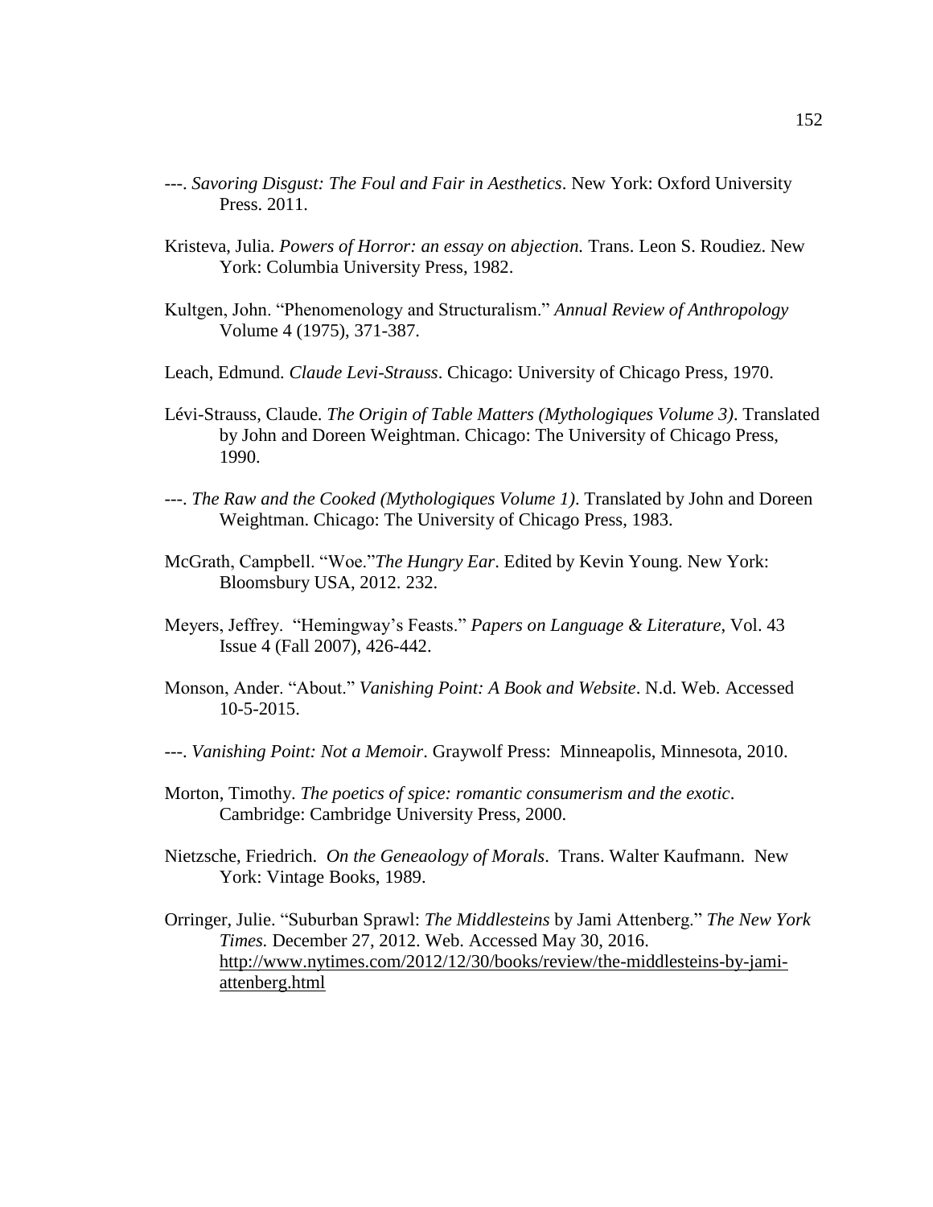---. *Savoring Disgust: The Foul and Fair in Aesthetics*. New York: Oxford University Press. 2011.

Kristeva, Julia. *Powers of Horror: an essay on abjection.* Trans. Leon S. Roudiez. New York: Columbia University Press, 1982.

Kultgen, John. "Phenomenology and Structuralism." *Annual Review of Anthropology* Volume 4 (1975), 371-387.

Leach, Edmund. *Claude Levi-Strauss*. Chicago: University of Chicago Press, 1970.

Lévi-Strauss, Claude. *The Origin of Table Matters (Mythologiques Volume 3)*. Translated by John and Doreen Weightman. Chicago: The University of Chicago Press, 1990.

---. *The Raw and the Cooked (Mythologiques Volume 1)*. Translated by John and Doreen Weightman. Chicago: The University of Chicago Press, 1983.

McGrath, Campbell. "Woe."*The Hungry Ear*. Edited by Kevin Young. New York: Bloomsbury USA, 2012. 232.

Meyers, Jeffrey. "Hemingway's Feasts." *Papers on Language & Literature*, Vol. 43 Issue 4 (Fall 2007), 426-442.

Monson, Ander. "About." *Vanishing Point: A Book and Website*. N.d. Web. Accessed 10-5-2015.

---. *Vanishing Point: Not a Memoir*. Graywolf Press: Minneapolis, Minnesota, 2010.

Morton, Timothy. *The poetics of spice: romantic consumerism and the exotic*. Cambridge: Cambridge University Press, 2000.

Nietzsche, Friedrich. *On the Geneaology of Morals*. Trans. Walter Kaufmann. New York: Vintage Books, 1989.

Orringer, Julie. "Suburban Sprawl: *The Middlesteins* by Jami Attenberg." *The New York Times.* December 27, 2012. Web. Accessed May 30, 2016. http://www.nytimes.com/2012/12/30/books/review/the-middlesteins-by-jami-attenberg.html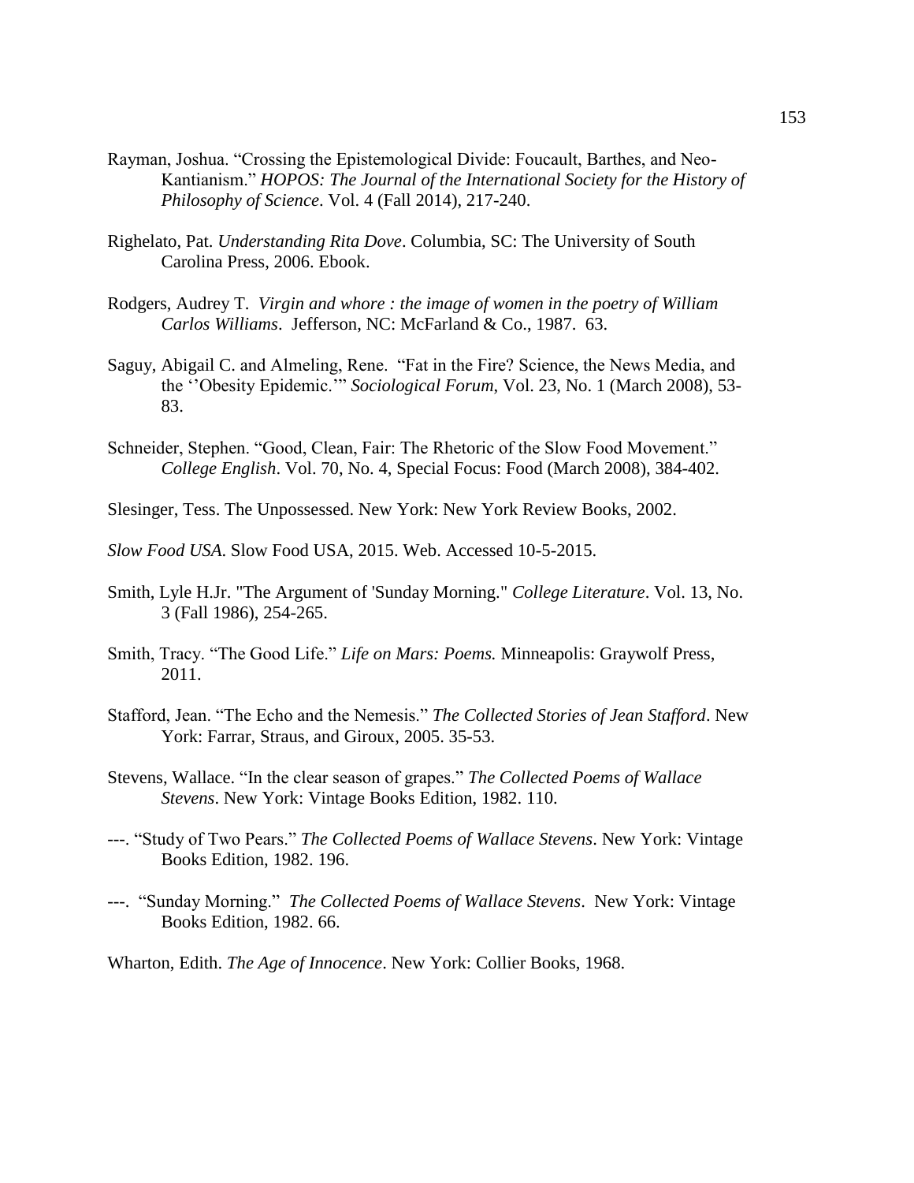Rayman, Joshua. “Crossing the Epistemological Divide: Foucault, Barthes, and Neo-Kantianism.” *HOPOS: The Journal of the International Society for the History of Philosophy of Science*. Vol. 4 (Fall 2014), 217-240.

Righelato, Pat. *Understanding Rita Dove*. Columbia, SC: The University of South Carolina Press, 2006. Ebook.

Rodgers, Audrey T. *Virgin and whore : the image of women in the poetry of William Carlos Williams*. Jefferson, NC: McFarland & Co., 1987. 63.

Saguy, Abigail C. and Almeling, Rene. “Fat in the Fire? Science, the News Media, and the ‘’Obesity Epidemic.’” *Sociological Forum*, Vol. 23, No. 1 (March 2008), 53-83.

Schneider, Stephen. “Good, Clean, Fair: The Rhetoric of the Slow Food Movement.” *College English*. Vol. 70, No. 4, Special Focus: Food (March 2008), 384-402.

Slesinger, Tess. The Unpossessed. New York: New York Review Books, 2002.

*Slow Food USA*. Slow Food USA, 2015. Web. Accessed 10-5-2015.

Smith, Lyle H.Jr. "The Argument of 'Sunday Morning." *College Literature*. Vol. 13, No. 3 (Fall 1986), 254-265.

Smith, Tracy. “The Good Life.” *Life on Mars: Poems.* Minneapolis: Graywolf Press, 2011.

Stafford, Jean. “The Echo and the Nemesis.” *The Collected Stories of Jean Stafford*. New York: Farrar, Straus, and Giroux, 2005. 35-53.

Stevens, Wallace. “In the clear season of grapes.” *The Collected Poems of Wallace Stevens*. New York: Vintage Books Edition, 1982. 110.

---. “Study of Two Pears.” *The Collected Poems of Wallace Stevens*. New York: Vintage Books Edition, 1982. 196.

---. “Sunday Morning.” *The Collected Poems of Wallace Stevens*. New York: Vintage Books Edition, 1982. 66.

Wharton, Edith. *The Age of Innocence*. New York: Collier Books, 1968.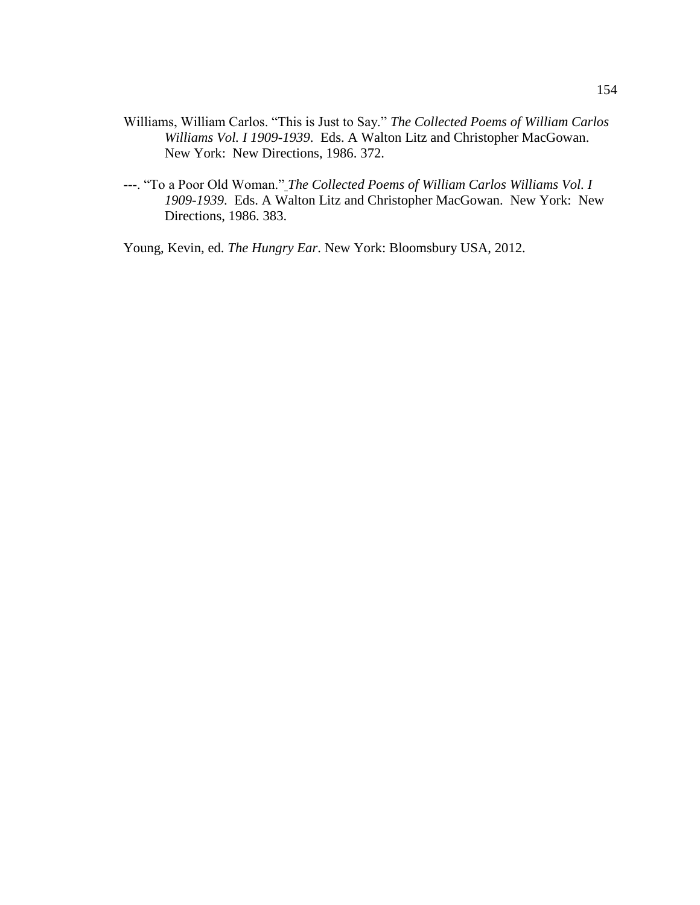Williams, William Carlos. “This is Just to Say.” *The Collected Poems of William Carlos Williams Vol. I 1909-1939*. Eds. A Walton Litz and Christopher MacGowan. New York: New Directions, 1986. 372.

---. “To a Poor Old Woman.” *The Collected Poems of William Carlos Williams Vol. I 1909-1939*. Eds. A Walton Litz and Christopher MacGowan. New York: New Directions, 1986. 383.

Young, Kevin, ed. *The Hungry Ear*. New York: Bloomsbury USA, 2012.